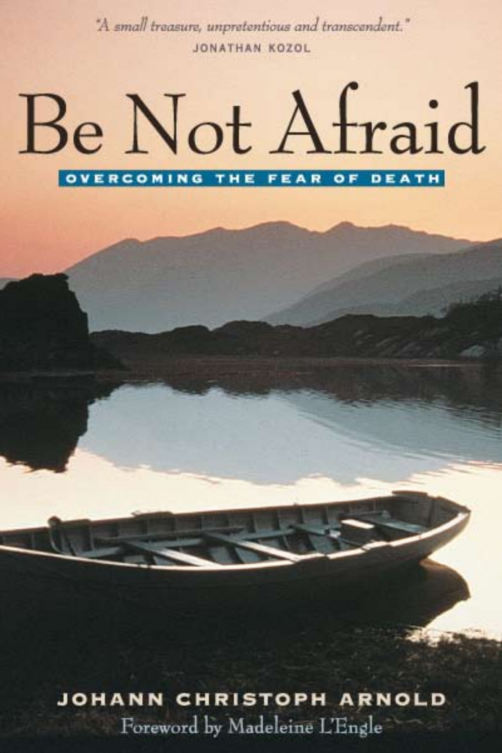"A small treasure, unpretentious and transcendent."
JONATHAN KOZOL

# Be Not Afraid

## OVERCOMING THE FEAR OF DEATH

JOHANN CHRISTOPH ARNOLD

Foreword by Madeleine L'Engle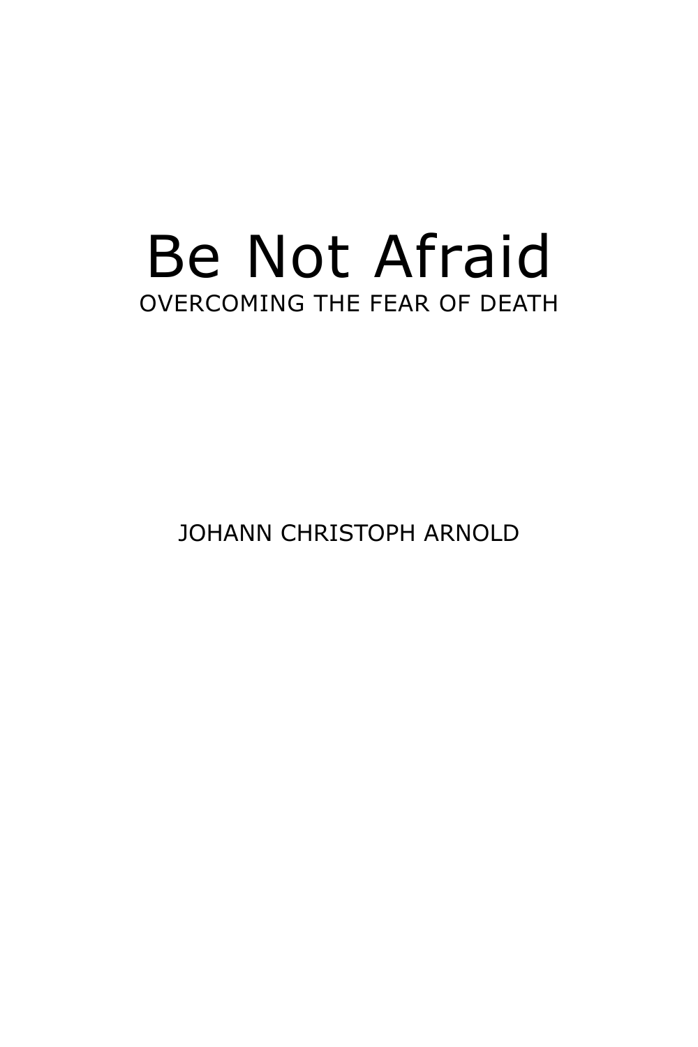# Be Not Afraid

OVERCOMING THE FEAR OF DEATH

JOHANN CHRISTOPH ARNOLD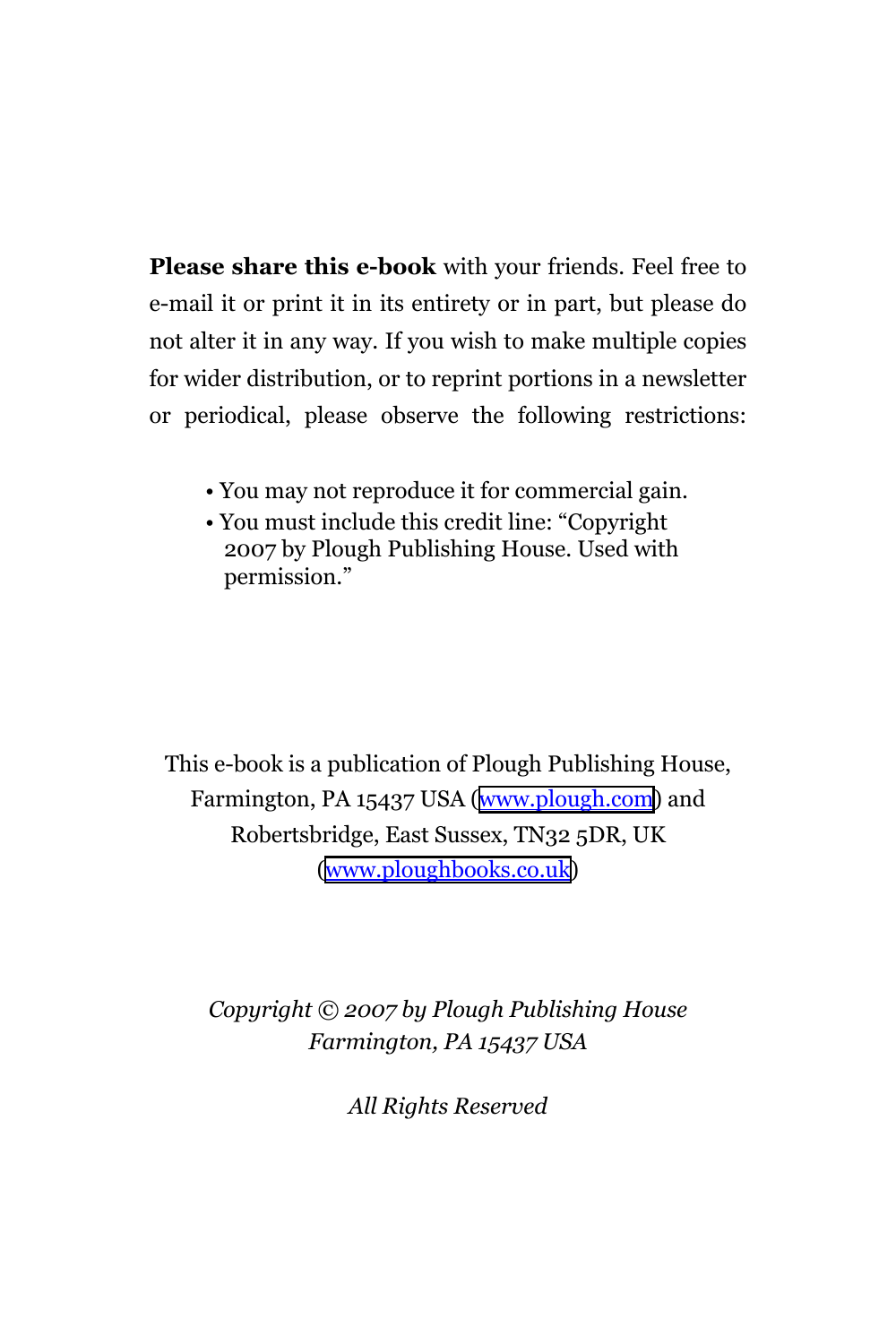**Please share this e-book** with your friends. Feel free to e-mail it or print it in its entirety or in part, but please do not alter it in any way. If you wish to make multiple copies for wider distribution, or to reprint portions in a newsletter or periodical, please observe the following restrictions:

- You may not reproduce it for commercial gain.
- You must include this credit line: "Copyright 2007 by Plough Publishing House. Used with permission."

This e-book is a publication of Plough Publishing House, Farmington, PA 15437 USA (www.plough.com) and Robertsbridge, East Sussex, TN32 5DR, UK (www.ploughbooks.co.uk)

*Copyright © 2007 by Plough Publishing House*
*Farmington, PA 15437 USA*

*All Rights Reserved*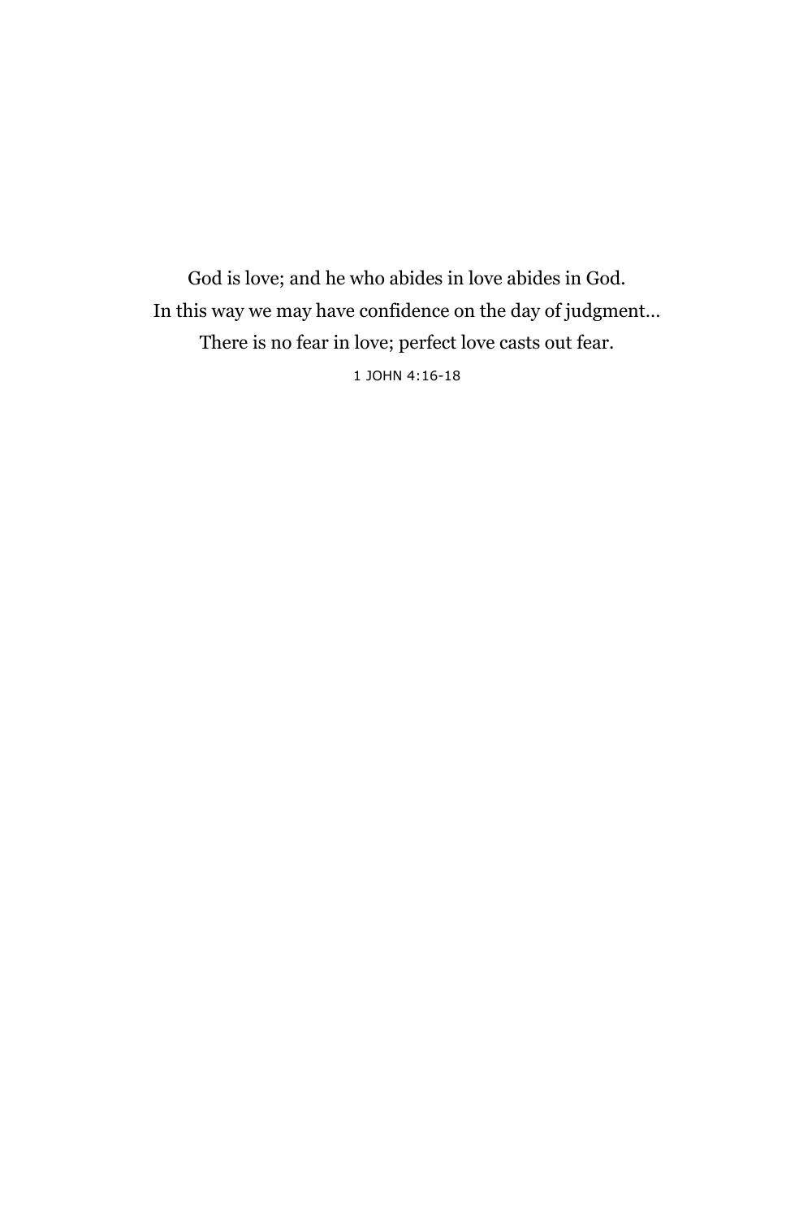God is love; and he who abides in love abides in God.  
In this way we may have confidence on the day of judgment…  
There is no fear in love; perfect love casts out fear.

1 JOHN 4:16-18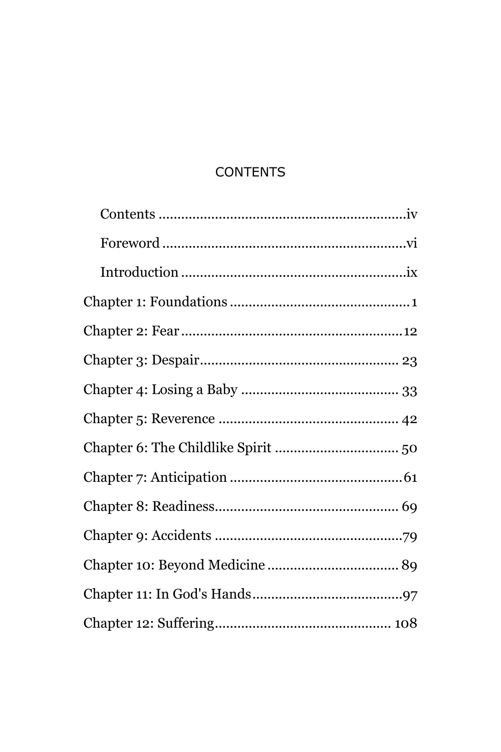# CONTENTS

Contents ....................................................................iv

Foreword ....................................................................vi

Introduction ...............................................................ix

Chapter 1: Foundations ................................................1

Chapter 2: Fear ...........................................................12

Chapter 3: Despair..................................................... 23

Chapter 4: Losing a Baby .......................................... 33

Chapter 5: Reverence ................................................ 42

Chapter 6: The Childlike Spirit ................................. 50

Chapter 7: Anticipation ..............................................61

Chapter 8: Readiness................................................. 69

Chapter 9: Accidents ..................................................79

Chapter 10: Beyond Medicine ................................... 89

Chapter 11: In God's Hands........................................97

Chapter 12: Suffering............................................... 108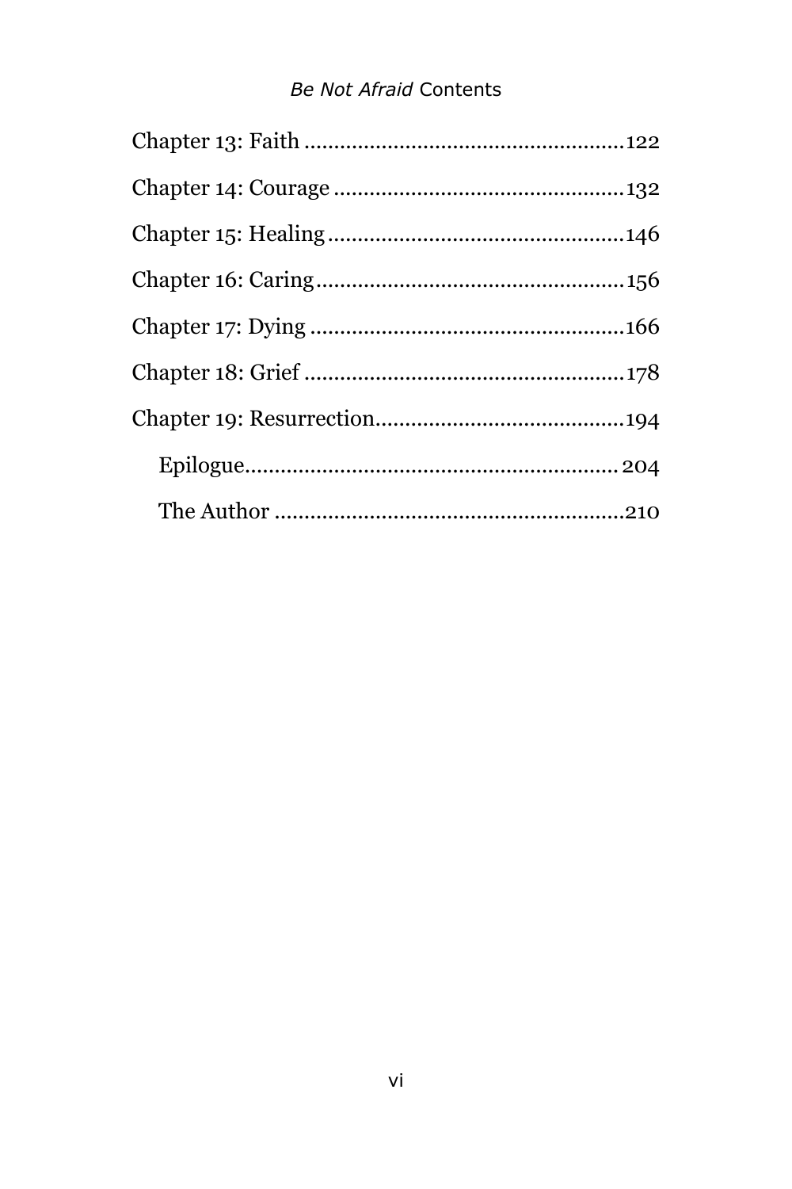Chapter 13: Faith ....................................................122

Chapter 14: Courage ................................................132

Chapter 15: Healing .................................................146

Chapter 16: Caring...................................................156

Chapter 17: Dying ....................................................166

Chapter 18: Grief .....................................................178

Chapter 19: Resurrection..........................................194

Epilogue..............................................................204

The Author ..........................................................210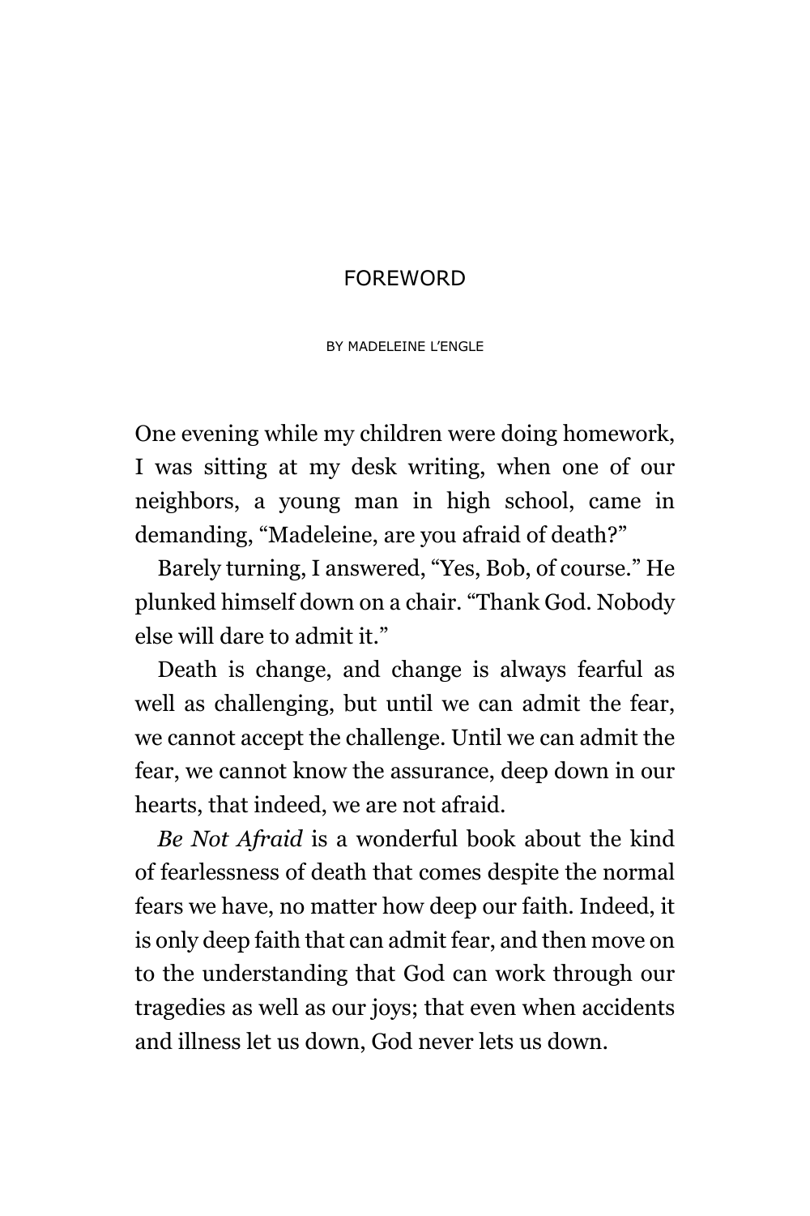# FOREWORD

BY MADELEINE L'ENGLE

One evening while my children were doing homework, I was sitting at my desk writing, when one of our neighbors, a young man in high school, came in demanding, "Madeleine, are you afraid of death?"

Barely turning, I answered, "Yes, Bob, of course." He plunked himself down on a chair. "Thank God. Nobody else will dare to admit it."

Death is change, and change is always fearful as well as challenging, but until we can admit the fear, we cannot accept the challenge. Until we can admit the fear, we cannot know the assurance, deep down in our hearts, that indeed, we are not afraid.

*Be Not Afraid* is a wonderful book about the kind of fearlessness of death that comes despite the normal fears we have, no matter how deep our faith. Indeed, it is only deep faith that can admit fear, and then move on to the understanding that God can work through our tragedies as well as our joys; that even when accidents and illness let us down, God never lets us down.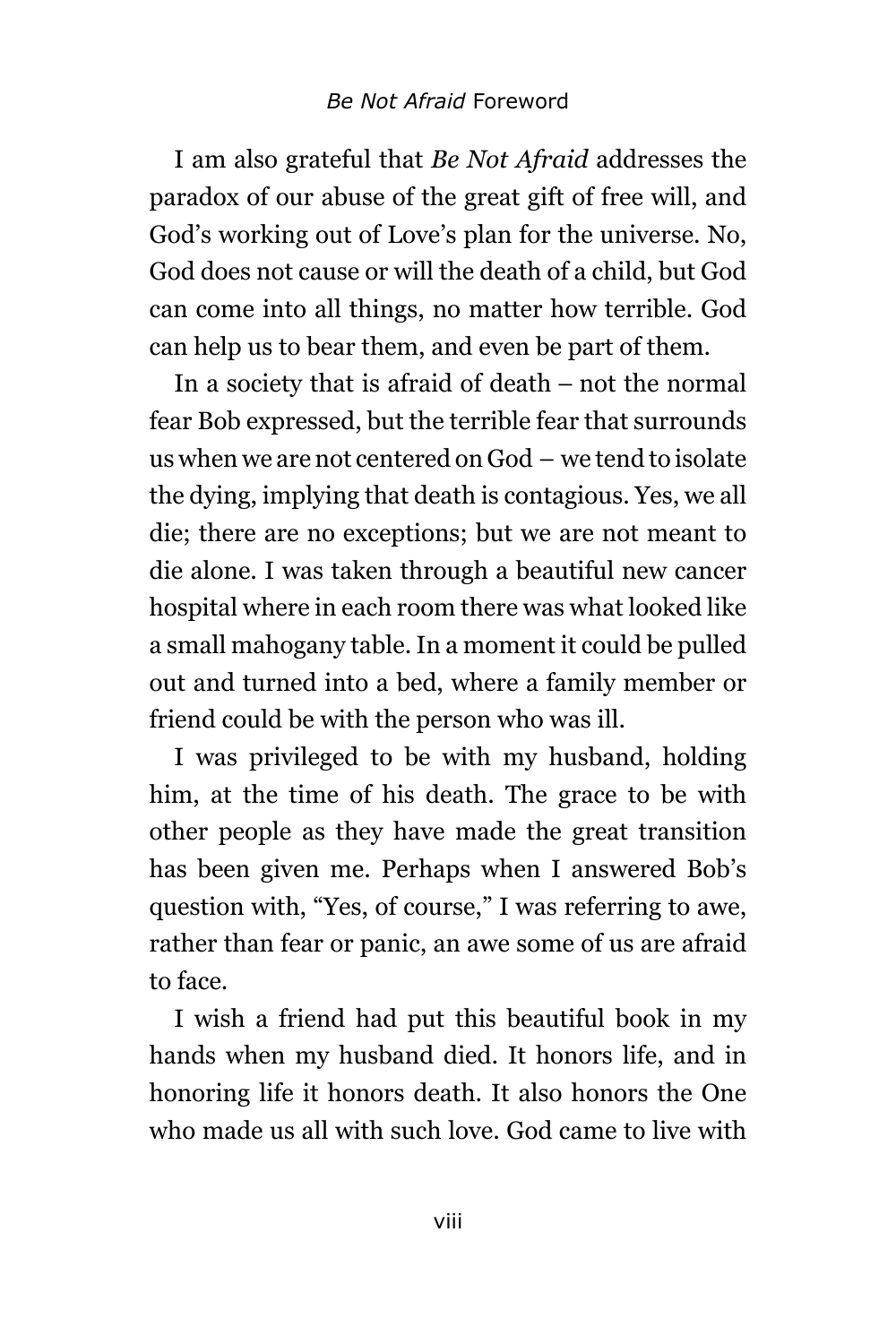I am also grateful that *Be Not Afraid* addresses the paradox of our abuse of the great gift of free will, and God's working out of Love's plan for the universe. No, God does not cause or will the death of a child, but God can come into all things, no matter how terrible. God can help us to bear them, and even be part of them.

In a society that is afraid of death – not the normal fear Bob expressed, but the terrible fear that surrounds us when we are not centered on God – we tend to isolate the dying, implying that death is contagious. Yes, we all die; there are no exceptions; but we are not meant to die alone. I was taken through a beautiful new cancer hospital where in each room there was what looked like a small mahogany table. In a moment it could be pulled out and turned into a bed, where a family member or friend could be with the person who was ill.

I was privileged to be with my husband, holding him, at the time of his death. The grace to be with other people as they have made the great transition has been given me. Perhaps when I answered Bob's question with, "Yes, of course," I was referring to awe, rather than fear or panic, an awe some of us are afraid to face.

I wish a friend had put this beautiful book in my hands when my husband died. It honors life, and in honoring life it honors death. It also honors the One who made us all with such love. God came to live with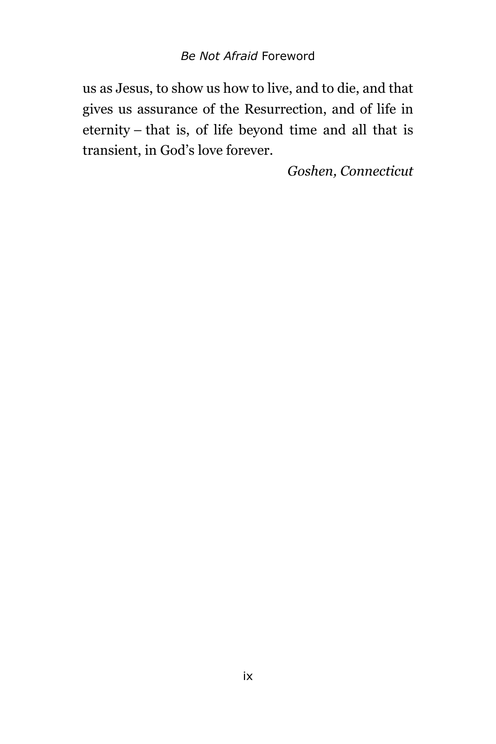us as Jesus, to show us how to live, and to die, and that gives us assurance of the Resurrection, and of life in eternity – that is, of life beyond time and all that is transient, in God's love forever.

*Goshen, Connecticut*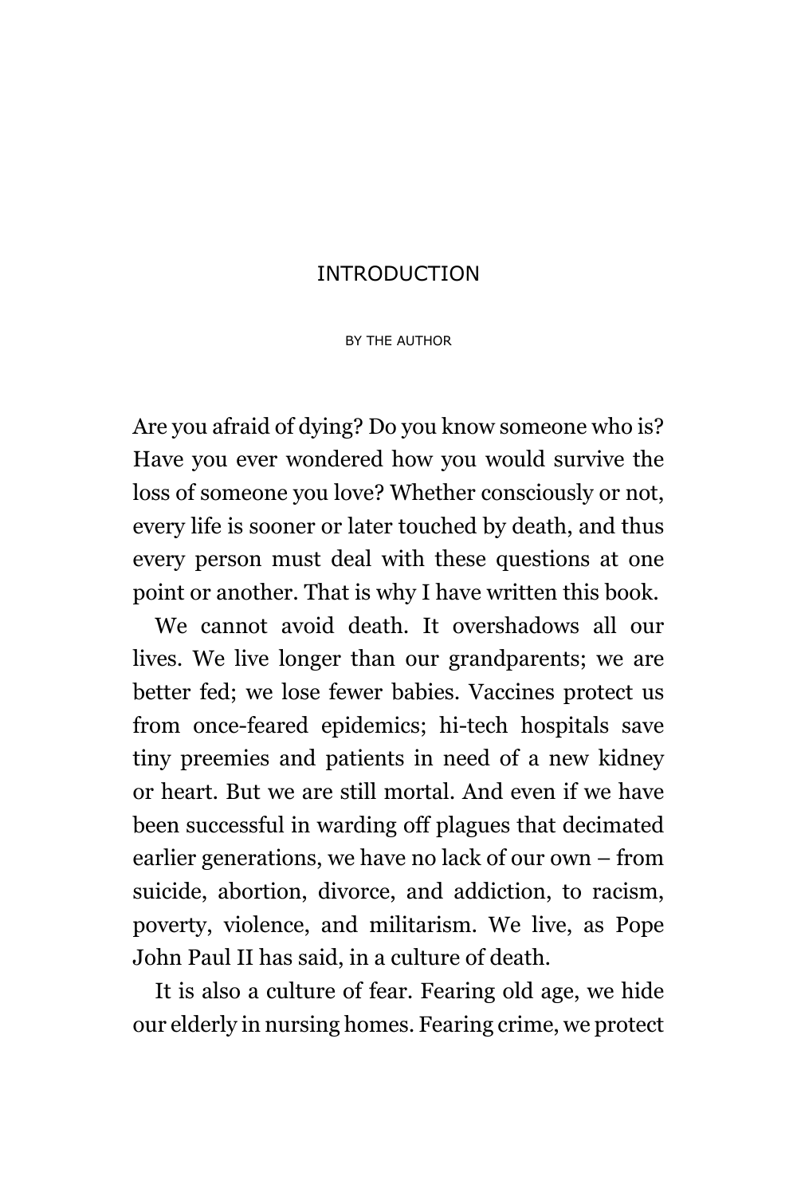# INTRODUCTION

BY THE AUTHOR

Are you afraid of dying? Do you know someone who is? Have you ever wondered how you would survive the loss of someone you love? Whether consciously or not, every life is sooner or later touched by death, and thus every person must deal with these questions at one point or another. That is why I have written this book.

We cannot avoid death. It overshadows all our lives. We live longer than our grandparents; we are better fed; we lose fewer babies. Vaccines protect us from once-feared epidemics; hi-tech hospitals save tiny preemies and patients in need of a new kidney or heart. But we are still mortal. And even if we have been successful in warding off plagues that decimated earlier generations, we have no lack of our own – from suicide, abortion, divorce, and addiction, to racism, poverty, violence, and militarism. We live, as Pope John Paul II has said, in a culture of death.

It is also a culture of fear. Fearing old age, we hide our elderly in nursing homes. Fearing crime, we protect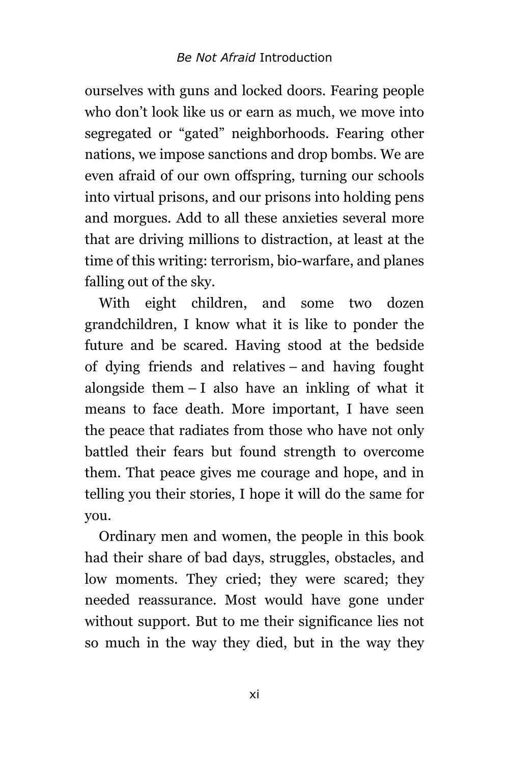ourselves with guns and locked doors. Fearing people who don't look like us or earn as much, we move into segregated or "gated" neighborhoods. Fearing other nations, we impose sanctions and drop bombs. We are even afraid of our own offspring, turning our schools into virtual prisons, and our prisons into holding pens and morgues. Add to all these anxieties several more that are driving millions to distraction, at least at the time of this writing: terrorism, bio-warfare, and planes falling out of the sky.

With eight children, and some two dozen grandchildren, I know what it is like to ponder the future and be scared. Having stood at the bedside of dying friends and relatives – and having fought alongside them – I also have an inkling of what it means to face death. More important, I have seen the peace that radiates from those who have not only battled their fears but found strength to overcome them. That peace gives me courage and hope, and in telling you their stories, I hope it will do the same for you.

Ordinary men and women, the people in this book had their share of bad days, struggles, obstacles, and low moments. They cried; they were scared; they needed reassurance. Most would have gone under without support. But to me their significance lies not so much in the way they died, but in the way they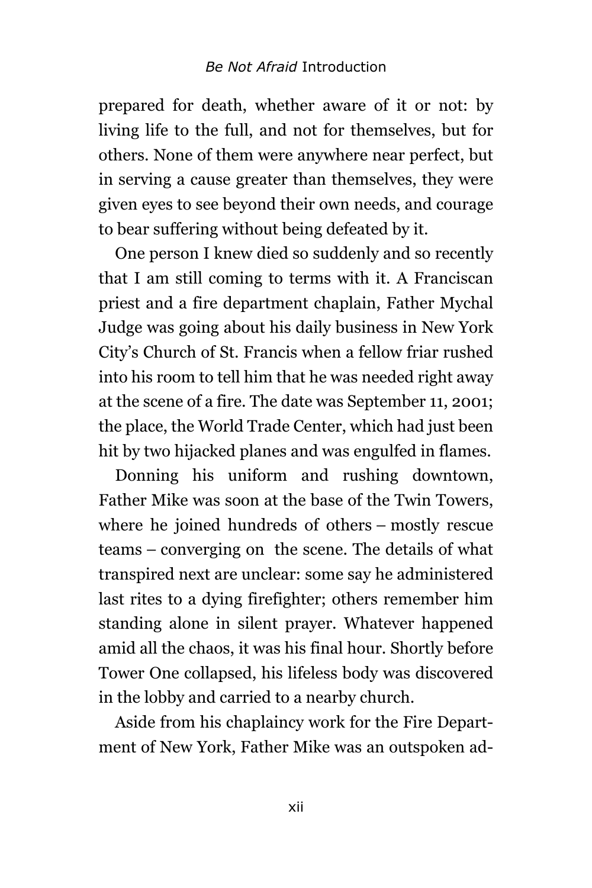prepared for death, whether aware of it or not: by living life to the full, and not for themselves, but for others. None of them were anywhere near perfect, but in serving a cause greater than themselves, they were given eyes to see beyond their own needs, and courage to bear suffering without being defeated by it.

One person I knew died so suddenly and so recently that I am still coming to terms with it. A Franciscan priest and a fire department chaplain, Father Mychal Judge was going about his daily business in New York City's Church of St. Francis when a fellow friar rushed into his room to tell him that he was needed right away at the scene of a fire. The date was September 11, 2001; the place, the World Trade Center, which had just been hit by two hijacked planes and was engulfed in flames.

Donning his uniform and rushing downtown, Father Mike was soon at the base of the Twin Towers, where he joined hundreds of others – mostly rescue teams – converging on the scene. The details of what transpired next are unclear: some say he administered last rites to a dying firefighter; others remember him standing alone in silent prayer. Whatever happened amid all the chaos, it was his final hour. Shortly before Tower One collapsed, his lifeless body was discovered in the lobby and carried to a nearby church.

Aside from his chaplaincy work for the Fire Department of New York, Father Mike was an outspoken ad-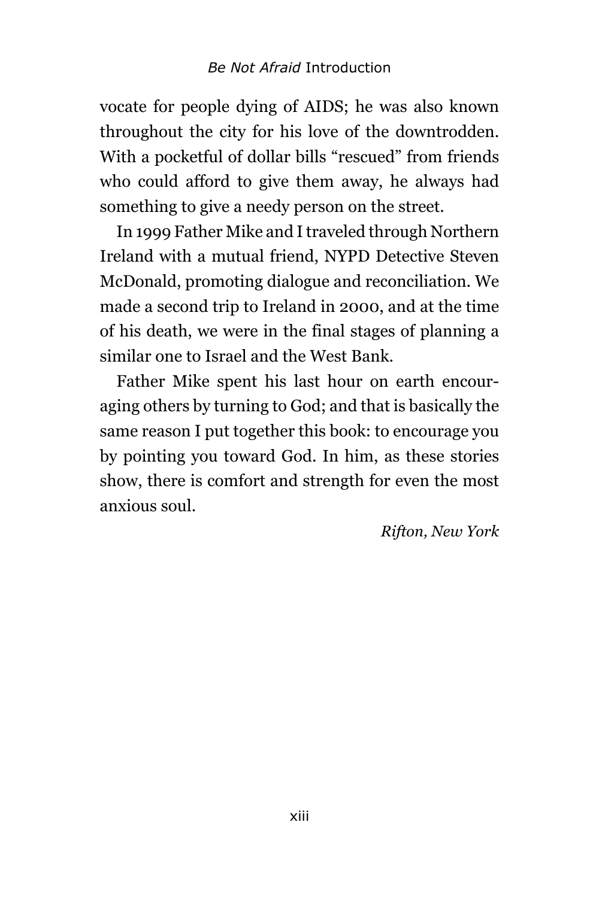vocate for people dying of AIDS; he was also known throughout the city for his love of the downtrodden. With a pocketful of dollar bills "rescued" from friends who could afford to give them away, he always had something to give a needy person on the street.

In 1999 Father Mike and I traveled through Northern Ireland with a mutual friend, NYPD Detective Steven McDonald, promoting dialogue and reconciliation. We made a second trip to Ireland in 2000, and at the time of his death, we were in the final stages of planning a similar one to Israel and the West Bank.

Father Mike spent his last hour on earth encouraging others by turning to God; and that is basically the same reason I put together this book: to encourage you by pointing you toward God. In him, as these stories show, there is comfort and strength for even the most anxious soul.

*Rifton, New York*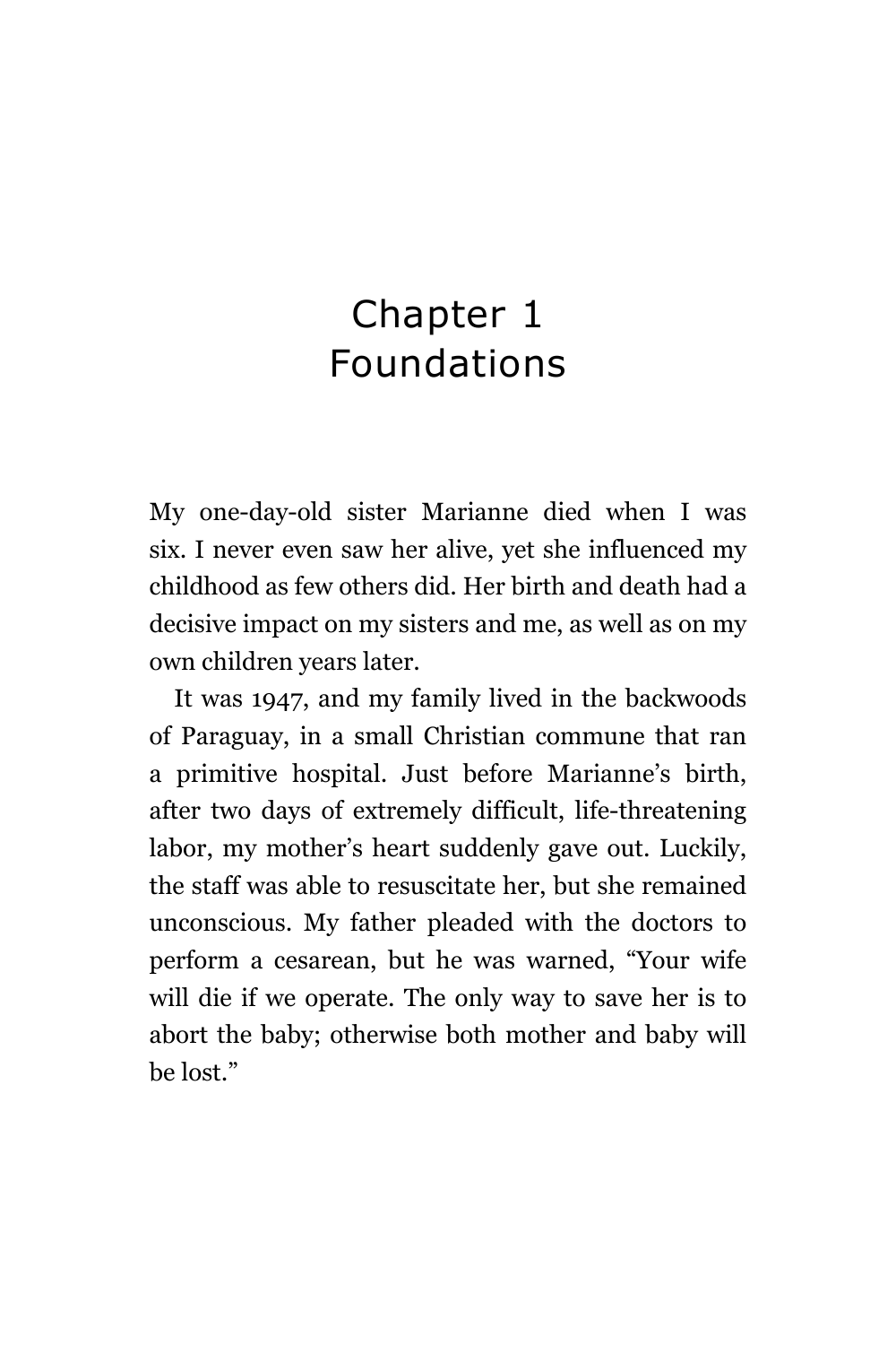# Chapter 1
# Foundations

My one-day-old sister Marianne died when I was six. I never even saw her alive, yet she influenced my childhood as few others did. Her birth and death had a decisive impact on my sisters and me, as well as on my own children years later.

It was 1947, and my family lived in the backwoods of Paraguay, in a small Christian commune that ran a primitive hospital. Just before Marianne's birth, after two days of extremely difficult, life-threatening labor, my mother's heart suddenly gave out. Luckily, the staff was able to resuscitate her, but she remained unconscious. My father pleaded with the doctors to perform a cesarean, but he was warned, "Your wife will die if we operate. The only way to save her is to abort the baby; otherwise both mother and baby will be lost."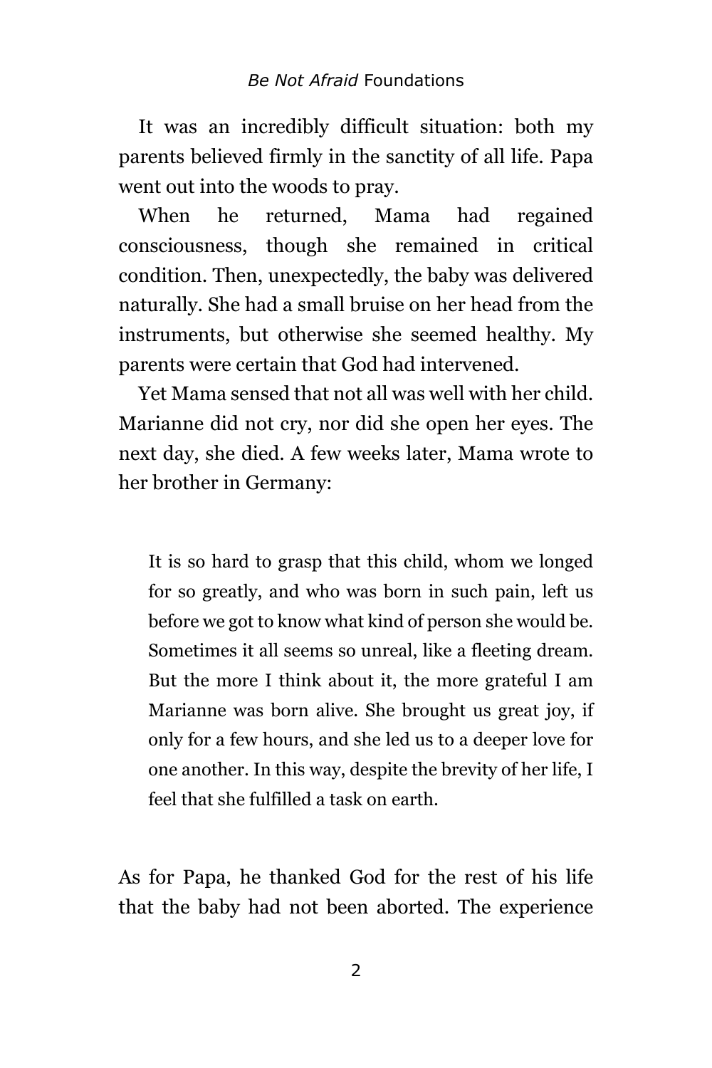It was an incredibly difficult situation: both my parents believed firmly in the sanctity of all life. Papa went out into the woods to pray.

When he returned, Mama had regained consciousness, though she remained in critical condition. Then, unexpectedly, the baby was delivered naturally. She had a small bruise on her head from the instruments, but otherwise she seemed healthy. My parents were certain that God had intervened.

Yet Mama sensed that not all was well with her child. Marianne did not cry, nor did she open her eyes. The next day, she died. A few weeks later, Mama wrote to her brother in Germany:

> It is so hard to grasp that this child, whom we longed for so greatly, and who was born in such pain, left us before we got to know what kind of person she would be. Sometimes it all seems so unreal, like a fleeting dream. But the more I think about it, the more grateful I am Marianne was born alive. She brought us great joy, if only for a few hours, and she led us to a deeper love for one another. In this way, despite the brevity of her life, I feel that she fulfilled a task on earth.

As for Papa, he thanked God for the rest of his life that the baby had not been aborted. The experience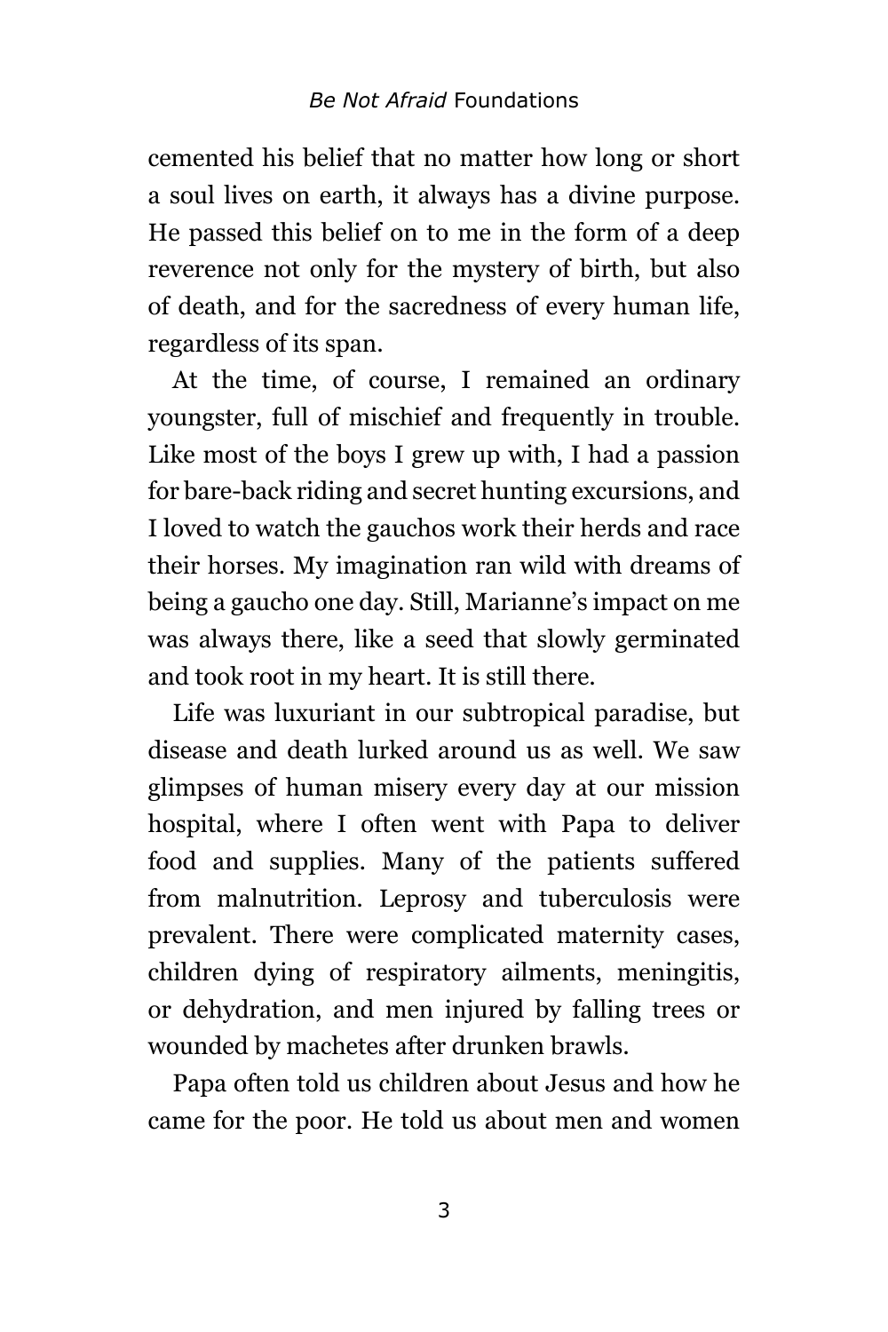cemented his belief that no matter how long or short a soul lives on earth, it always has a divine purpose. He passed this belief on to me in the form of a deep reverence not only for the mystery of birth, but also of death, and for the sacredness of every human life, regardless of its span.

At the time, of course, I remained an ordinary youngster, full of mischief and frequently in trouble. Like most of the boys I grew up with, I had a passion for bare-back riding and secret hunting excursions, and I loved to watch the gauchos work their herds and race their horses. My imagination ran wild with dreams of being a gaucho one day. Still, Marianne's impact on me was always there, like a seed that slowly germinated and took root in my heart. It is still there.

Life was luxuriant in our subtropical paradise, but disease and death lurked around us as well. We saw glimpses of human misery every day at our mission hospital, where I often went with Papa to deliver food and supplies. Many of the patients suffered from malnutrition. Leprosy and tuberculosis were prevalent. There were complicated maternity cases, children dying of respiratory ailments, meningitis, or dehydration, and men injured by falling trees or wounded by machetes after drunken brawls.

Papa often told us children about Jesus and how he came for the poor. He told us about men and women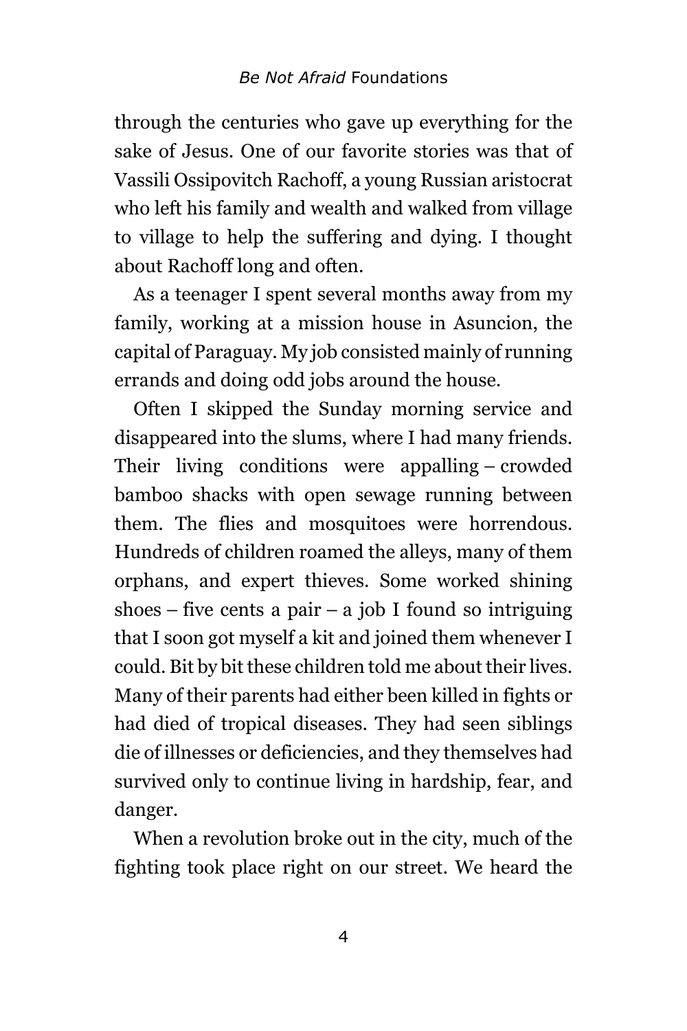through the centuries who gave up everything for the sake of Jesus. One of our favorite stories was that of Vassili Ossipovitch Rachoff, a young Russian aristocrat who left his family and wealth and walked from village to village to help the suffering and dying. I thought about Rachoff long and often.

As a teenager I spent several months away from my family, working at a mission house in Asuncion, the capital of Paraguay. My job consisted mainly of running errands and doing odd jobs around the house.

Often I skipped the Sunday morning service and disappeared into the slums, where I had many friends. Their living conditions were appalling – crowded bamboo shacks with open sewage running between them. The flies and mosquitoes were horrendous. Hundreds of children roamed the alleys, many of them orphans, and expert thieves. Some worked shining shoes – five cents a pair – a job I found so intriguing that I soon got myself a kit and joined them whenever I could. Bit by bit these children told me about their lives. Many of their parents had either been killed in fights or had died of tropical diseases. They had seen siblings die of illnesses or deficiencies, and they themselves had survived only to continue living in hardship, fear, and danger.

When a revolution broke out in the city, much of the fighting took place right on our street. We heard the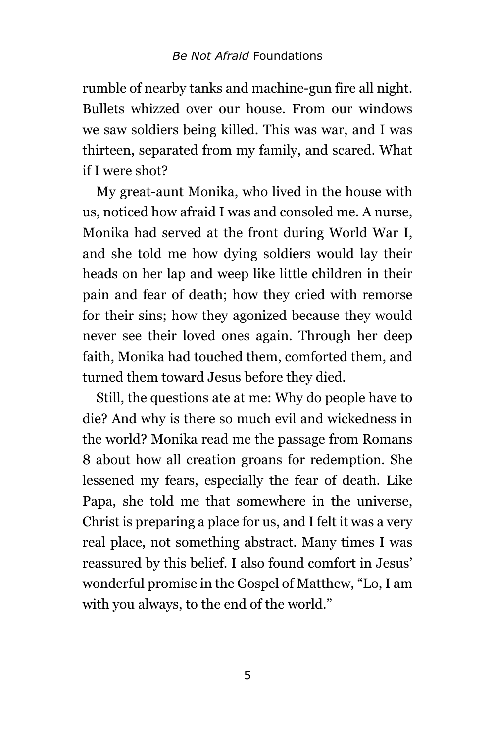rumble of nearby tanks and machine-gun fire all night. Bullets whizzed over our house. From our windows we saw soldiers being killed. This was war, and I was thirteen, separated from my family, and scared. What if I were shot?

My great-aunt Monika, who lived in the house with us, noticed how afraid I was and consoled me. A nurse, Monika had served at the front during World War I, and she told me how dying soldiers would lay their heads on her lap and weep like little children in their pain and fear of death; how they cried with remorse for their sins; how they agonized because they would never see their loved ones again. Through her deep faith, Monika had touched them, comforted them, and turned them toward Jesus before they died.

Still, the questions ate at me: Why do people have to die? And why is there so much evil and wickedness in the world? Monika read me the passage from Romans 8 about how all creation groans for redemption. She lessened my fears, especially the fear of death. Like Papa, she told me that somewhere in the universe, Christ is preparing a place for us, and I felt it was a very real place, not something abstract. Many times I was reassured by this belief. I also found comfort in Jesus' wonderful promise in the Gospel of Matthew, "Lo, I am with you always, to the end of the world."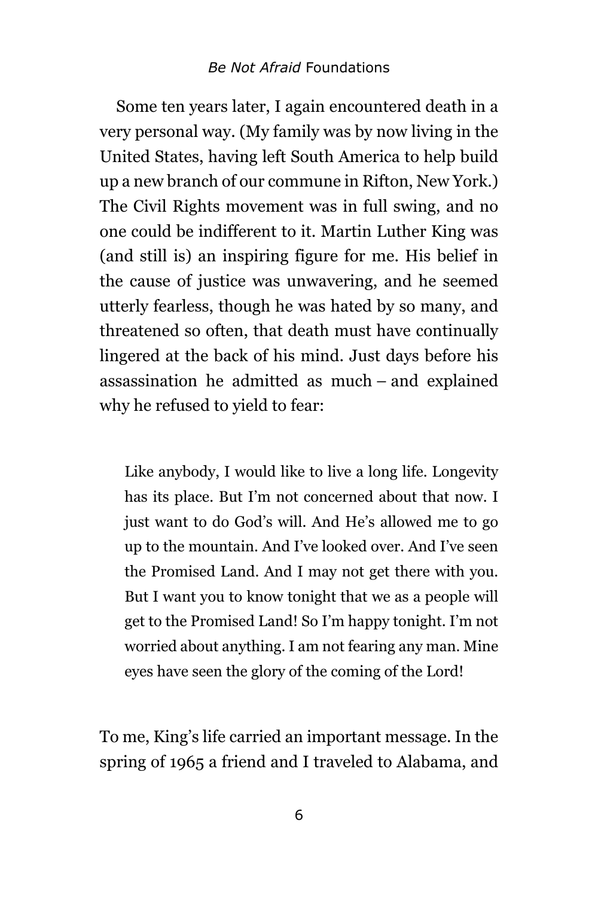Some ten years later, I again encountered death in a very personal way. (My family was by now living in the United States, having left South America to help build up a new branch of our commune in Rifton, New York.) The Civil Rights movement was in full swing, and no one could be indifferent to it. Martin Luther King was (and still is) an inspiring figure for me. His belief in the cause of justice was unwavering, and he seemed utterly fearless, though he was hated by so many, and threatened so often, that death must have continually lingered at the back of his mind. Just days before his assassination he admitted as much – and explained why he refused to yield to fear:

> Like anybody, I would like to live a long life. Longevity has its place. But I'm not concerned about that now. I just want to do God's will. And He's allowed me to go up to the mountain. And I've looked over. And I've seen the Promised Land. And I may not get there with you. But I want you to know tonight that we as a people will get to the Promised Land! So I'm happy tonight. I'm not worried about anything. I am not fearing any man. Mine eyes have seen the glory of the coming of the Lord!

To me, King's life carried an important message. In the spring of 1965 a friend and I traveled to Alabama, and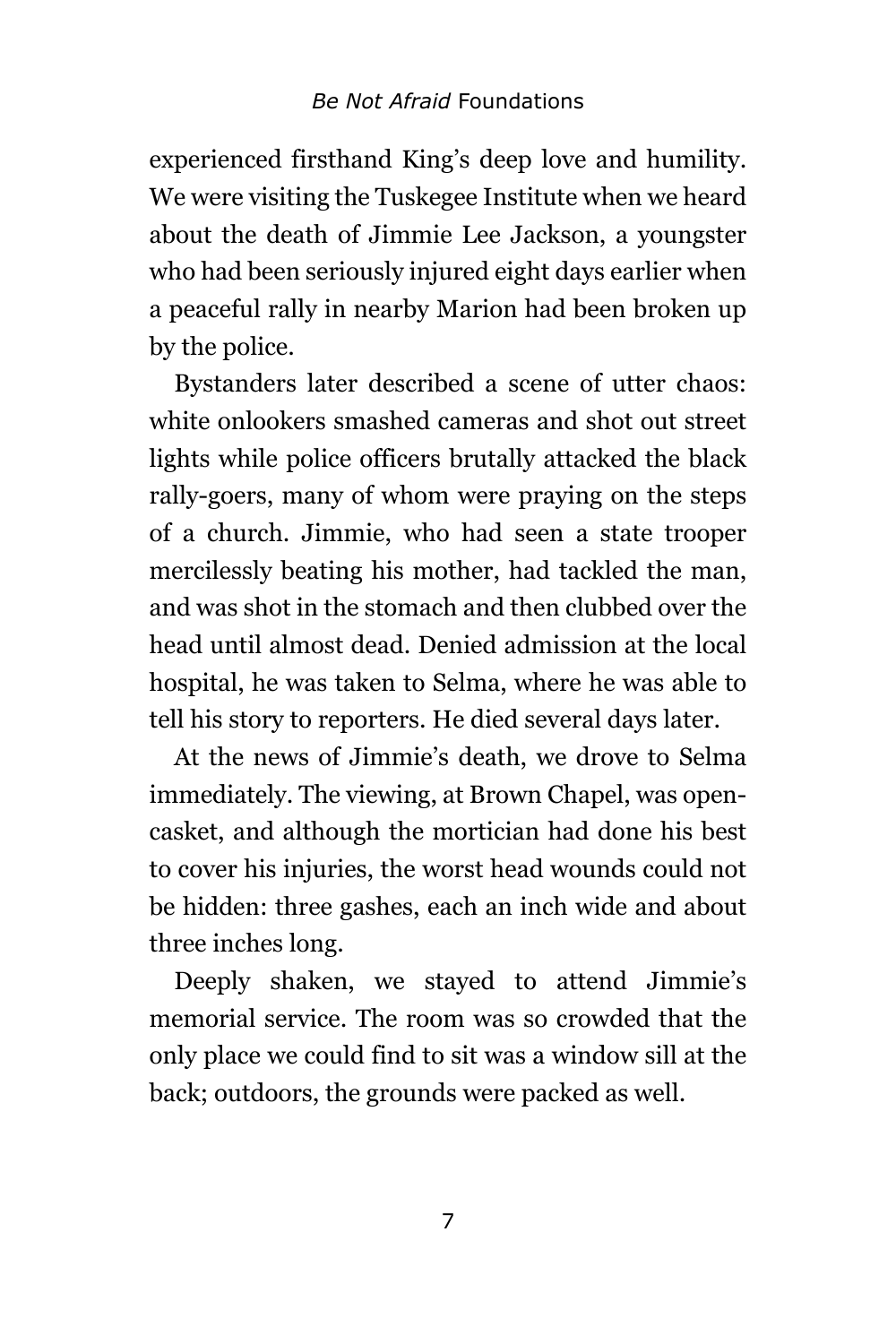experienced firsthand King's deep love and humility. We were visiting the Tuskegee Institute when we heard about the death of Jimmie Lee Jackson, a youngster who had been seriously injured eight days earlier when a peaceful rally in nearby Marion had been broken up by the police.

Bystanders later described a scene of utter chaos: white onlookers smashed cameras and shot out street lights while police officers brutally attacked the black rally-goers, many of whom were praying on the steps of a church. Jimmie, who had seen a state trooper mercilessly beating his mother, had tackled the man, and was shot in the stomach and then clubbed over the head until almost dead. Denied admission at the local hospital, he was taken to Selma, where he was able to tell his story to reporters. He died several days later.

At the news of Jimmie's death, we drove to Selma immediately. The viewing, at Brown Chapel, was open-casket, and although the mortician had done his best to cover his injuries, the worst head wounds could not be hidden: three gashes, each an inch wide and about three inches long.

Deeply shaken, we stayed to attend Jimmie's memorial service. The room was so crowded that the only place we could find to sit was a window sill at the back; outdoors, the grounds were packed as well.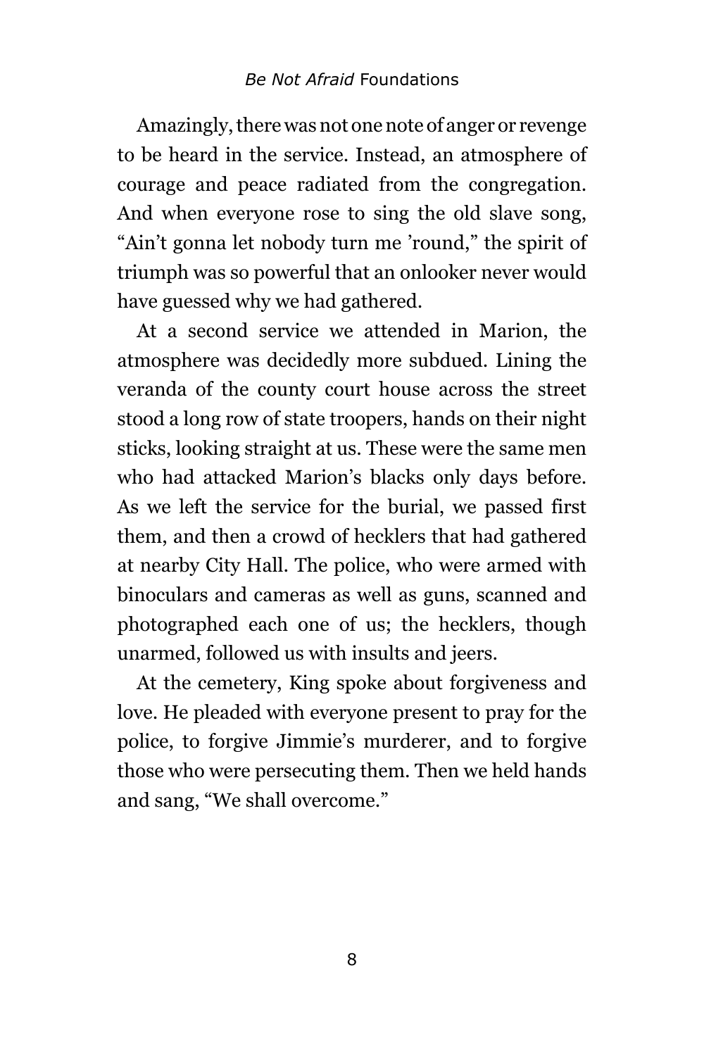Amazingly, there was not one note of anger or revenge to be heard in the service. Instead, an atmosphere of courage and peace radiated from the congregation. And when everyone rose to sing the old slave song, "Ain't gonna let nobody turn me 'round," the spirit of triumph was so powerful that an onlooker never would have guessed why we had gathered.

At a second service we attended in Marion, the atmosphere was decidedly more subdued. Lining the veranda of the county court house across the street stood a long row of state troopers, hands on their night sticks, looking straight at us. These were the same men who had attacked Marion's blacks only days before. As we left the service for the burial, we passed first them, and then a crowd of hecklers that had gathered at nearby City Hall. The police, who were armed with binoculars and cameras as well as guns, scanned and photographed each one of us; the hecklers, though unarmed, followed us with insults and jeers.

At the cemetery, King spoke about forgiveness and love. He pleaded with everyone present to pray for the police, to forgive Jimmie's murderer, and to forgive those who were persecuting them. Then we held hands and sang, "We shall overcome."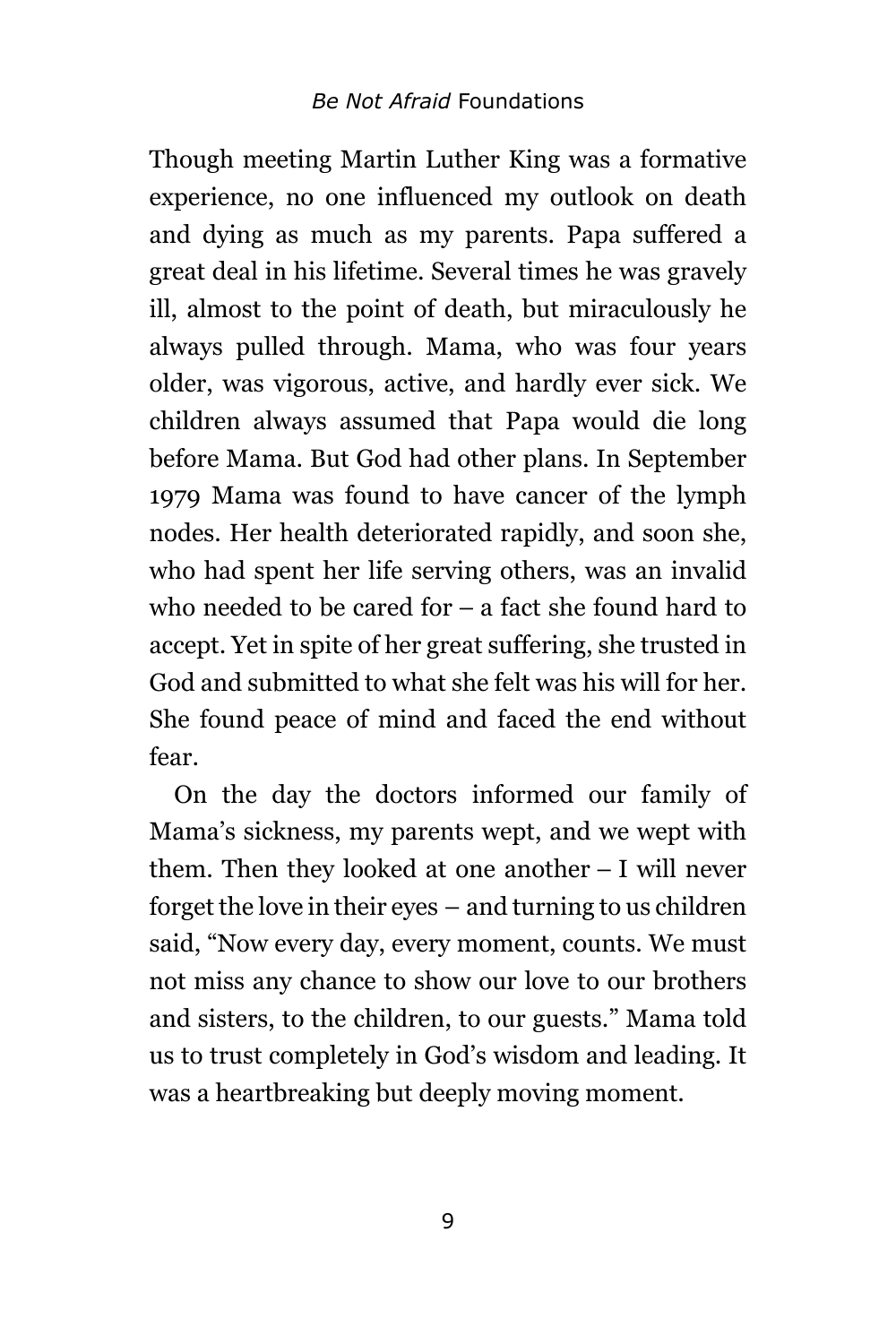Though meeting Martin Luther King was a formative experience, no one influenced my outlook on death and dying as much as my parents. Papa suffered a great deal in his lifetime. Several times he was gravely ill, almost to the point of death, but miraculously he always pulled through. Mama, who was four years older, was vigorous, active, and hardly ever sick. We children always assumed that Papa would die long before Mama. But God had other plans. In September 1979 Mama was found to have cancer of the lymph nodes. Her health deteriorated rapidly, and soon she, who had spent her life serving others, was an invalid who needed to be cared for – a fact she found hard to accept. Yet in spite of her great suffering, she trusted in God and submitted to what she felt was his will for her. She found peace of mind and faced the end without fear.

On the day the doctors informed our family of Mama's sickness, my parents wept, and we wept with them. Then they looked at one another – I will never forget the love in their eyes – and turning to us children said, "Now every day, every moment, counts. We must not miss any chance to show our love to our brothers and sisters, to the children, to our guests." Mama told us to trust completely in God's wisdom and leading. It was a heartbreaking but deeply moving moment.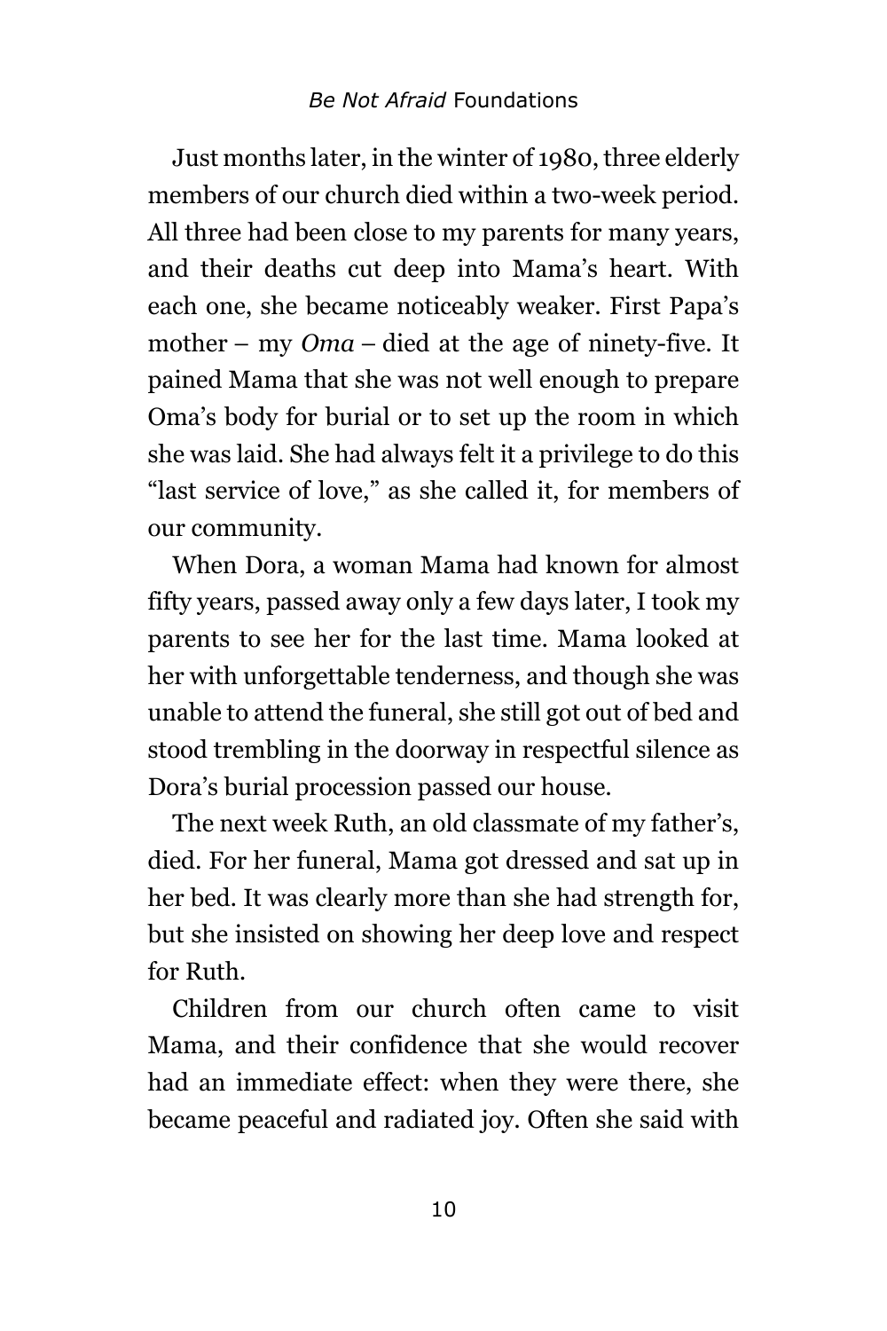Just months later, in the winter of 1980, three elderly members of our church died within a two-week period. All three had been close to my parents for many years, and their deaths cut deep into Mama's heart. With each one, she became noticeably weaker. First Papa's mother – my *Oma* – died at the age of ninety-five. It pained Mama that she was not well enough to prepare Oma's body for burial or to set up the room in which she was laid. She had always felt it a privilege to do this "last service of love," as she called it, for members of our community.

When Dora, a woman Mama had known for almost fifty years, passed away only a few days later, I took my parents to see her for the last time. Mama looked at her with unforgettable tenderness, and though she was unable to attend the funeral, she still got out of bed and stood trembling in the doorway in respectful silence as Dora's burial procession passed our house.

The next week Ruth, an old classmate of my father's, died. For her funeral, Mama got dressed and sat up in her bed. It was clearly more than she had strength for, but she insisted on showing her deep love and respect for Ruth.

Children from our church often came to visit Mama, and their confidence that she would recover had an immediate effect: when they were there, she became peaceful and radiated joy. Often she said with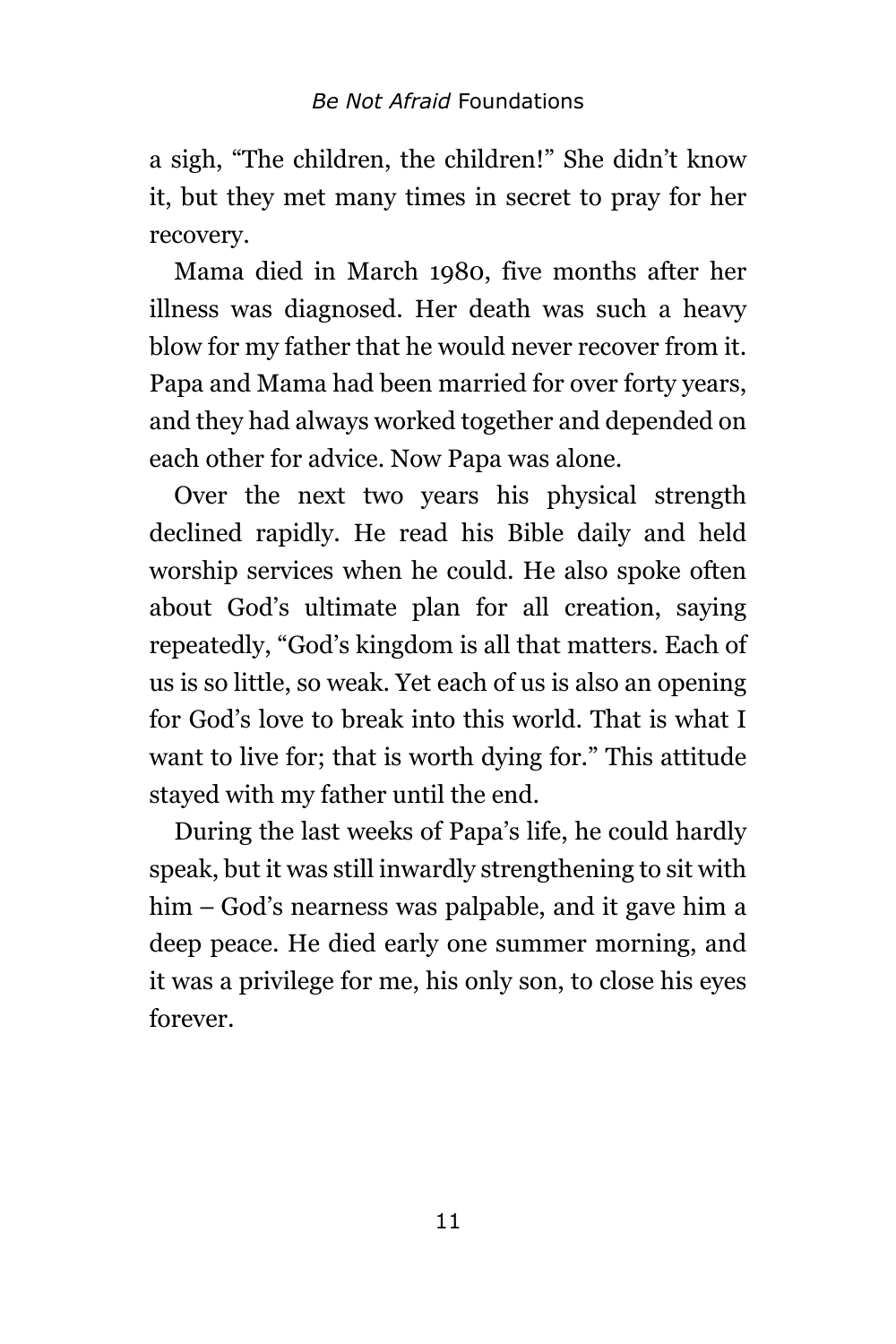a sigh, "The children, the children!" She didn't know it, but they met many times in secret to pray for her recovery.

Mama died in March 1980, five months after her illness was diagnosed. Her death was such a heavy blow for my father that he would never recover from it. Papa and Mama had been married for over forty years, and they had always worked together and depended on each other for advice. Now Papa was alone.

Over the next two years his physical strength declined rapidly. He read his Bible daily and held worship services when he could. He also spoke often about God's ultimate plan for all creation, saying repeatedly, "God's kingdom is all that matters. Each of us is so little, so weak. Yet each of us is also an opening for God's love to break into this world. That is what I want to live for; that is worth dying for." This attitude stayed with my father until the end.

During the last weeks of Papa's life, he could hardly speak, but it was still inwardly strengthening to sit with him – God's nearness was palpable, and it gave him a deep peace. He died early one summer morning, and it was a privilege for me, his only son, to close his eyes forever.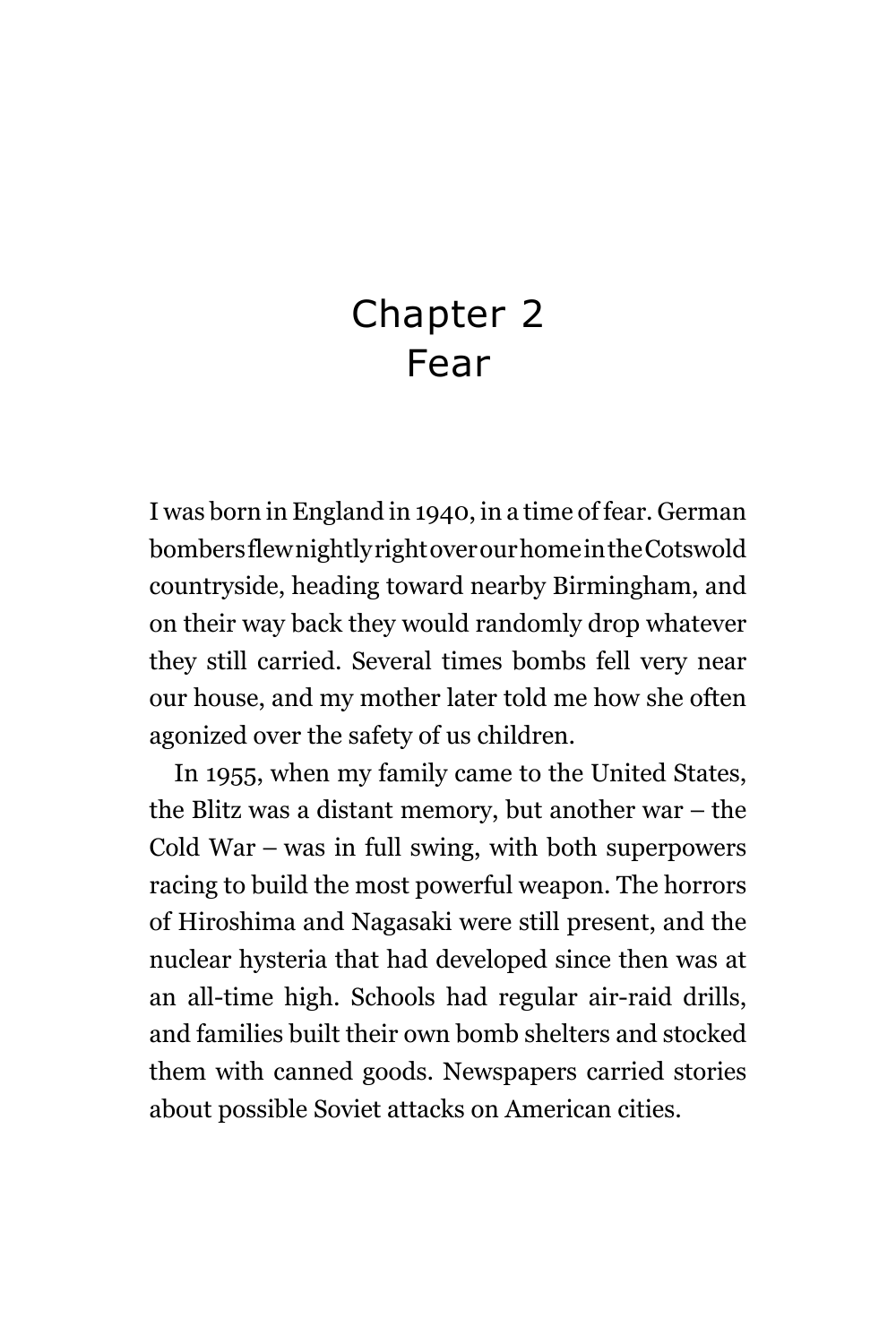# Chapter 2
# Fear

I was born in England in 1940, in a time of fear. German bombers flew nightly right over our home in the Cotswold countryside, heading toward nearby Birmingham, and on their way back they would randomly drop whatever they still carried. Several times bombs fell very near our house, and my mother later told me how she often agonized over the safety of us children.

In 1955, when my family came to the United States, the Blitz was a distant memory, but another war – the Cold War – was in full swing, with both superpowers racing to build the most powerful weapon. The horrors of Hiroshima and Nagasaki were still present, and the nuclear hysteria that had developed since then was at an all-time high. Schools had regular air-raid drills, and families built their own bomb shelters and stocked them with canned goods. Newspapers carried stories about possible Soviet attacks on American cities.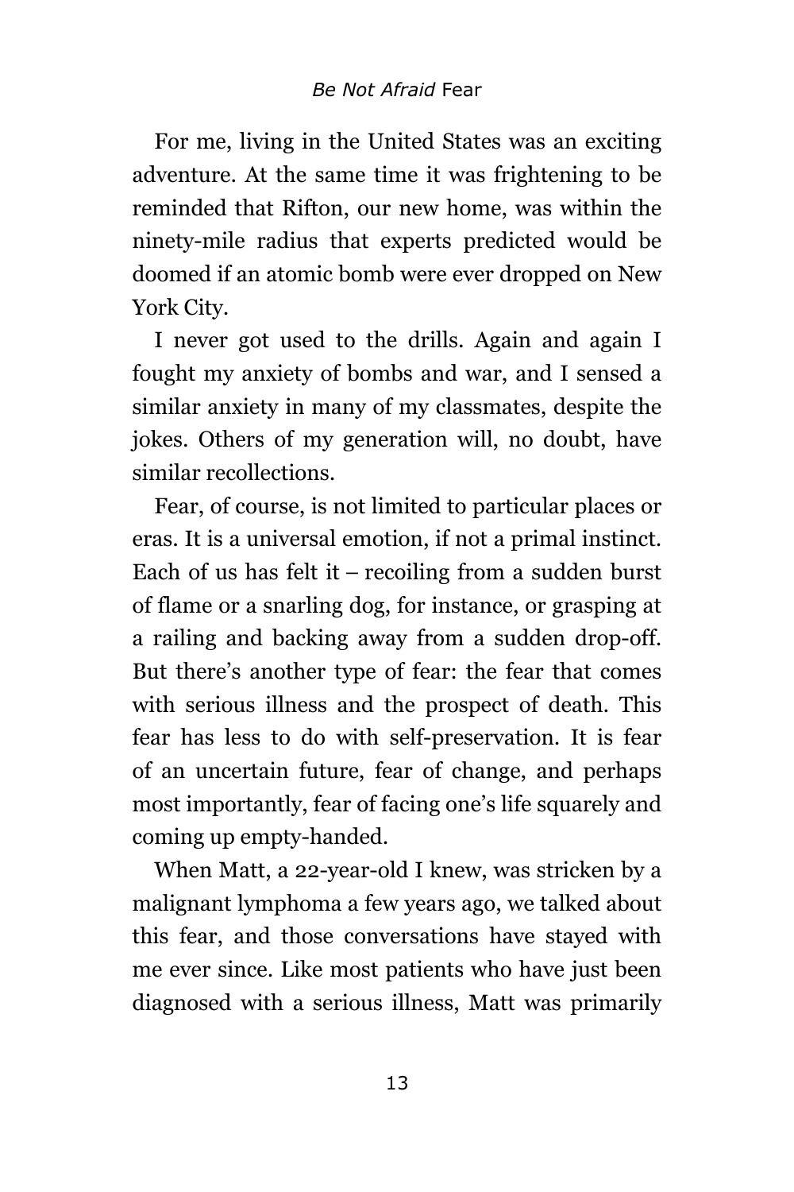For me, living in the United States was an exciting adventure. At the same time it was frightening to be reminded that Rifton, our new home, was within the ninety-mile radius that experts predicted would be doomed if an atomic bomb were ever dropped on New York City.

I never got used to the drills. Again and again I fought my anxiety of bombs and war, and I sensed a similar anxiety in many of my classmates, despite the jokes. Others of my generation will, no doubt, have similar recollections.

Fear, of course, is not limited to particular places or eras. It is a universal emotion, if not a primal instinct. Each of us has felt it – recoiling from a sudden burst of flame or a snarling dog, for instance, or grasping at a railing and backing away from a sudden drop-off. But there's another type of fear: the fear that comes with serious illness and the prospect of death. This fear has less to do with self-preservation. It is fear of an uncertain future, fear of change, and perhaps most importantly, fear of facing one's life squarely and coming up empty-handed.

When Matt, a 22-year-old I knew, was stricken by a malignant lymphoma a few years ago, we talked about this fear, and those conversations have stayed with me ever since. Like most patients who have just been diagnosed with a serious illness, Matt was primarily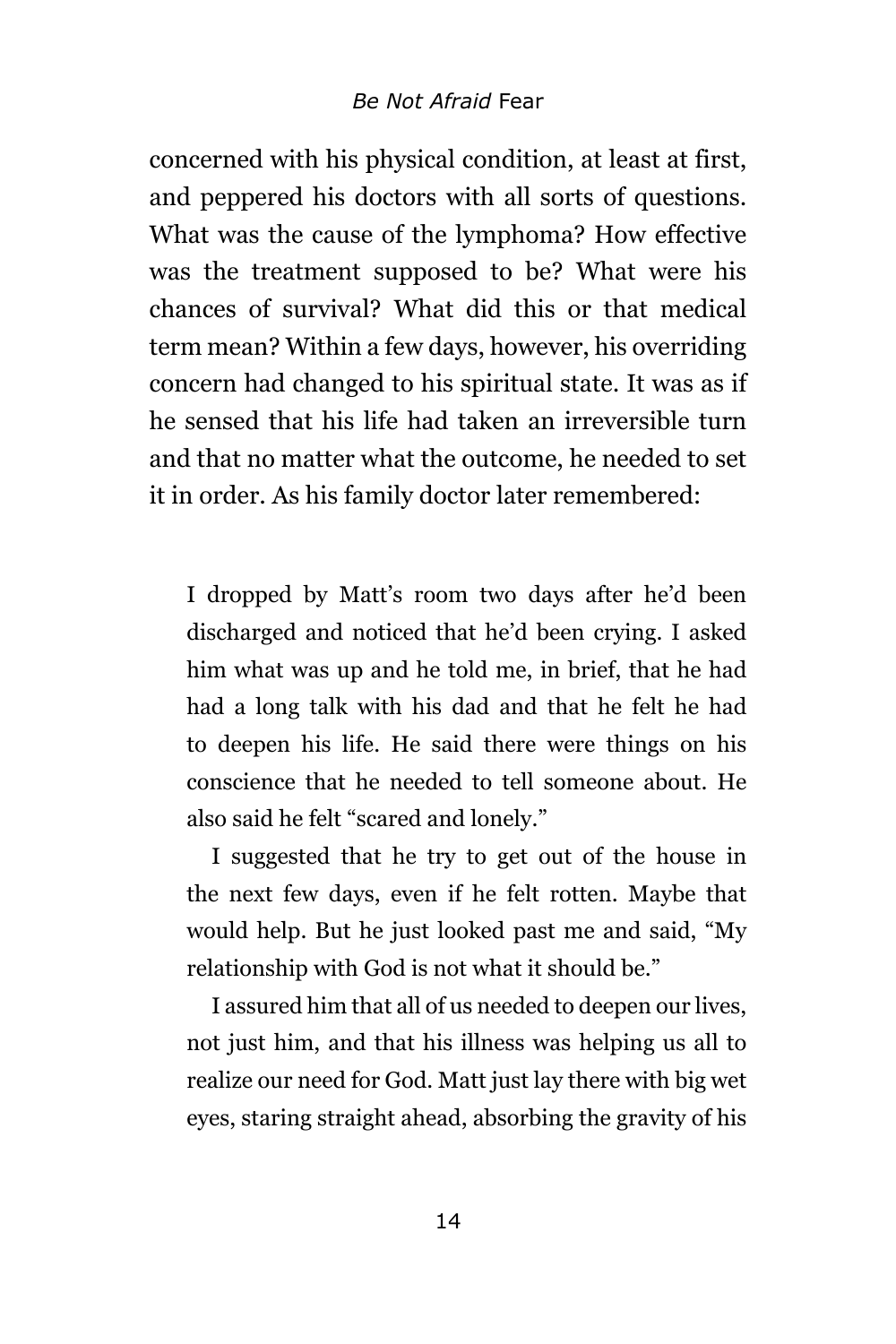concerned with his physical condition, at least at first, and peppered his doctors with all sorts of questions. What was the cause of the lymphoma? How effective was the treatment supposed to be? What were his chances of survival? What did this or that medical term mean? Within a few days, however, his overriding concern had changed to his spiritual state. It was as if he sensed that his life had taken an irreversible turn and that no matter what the outcome, he needed to set it in order. As his family doctor later remembered:

> I dropped by Matt's room two days after he'd been discharged and noticed that he'd been crying. I asked him what was up and he told me, in brief, that he had had a long talk with his dad and that he felt he had to deepen his life. He said there were things on his conscience that he needed to tell someone about. He also said he felt "scared and lonely."
>
> I suggested that he try to get out of the house in the next few days, even if he felt rotten. Maybe that would help. But he just looked past me and said, "My relationship with God is not what it should be."
>
> I assured him that all of us needed to deepen our lives, not just him, and that his illness was helping us all to realize our need for God. Matt just lay there with big wet eyes, staring straight ahead, absorbing the gravity of his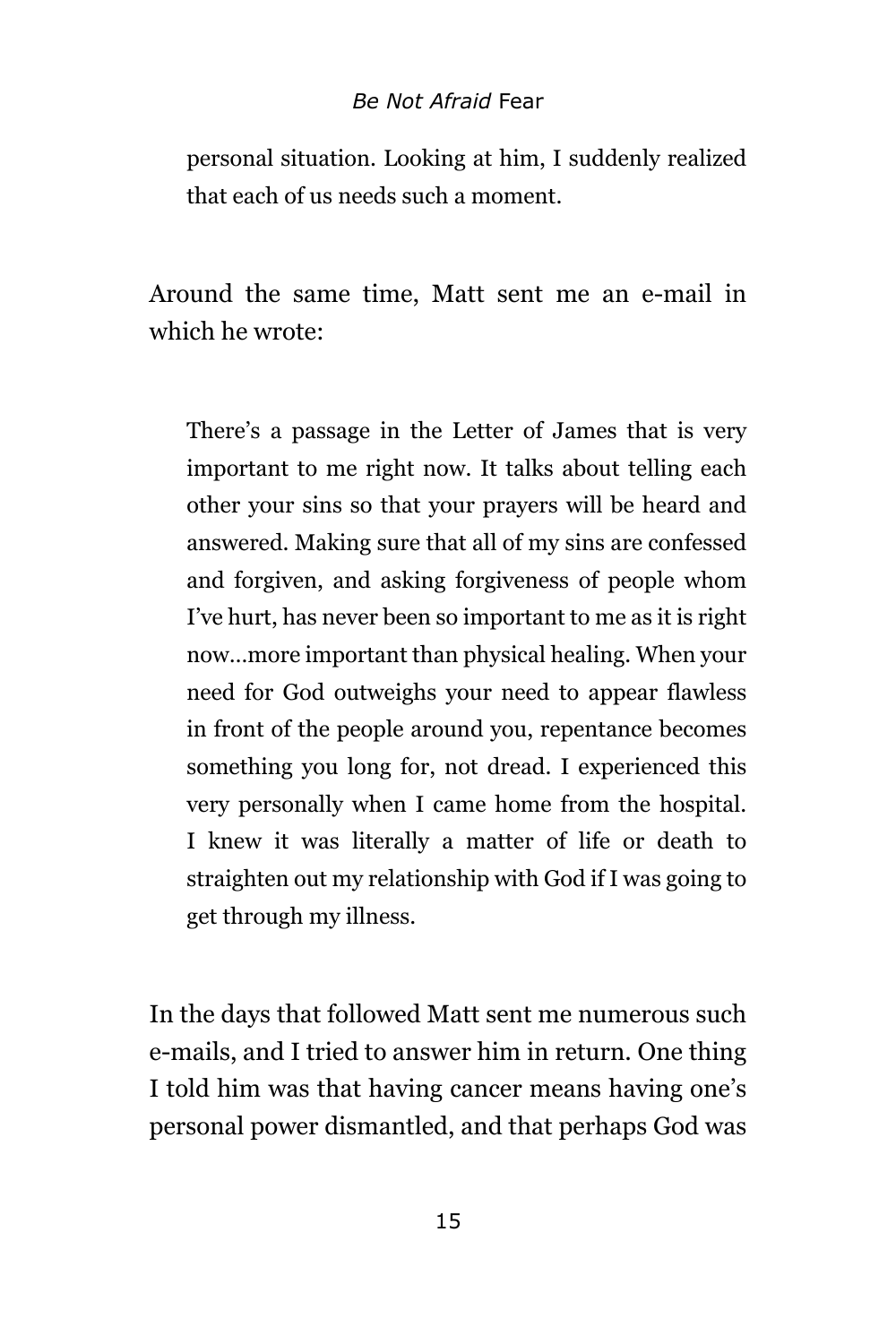> personal situation. Looking at him, I suddenly realized that each of us needs such a moment.

Around the same time, Matt sent me an e-mail in which he wrote:

> There's a passage in the Letter of James that is very important to me right now. It talks about telling each other your sins so that your prayers will be heard and answered. Making sure that all of my sins are confessed and forgiven, and asking forgiveness of people whom I've hurt, has never been so important to me as it is right now…more important than physical healing. When your need for God outweighs your need to appear flawless in front of the people around you, repentance becomes something you long for, not dread. I experienced this very personally when I came home from the hospital. I knew it was literally a matter of life or death to straighten out my relationship with God if I was going to get through my illness.

In the days that followed Matt sent me numerous such e-mails, and I tried to answer him in return. One thing I told him was that having cancer means having one's personal power dismantled, and that perhaps God was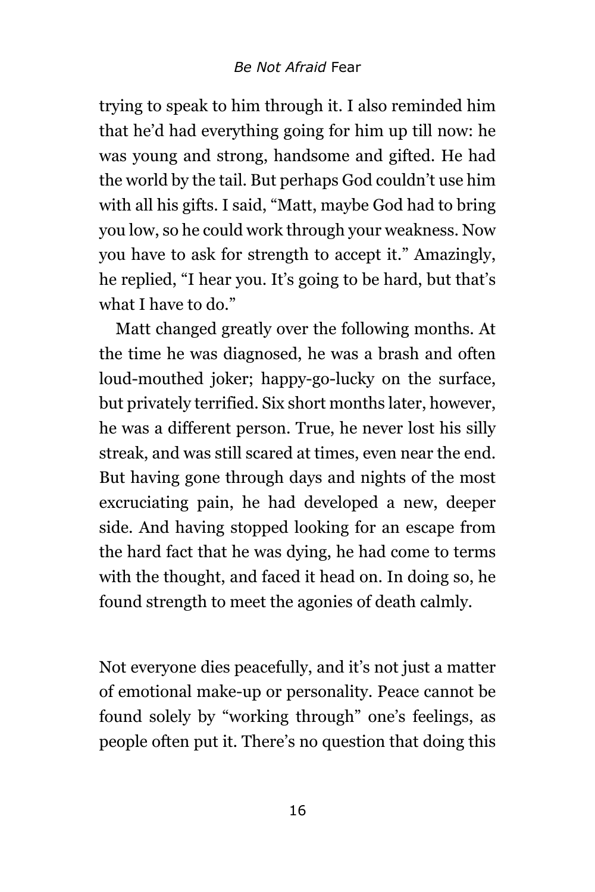trying to speak to him through it. I also reminded him that he'd had everything going for him up till now: he was young and strong, handsome and gifted. He had the world by the tail. But perhaps God couldn't use him with all his gifts. I said, "Matt, maybe God had to bring you low, so he could work through your weakness. Now you have to ask for strength to accept it." Amazingly, he replied, "I hear you. It's going to be hard, but that's what I have to do."

Matt changed greatly over the following months. At the time he was diagnosed, he was a brash and often loud-mouthed joker; happy-go-lucky on the surface, but privately terrified. Six short months later, however, he was a different person. True, he never lost his silly streak, and was still scared at times, even near the end. But having gone through days and nights of the most excruciating pain, he had developed a new, deeper side. And having stopped looking for an escape from the hard fact that he was dying, he had come to terms with the thought, and faced it head on. In doing so, he found strength to meet the agonies of death calmly.

Not everyone dies peacefully, and it's not just a matter of emotional make-up or personality. Peace cannot be found solely by "working through" one's feelings, as people often put it. There's no question that doing this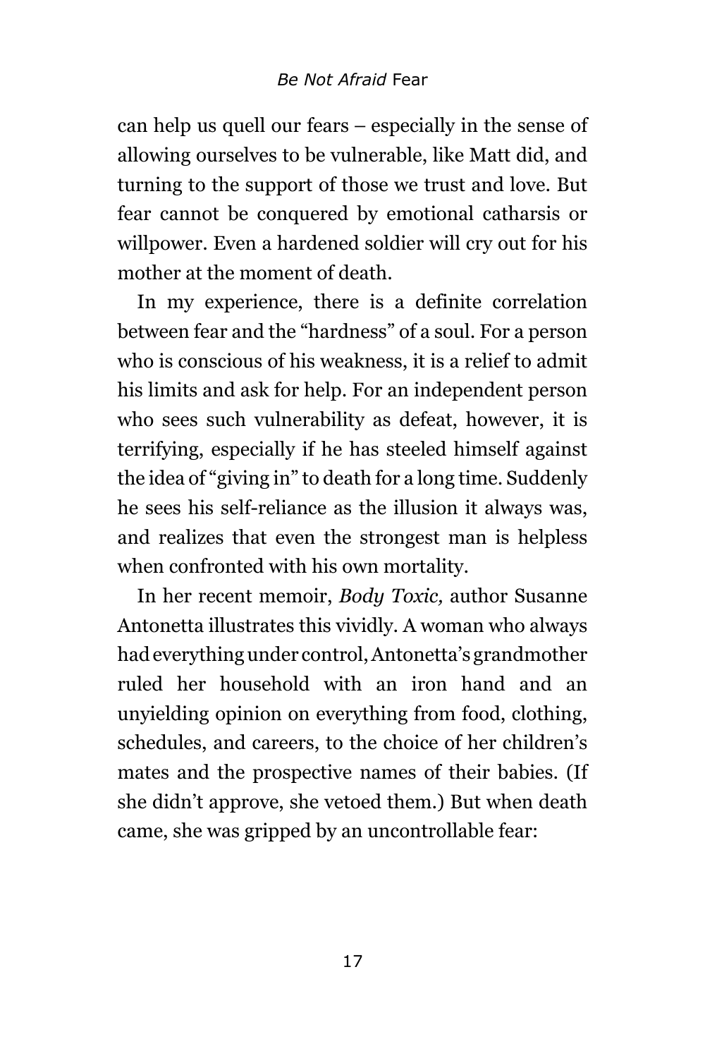can help us quell our fears – especially in the sense of allowing ourselves to be vulnerable, like Matt did, and turning to the support of those we trust and love. But fear cannot be conquered by emotional catharsis or willpower. Even a hardened soldier will cry out for his mother at the moment of death.

In my experience, there is a definite correlation between fear and the "hardness" of a soul. For a person who is conscious of his weakness, it is a relief to admit his limits and ask for help. For an independent person who sees such vulnerability as defeat, however, it is terrifying, especially if he has steeled himself against the idea of "giving in" to death for a long time. Suddenly he sees his self-reliance as the illusion it always was, and realizes that even the strongest man is helpless when confronted with his own mortality.

In her recent memoir, *Body Toxic,* author Susanne Antonetta illustrates this vividly. A woman who always had everything under control, Antonetta's grandmother ruled her household with an iron hand and an unyielding opinion on everything from food, clothing, schedules, and careers, to the choice of her children's mates and the prospective names of their babies. (If she didn't approve, she vetoed them.) But when death came, she was gripped by an uncontrollable fear: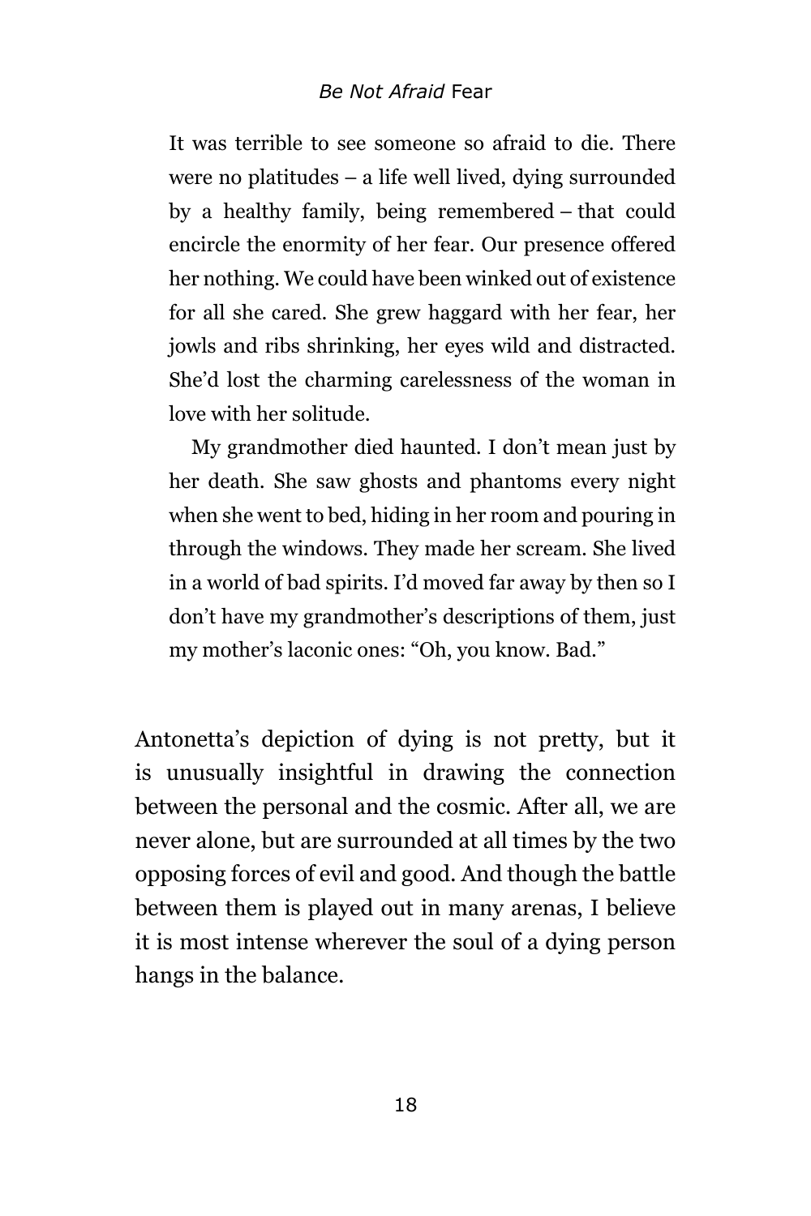> It was terrible to see someone so afraid to die. There were no platitudes – a life well lived, dying surrounded by a healthy family, being remembered – that could encircle the enormity of her fear. Our presence offered her nothing. We could have been winked out of existence for all she cared. She grew haggard with her fear, her jowls and ribs shrinking, her eyes wild and distracted. She'd lost the charming carelessness of the woman in love with her solitude.
>
> My grandmother died haunted. I don't mean just by her death. She saw ghosts and phantoms every night when she went to bed, hiding in her room and pouring in through the windows. They made her scream. She lived in a world of bad spirits. I'd moved far away by then so I don't have my grandmother's descriptions of them, just my mother's laconic ones: "Oh, you know. Bad."

Antonetta's depiction of dying is not pretty, but it is unusually insightful in drawing the connection between the personal and the cosmic. After all, we are never alone, but are surrounded at all times by the two opposing forces of evil and good. And though the battle between them is played out in many arenas, I believe it is most intense wherever the soul of a dying person hangs in the balance.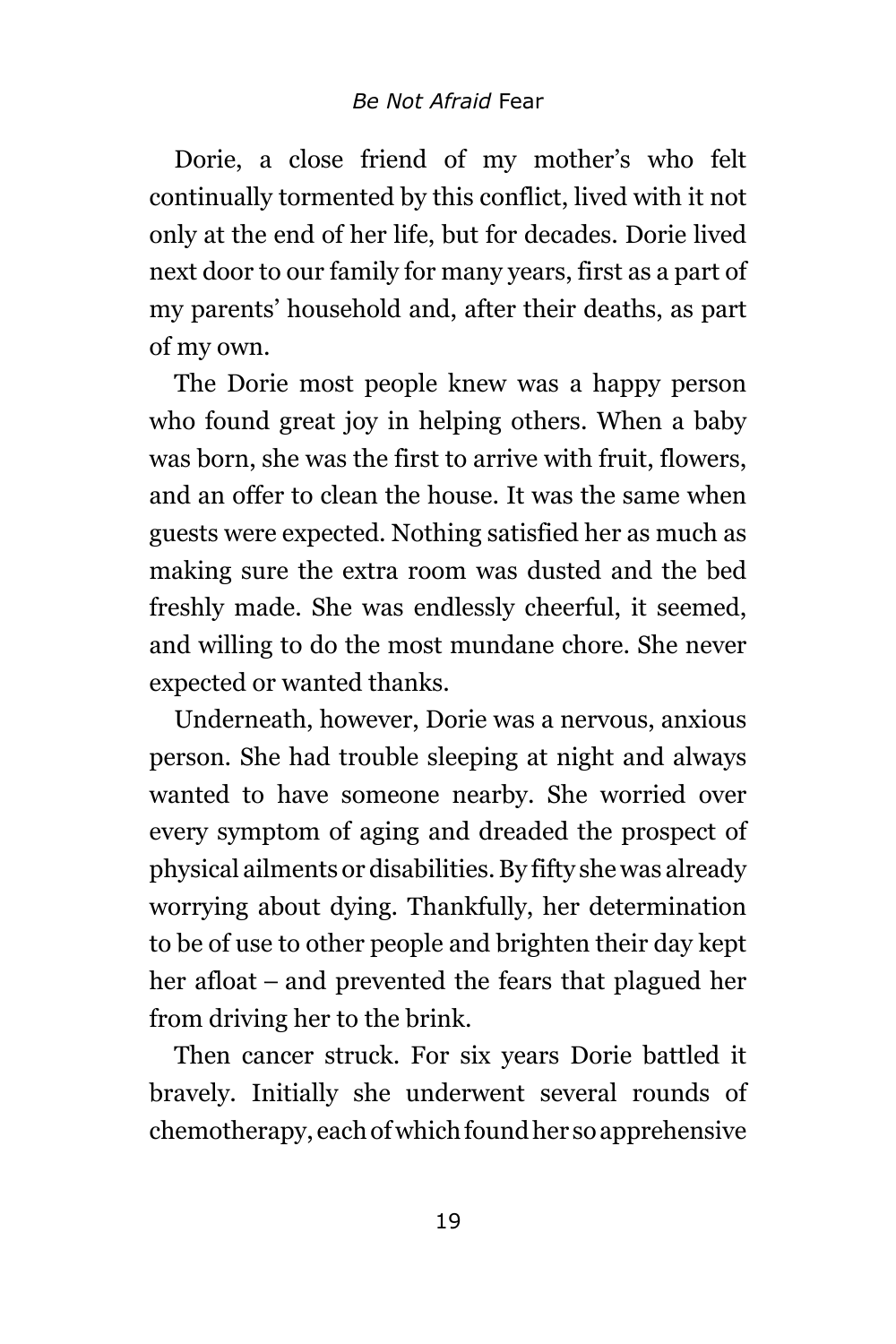Dorie, a close friend of my mother's who felt continually tormented by this conflict, lived with it not only at the end of her life, but for decades. Dorie lived next door to our family for many years, first as a part of my parents' household and, after their deaths, as part of my own.

The Dorie most people knew was a happy person who found great joy in helping others. When a baby was born, she was the first to arrive with fruit, flowers, and an offer to clean the house. It was the same when guests were expected. Nothing satisfied her as much as making sure the extra room was dusted and the bed freshly made. She was endlessly cheerful, it seemed, and willing to do the most mundane chore. She never expected or wanted thanks.

Underneath, however, Dorie was a nervous, anxious person. She had trouble sleeping at night and always wanted to have someone nearby. She worried over every symptom of aging and dreaded the prospect of physical ailments or disabilities. By fifty she was already worrying about dying. Thankfully, her determination to be of use to other people and brighten their day kept her afloat – and prevented the fears that plagued her from driving her to the brink.

Then cancer struck. For six years Dorie battled it bravely. Initially she underwent several rounds of chemotherapy, each of which found her so apprehensive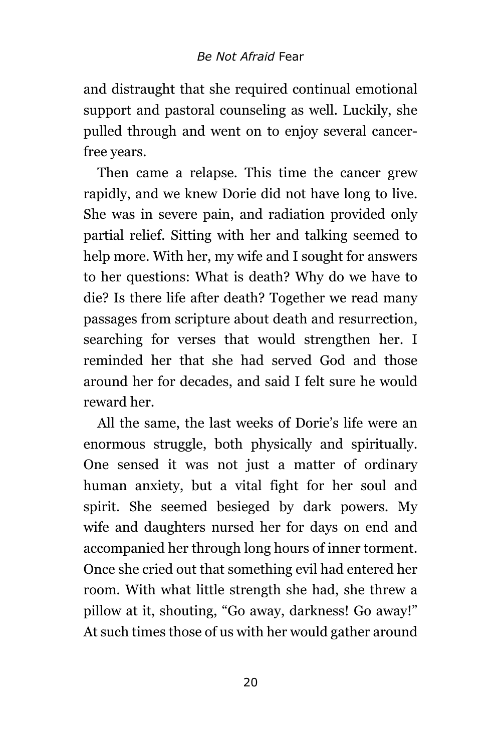and distraught that she required continual emotional support and pastoral counseling as well. Luckily, she pulled through and went on to enjoy several cancer-free years.

Then came a relapse. This time the cancer grew rapidly, and we knew Dorie did not have long to live. She was in severe pain, and radiation provided only partial relief. Sitting with her and talking seemed to help more. With her, my wife and I sought for answers to her questions: What is death? Why do we have to die? Is there life after death? Together we read many passages from scripture about death and resurrection, searching for verses that would strengthen her. I reminded her that she had served God and those around her for decades, and said I felt sure he would reward her.

All the same, the last weeks of Dorie's life were an enormous struggle, both physically and spiritually. One sensed it was not just a matter of ordinary human anxiety, but a vital fight for her soul and spirit. She seemed besieged by dark powers. My wife and daughters nursed her for days on end and accompanied her through long hours of inner torment. Once she cried out that something evil had entered her room. With what little strength she had, she threw a pillow at it, shouting, "Go away, darkness! Go away!" At such times those of us with her would gather around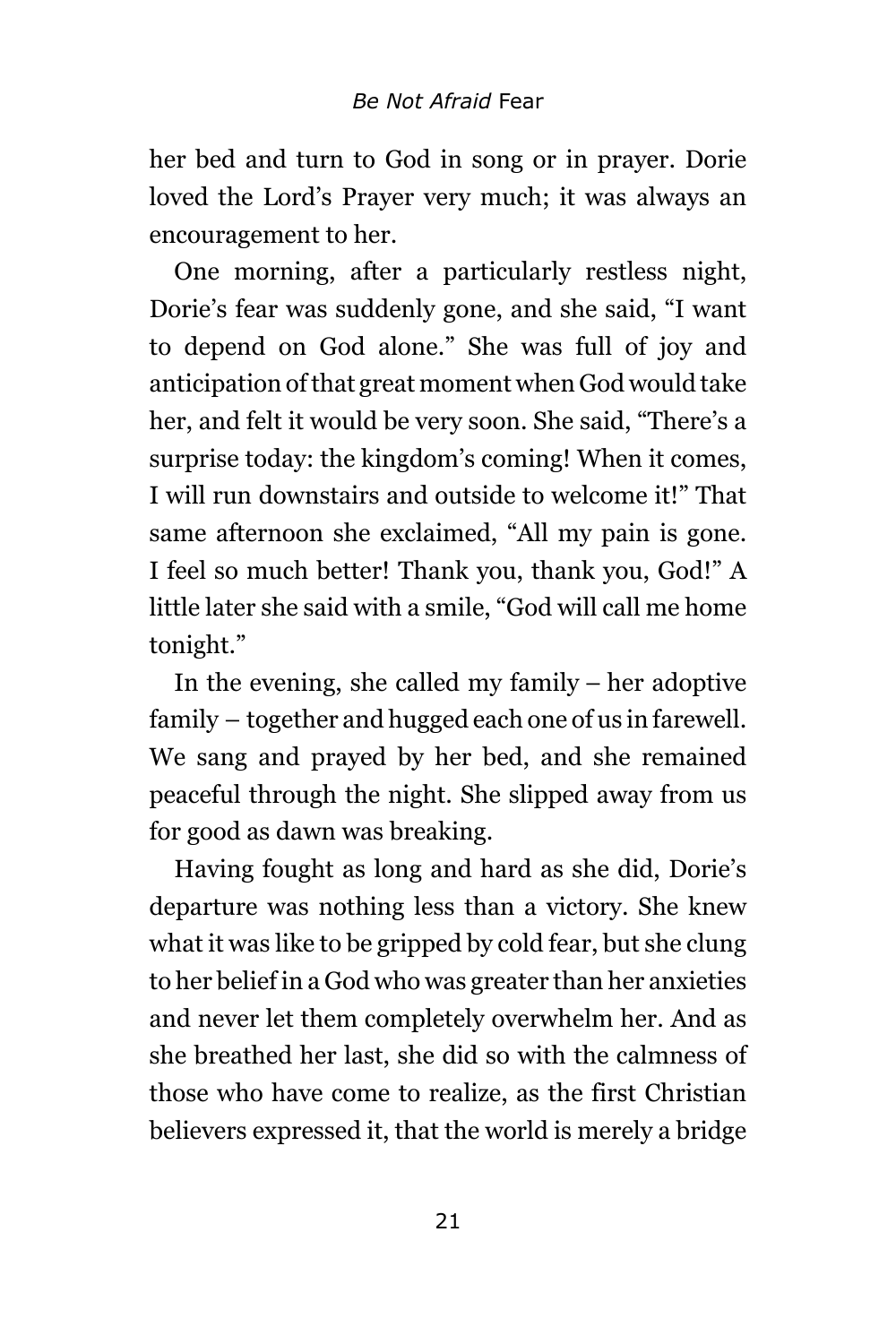her bed and turn to God in song or in prayer. Dorie loved the Lord's Prayer very much; it was always an encouragement to her.

One morning, after a particularly restless night, Dorie's fear was suddenly gone, and she said, "I want to depend on God alone." She was full of joy and anticipation of that great moment when God would take her, and felt it would be very soon. She said, "There's a surprise today: the kingdom's coming! When it comes, I will run downstairs and outside to welcome it!" That same afternoon she exclaimed, "All my pain is gone. I feel so much better! Thank you, thank you, God!" A little later she said with a smile, "God will call me home tonight."

In the evening, she called my family – her adoptive family – together and hugged each one of us in farewell. We sang and prayed by her bed, and she remained peaceful through the night. She slipped away from us for good as dawn was breaking.

Having fought as long and hard as she did, Dorie's departure was nothing less than a victory. She knew what it was like to be gripped by cold fear, but she clung to her belief in a God who was greater than her anxieties and never let them completely overwhelm her. And as she breathed her last, she did so with the calmness of those who have come to realize, as the first Christian believers expressed it, that the world is merely a bridge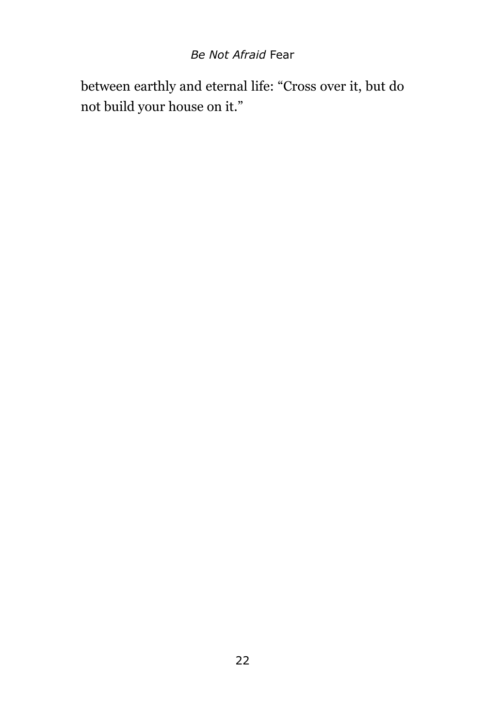between earthly and eternal life: “Cross over it, but do not build your house on it.”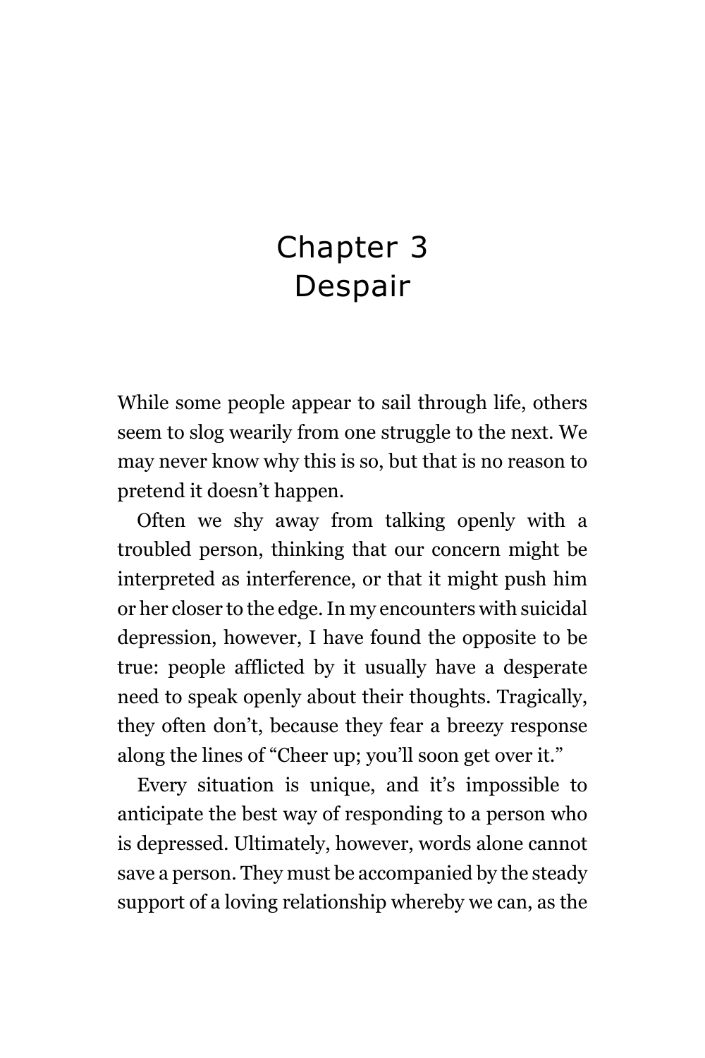# Chapter 3
# Despair

While some people appear to sail through life, others seem to slog wearily from one struggle to the next. We may never know why this is so, but that is no reason to pretend it doesn't happen.

Often we shy away from talking openly with a troubled person, thinking that our concern might be interpreted as interference, or that it might push him or her closer to the edge. In my encounters with suicidal depression, however, I have found the opposite to be true: people afflicted by it usually have a desperate need to speak openly about their thoughts. Tragically, they often don't, because they fear a breezy response along the lines of "Cheer up; you'll soon get over it."

Every situation is unique, and it's impossible to anticipate the best way of responding to a person who is depressed. Ultimately, however, words alone cannot save a person. They must be accompanied by the steady support of a loving relationship whereby we can, as the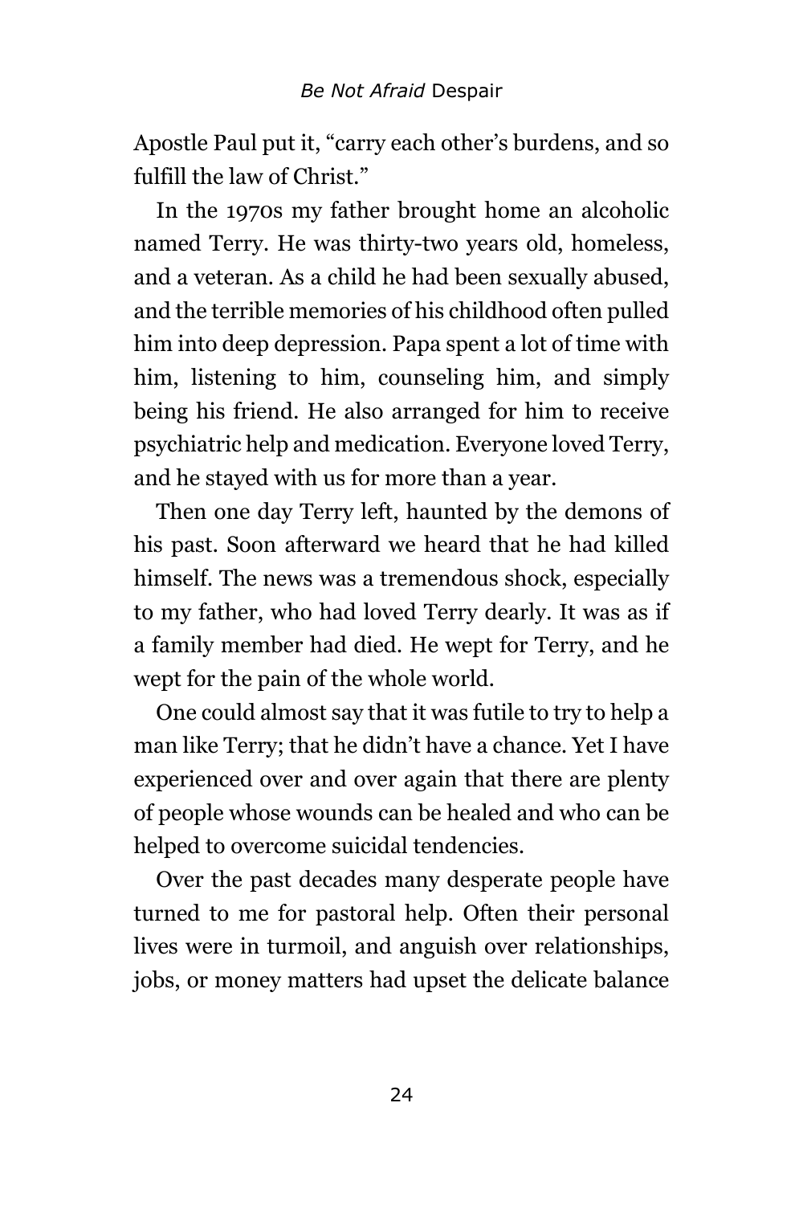Apostle Paul put it, “carry each other’s burdens, and so fulfill the law of Christ.”

In the 1970s my father brought home an alcoholic named Terry. He was thirty-two years old, homeless, and a veteran. As a child he had been sexually abused, and the terrible memories of his childhood often pulled him into deep depression. Papa spent a lot of time with him, listening to him, counseling him, and simply being his friend. He also arranged for him to receive psychiatric help and medication. Everyone loved Terry, and he stayed with us for more than a year.

Then one day Terry left, haunted by the demons of his past. Soon afterward we heard that he had killed himself. The news was a tremendous shock, especially to my father, who had loved Terry dearly. It was as if a family member had died. He wept for Terry, and he wept for the pain of the whole world.

One could almost say that it was futile to try to help a man like Terry; that he didn’t have a chance. Yet I have experienced over and over again that there are plenty of people whose wounds can be healed and who can be helped to overcome suicidal tendencies.

Over the past decades many desperate people have turned to me for pastoral help. Often their personal lives were in turmoil, and anguish over relationships, jobs, or money matters had upset the delicate balance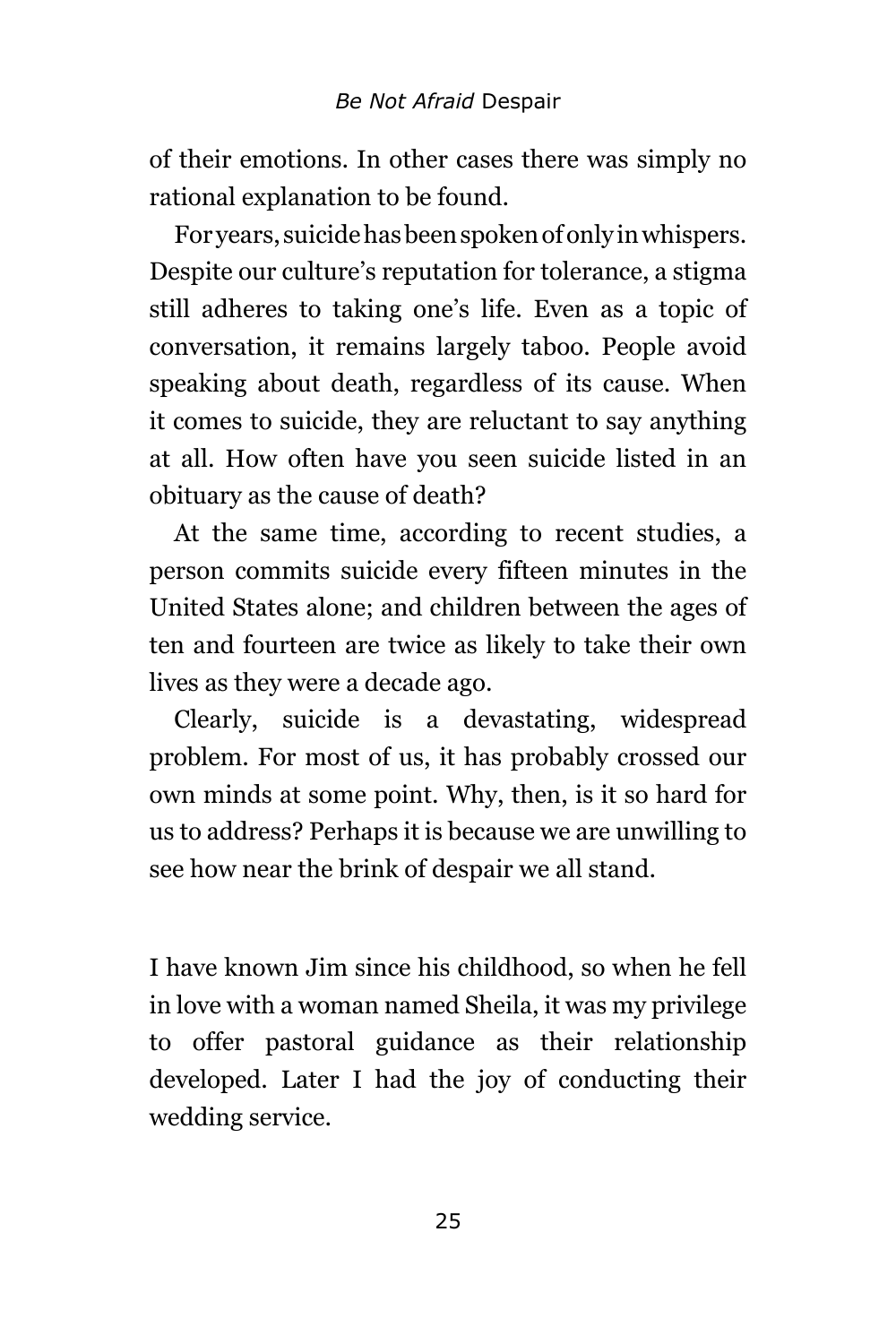of their emotions. In other cases there was simply no rational explanation to be found.

For years, suicide has been spoken of only in whispers. Despite our culture's reputation for tolerance, a stigma still adheres to taking one's life. Even as a topic of conversation, it remains largely taboo. People avoid speaking about death, regardless of its cause. When it comes to suicide, they are reluctant to say anything at all. How often have you seen suicide listed in an obituary as the cause of death?

At the same time, according to recent studies, a person commits suicide every fifteen minutes in the United States alone; and children between the ages of ten and fourteen are twice as likely to take their own lives as they were a decade ago.

Clearly, suicide is a devastating, widespread problem. For most of us, it has probably crossed our own minds at some point. Why, then, is it so hard for us to address? Perhaps it is because we are unwilling to see how near the brink of despair we all stand.

I have known Jim since his childhood, so when he fell in love with a woman named Sheila, it was my privilege to offer pastoral guidance as their relationship developed. Later I had the joy of conducting their wedding service.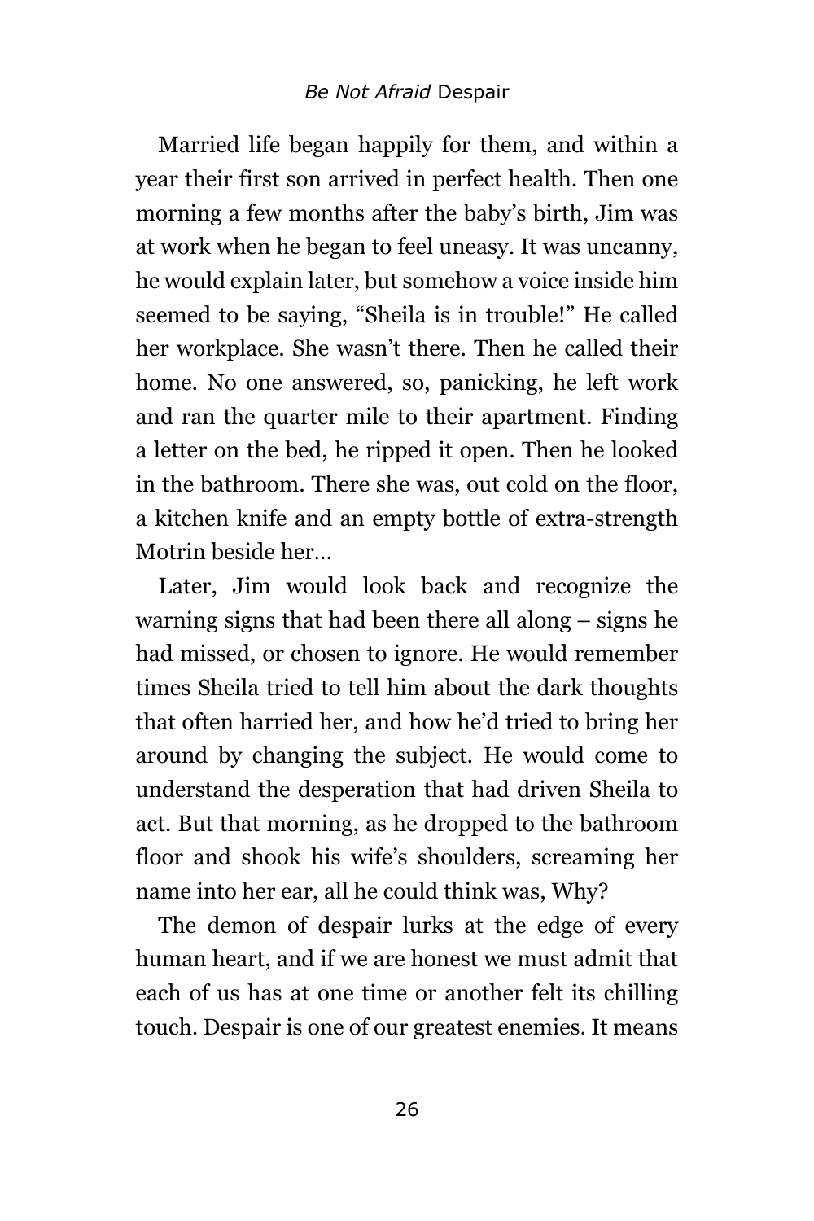Married life began happily for them, and within a year their first son arrived in perfect health. Then one morning a few months after the baby's birth, Jim was at work when he began to feel uneasy. It was uncanny, he would explain later, but somehow a voice inside him seemed to be saying, "Sheila is in trouble!" He called her workplace. She wasn't there. Then he called their home. No one answered, so, panicking, he left work and ran the quarter mile to their apartment. Finding a letter on the bed, he ripped it open. Then he looked in the bathroom. There she was, out cold on the floor, a kitchen knife and an empty bottle of extra-strength Motrin beside her…

Later, Jim would look back and recognize the warning signs that had been there all along – signs he had missed, or chosen to ignore. He would remember times Sheila tried to tell him about the dark thoughts that often harried her, and how he'd tried to bring her around by changing the subject. He would come to understand the desperation that had driven Sheila to act. But that morning, as he dropped to the bathroom floor and shook his wife's shoulders, screaming her name into her ear, all he could think was, Why?

The demon of despair lurks at the edge of every human heart, and if we are honest we must admit that each of us has at one time or another felt its chilling touch. Despair is one of our greatest enemies. It means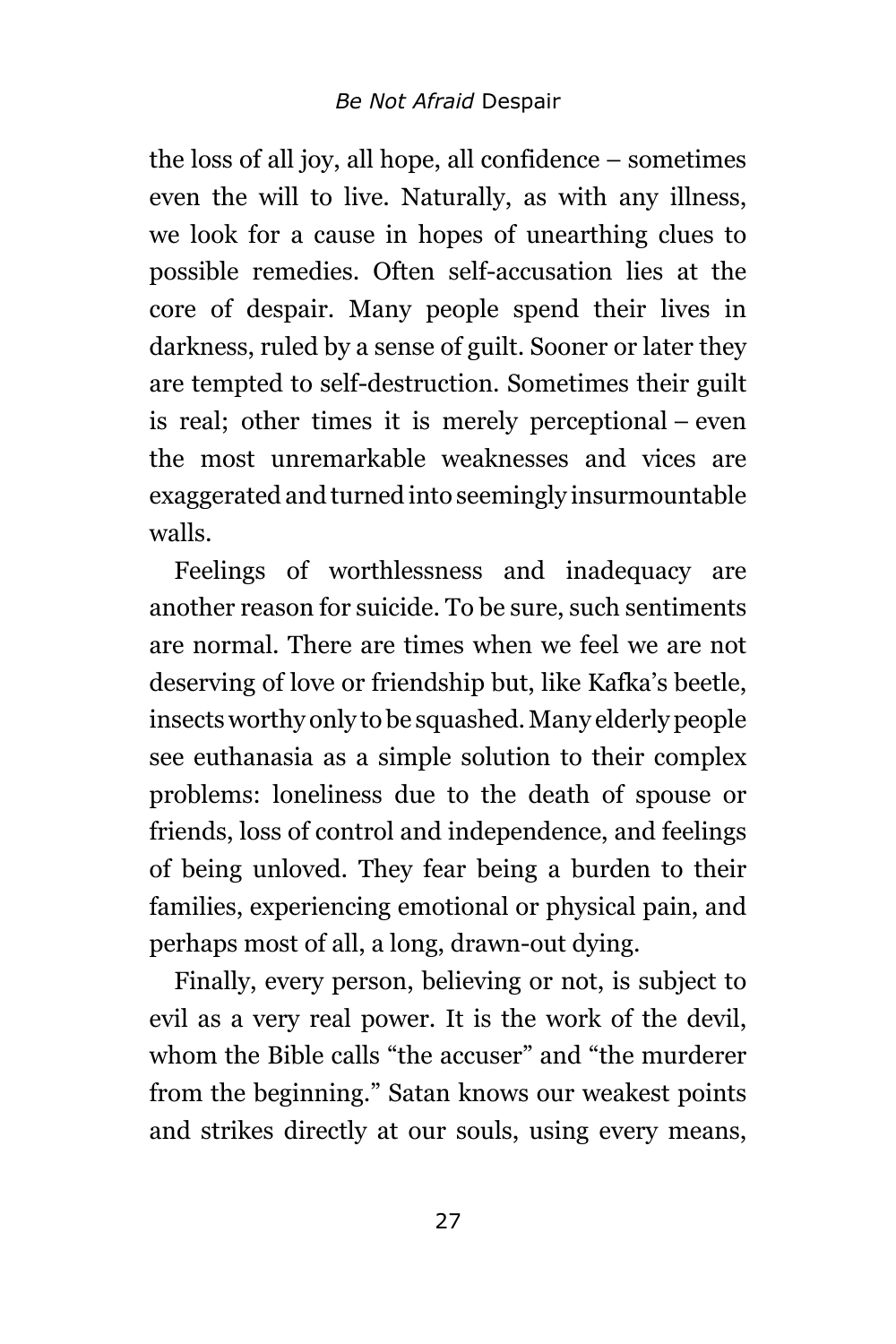the loss of all joy, all hope, all confidence – sometimes even the will to live. Naturally, as with any illness, we look for a cause in hopes of unearthing clues to possible remedies. Often self-accusation lies at the core of despair. Many people spend their lives in darkness, ruled by a sense of guilt. Sooner or later they are tempted to self-destruction. Sometimes their guilt is real; other times it is merely perceptional – even the most unremarkable weaknesses and vices are exaggerated and turned into seemingly insurmountable walls.

Feelings of worthlessness and inadequacy are another reason for suicide. To be sure, such sentiments are normal. There are times when we feel we are not deserving of love or friendship but, like Kafka's beetle, insects worthy only to be squashed. Many elderly people see euthanasia as a simple solution to their complex problems: loneliness due to the death of spouse or friends, loss of control and independence, and feelings of being unloved. They fear being a burden to their families, experiencing emotional or physical pain, and perhaps most of all, a long, drawn-out dying.

Finally, every person, believing or not, is subject to evil as a very real power. It is the work of the devil, whom the Bible calls "the accuser" and "the murderer from the beginning." Satan knows our weakest points and strikes directly at our souls, using every means,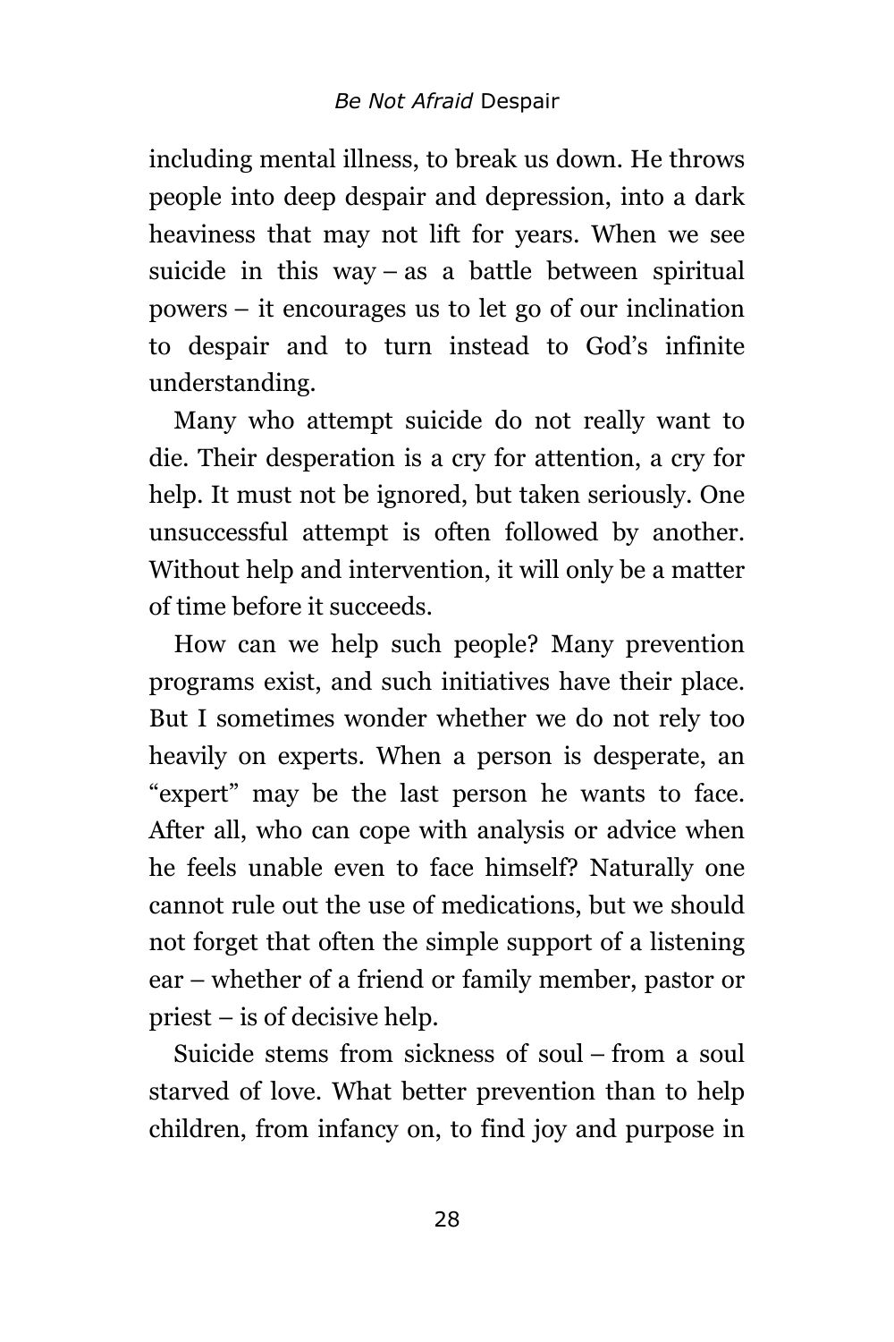including mental illness, to break us down. He throws people into deep despair and depression, into a dark heaviness that may not lift for years. When we see suicide in this way – as a battle between spiritual powers – it encourages us to let go of our inclination to despair and to turn instead to God's infinite understanding.

Many who attempt suicide do not really want to die. Their desperation is a cry for attention, a cry for help. It must not be ignored, but taken seriously. One unsuccessful attempt is often followed by another. Without help and intervention, it will only be a matter of time before it succeeds.

How can we help such people? Many prevention programs exist, and such initiatives have their place. But I sometimes wonder whether we do not rely too heavily on experts. When a person is desperate, an "expert" may be the last person he wants to face. After all, who can cope with analysis or advice when he feels unable even to face himself? Naturally one cannot rule out the use of medications, but we should not forget that often the simple support of a listening ear – whether of a friend or family member, pastor or priest – is of decisive help.

Suicide stems from sickness of soul – from a soul starved of love. What better prevention than to help children, from infancy on, to find joy and purpose in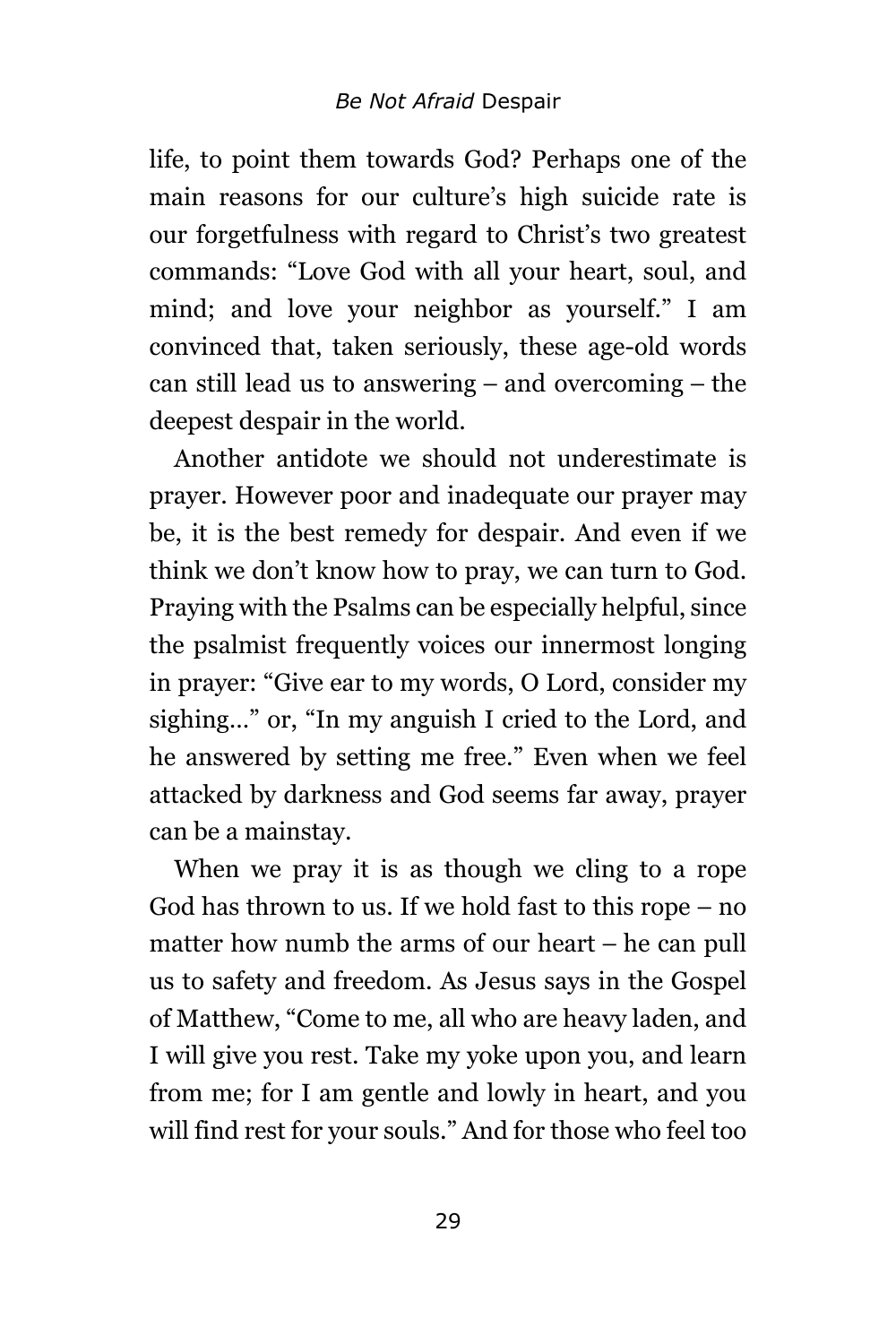life, to point them towards God? Perhaps one of the main reasons for our culture's high suicide rate is our forgetfulness with regard to Christ's two greatest commands: "Love God with all your heart, soul, and mind; and love your neighbor as yourself." I am convinced that, taken seriously, these age-old words can still lead us to answering – and overcoming – the deepest despair in the world.

Another antidote we should not underestimate is prayer. However poor and inadequate our prayer may be, it is the best remedy for despair. And even if we think we don't know how to pray, we can turn to God. Praying with the Psalms can be especially helpful, since the psalmist frequently voices our innermost longing in prayer: "Give ear to my words, O Lord, consider my sighing…" or, "In my anguish I cried to the Lord, and he answered by setting me free." Even when we feel attacked by darkness and God seems far away, prayer can be a mainstay.

When we pray it is as though we cling to a rope God has thrown to us. If we hold fast to this rope – no matter how numb the arms of our heart – he can pull us to safety and freedom. As Jesus says in the Gospel of Matthew, "Come to me, all who are heavy laden, and I will give you rest. Take my yoke upon you, and learn from me; for I am gentle and lowly in heart, and you will find rest for your souls." And for those who feel too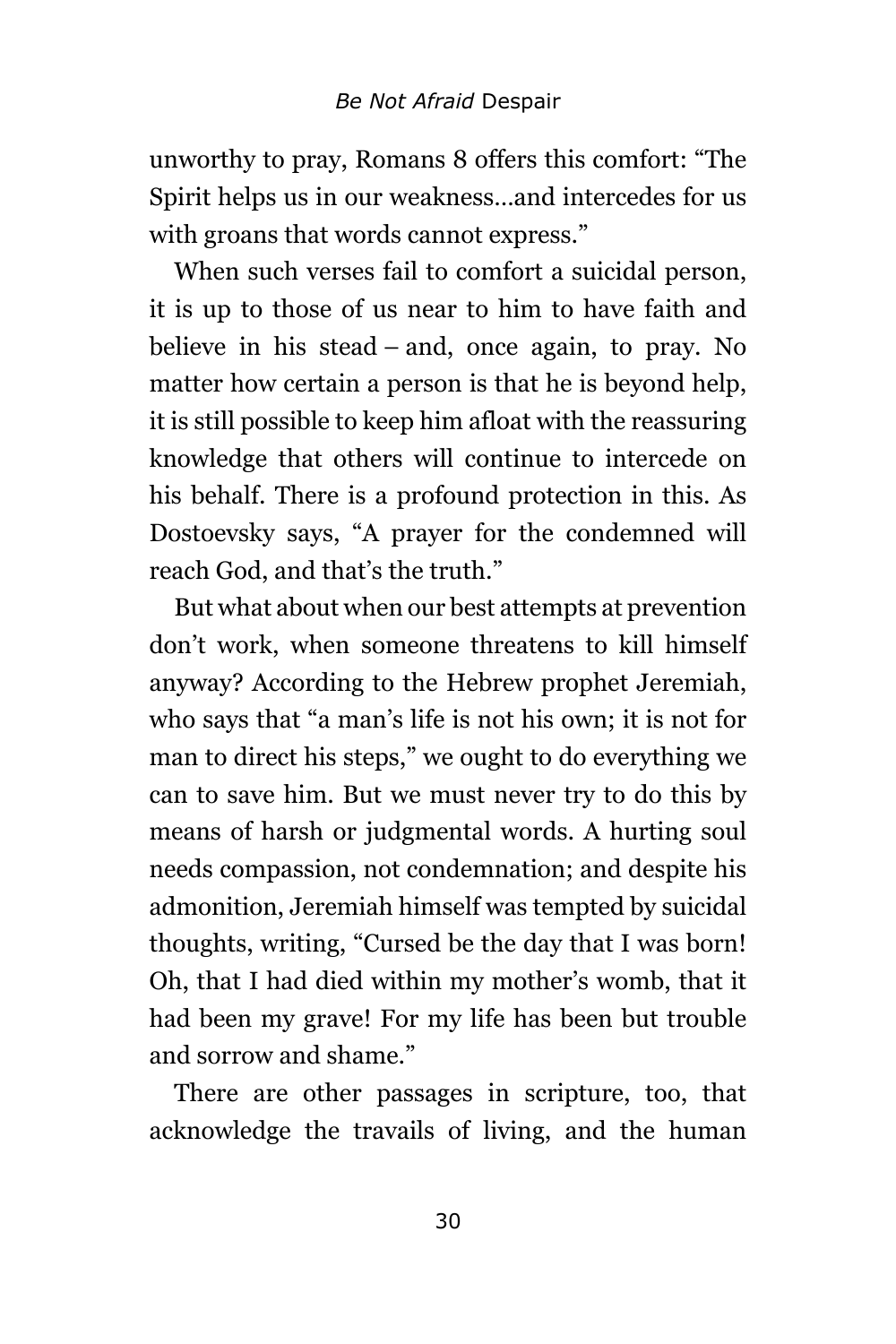unworthy to pray, Romans 8 offers this comfort: "The Spirit helps us in our weakness…and intercedes for us with groans that words cannot express."

When such verses fail to comfort a suicidal person, it is up to those of us near to him to have faith and believe in his stead – and, once again, to pray. No matter how certain a person is that he is beyond help, it is still possible to keep him afloat with the reassuring knowledge that others will continue to intercede on his behalf. There is a profound protection in this. As Dostoevsky says, "A prayer for the condemned will reach God, and that's the truth."

But what about when our best attempts at prevention don't work, when someone threatens to kill himself anyway? According to the Hebrew prophet Jeremiah, who says that "a man's life is not his own; it is not for man to direct his steps," we ought to do everything we can to save him. But we must never try to do this by means of harsh or judgmental words. A hurting soul needs compassion, not condemnation; and despite his admonition, Jeremiah himself was tempted by suicidal thoughts, writing, "Cursed be the day that I was born! Oh, that I had died within my mother's womb, that it had been my grave! For my life has been but trouble and sorrow and shame."

There are other passages in scripture, too, that acknowledge the travails of living, and the human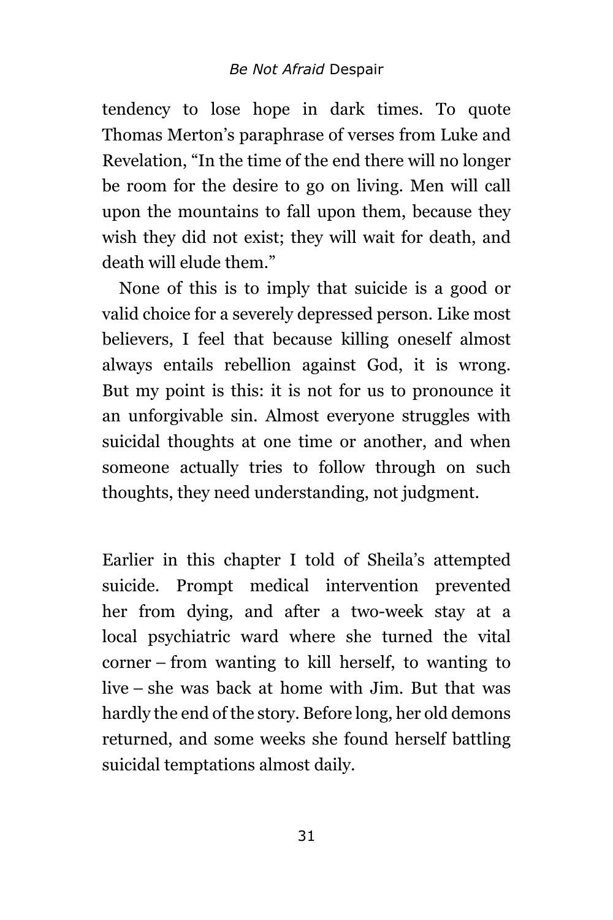tendency to lose hope in dark times. To quote Thomas Merton's paraphrase of verses from Luke and Revelation, "In the time of the end there will no longer be room for the desire to go on living. Men will call upon the mountains to fall upon them, because they wish they did not exist; they will wait for death, and death will elude them."

None of this is to imply that suicide is a good or valid choice for a severely depressed person. Like most believers, I feel that because killing oneself almost always entails rebellion against God, it is wrong. But my point is this: it is not for us to pronounce it an unforgivable sin. Almost everyone struggles with suicidal thoughts at one time or another, and when someone actually tries to follow through on such thoughts, they need understanding, not judgment.

Earlier in this chapter I told of Sheila's attempted suicide. Prompt medical intervention prevented her from dying, and after a two-week stay at a local psychiatric ward where she turned the vital corner – from wanting to kill herself, to wanting to live – she was back at home with Jim. But that was hardly the end of the story. Before long, her old demons returned, and some weeks she found herself battling suicidal temptations almost daily.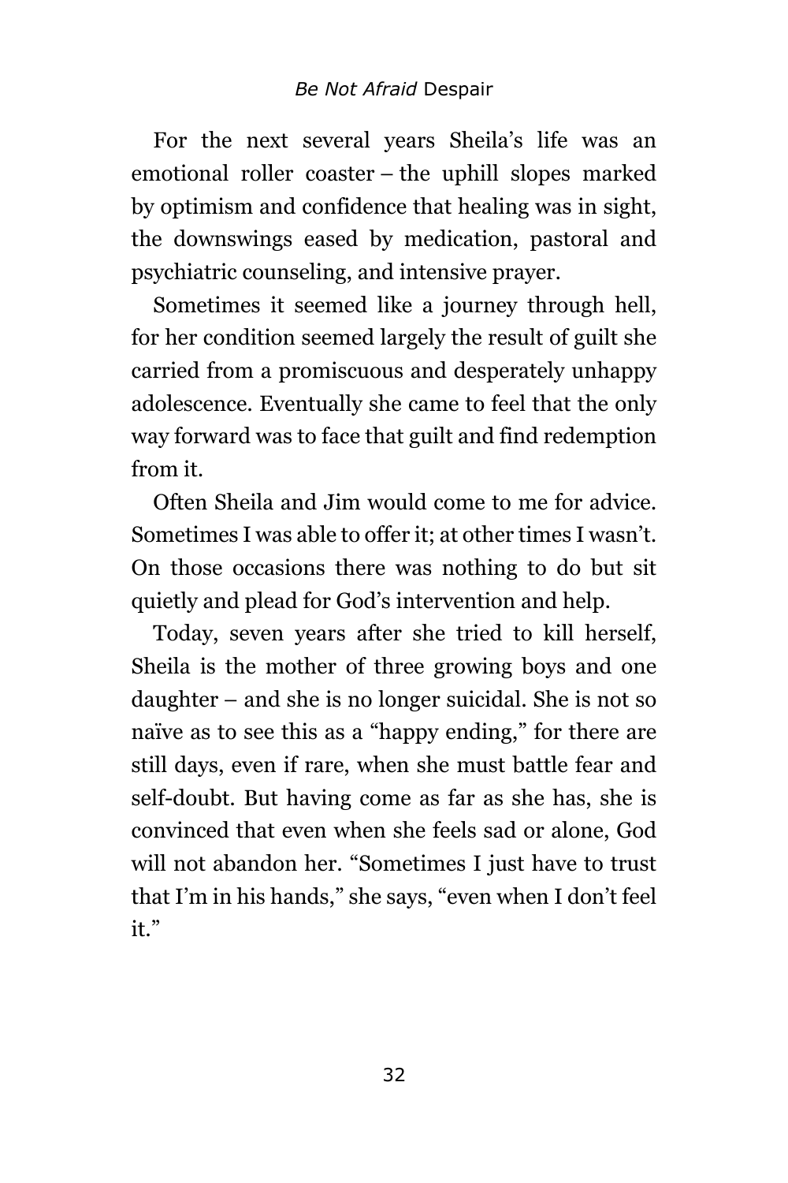For the next several years Sheila's life was an emotional roller coaster – the uphill slopes marked by optimism and confidence that healing was in sight, the downswings eased by medication, pastoral and psychiatric counseling, and intensive prayer.

Sometimes it seemed like a journey through hell, for her condition seemed largely the result of guilt she carried from a promiscuous and desperately unhappy adolescence. Eventually she came to feel that the only way forward was to face that guilt and find redemption from it.

Often Sheila and Jim would come to me for advice. Sometimes I was able to offer it; at other times I wasn't. On those occasions there was nothing to do but sit quietly and plead for God's intervention and help.

Today, seven years after she tried to kill herself, Sheila is the mother of three growing boys and one daughter – and she is no longer suicidal. She is not so naïve as to see this as a "happy ending," for there are still days, even if rare, when she must battle fear and self-doubt. But having come as far as she has, she is convinced that even when she feels sad or alone, God will not abandon her. "Sometimes I just have to trust that I'm in his hands," she says, "even when I don't feel it."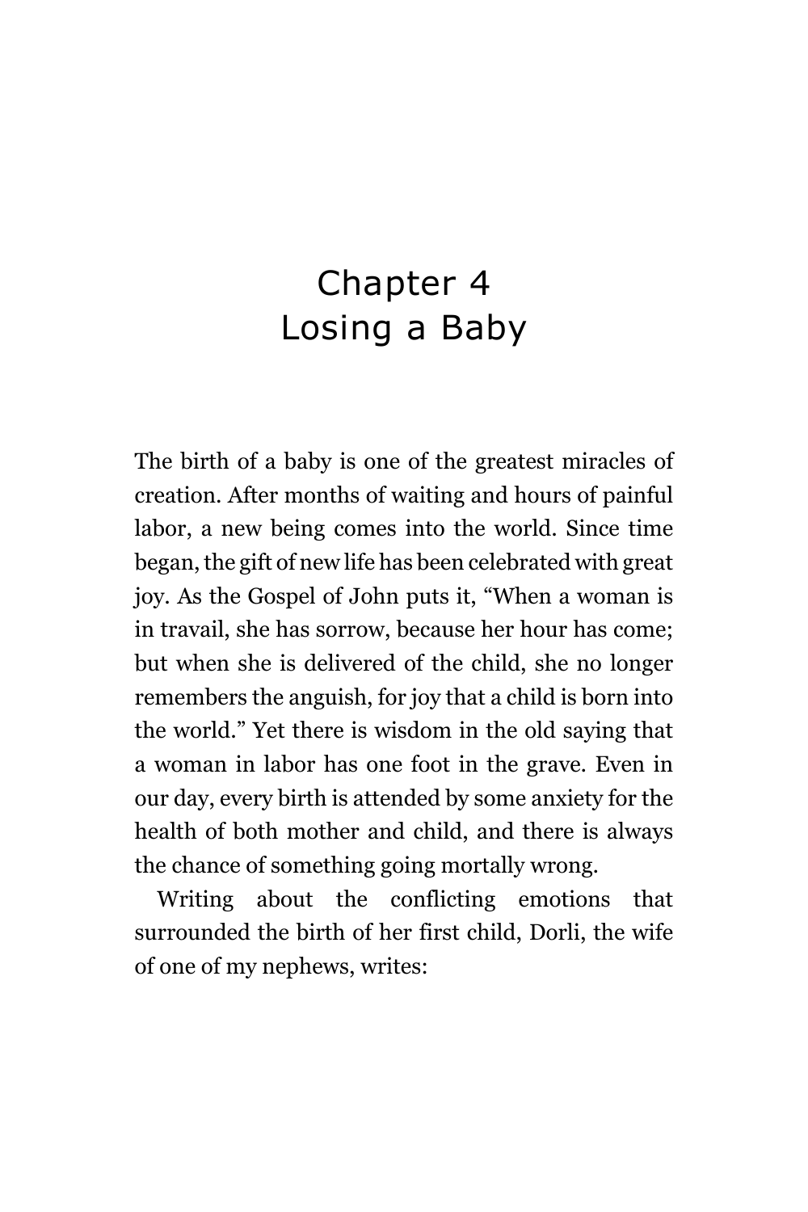# Chapter 4
# Losing a Baby

The birth of a baby is one of the greatest miracles of creation. After months of waiting and hours of painful labor, a new being comes into the world. Since time began, the gift of new life has been celebrated with great joy. As the Gospel of John puts it, "When a woman is in travail, she has sorrow, because her hour has come; but when she is delivered of the child, she no longer remembers the anguish, for joy that a child is born into the world." Yet there is wisdom in the old saying that a woman in labor has one foot in the grave. Even in our day, every birth is attended by some anxiety for the health of both mother and child, and there is always the chance of something going mortally wrong.

Writing about the conflicting emotions that surrounded the birth of her first child, Dorli, the wife of one of my nephews, writes: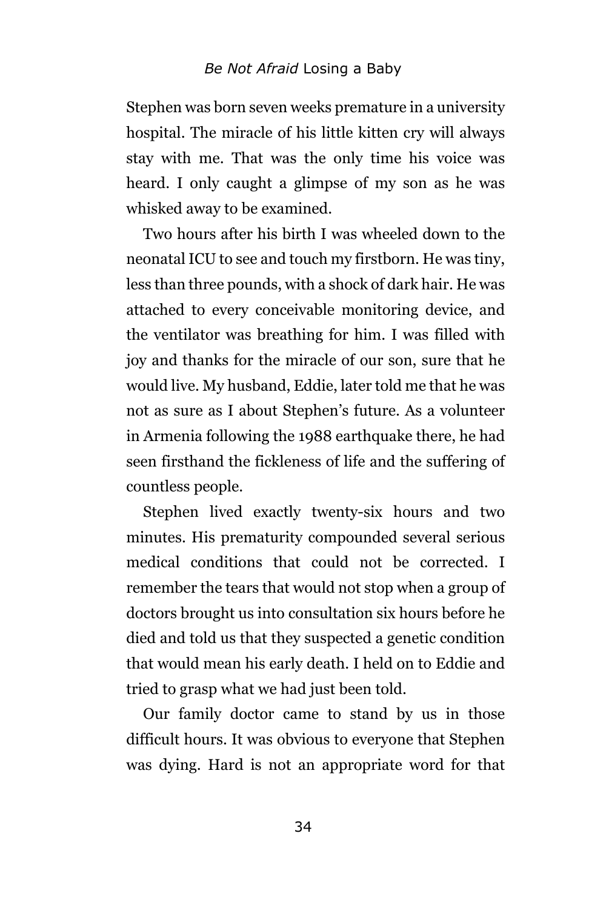Stephen was born seven weeks premature in a university hospital. The miracle of his little kitten cry will always stay with me. That was the only time his voice was heard. I only caught a glimpse of my son as he was whisked away to be examined.

Two hours after his birth I was wheeled down to the neonatal ICU to see and touch my firstborn. He was tiny, less than three pounds, with a shock of dark hair. He was attached to every conceivable monitoring device, and the ventilator was breathing for him. I was filled with joy and thanks for the miracle of our son, sure that he would live. My husband, Eddie, later told me that he was not as sure as I about Stephen's future. As a volunteer in Armenia following the 1988 earthquake there, he had seen firsthand the fickleness of life and the suffering of countless people.

Stephen lived exactly twenty-six hours and two minutes. His prematurity compounded several serious medical conditions that could not be corrected. I remember the tears that would not stop when a group of doctors brought us into consultation six hours before he died and told us that they suspected a genetic condition that would mean his early death. I held on to Eddie and tried to grasp what we had just been told.

Our family doctor came to stand by us in those difficult hours. It was obvious to everyone that Stephen was dying. Hard is not an appropriate word for that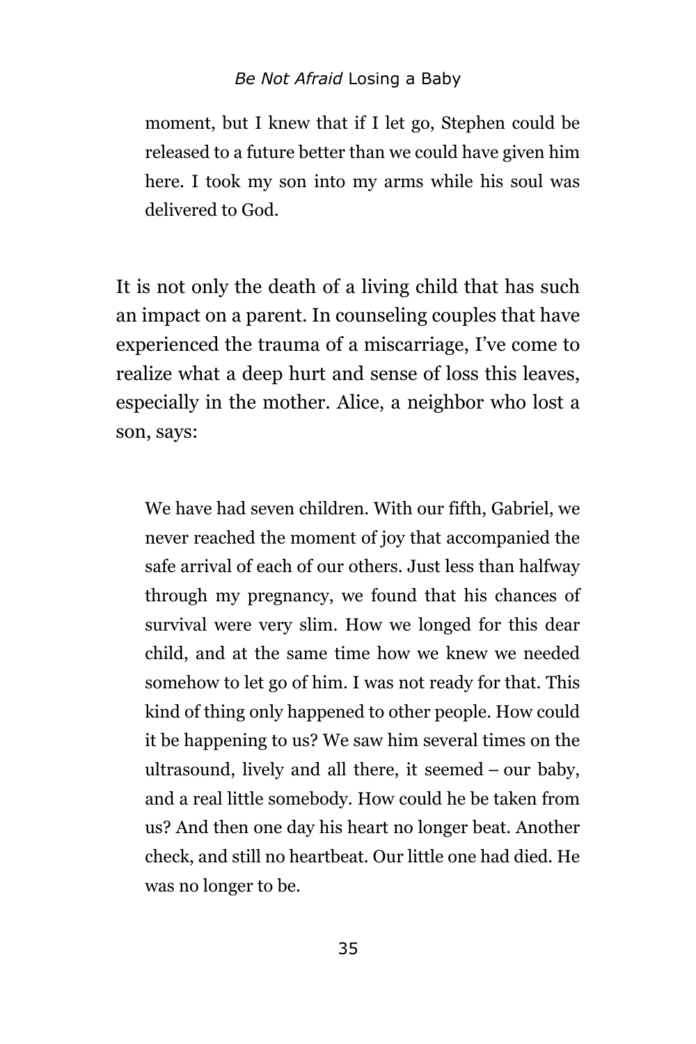> moment, but I knew that if I let go, Stephen could be released to a future better than we could have given him here. I took my son into my arms while his soul was delivered to God.

It is not only the death of a living child that has such an impact on a parent. In counseling couples that have experienced the trauma of a miscarriage, I've come to realize what a deep hurt and sense of loss this leaves, especially in the mother. Alice, a neighbor who lost a son, says:

> We have had seven children. With our fifth, Gabriel, we never reached the moment of joy that accompanied the safe arrival of each of our others. Just less than halfway through my pregnancy, we found that his chances of survival were very slim. How we longed for this dear child, and at the same time how we knew we needed somehow to let go of him. I was not ready for that. This kind of thing only happened to other people. How could it be happening to us? We saw him several times on the ultrasound, lively and all there, it seemed – our baby, and a real little somebody. How could he be taken from us? And then one day his heart no longer beat. Another check, and still no heartbeat. Our little one had died. He was no longer to be.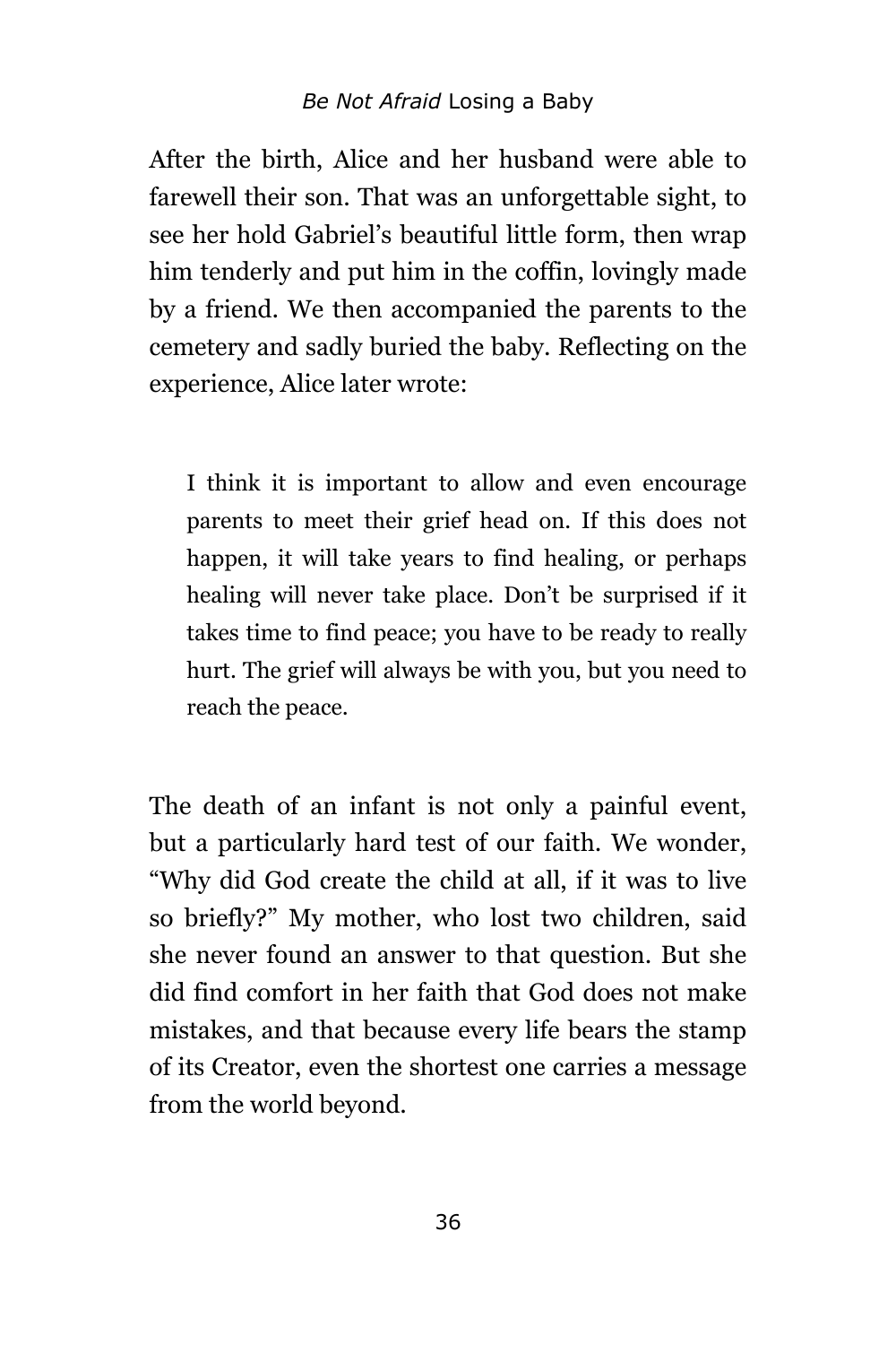After the birth, Alice and her husband were able to farewell their son. That was an unforgettable sight, to see her hold Gabriel's beautiful little form, then wrap him tenderly and put him in the coffin, lovingly made by a friend. We then accompanied the parents to the cemetery and sadly buried the baby. Reflecting on the experience, Alice later wrote:

> I think it is important to allow and even encourage parents to meet their grief head on. If this does not happen, it will take years to find healing, or perhaps healing will never take place. Don't be surprised if it takes time to find peace; you have to be ready to really hurt. The grief will always be with you, but you need to reach the peace.

The death of an infant is not only a painful event, but a particularly hard test of our faith. We wonder, "Why did God create the child at all, if it was to live so briefly?" My mother, who lost two children, said she never found an answer to that question. But she did find comfort in her faith that God does not make mistakes, and that because every life bears the stamp of its Creator, even the shortest one carries a message from the world beyond.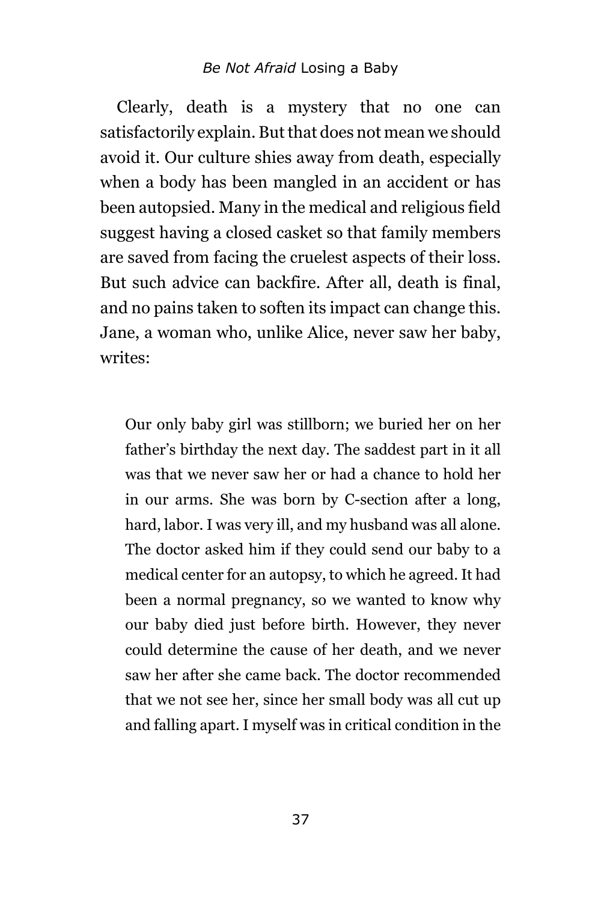Clearly, death is a mystery that no one can satisfactorily explain. But that does not mean we should avoid it. Our culture shies away from death, especially when a body has been mangled in an accident or has been autopsied. Many in the medical and religious field suggest having a closed casket so that family members are saved from facing the cruelest aspects of their loss. But such advice can backfire. After all, death is final, and no pains taken to soften its impact can change this. Jane, a woman who, unlike Alice, never saw her baby, writes:

> Our only baby girl was stillborn; we buried her on her father's birthday the next day. The saddest part in it all was that we never saw her or had a chance to hold her in our arms. She was born by C-section after a long, hard, labor. I was very ill, and my husband was all alone. The doctor asked him if they could send our baby to a medical center for an autopsy, to which he agreed. It had been a normal pregnancy, so we wanted to know why our baby died just before birth. However, they never could determine the cause of her death, and we never saw her after she came back. The doctor recommended that we not see her, since her small body was all cut up and falling apart. I myself was in critical condition in the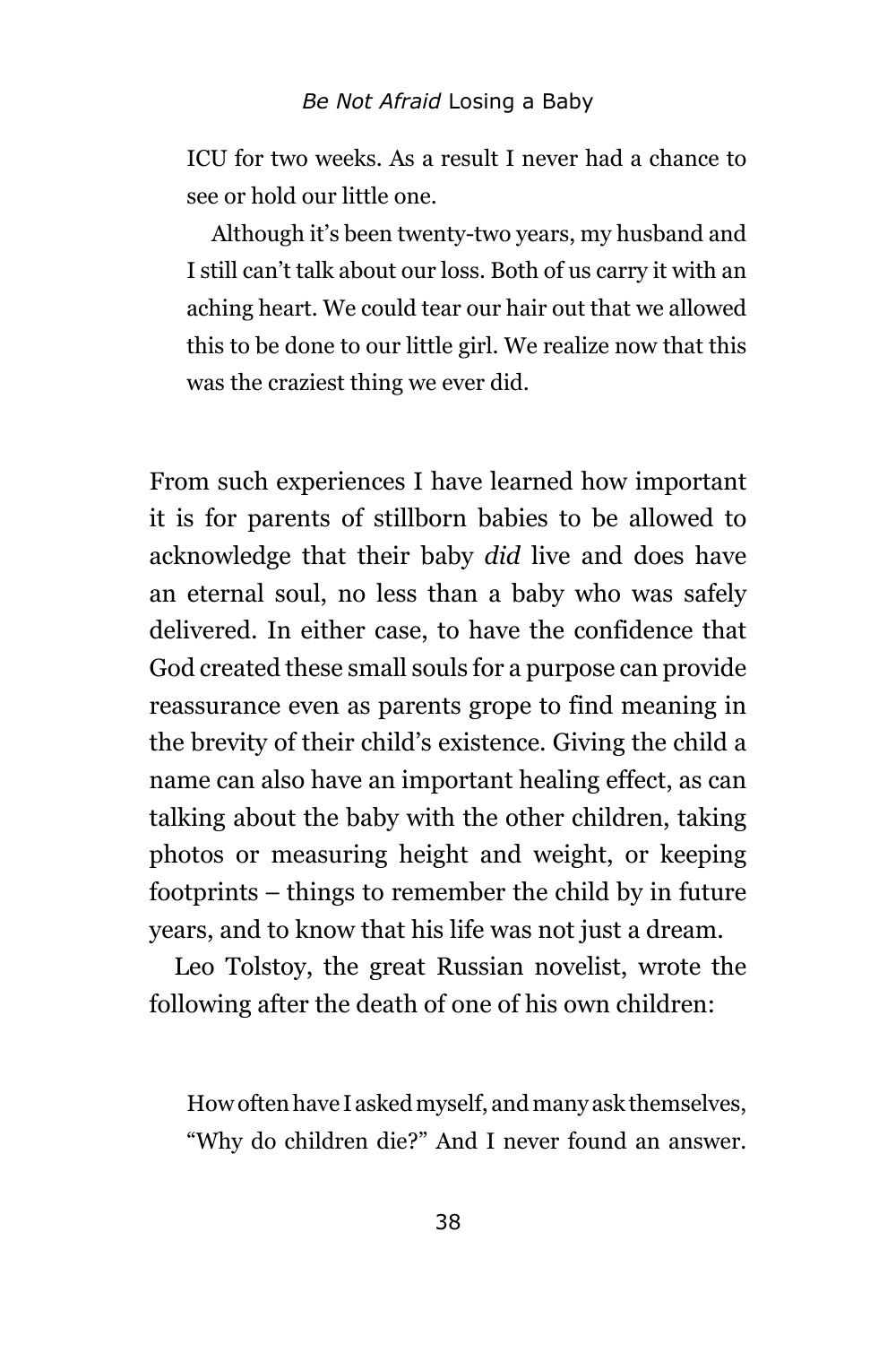> ICU for two weeks. As a result I never had a chance to see or hold our little one.
>
> Although it's been twenty-two years, my husband and I still can't talk about our loss. Both of us carry it with an aching heart. We could tear our hair out that we allowed this to be done to our little girl. We realize now that this was the craziest thing we ever did.

From such experiences I have learned how important it is for parents of stillborn babies to be allowed to acknowledge that their baby *did* live and does have an eternal soul, no less than a baby who was safely delivered. In either case, to have the confidence that God created these small souls for a purpose can provide reassurance even as parents grope to find meaning in the brevity of their child's existence. Giving the child a name can also have an important healing effect, as can talking about the baby with the other children, taking photos or measuring height and weight, or keeping footprints – things to remember the child by in future years, and to know that his life was not just a dream.

Leo Tolstoy, the great Russian novelist, wrote the following after the death of one of his own children:

> How often have I asked myself, and many ask themselves, "Why do children die?" And I never found an answer.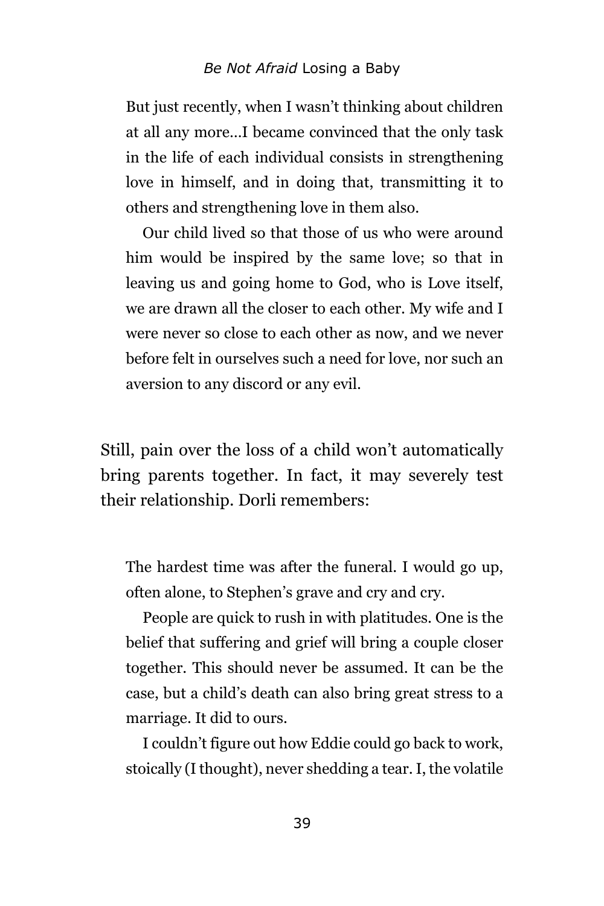> But just recently, when I wasn't thinking about children at all any more…I became convinced that the only task in the life of each individual consists in strengthening love in himself, and in doing that, transmitting it to others and strengthening love in them also.
>
> Our child lived so that those of us who were around him would be inspired by the same love; so that in leaving us and going home to God, who is Love itself, we are drawn all the closer to each other. My wife and I were never so close to each other as now, and we never before felt in ourselves such a need for love, nor such an aversion to any discord or any evil.

Still, pain over the loss of a child won't automatically bring parents together. In fact, it may severely test their relationship. Dorli remembers:

> The hardest time was after the funeral. I would go up, often alone, to Stephen's grave and cry and cry.
>
> People are quick to rush in with platitudes. One is the belief that suffering and grief will bring a couple closer together. This should never be assumed. It can be the case, but a child's death can also bring great stress to a marriage. It did to ours.
>
> I couldn't figure out how Eddie could go back to work, stoically (I thought), never shedding a tear. I, the volatile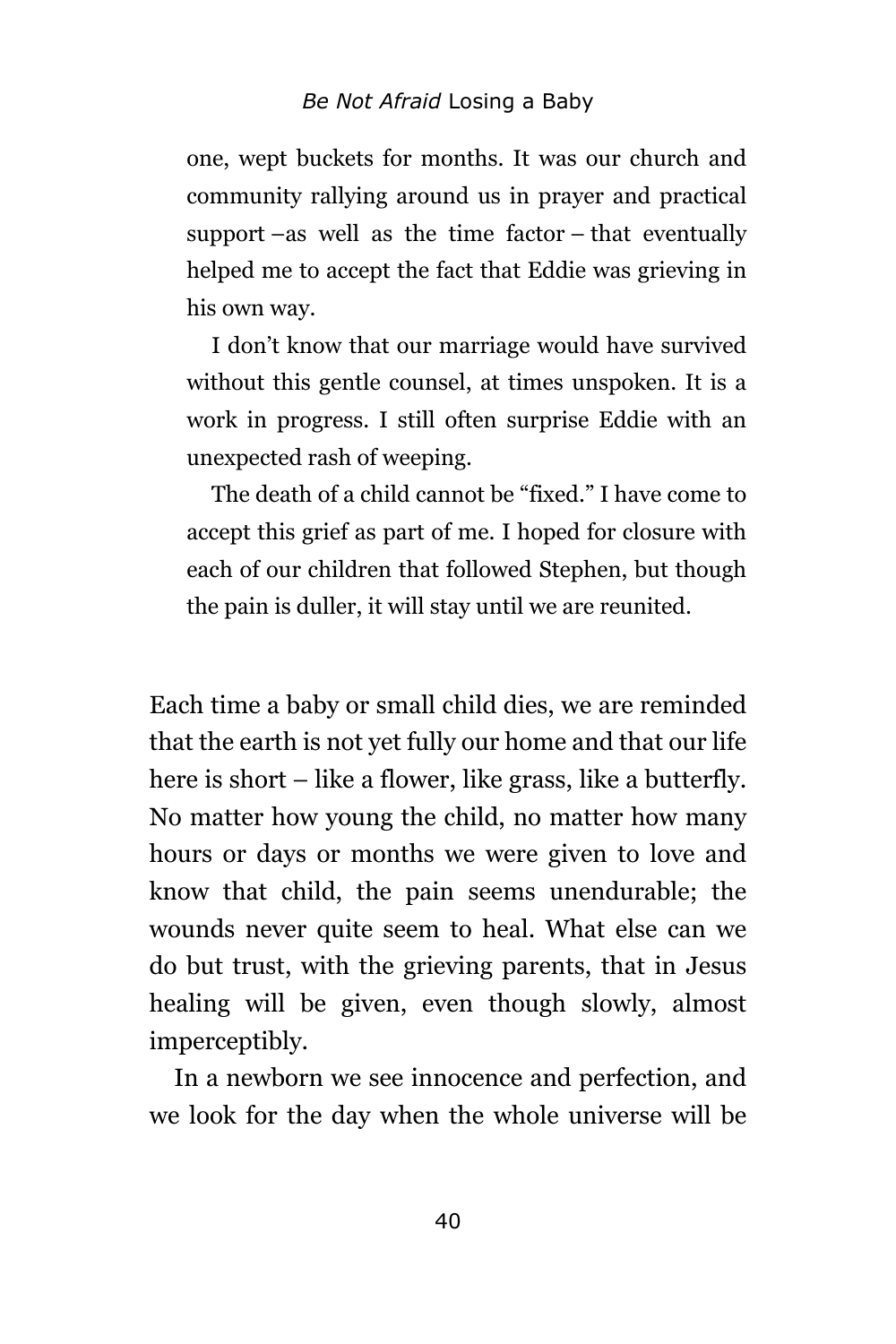> one, wept buckets for months. It was our church and community rallying around us in prayer and practical support –as well as the time factor – that eventually helped me to accept the fact that Eddie was grieving in his own way.
>
> I don't know that our marriage would have survived without this gentle counsel, at times unspoken. It is a work in progress. I still often surprise Eddie with an unexpected rash of weeping.
>
> The death of a child cannot be "fixed." I have come to accept this grief as part of me. I hoped for closure with each of our children that followed Stephen, but though the pain is duller, it will stay until we are reunited.

Each time a baby or small child dies, we are reminded that the earth is not yet fully our home and that our life here is short – like a flower, like grass, like a butterfly. No matter how young the child, no matter how many hours or days or months we were given to love and know that child, the pain seems unendurable; the wounds never quite seem to heal. What else can we do but trust, with the grieving parents, that in Jesus healing will be given, even though slowly, almost imperceptibly.

In a newborn we see innocence and perfection, and we look for the day when the whole universe will be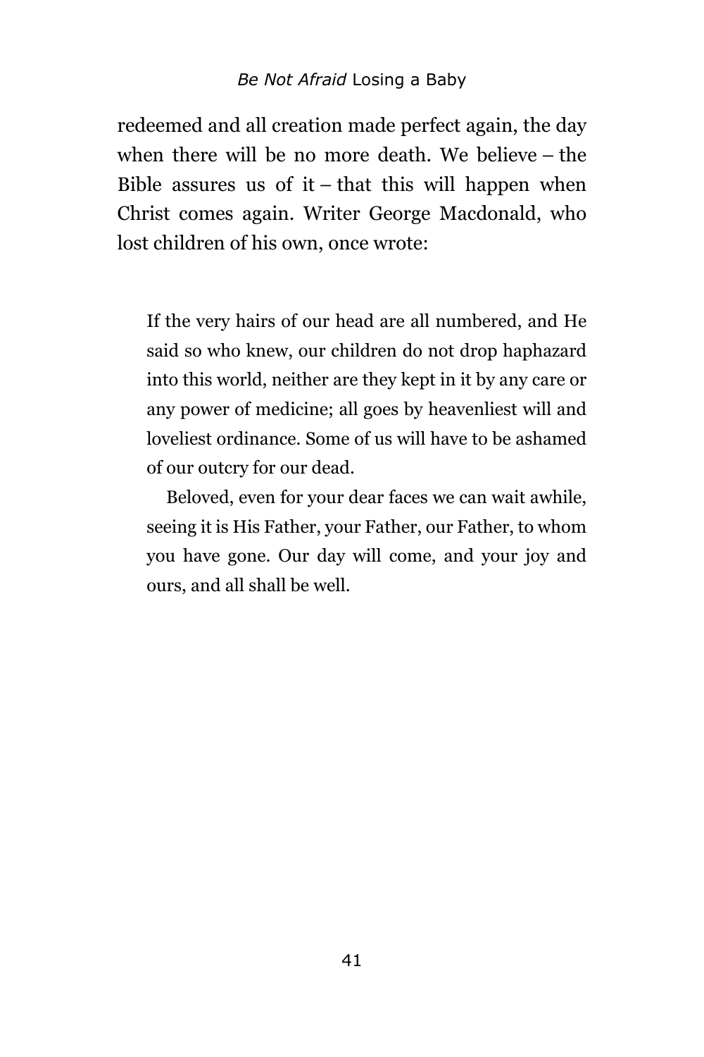redeemed and all creation made perfect again, the day when there will be no more death. We believe – the Bible assures us of it – that this will happen when Christ comes again. Writer George Macdonald, who lost children of his own, once wrote:

> If the very hairs of our head are all numbered, and He said so who knew, our children do not drop haphazard into this world, neither are they kept in it by any care or any power of medicine; all goes by heavenliest will and loveliest ordinance. Some of us will have to be ashamed of our outcry for our dead.
>
> Beloved, even for your dear faces we can wait awhile, seeing it is His Father, your Father, our Father, to whom you have gone. Our day will come, and your joy and ours, and all shall be well.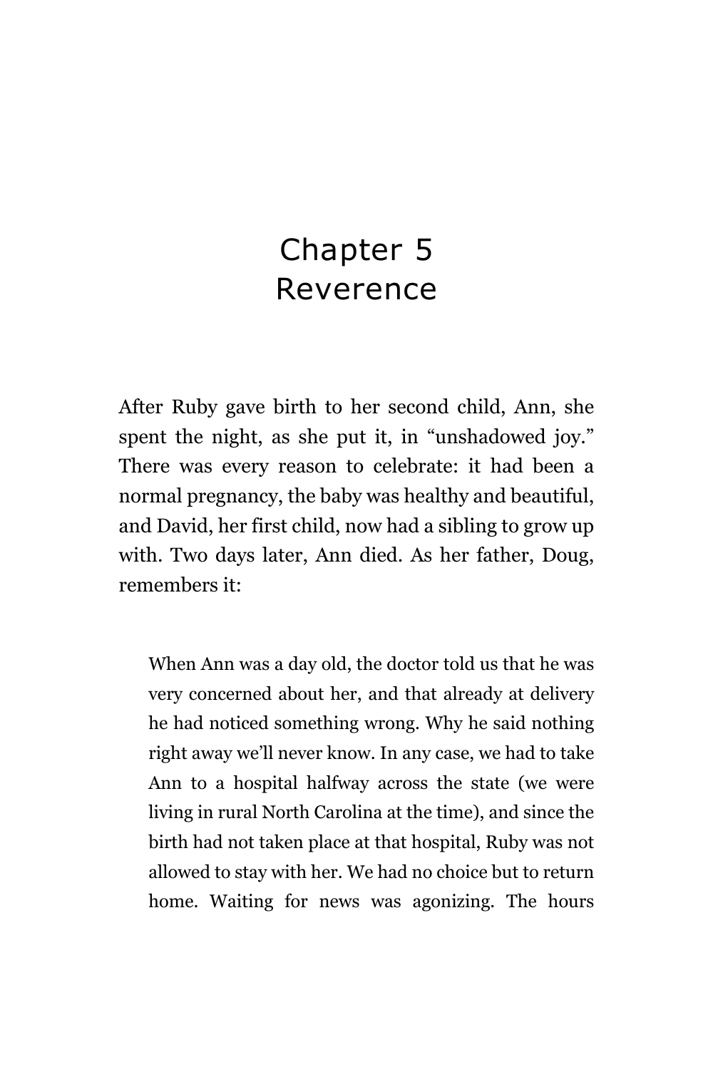# Chapter 5
# Reverence

After Ruby gave birth to her second child, Ann, she spent the night, as she put it, in "unshadowed joy." There was every reason to celebrate: it had been a normal pregnancy, the baby was healthy and beautiful, and David, her first child, now had a sibling to grow up with. Two days later, Ann died. As her father, Doug, remembers it:

> When Ann was a day old, the doctor told us that he was very concerned about her, and that already at delivery he had noticed something wrong. Why he said nothing right away we'll never know. In any case, we had to take Ann to a hospital halfway across the state (we were living in rural North Carolina at the time), and since the birth had not taken place at that hospital, Ruby was not allowed to stay with her. We had no choice but to return home. Waiting for news was agonizing. The hours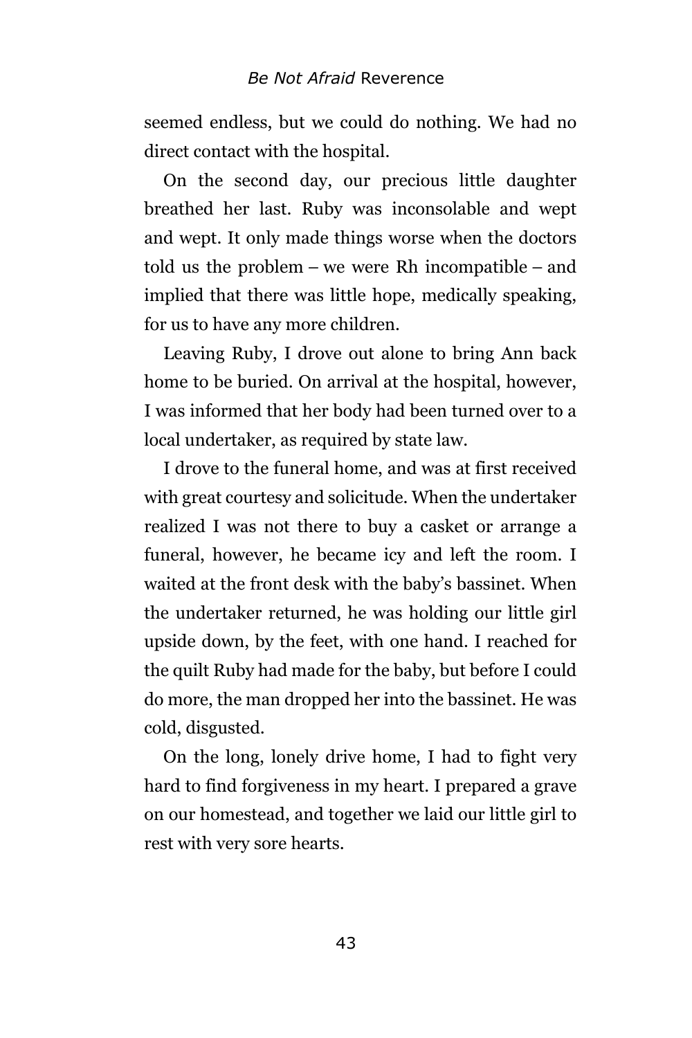seemed endless, but we could do nothing. We had no direct contact with the hospital.

On the second day, our precious little daughter breathed her last. Ruby was inconsolable and wept and wept. It only made things worse when the doctors told us the problem – we were Rh incompatible – and implied that there was little hope, medically speaking, for us to have any more children.

Leaving Ruby, I drove out alone to bring Ann back home to be buried. On arrival at the hospital, however, I was informed that her body had been turned over to a local undertaker, as required by state law.

I drove to the funeral home, and was at first received with great courtesy and solicitude. When the undertaker realized I was not there to buy a casket or arrange a funeral, however, he became icy and left the room. I waited at the front desk with the baby's bassinet. When the undertaker returned, he was holding our little girl upside down, by the feet, with one hand. I reached for the quilt Ruby had made for the baby, but before I could do more, the man dropped her into the bassinet. He was cold, disgusted.

On the long, lonely drive home, I had to fight very hard to find forgiveness in my heart. I prepared a grave on our homestead, and together we laid our little girl to rest with very sore hearts.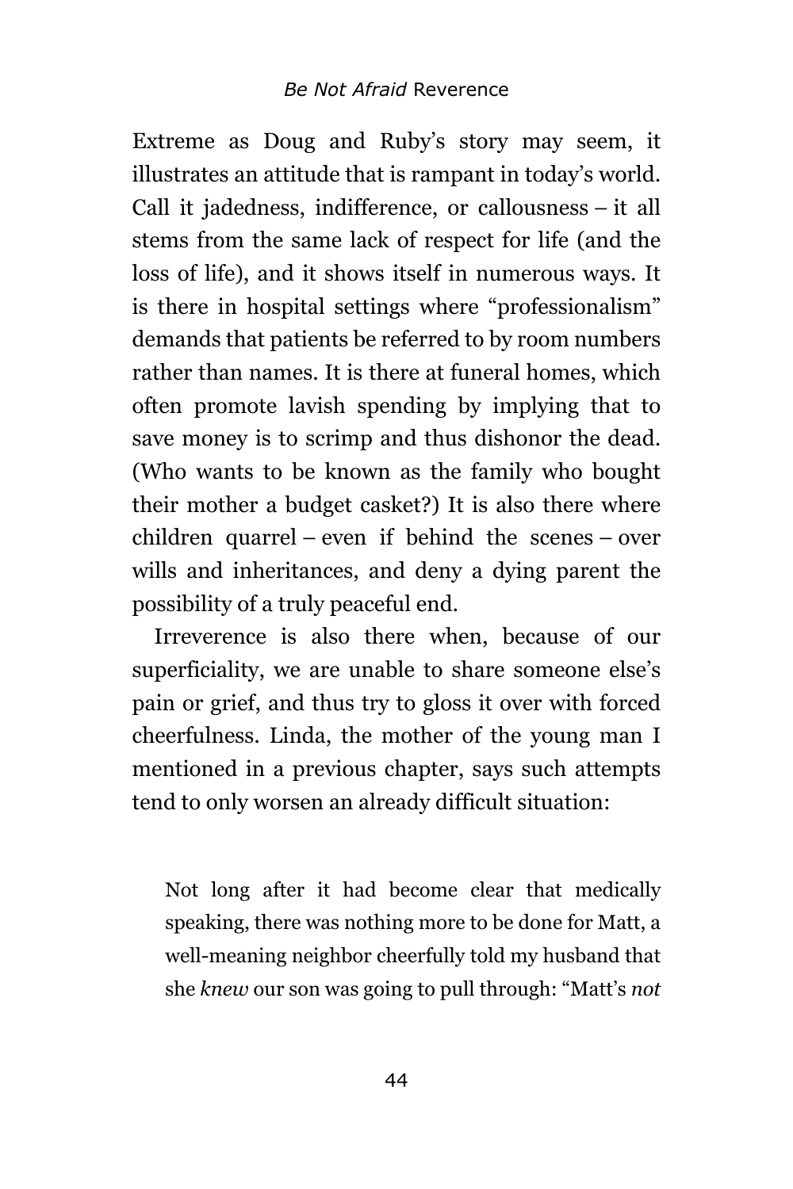Extreme as Doug and Ruby's story may seem, it illustrates an attitude that is rampant in today's world. Call it jadedness, indifference, or callousness – it all stems from the same lack of respect for life (and the loss of life), and it shows itself in numerous ways. It is there in hospital settings where "professionalism" demands that patients be referred to by room numbers rather than names. It is there at funeral homes, which often promote lavish spending by implying that to save money is to scrimp and thus dishonor the dead. (Who wants to be known as the family who bought their mother a budget casket?) It is also there where children quarrel – even if behind the scenes – over wills and inheritances, and deny a dying parent the possibility of a truly peaceful end.

Irreverence is also there when, because of our superficiality, we are unable to share someone else's pain or grief, and thus try to gloss it over with forced cheerfulness. Linda, the mother of the young man I mentioned in a previous chapter, says such attempts tend to only worsen an already difficult situation:

> Not long after it had become clear that medically speaking, there was nothing more to be done for Matt, a well-meaning neighbor cheerfully told my husband that she *knew* our son was going to pull through: "Matt's *not*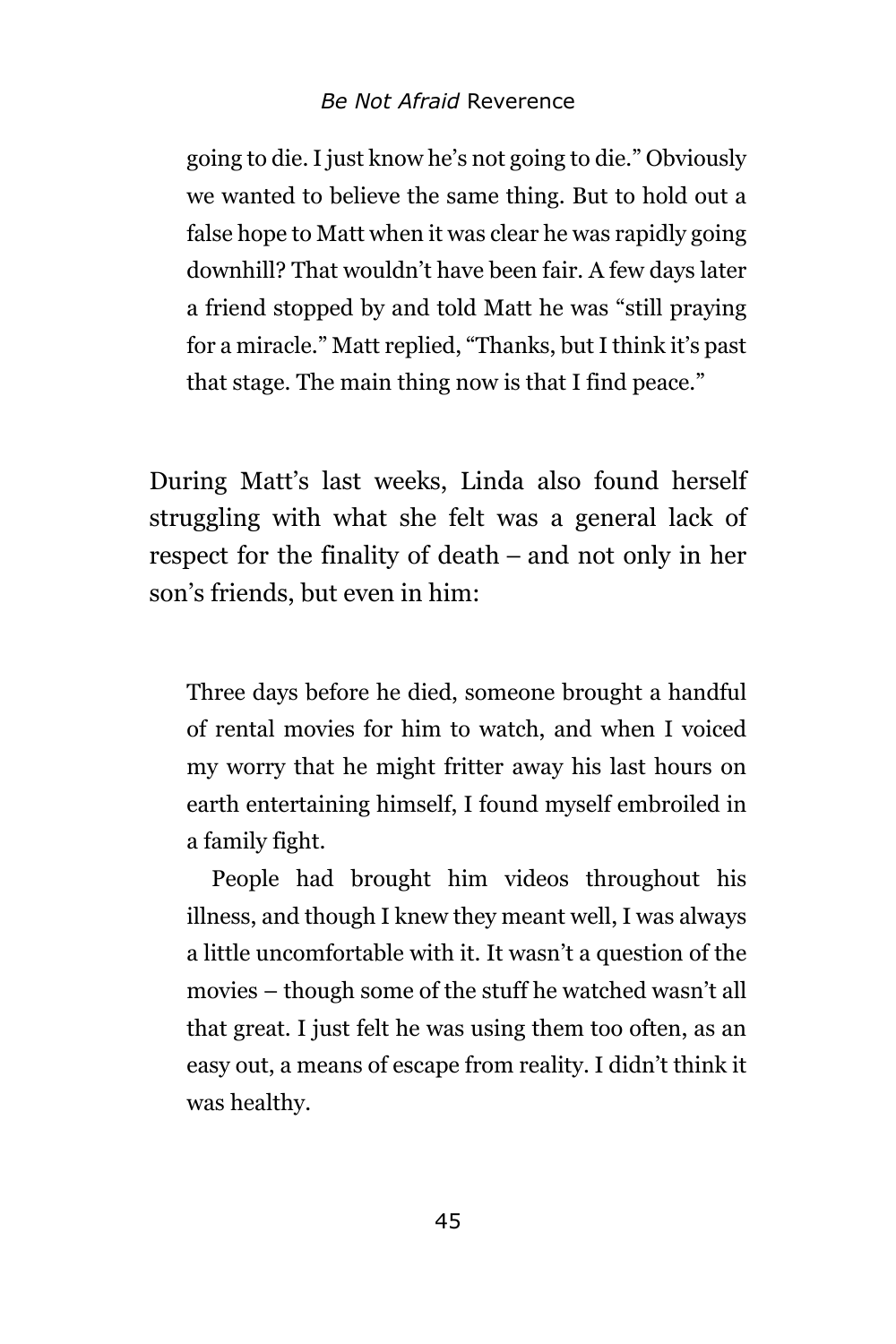> going to die. I just know he's not going to die." Obviously we wanted to believe the same thing. But to hold out a false hope to Matt when it was clear he was rapidly going downhill? That wouldn't have been fair. A few days later a friend stopped by and told Matt he was "still praying for a miracle." Matt replied, "Thanks, but I think it's past that stage. The main thing now is that I find peace."

During Matt's last weeks, Linda also found herself struggling with what she felt was a general lack of respect for the finality of death – and not only in her son's friends, but even in him:

> Three days before he died, someone brought a handful of rental movies for him to watch, and when I voiced my worry that he might fritter away his last hours on earth entertaining himself, I found myself embroiled in a family fight.
>
> People had brought him videos throughout his illness, and though I knew they meant well, I was always a little uncomfortable with it. It wasn't a question of the movies – though some of the stuff he watched wasn't all that great. I just felt he was using them too often, as an easy out, a means of escape from reality. I didn't think it was healthy.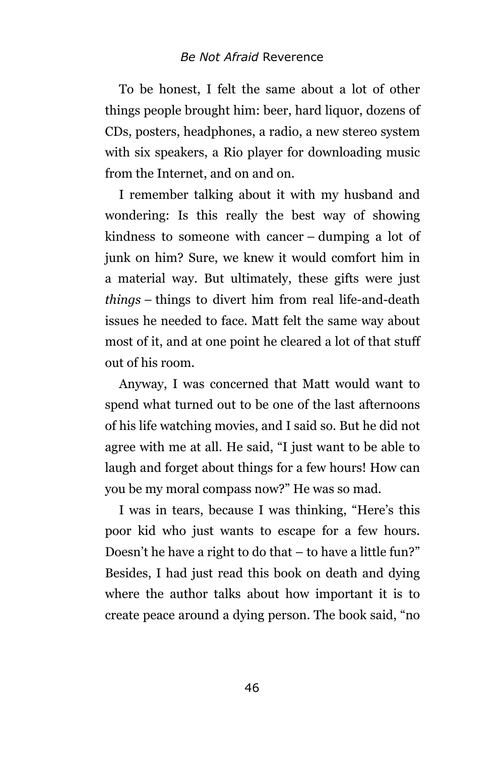To be honest, I felt the same about a lot of other things people brought him: beer, hard liquor, dozens of CDs, posters, headphones, a radio, a new stereo system with six speakers, a Rio player for downloading music from the Internet, and on and on.

I remember talking about it with my husband and wondering: Is this really the best way of showing kindness to someone with cancer – dumping a lot of junk on him? Sure, we knew it would comfort him in a material way. But ultimately, these gifts were just *things* – things to divert him from real life-and-death issues he needed to face. Matt felt the same way about most of it, and at one point he cleared a lot of that stuff out of his room.

Anyway, I was concerned that Matt would want to spend what turned out to be one of the last afternoons of his life watching movies, and I said so. But he did not agree with me at all. He said, "I just want to be able to laugh and forget about things for a few hours! How can you be my moral compass now?" He was so mad.

I was in tears, because I was thinking, "Here's this poor kid who just wants to escape for a few hours. Doesn't he have a right to do that – to have a little fun?" Besides, I had just read this book on death and dying where the author talks about how important it is to create peace around a dying person. The book said, "no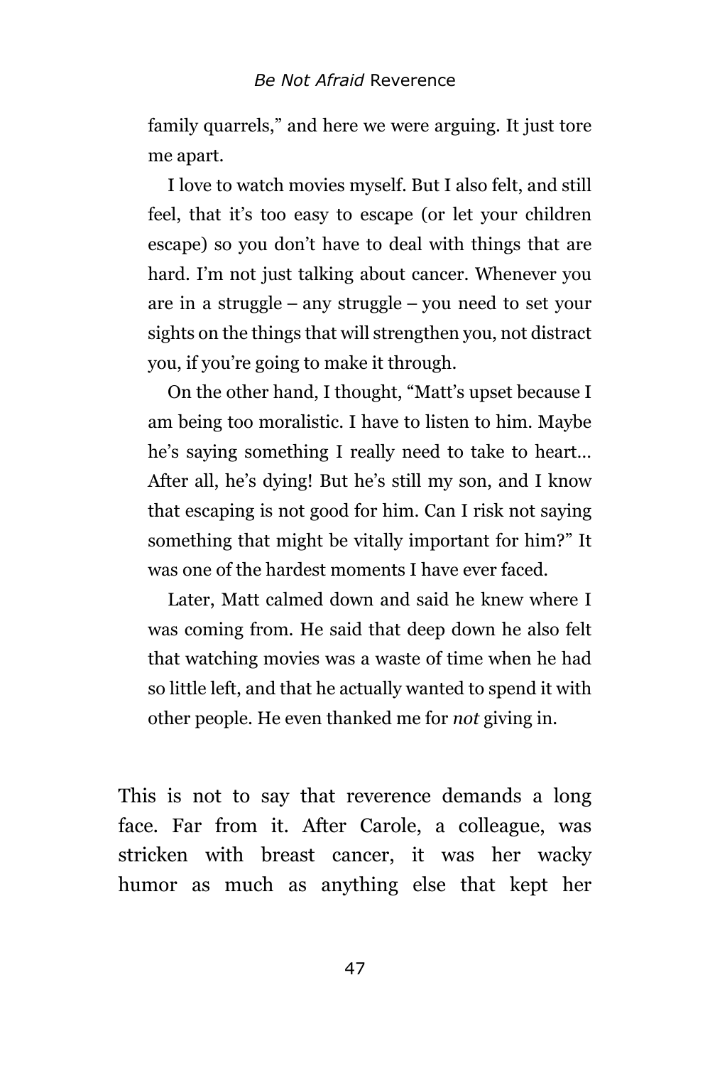family quarrels," and here we were arguing. It just tore me apart.

I love to watch movies myself. But I also felt, and still feel, that it's too easy to escape (or let your children escape) so you don't have to deal with things that are hard. I'm not just talking about cancer. Whenever you are in a struggle – any struggle – you need to set your sights on the things that will strengthen you, not distract you, if you're going to make it through.

On the other hand, I thought, "Matt's upset because I am being too moralistic. I have to listen to him. Maybe he's saying something I really need to take to heart… After all, he's dying! But he's still my son, and I know that escaping is not good for him. Can I risk not saying something that might be vitally important for him?" It was one of the hardest moments I have ever faced.

Later, Matt calmed down and said he knew where I was coming from. He said that deep down he also felt that watching movies was a waste of time when he had so little left, and that he actually wanted to spend it with other people. He even thanked me for *not* giving in.

This is not to say that reverence demands a long face. Far from it. After Carole, a colleague, was stricken with breast cancer, it was her wacky humor as much as anything else that kept her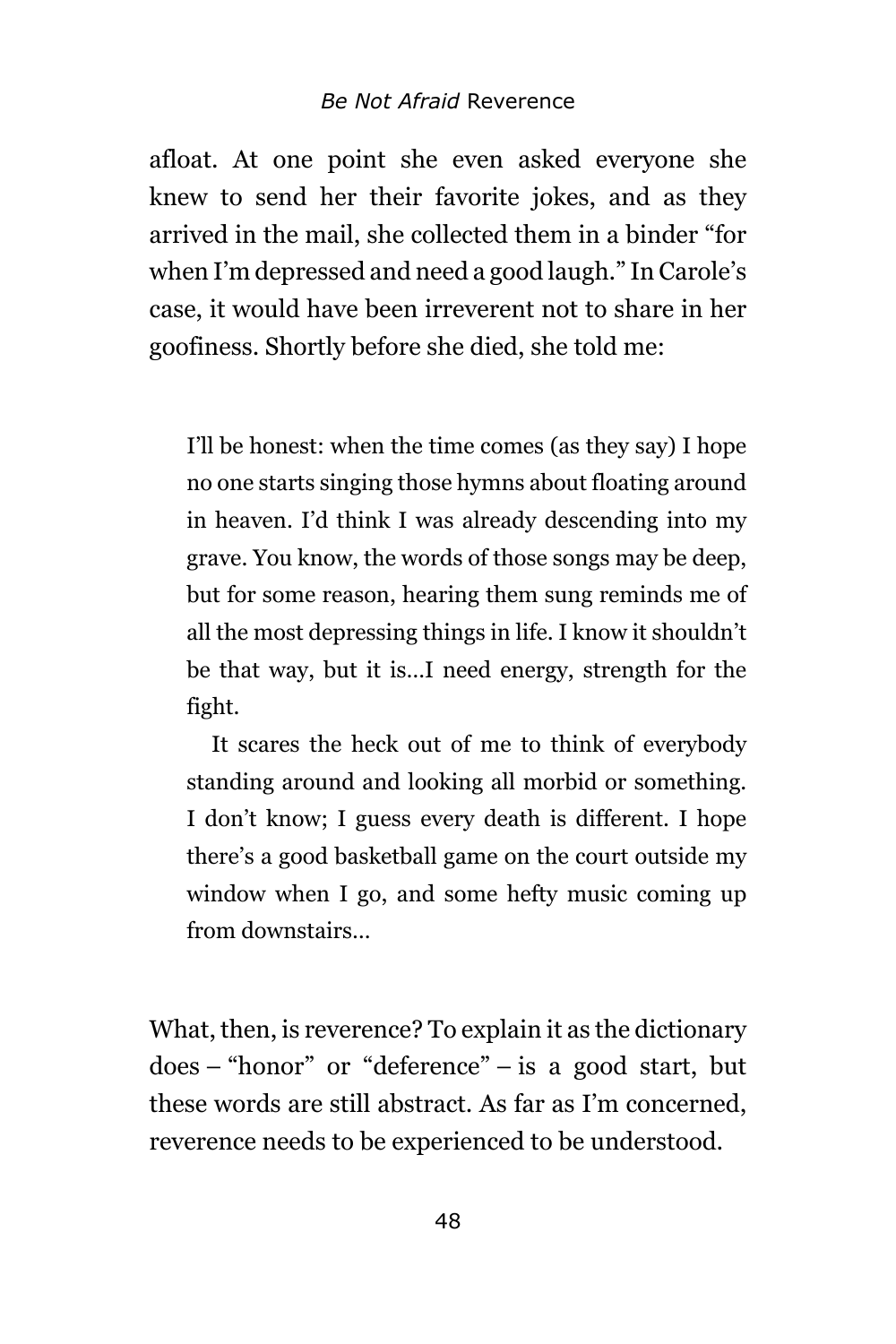afloat. At one point she even asked everyone she knew to send her their favorite jokes, and as they arrived in the mail, she collected them in a binder "for when I'm depressed and need a good laugh." In Carole's case, it would have been irreverent not to share in her goofiness. Shortly before she died, she told me:

> I'll be honest: when the time comes (as they say) I hope no one starts singing those hymns about floating around in heaven. I'd think I was already descending into my grave. You know, the words of those songs may be deep, but for some reason, hearing them sung reminds me of all the most depressing things in life. I know it shouldn't be that way, but it is…I need energy, strength for the fight.
>
> It scares the heck out of me to think of everybody standing around and looking all morbid or something. I don't know; I guess every death is different. I hope there's a good basketball game on the court outside my window when I go, and some hefty music coming up from downstairs…

What, then, is reverence? To explain it as the dictionary does – "honor" or "deference" – is a good start, but these words are still abstract. As far as I'm concerned, reverence needs to be experienced to be understood.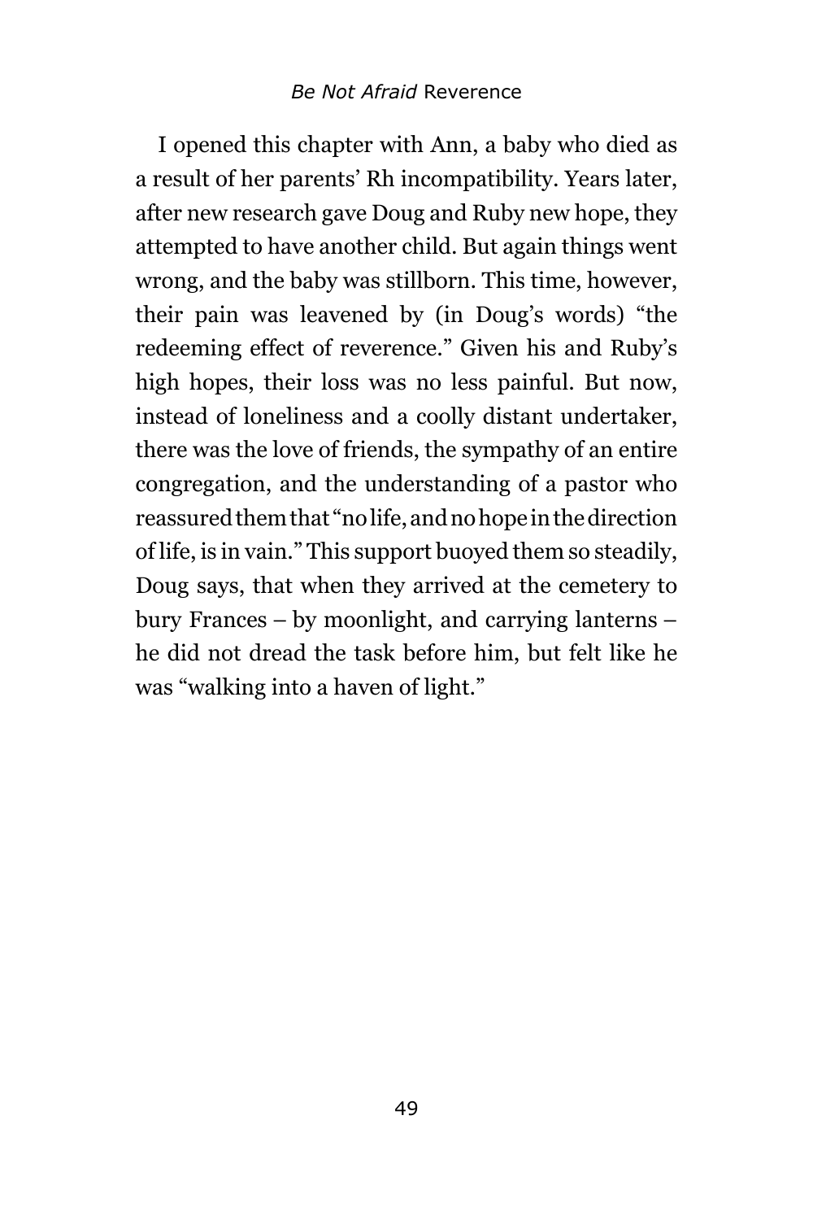I opened this chapter with Ann, a baby who died as a result of her parents' Rh incompatibility. Years later, after new research gave Doug and Ruby new hope, they attempted to have another child. But again things went wrong, and the baby was stillborn. This time, however, their pain was leavened by (in Doug's words) "the redeeming effect of reverence." Given his and Ruby's high hopes, their loss was no less painful. But now, instead of loneliness and a coolly distant undertaker, there was the love of friends, the sympathy of an entire congregation, and the understanding of a pastor who reassured them that "no life, and no hope in the direction of life, is in vain." This support buoyed them so steadily, Doug says, that when they arrived at the cemetery to bury Frances – by moonlight, and carrying lanterns – he did not dread the task before him, but felt like he was "walking into a haven of light."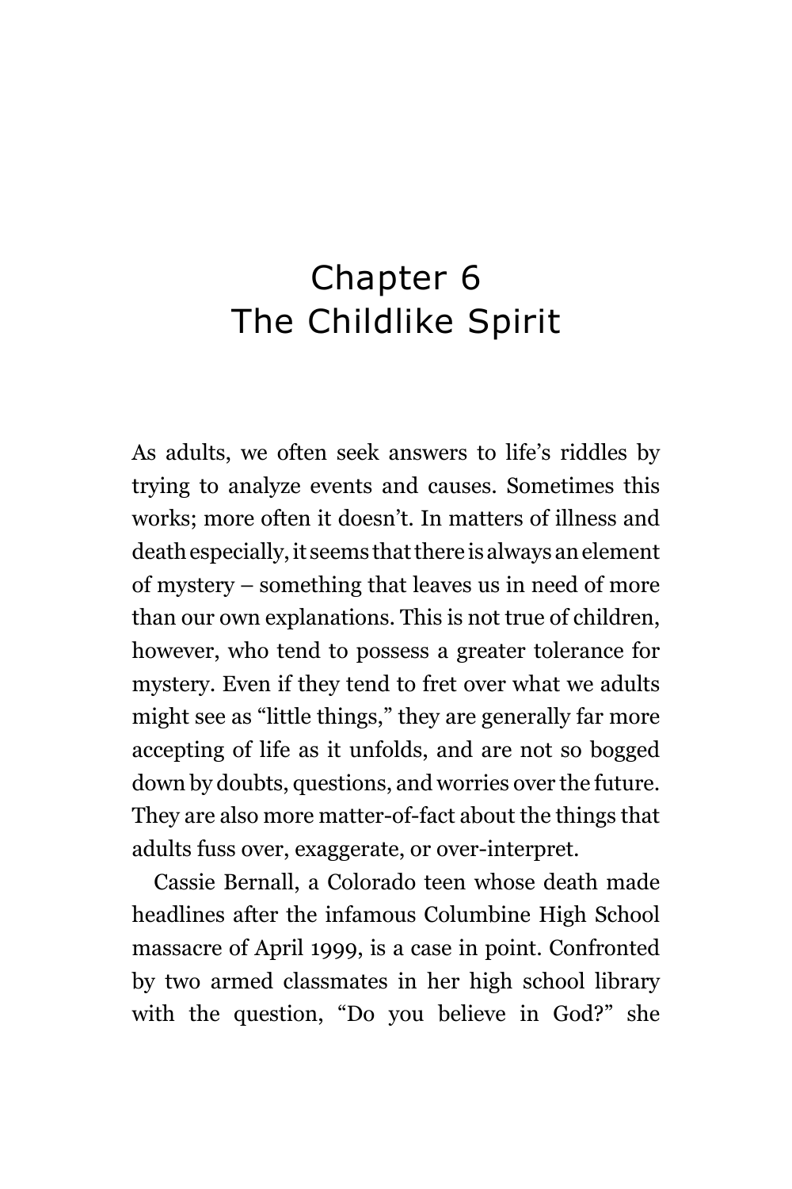# Chapter 6
# The Childlike Spirit

As adults, we often seek answers to life's riddles by trying to analyze events and causes. Sometimes this works; more often it doesn't. In matters of illness and death especially, it seems that there is always an element of mystery – something that leaves us in need of more than our own explanations. This is not true of children, however, who tend to possess a greater tolerance for mystery. Even if they tend to fret over what we adults might see as "little things," they are generally far more accepting of life as it unfolds, and are not so bogged down by doubts, questions, and worries over the future. They are also more matter-of-fact about the things that adults fuss over, exaggerate, or over-interpret.

Cassie Bernall, a Colorado teen whose death made headlines after the infamous Columbine High School massacre of April 1999, is a case in point. Confronted by two armed classmates in her high school library with the question, "Do you believe in God?" she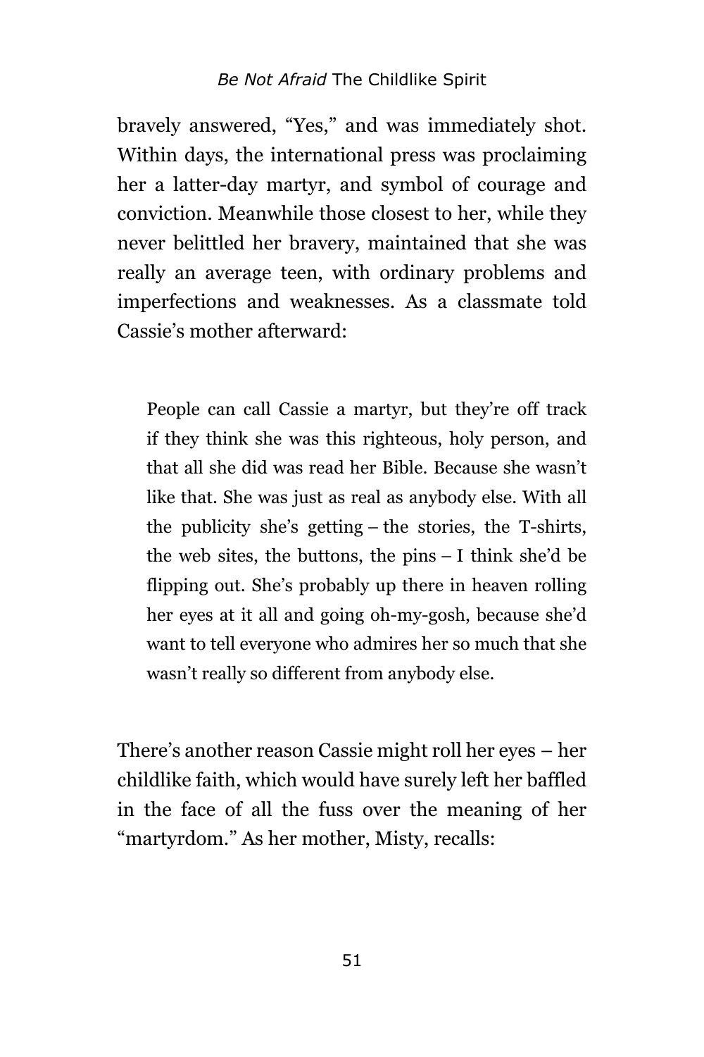bravely answered, "Yes," and was immediately shot. Within days, the international press was proclaiming her a latter-day martyr, and symbol of courage and conviction. Meanwhile those closest to her, while they never belittled her bravery, maintained that she was really an average teen, with ordinary problems and imperfections and weaknesses. As a classmate told Cassie's mother afterward:

> People can call Cassie a martyr, but they're off track if they think she was this righteous, holy person, and that all she did was read her Bible. Because she wasn't like that. She was just as real as anybody else. With all the publicity she's getting – the stories, the T-shirts, the web sites, the buttons, the pins – I think she'd be flipping out. She's probably up there in heaven rolling her eyes at it all and going oh-my-gosh, because she'd want to tell everyone who admires her so much that she wasn't really so different from anybody else.

There's another reason Cassie might roll her eyes – her childlike faith, which would have surely left her baffled in the face of all the fuss over the meaning of her "martyrdom." As her mother, Misty, recalls: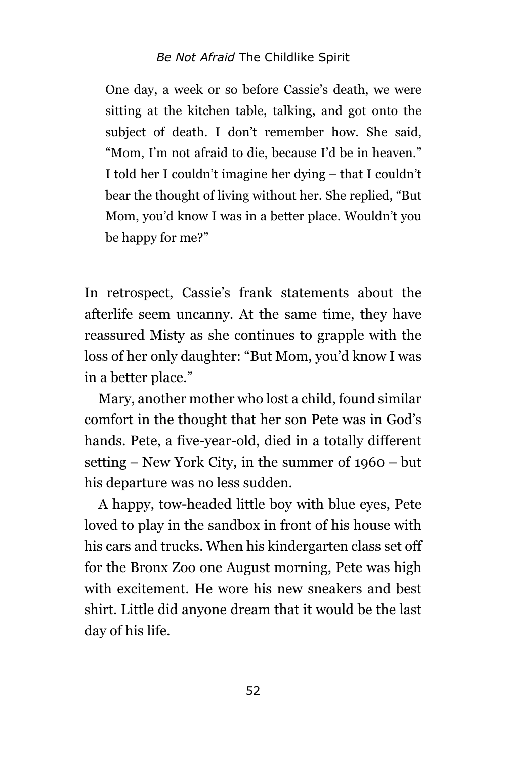> One day, a week or so before Cassie's death, we were sitting at the kitchen table, talking, and got onto the subject of death. I don't remember how. She said, "Mom, I'm not afraid to die, because I'd be in heaven." I told her I couldn't imagine her dying – that I couldn't bear the thought of living without her. She replied, "But Mom, you'd know I was in a better place. Wouldn't you be happy for me?"

In retrospect, Cassie's frank statements about the afterlife seem uncanny. At the same time, they have reassured Misty as she continues to grapple with the loss of her only daughter: "But Mom, you'd know I was in a better place."

Mary, another mother who lost a child, found similar comfort in the thought that her son Pete was in God's hands. Pete, a five-year-old, died in a totally different setting – New York City, in the summer of 1960 – but his departure was no less sudden.

A happy, tow-headed little boy with blue eyes, Pete loved to play in the sandbox in front of his house with his cars and trucks. When his kindergarten class set off for the Bronx Zoo one August morning, Pete was high with excitement. He wore his new sneakers and best shirt. Little did anyone dream that it would be the last day of his life.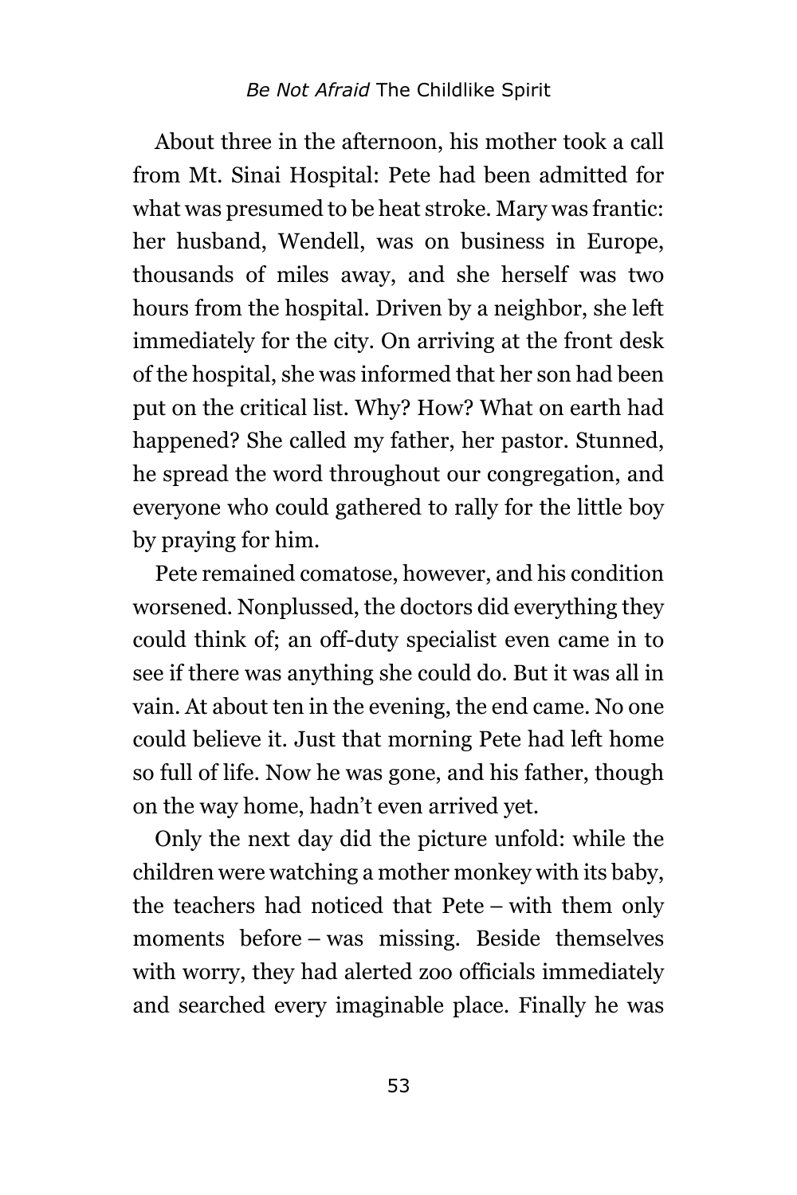About three in the afternoon, his mother took a call from Mt. Sinai Hospital: Pete had been admitted for what was presumed to be heat stroke. Mary was frantic: her husband, Wendell, was on business in Europe, thousands of miles away, and she herself was two hours from the hospital. Driven by a neighbor, she left immediately for the city. On arriving at the front desk of the hospital, she was informed that her son had been put on the critical list. Why? How? What on earth had happened? She called my father, her pastor. Stunned, he spread the word throughout our congregation, and everyone who could gathered to rally for the little boy by praying for him.

Pete remained comatose, however, and his condition worsened. Nonplussed, the doctors did everything they could think of; an off-duty specialist even came in to see if there was anything she could do. But it was all in vain. At about ten in the evening, the end came. No one could believe it. Just that morning Pete had left home so full of life. Now he was gone, and his father, though on the way home, hadn't even arrived yet.

Only the next day did the picture unfold: while the children were watching a mother monkey with its baby, the teachers had noticed that Pete – with them only moments before – was missing. Beside themselves with worry, they had alerted zoo officials immediately and searched every imaginable place. Finally he was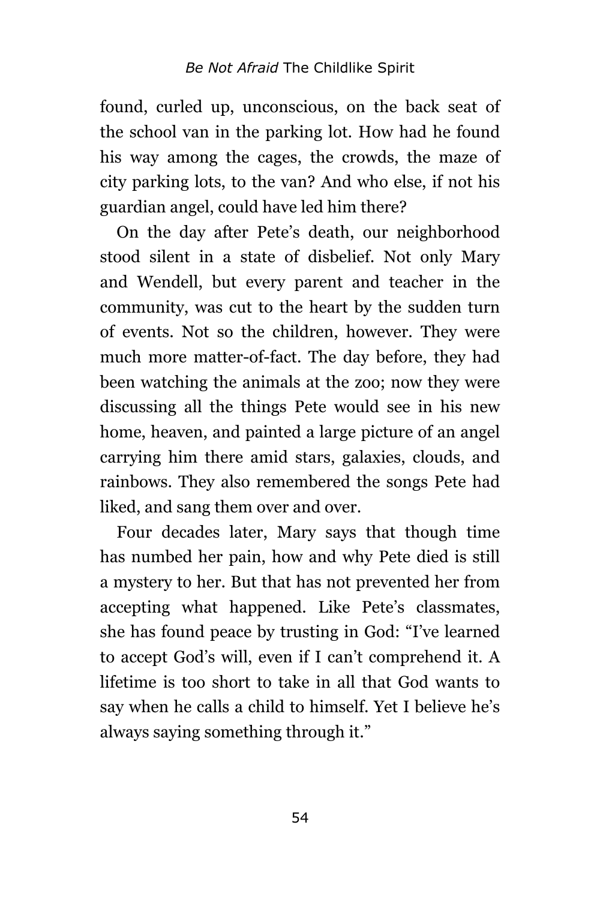found, curled up, unconscious, on the back seat of the school van in the parking lot. How had he found his way among the cages, the crowds, the maze of city parking lots, to the van? And who else, if not his guardian angel, could have led him there?

On the day after Pete's death, our neighborhood stood silent in a state of disbelief. Not only Mary and Wendell, but every parent and teacher in the community, was cut to the heart by the sudden turn of events. Not so the children, however. They were much more matter-of-fact. The day before, they had been watching the animals at the zoo; now they were discussing all the things Pete would see in his new home, heaven, and painted a large picture of an angel carrying him there amid stars, galaxies, clouds, and rainbows. They also remembered the songs Pete had liked, and sang them over and over.

Four decades later, Mary says that though time has numbed her pain, how and why Pete died is still a mystery to her. But that has not prevented her from accepting what happened. Like Pete's classmates, she has found peace by trusting in God: "I've learned to accept God's will, even if I can't comprehend it. A lifetime is too short to take in all that God wants to say when he calls a child to himself. Yet I believe he's always saying something through it."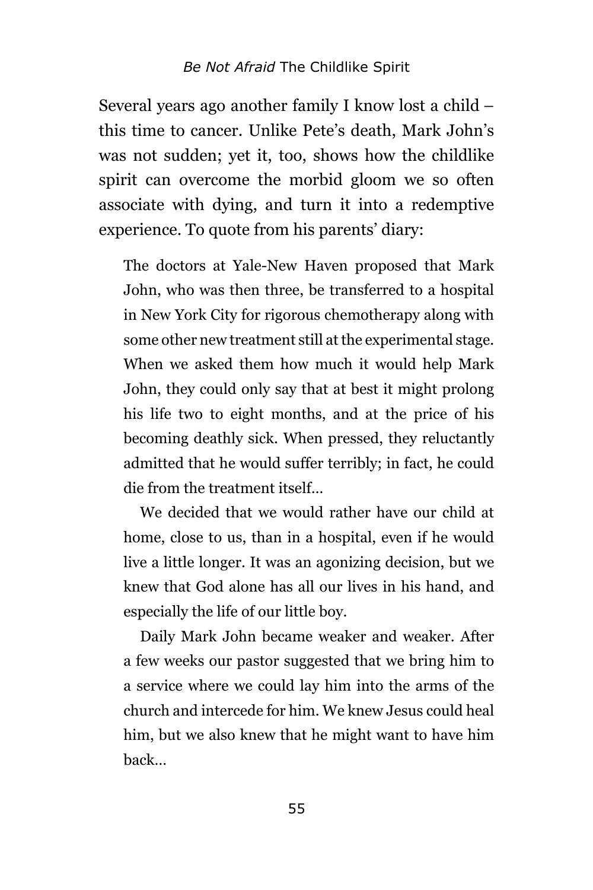Several years ago another family I know lost a child – this time to cancer. Unlike Pete's death, Mark John's was not sudden; yet it, too, shows how the childlike spirit can overcome the morbid gloom we so often associate with dying, and turn it into a redemptive experience. To quote from his parents' diary:

> The doctors at Yale-New Haven proposed that Mark John, who was then three, be transferred to a hospital in New York City for rigorous chemotherapy along with some other new treatment still at the experimental stage. When we asked them how much it would help Mark John, they could only say that at best it might prolong his life two to eight months, and at the price of his becoming deathly sick. When pressed, they reluctantly admitted that he would suffer terribly; in fact, he could die from the treatment itself…
>
> We decided that we would rather have our child at home, close to us, than in a hospital, even if he would live a little longer. It was an agonizing decision, but we knew that God alone has all our lives in his hand, and especially the life of our little boy.
>
> Daily Mark John became weaker and weaker. After a few weeks our pastor suggested that we bring him to a service where we could lay him into the arms of the church and intercede for him. We knew Jesus could heal him, but we also knew that he might want to have him back…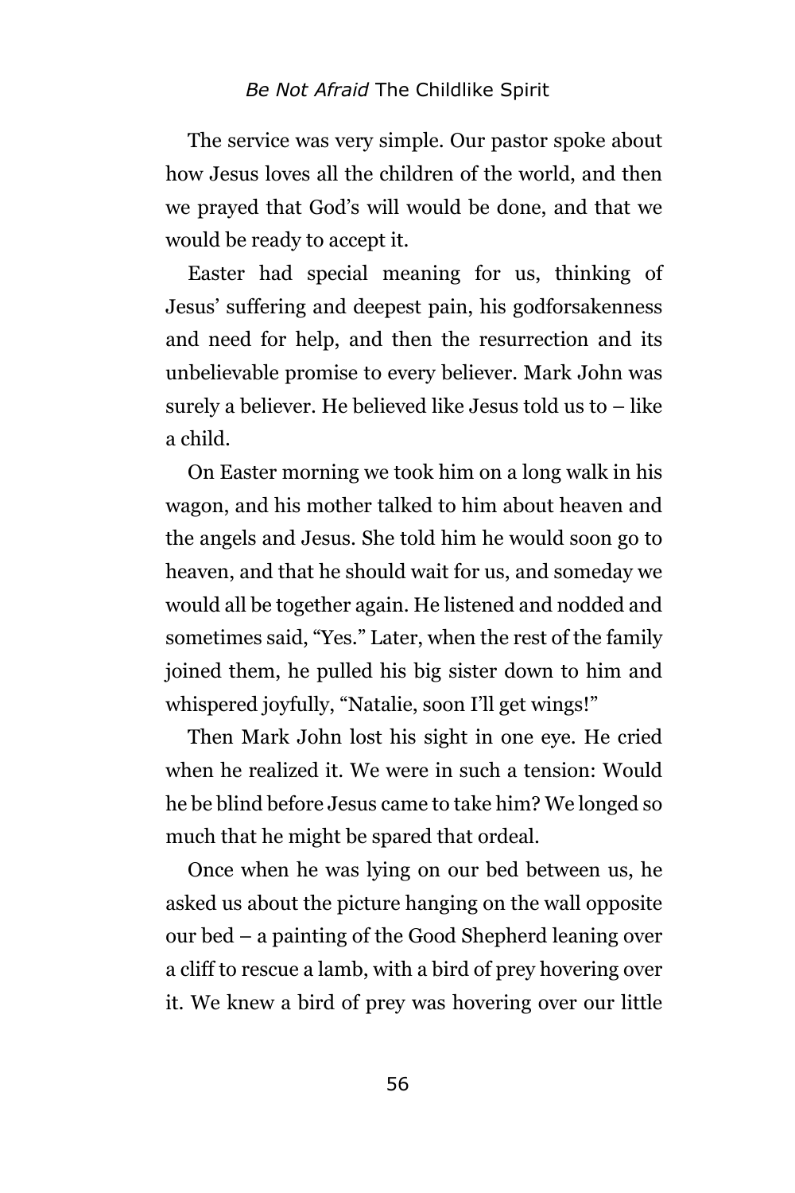The service was very simple. Our pastor spoke about how Jesus loves all the children of the world, and then we prayed that God's will would be done, and that we would be ready to accept it.

Easter had special meaning for us, thinking of Jesus' suffering and deepest pain, his godforsakenness and need for help, and then the resurrection and its unbelievable promise to every believer. Mark John was surely a believer. He believed like Jesus told us to – like a child.

On Easter morning we took him on a long walk in his wagon, and his mother talked to him about heaven and the angels and Jesus. She told him he would soon go to heaven, and that he should wait for us, and someday we would all be together again. He listened and nodded and sometimes said, "Yes." Later, when the rest of the family joined them, he pulled his big sister down to him and whispered joyfully, "Natalie, soon I'll get wings!"

Then Mark John lost his sight in one eye. He cried when he realized it. We were in such a tension: Would he be blind before Jesus came to take him? We longed so much that he might be spared that ordeal.

Once when he was lying on our bed between us, he asked us about the picture hanging on the wall opposite our bed – a painting of the Good Shepherd leaning over a cliff to rescue a lamb, with a bird of prey hovering over it. We knew a bird of prey was hovering over our little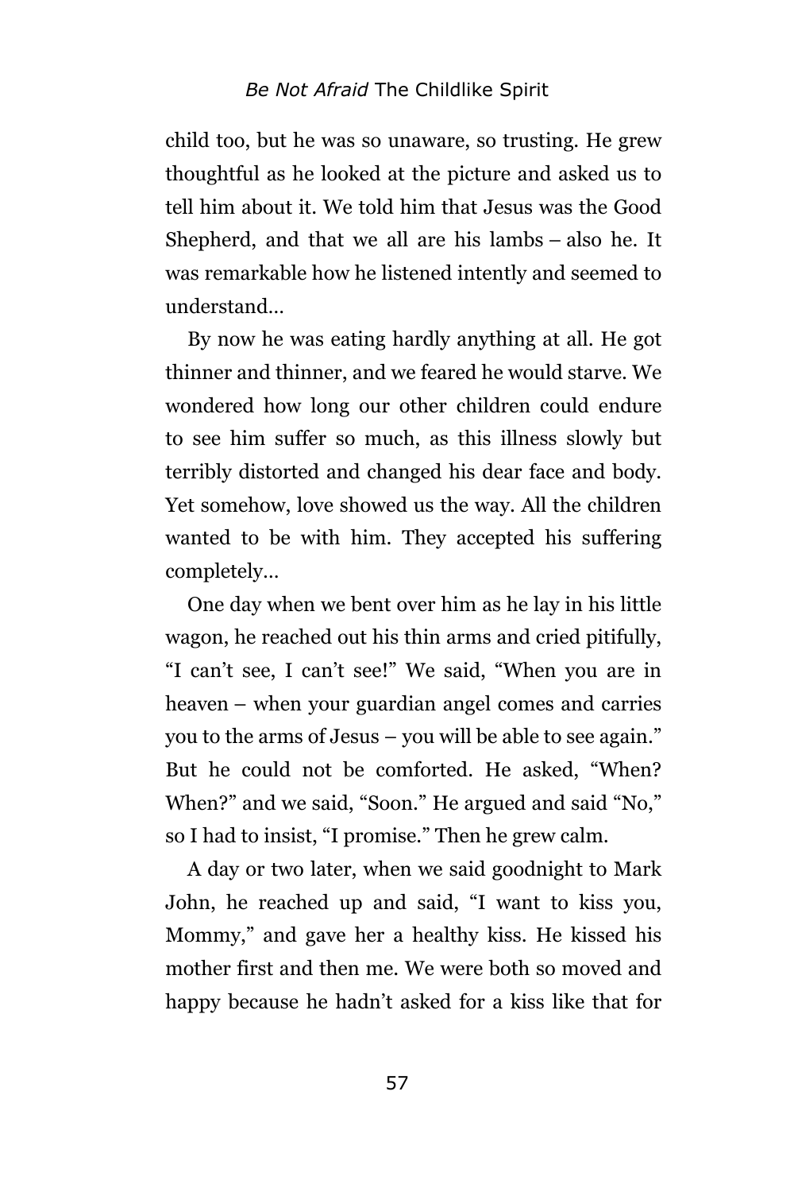child too, but he was so unaware, so trusting. He grew thoughtful as he looked at the picture and asked us to tell him about it. We told him that Jesus was the Good Shepherd, and that we all are his lambs – also he. It was remarkable how he listened intently and seemed to understand…

By now he was eating hardly anything at all. He got thinner and thinner, and we feared he would starve. We wondered how long our other children could endure to see him suffer so much, as this illness slowly but terribly distorted and changed his dear face and body. Yet somehow, love showed us the way. All the children wanted to be with him. They accepted his suffering completely…

One day when we bent over him as he lay in his little wagon, he reached out his thin arms and cried pitifully, "I can't see, I can't see!" We said, "When you are in heaven – when your guardian angel comes and carries you to the arms of Jesus – you will be able to see again." But he could not be comforted. He asked, "When? When?" and we said, "Soon." He argued and said "No," so I had to insist, "I promise." Then he grew calm.

A day or two later, when we said goodnight to Mark John, he reached up and said, "I want to kiss you, Mommy," and gave her a healthy kiss. He kissed his mother first and then me. We were both so moved and happy because he hadn't asked for a kiss like that for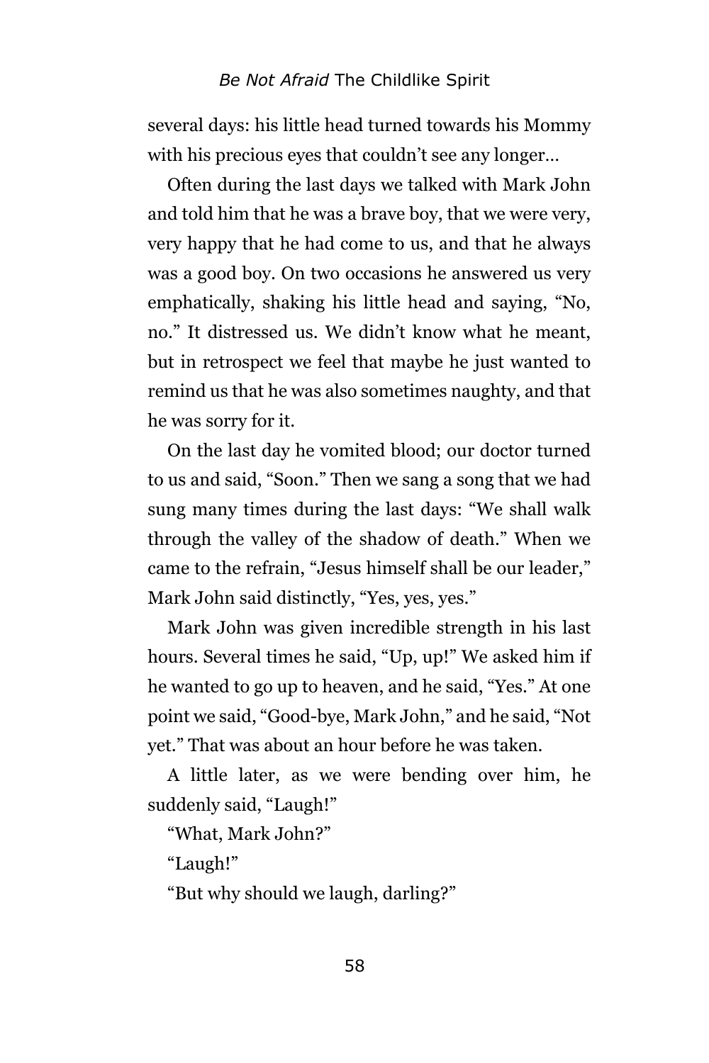several days: his little head turned towards his Mommy with his precious eyes that couldn't see any longer…

Often during the last days we talked with Mark John and told him that he was a brave boy, that we were very, very happy that he had come to us, and that he always was a good boy. On two occasions he answered us very emphatically, shaking his little head and saying, "No, no." It distressed us. We didn't know what he meant, but in retrospect we feel that maybe he just wanted to remind us that he was also sometimes naughty, and that he was sorry for it.

On the last day he vomited blood; our doctor turned to us and said, "Soon." Then we sang a song that we had sung many times during the last days: "We shall walk through the valley of the shadow of death." When we came to the refrain, "Jesus himself shall be our leader," Mark John said distinctly, "Yes, yes, yes."

Mark John was given incredible strength in his last hours. Several times he said, "Up, up!" We asked him if he wanted to go up to heaven, and he said, "Yes." At one point we said, "Good-bye, Mark John," and he said, "Not yet." That was about an hour before he was taken.

A little later, as we were bending over him, he suddenly said, "Laugh!"

"What, Mark John?"

"Laugh!"

"But why should we laugh, darling?"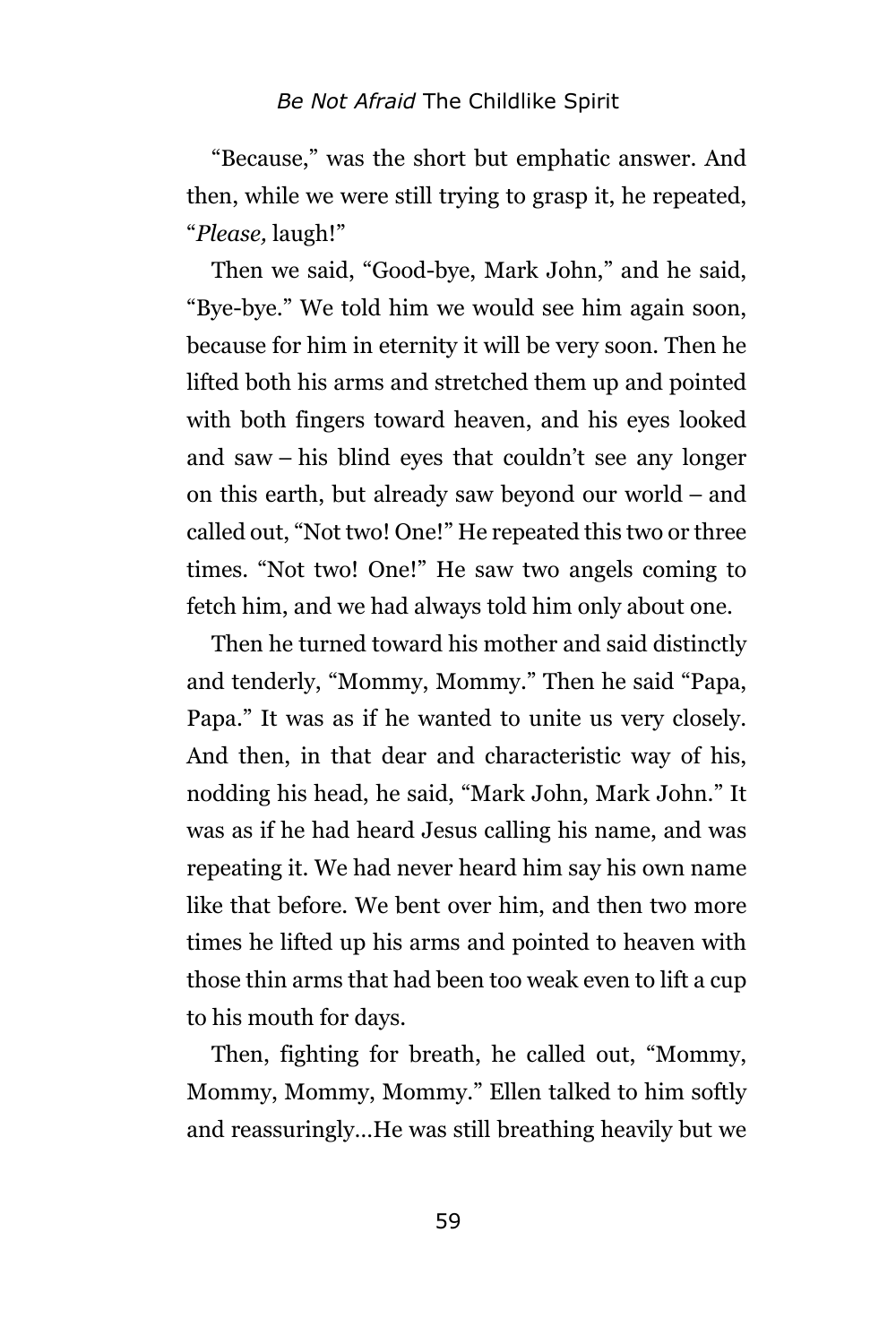"Because," was the short but emphatic answer. And then, while we were still trying to grasp it, he repeated, "*Please,* laugh!"

Then we said, "Good-bye, Mark John," and he said, "Bye-bye." We told him we would see him again soon, because for him in eternity it will be very soon. Then he lifted both his arms and stretched them up and pointed with both fingers toward heaven, and his eyes looked and saw – his blind eyes that couldn't see any longer on this earth, but already saw beyond our world – and called out, "Not two! One!" He repeated this two or three times. "Not two! One!" He saw two angels coming to fetch him, and we had always told him only about one.

Then he turned toward his mother and said distinctly and tenderly, "Mommy, Mommy." Then he said "Papa, Papa." It was as if he wanted to unite us very closely. And then, in that dear and characteristic way of his, nodding his head, he said, "Mark John, Mark John." It was as if he had heard Jesus calling his name, and was repeating it. We had never heard him say his own name like that before. We bent over him, and then two more times he lifted up his arms and pointed to heaven with those thin arms that had been too weak even to lift a cup to his mouth for days.

Then, fighting for breath, he called out, "Mommy, Mommy, Mommy, Mommy." Ellen talked to him softly and reassuringly…He was still breathing heavily but we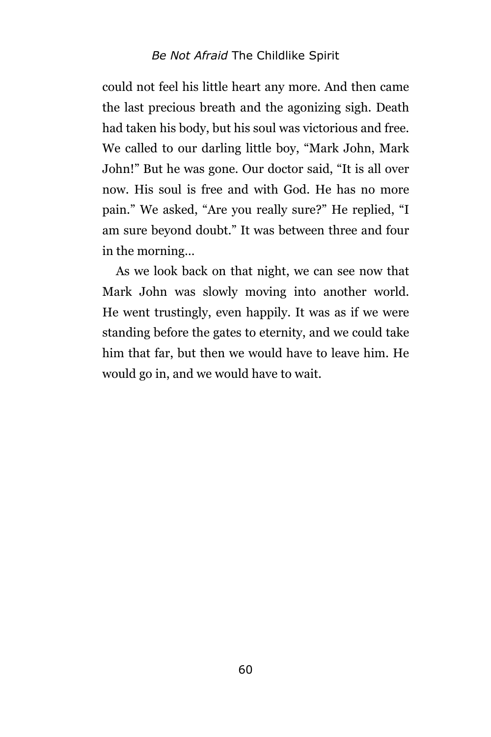could not feel his little heart any more. And then came the last precious breath and the agonizing sigh. Death had taken his body, but his soul was victorious and free. We called to our darling little boy, “Mark John, Mark John!” But he was gone. Our doctor said, “It is all over now. His soul is free and with God. He has no more pain.” We asked, “Are you really sure?” He replied, “I am sure beyond doubt.” It was between three and four in the morning…

As we look back on that night, we can see now that Mark John was slowly moving into another world. He went trustingly, even happily. It was as if we were standing before the gates to eternity, and we could take him that far, but then we would have to leave him. He would go in, and we would have to wait.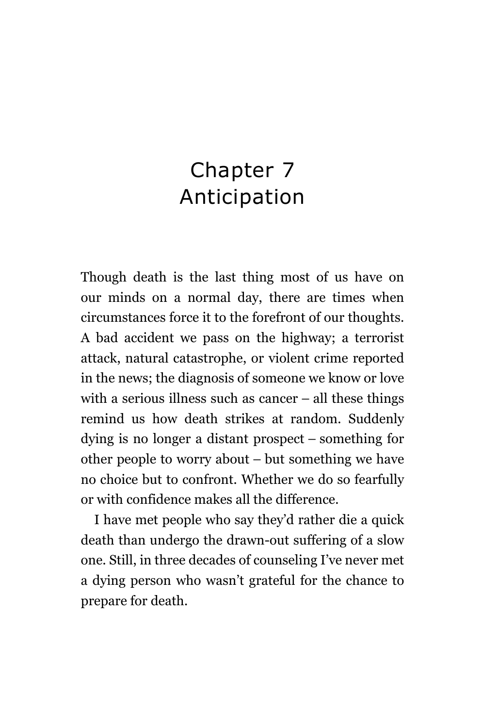# Chapter 7
# Anticipation

Though death is the last thing most of us have on our minds on a normal day, there are times when circumstances force it to the forefront of our thoughts. A bad accident we pass on the highway; a terrorist attack, natural catastrophe, or violent crime reported in the news; the diagnosis of someone we know or love with a serious illness such as cancer – all these things remind us how death strikes at random. Suddenly dying is no longer a distant prospect – something for other people to worry about – but something we have no choice but to confront. Whether we do so fearfully or with confidence makes all the difference.

I have met people who say they'd rather die a quick death than undergo the drawn-out suffering of a slow one. Still, in three decades of counseling I've never met a dying person who wasn't grateful for the chance to prepare for death.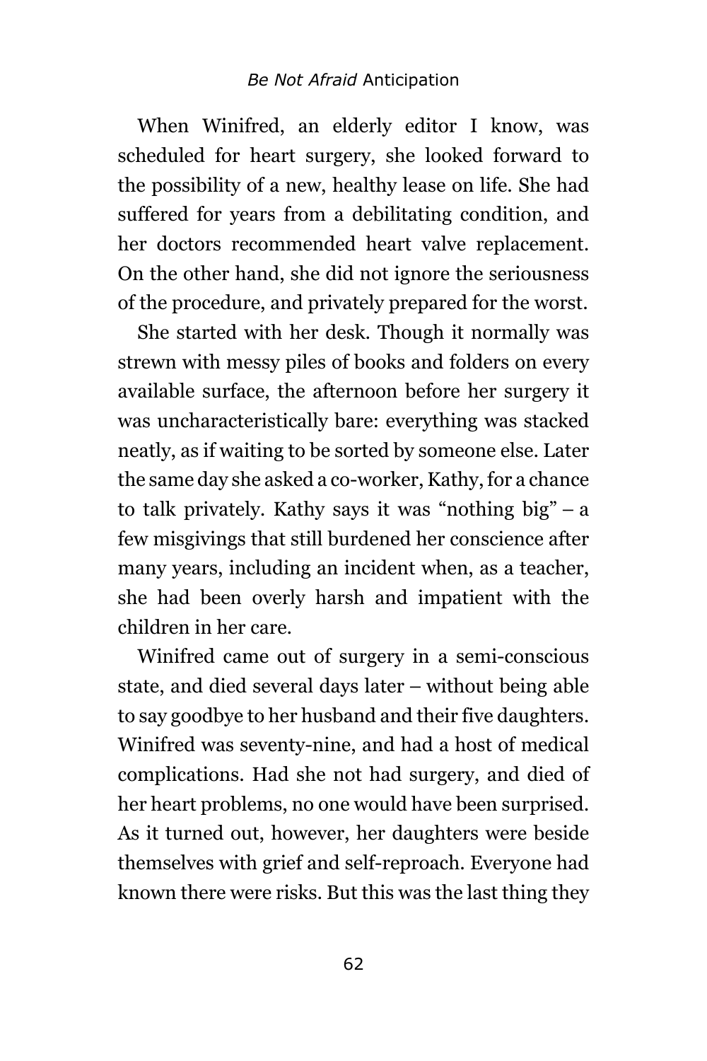When Winifred, an elderly editor I know, was scheduled for heart surgery, she looked forward to the possibility of a new, healthy lease on life. She had suffered for years from a debilitating condition, and her doctors recommended heart valve replacement. On the other hand, she did not ignore the seriousness of the procedure, and privately prepared for the worst.

She started with her desk. Though it normally was strewn with messy piles of books and folders on every available surface, the afternoon before her surgery it was uncharacteristically bare: everything was stacked neatly, as if waiting to be sorted by someone else. Later the same day she asked a co-worker, Kathy, for a chance to talk privately. Kathy says it was "nothing big" – a few misgivings that still burdened her conscience after many years, including an incident when, as a teacher, she had been overly harsh and impatient with the children in her care.

Winifred came out of surgery in a semi-conscious state, and died several days later – without being able to say goodbye to her husband and their five daughters. Winifred was seventy-nine, and had a host of medical complications. Had she not had surgery, and died of her heart problems, no one would have been surprised. As it turned out, however, her daughters were beside themselves with grief and self-reproach. Everyone had known there were risks. But this was the last thing they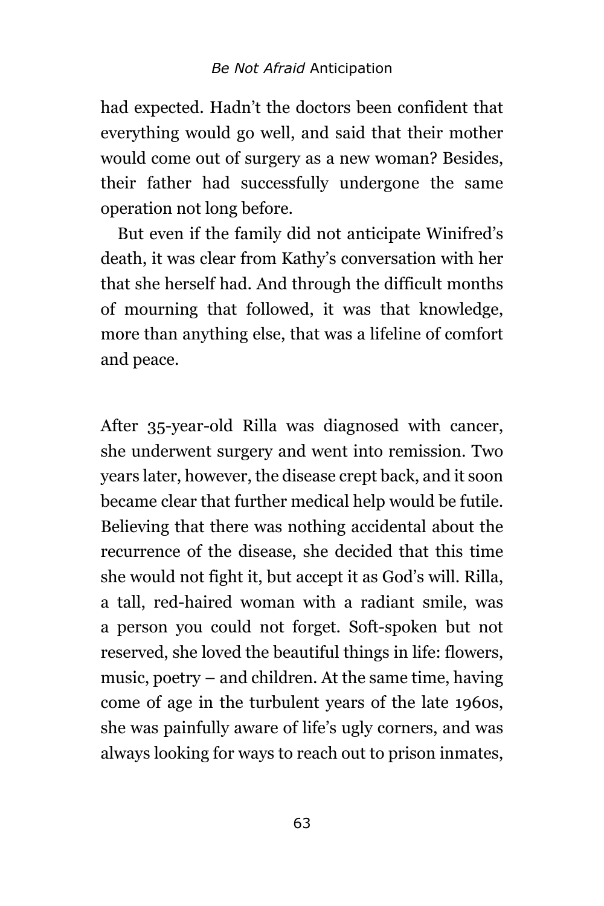had expected. Hadn't the doctors been confident that everything would go well, and said that their mother would come out of surgery as a new woman? Besides, their father had successfully undergone the same operation not long before.

But even if the family did not anticipate Winifred's death, it was clear from Kathy's conversation with her that she herself had. And through the difficult months of mourning that followed, it was that knowledge, more than anything else, that was a lifeline of comfort and peace.

After 35-year-old Rilla was diagnosed with cancer, she underwent surgery and went into remission. Two years later, however, the disease crept back, and it soon became clear that further medical help would be futile. Believing that there was nothing accidental about the recurrence of the disease, she decided that this time she would not fight it, but accept it as God's will. Rilla, a tall, red-haired woman with a radiant smile, was a person you could not forget. Soft-spoken but not reserved, she loved the beautiful things in life: flowers, music, poetry – and children. At the same time, having come of age in the turbulent years of the late 1960s, she was painfully aware of life's ugly corners, and was always looking for ways to reach out to prison inmates,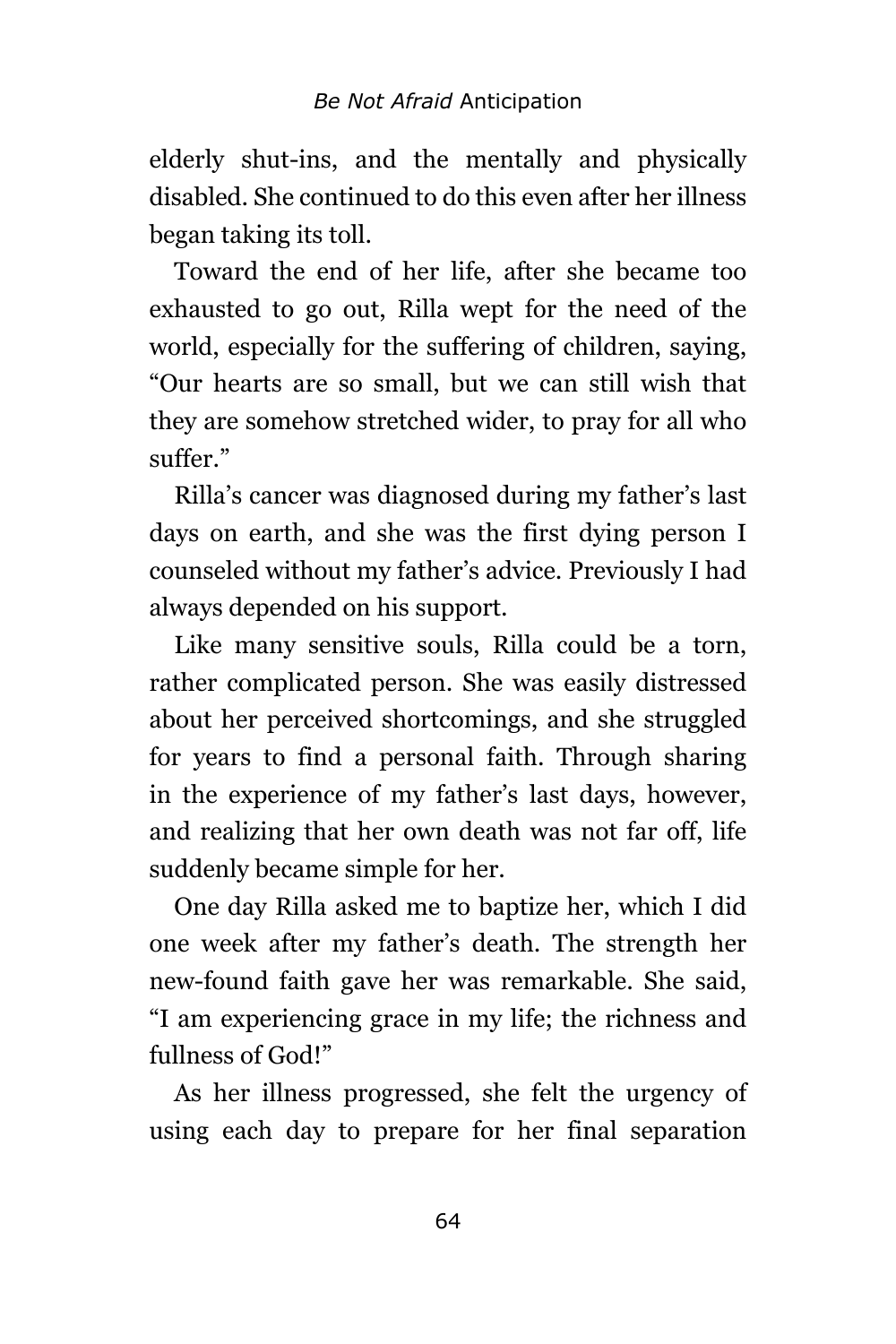elderly shut-ins, and the mentally and physically disabled. She continued to do this even after her illness began taking its toll.

Toward the end of her life, after she became too exhausted to go out, Rilla wept for the need of the world, especially for the suffering of children, saying, "Our hearts are so small, but we can still wish that they are somehow stretched wider, to pray for all who suffer."

Rilla's cancer was diagnosed during my father's last days on earth, and she was the first dying person I counseled without my father's advice. Previously I had always depended on his support.

Like many sensitive souls, Rilla could be a torn, rather complicated person. She was easily distressed about her perceived shortcomings, and she struggled for years to find a personal faith. Through sharing in the experience of my father's last days, however, and realizing that her own death was not far off, life suddenly became simple for her.

One day Rilla asked me to baptize her, which I did one week after my father's death. The strength her new-found faith gave her was remarkable. She said, "I am experiencing grace in my life; the richness and fullness of God!"

As her illness progressed, she felt the urgency of using each day to prepare for her final separation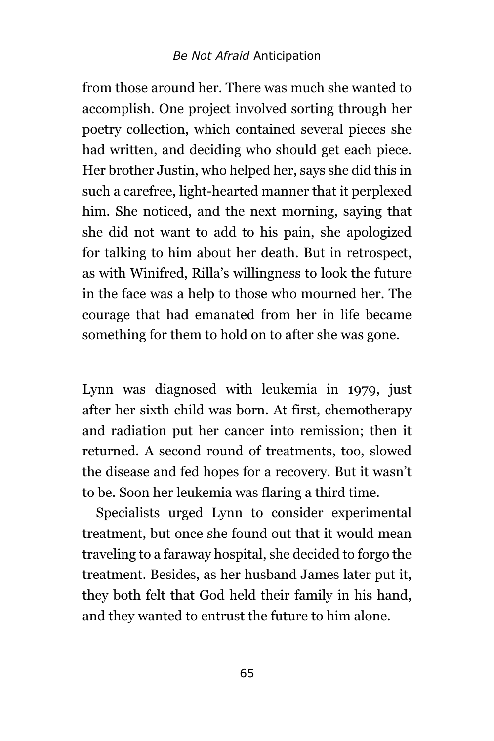from those around her. There was much she wanted to accomplish. One project involved sorting through her poetry collection, which contained several pieces she had written, and deciding who should get each piece. Her brother Justin, who helped her, says she did this in such a carefree, light-hearted manner that it perplexed him. She noticed, and the next morning, saying that she did not want to add to his pain, she apologized for talking to him about her death. But in retrospect, as with Winifred, Rilla's willingness to look the future in the face was a help to those who mourned her. The courage that had emanated from her in life became something for them to hold on to after she was gone.

Lynn was diagnosed with leukemia in 1979, just after her sixth child was born. At first, chemotherapy and radiation put her cancer into remission; then it returned. A second round of treatments, too, slowed the disease and fed hopes for a recovery. But it wasn't to be. Soon her leukemia was flaring a third time.

Specialists urged Lynn to consider experimental treatment, but once she found out that it would mean traveling to a faraway hospital, she decided to forgo the treatment. Besides, as her husband James later put it, they both felt that God held their family in his hand, and they wanted to entrust the future to him alone.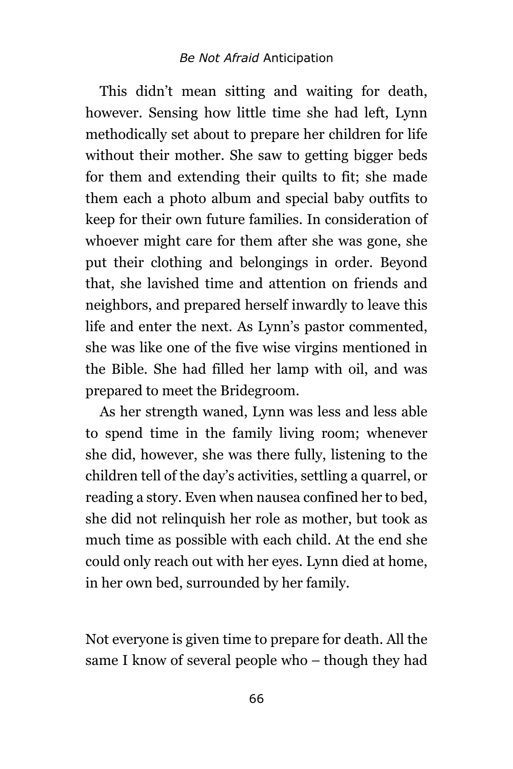This didn't mean sitting and waiting for death, however. Sensing how little time she had left, Lynn methodically set about to prepare her children for life without their mother. She saw to getting bigger beds for them and extending their quilts to fit; she made them each a photo album and special baby outfits to keep for their own future families. In consideration of whoever might care for them after she was gone, she put their clothing and belongings in order. Beyond that, she lavished time and attention on friends and neighbors, and prepared herself inwardly to leave this life and enter the next. As Lynn's pastor commented, she was like one of the five wise virgins mentioned in the Bible. She had filled her lamp with oil, and was prepared to meet the Bridegroom.

As her strength waned, Lynn was less and less able to spend time in the family living room; whenever she did, however, she was there fully, listening to the children tell of the day's activities, settling a quarrel, or reading a story. Even when nausea confined her to bed, she did not relinquish her role as mother, but took as much time as possible with each child. At the end she could only reach out with her eyes. Lynn died at home, in her own bed, surrounded by her family.

Not everyone is given time to prepare for death. All the same I know of several people who – though they had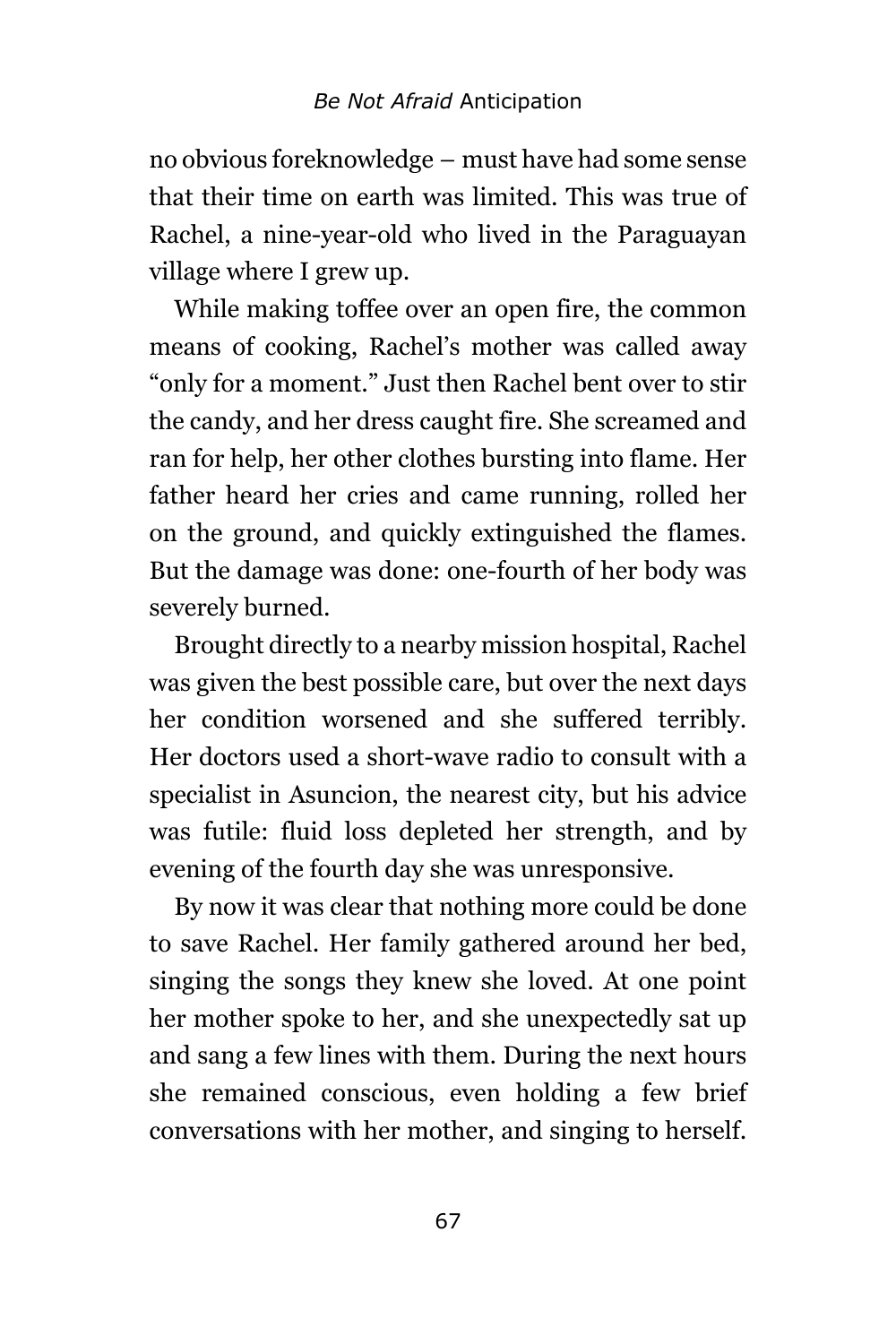no obvious foreknowledge – must have had some sense that their time on earth was limited. This was true of Rachel, a nine-year-old who lived in the Paraguayan village where I grew up.

While making toffee over an open fire, the common means of cooking, Rachel's mother was called away "only for a moment." Just then Rachel bent over to stir the candy, and her dress caught fire. She screamed and ran for help, her other clothes bursting into flame. Her father heard her cries and came running, rolled her on the ground, and quickly extinguished the flames. But the damage was done: one-fourth of her body was severely burned.

Brought directly to a nearby mission hospital, Rachel was given the best possible care, but over the next days her condition worsened and she suffered terribly. Her doctors used a short-wave radio to consult with a specialist in Asuncion, the nearest city, but his advice was futile: fluid loss depleted her strength, and by evening of the fourth day she was unresponsive.

By now it was clear that nothing more could be done to save Rachel. Her family gathered around her bed, singing the songs they knew she loved. At one point her mother spoke to her, and she unexpectedly sat up and sang a few lines with them. During the next hours she remained conscious, even holding a few brief conversations with her mother, and singing to herself.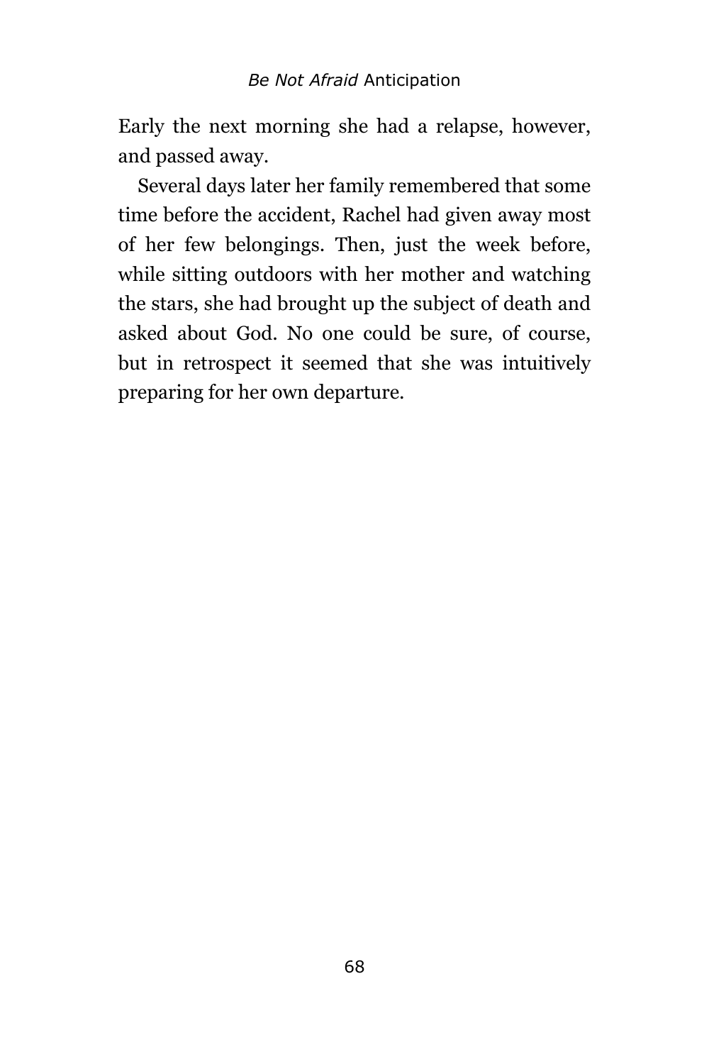Early the next morning she had a relapse, however, and passed away.

Several days later her family remembered that some time before the accident, Rachel had given away most of her few belongings. Then, just the week before, while sitting outdoors with her mother and watching the stars, she had brought up the subject of death and asked about God. No one could be sure, of course, but in retrospect it seemed that she was intuitively preparing for her own departure.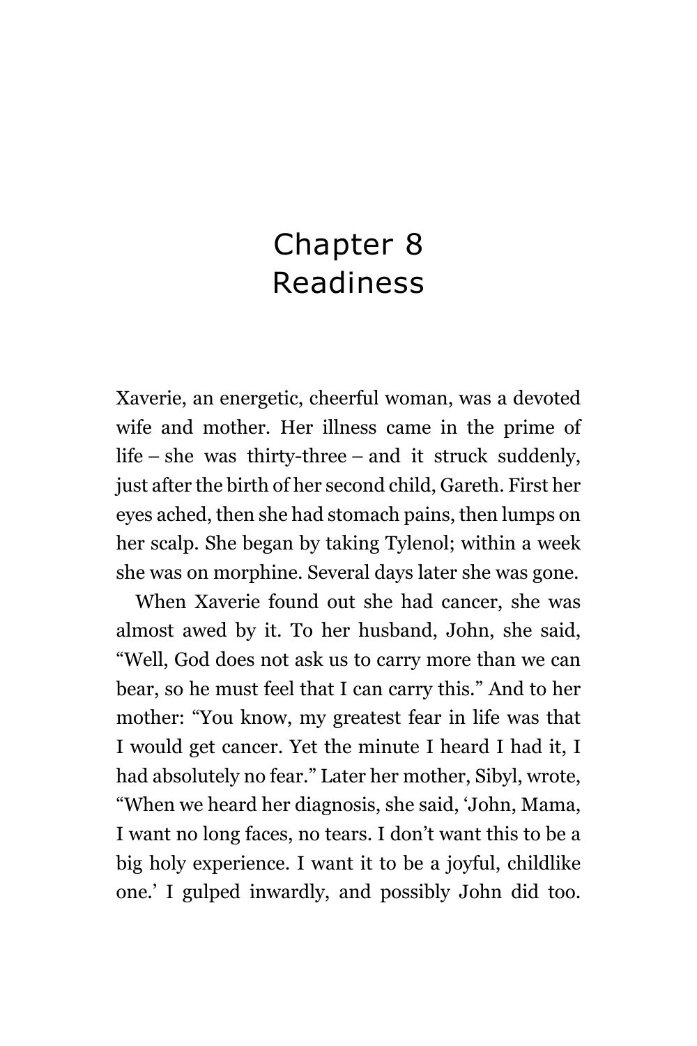# Chapter 8
# Readiness

Xaverie, an energetic, cheerful woman, was a devoted wife and mother. Her illness came in the prime of life – she was thirty-three – and it struck suddenly, just after the birth of her second child, Gareth. First her eyes ached, then she had stomach pains, then lumps on her scalp. She began by taking Tylenol; within a week she was on morphine. Several days later she was gone.

When Xaverie found out she had cancer, she was almost awed by it. To her husband, John, she said, "Well, God does not ask us to carry more than we can bear, so he must feel that I can carry this." And to her mother: "You know, my greatest fear in life was that I would get cancer. Yet the minute I heard I had it, I had absolutely no fear." Later her mother, Sibyl, wrote, "When we heard her diagnosis, she said, 'John, Mama, I want no long faces, no tears. I don't want this to be a big holy experience. I want it to be a joyful, childlike one.' I gulped inwardly, and possibly John did too.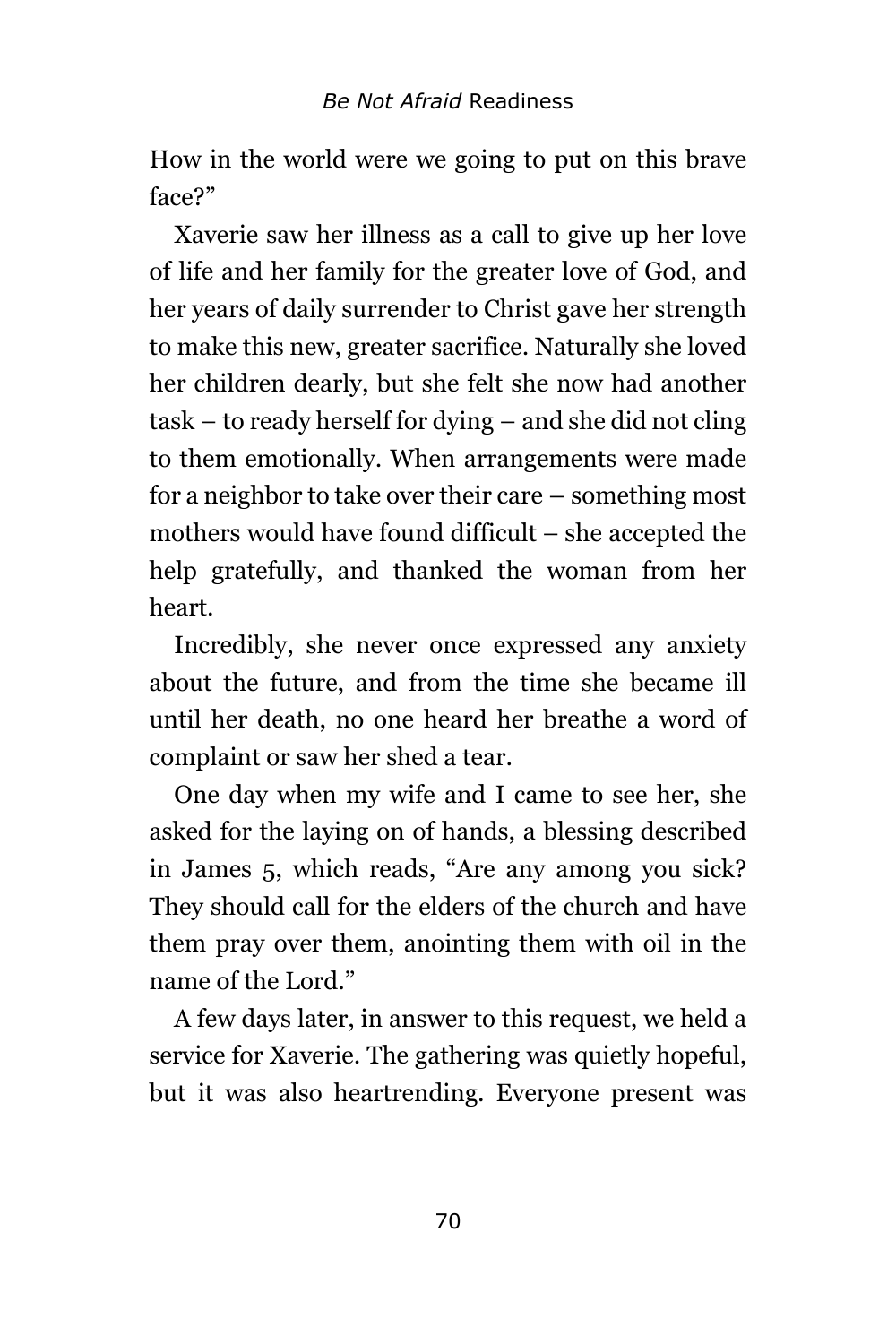How in the world were we going to put on this brave face?"

Xaverie saw her illness as a call to give up her love of life and her family for the greater love of God, and her years of daily surrender to Christ gave her strength to make this new, greater sacrifice. Naturally she loved her children dearly, but she felt she now had another task – to ready herself for dying – and she did not cling to them emotionally. When arrangements were made for a neighbor to take over their care – something most mothers would have found difficult – she accepted the help gratefully, and thanked the woman from her heart.

Incredibly, she never once expressed any anxiety about the future, and from the time she became ill until her death, no one heard her breathe a word of complaint or saw her shed a tear.

One day when my wife and I came to see her, she asked for the laying on of hands, a blessing described in James 5, which reads, "Are any among you sick? They should call for the elders of the church and have them pray over them, anointing them with oil in the name of the Lord."

A few days later, in answer to this request, we held a service for Xaverie. The gathering was quietly hopeful, but it was also heartrending. Everyone present was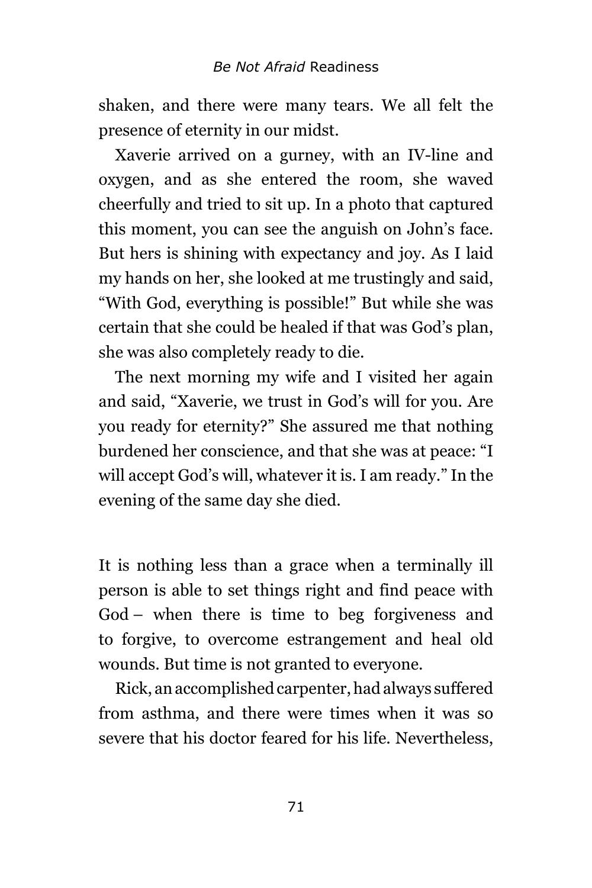shaken, and there were many tears. We all felt the presence of eternity in our midst.

Xaverie arrived on a gurney, with an IV-line and oxygen, and as she entered the room, she waved cheerfully and tried to sit up. In a photo that captured this moment, you can see the anguish on John's face. But hers is shining with expectancy and joy. As I laid my hands on her, she looked at me trustingly and said, "With God, everything is possible!" But while she was certain that she could be healed if that was God's plan, she was also completely ready to die.

The next morning my wife and I visited her again and said, "Xaverie, we trust in God's will for you. Are you ready for eternity?" She assured me that nothing burdened her conscience, and that she was at peace: "I will accept God's will, whatever it is. I am ready." In the evening of the same day she died.

It is nothing less than a grace when a terminally ill person is able to set things right and find peace with God – when there is time to beg forgiveness and to forgive, to overcome estrangement and heal old wounds. But time is not granted to everyone.

Rick, an accomplished carpenter, had always suffered from asthma, and there were times when it was so severe that his doctor feared for his life. Nevertheless,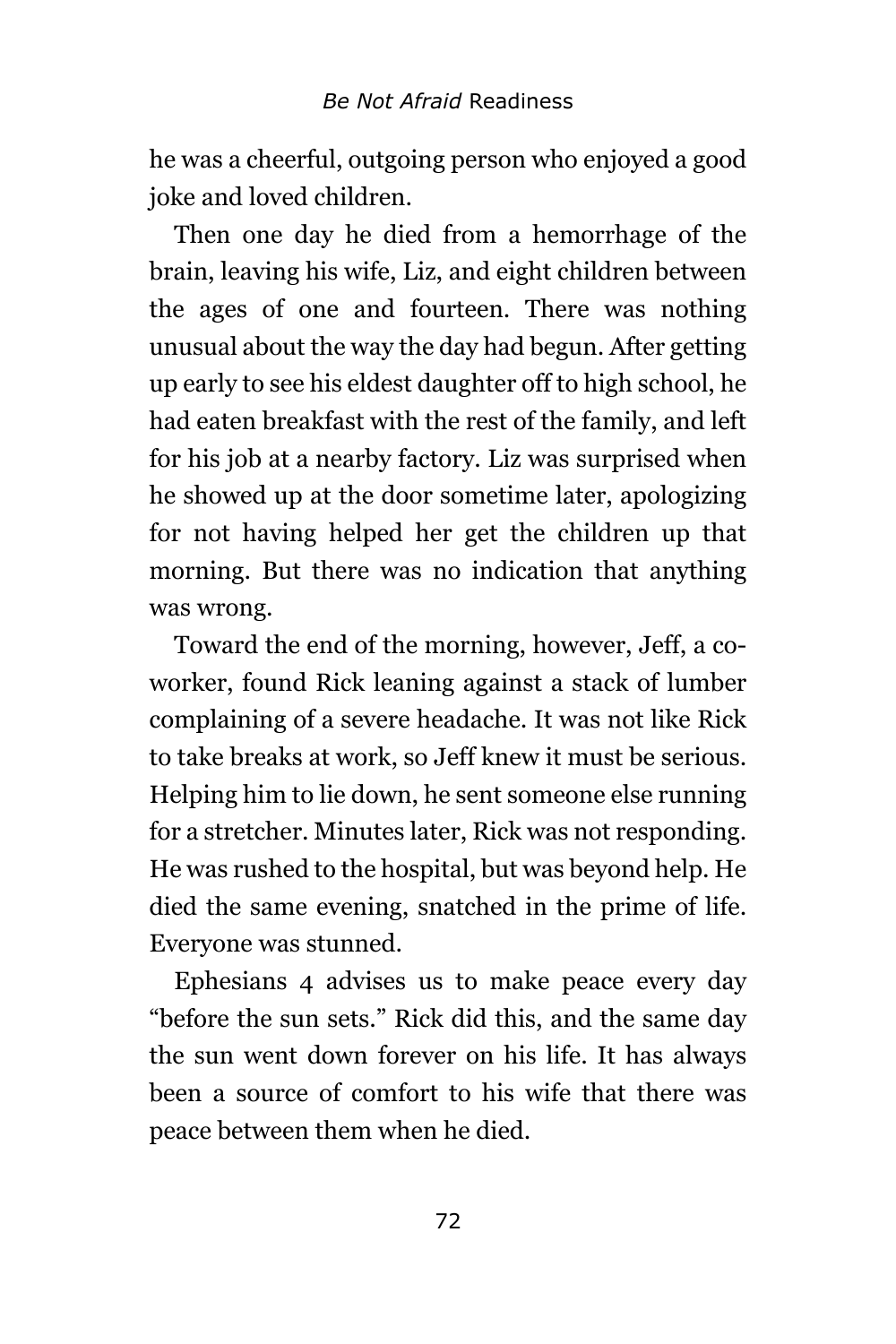he was a cheerful, outgoing person who enjoyed a good joke and loved children.

Then one day he died from a hemorrhage of the brain, leaving his wife, Liz, and eight children between the ages of one and fourteen. There was nothing unusual about the way the day had begun. After getting up early to see his eldest daughter off to high school, he had eaten breakfast with the rest of the family, and left for his job at a nearby factory. Liz was surprised when he showed up at the door sometime later, apologizing for not having helped her get the children up that morning. But there was no indication that anything was wrong.

Toward the end of the morning, however, Jeff, a co-worker, found Rick leaning against a stack of lumber complaining of a severe headache. It was not like Rick to take breaks at work, so Jeff knew it must be serious. Helping him to lie down, he sent someone else running for a stretcher. Minutes later, Rick was not responding. He was rushed to the hospital, but was beyond help. He died the same evening, snatched in the prime of life. Everyone was stunned.

Ephesians 4 advises us to make peace every day "before the sun sets." Rick did this, and the same day the sun went down forever on his life. It has always been a source of comfort to his wife that there was peace between them when he died.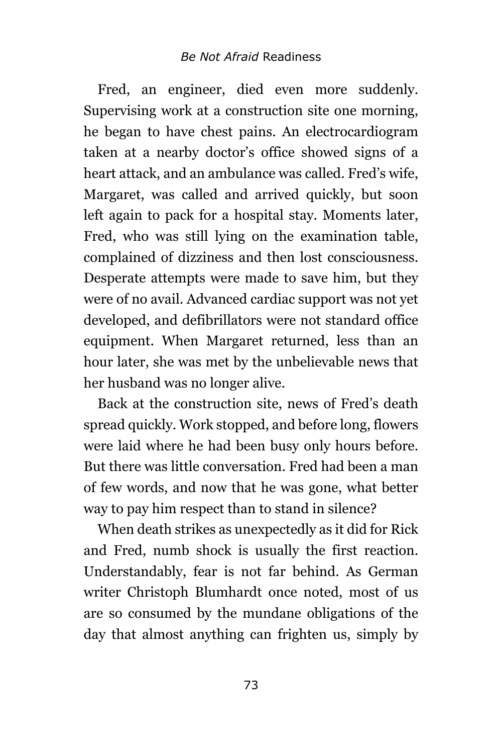Fred, an engineer, died even more suddenly. Supervising work at a construction site one morning, he began to have chest pains. An electrocardiogram taken at a nearby doctor's office showed signs of a heart attack, and an ambulance was called. Fred's wife, Margaret, was called and arrived quickly, but soon left again to pack for a hospital stay. Moments later, Fred, who was still lying on the examination table, complained of dizziness and then lost consciousness. Desperate attempts were made to save him, but they were of no avail. Advanced cardiac support was not yet developed, and defibrillators were not standard office equipment. When Margaret returned, less than an hour later, she was met by the unbelievable news that her husband was no longer alive.

Back at the construction site, news of Fred's death spread quickly. Work stopped, and before long, flowers were laid where he had been busy only hours before. But there was little conversation. Fred had been a man of few words, and now that he was gone, what better way to pay him respect than to stand in silence?

When death strikes as unexpectedly as it did for Rick and Fred, numb shock is usually the first reaction. Understandably, fear is not far behind. As German writer Christoph Blumhardt once noted, most of us are so consumed by the mundane obligations of the day that almost anything can frighten us, simply by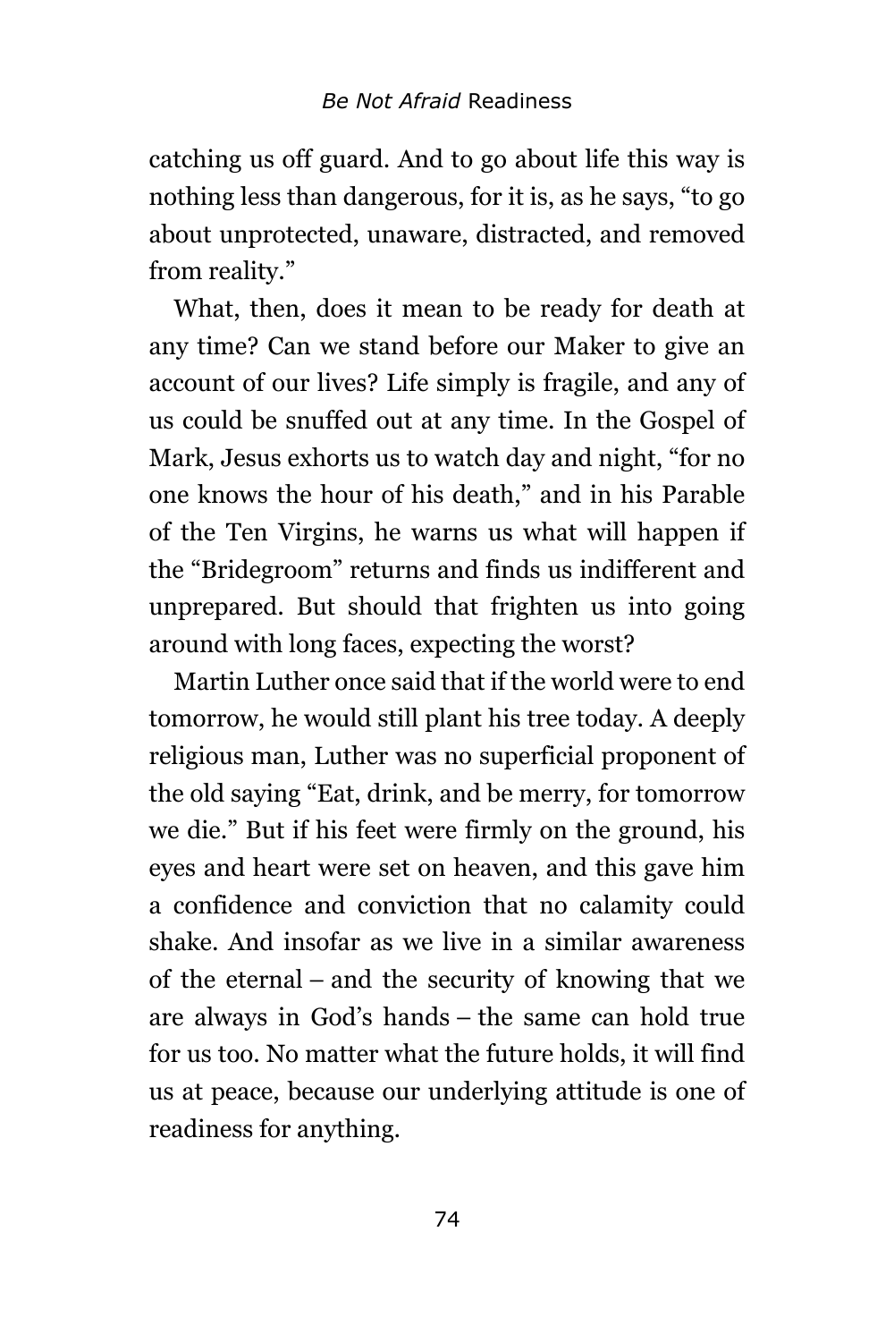catching us off guard. And to go about life this way is nothing less than dangerous, for it is, as he says, "to go about unprotected, unaware, distracted, and removed from reality."

What, then, does it mean to be ready for death at any time? Can we stand before our Maker to give an account of our lives? Life simply is fragile, and any of us could be snuffed out at any time. In the Gospel of Mark, Jesus exhorts us to watch day and night, "for no one knows the hour of his death," and in his Parable of the Ten Virgins, he warns us what will happen if the "Bridegroom" returns and finds us indifferent and unprepared. But should that frighten us into going around with long faces, expecting the worst?

Martin Luther once said that if the world were to end tomorrow, he would still plant his tree today. A deeply religious man, Luther was no superficial proponent of the old saying "Eat, drink, and be merry, for tomorrow we die." But if his feet were firmly on the ground, his eyes and heart were set on heaven, and this gave him a confidence and conviction that no calamity could shake. And insofar as we live in a similar awareness of the eternal – and the security of knowing that we are always in God's hands – the same can hold true for us too. No matter what the future holds, it will find us at peace, because our underlying attitude is one of readiness for anything.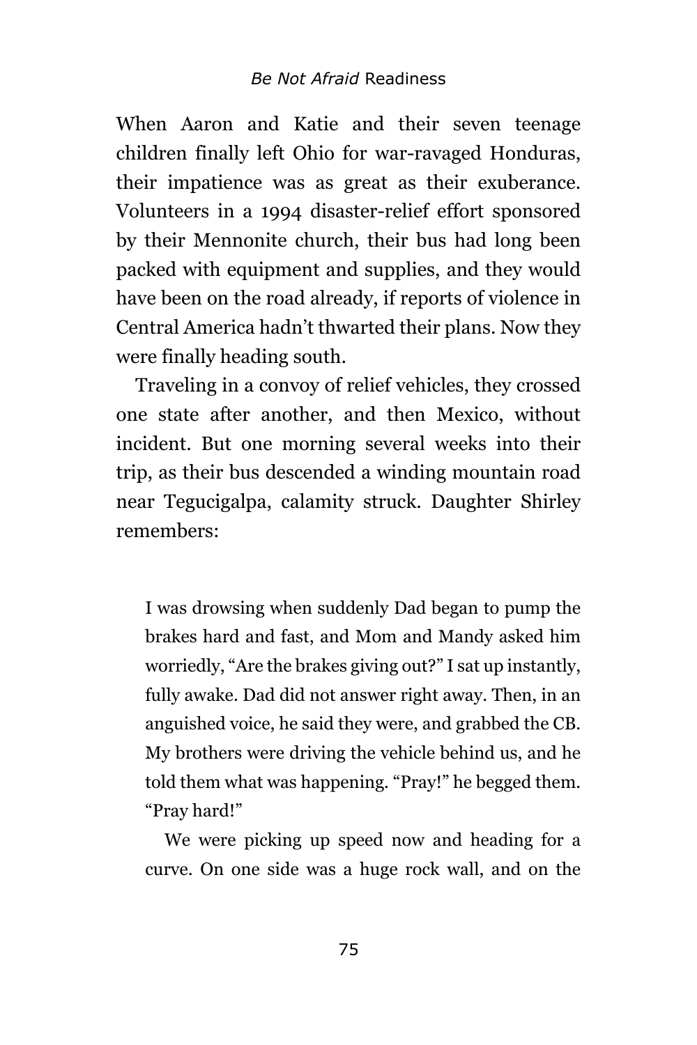When Aaron and Katie and their seven teenage children finally left Ohio for war-ravaged Honduras, their impatience was as great as their exuberance. Volunteers in a 1994 disaster-relief effort sponsored by their Mennonite church, their bus had long been packed with equipment and supplies, and they would have been on the road already, if reports of violence in Central America hadn't thwarted their plans. Now they were finally heading south.

Traveling in a convoy of relief vehicles, they crossed one state after another, and then Mexico, without incident. But one morning several weeks into their trip, as their bus descended a winding mountain road near Tegucigalpa, calamity struck. Daughter Shirley remembers:

> I was drowsing when suddenly Dad began to pump the brakes hard and fast, and Mom and Mandy asked him worriedly, "Are the brakes giving out?" I sat up instantly, fully awake. Dad did not answer right away. Then, in an anguished voice, he said they were, and grabbed the CB. My brothers were driving the vehicle behind us, and he told them what was happening. "Pray!" he begged them. "Pray hard!"
>
> We were picking up speed now and heading for a curve. On one side was a huge rock wall, and on the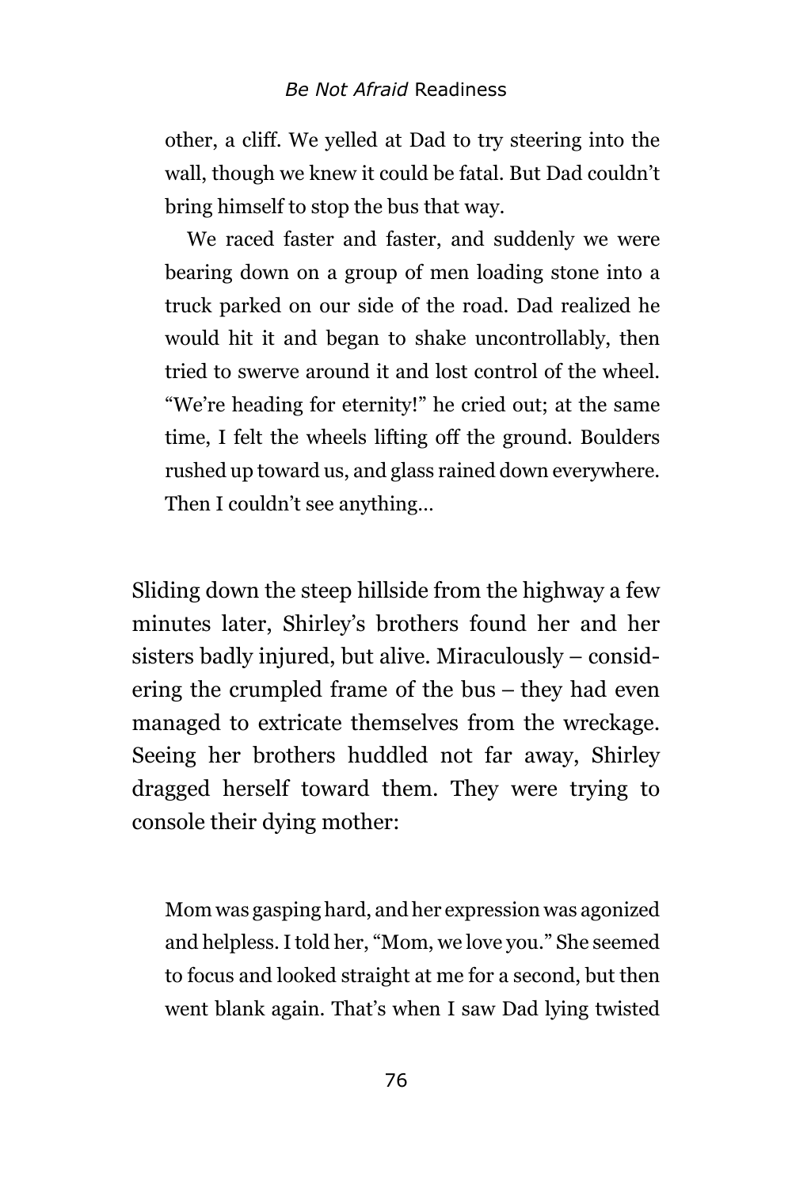> other, a cliff. We yelled at Dad to try steering into the wall, though we knew it could be fatal. But Dad couldn't bring himself to stop the bus that way.
>
> We raced faster and faster, and suddenly we were bearing down on a group of men loading stone into a truck parked on our side of the road. Dad realized he would hit it and began to shake uncontrollably, then tried to swerve around it and lost control of the wheel. "We're heading for eternity!" he cried out; at the same time, I felt the wheels lifting off the ground. Boulders rushed up toward us, and glass rained down everywhere. Then I couldn't see anything…

Sliding down the steep hillside from the highway a few minutes later, Shirley's brothers found her and her sisters badly injured, but alive. Miraculously – considering the crumpled frame of the bus – they had even managed to extricate themselves from the wreckage. Seeing her brothers huddled not far away, Shirley dragged herself toward them. They were trying to console their dying mother:

> Mom was gasping hard, and her expression was agonized and helpless. I told her, "Mom, we love you." She seemed to focus and looked straight at me for a second, but then went blank again. That's when I saw Dad lying twisted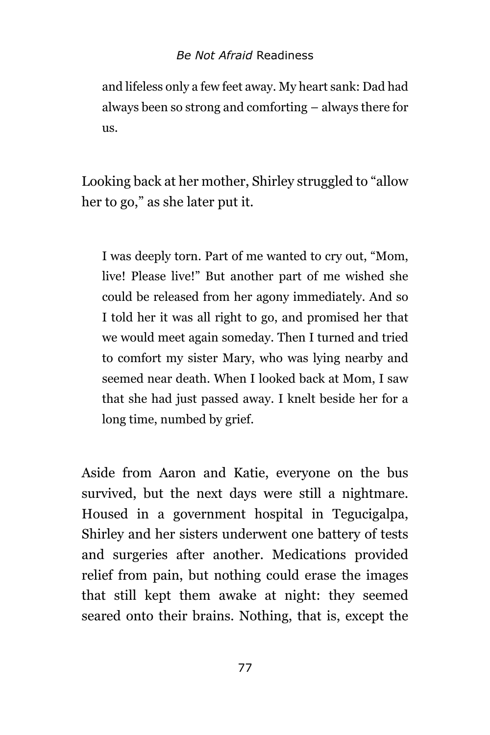> and lifeless only a few feet away. My heart sank: Dad had always been so strong and comforting – always there for us.

Looking back at her mother, Shirley struggled to "allow her to go," as she later put it.

> I was deeply torn. Part of me wanted to cry out, "Mom, live! Please live!" But another part of me wished she could be released from her agony immediately. And so I told her it was all right to go, and promised her that we would meet again someday. Then I turned and tried to comfort my sister Mary, who was lying nearby and seemed near death. When I looked back at Mom, I saw that she had just passed away. I knelt beside her for a long time, numbed by grief.

Aside from Aaron and Katie, everyone on the bus survived, but the next days were still a nightmare. Housed in a government hospital in Tegucigalpa, Shirley and her sisters underwent one battery of tests and surgeries after another. Medications provided relief from pain, but nothing could erase the images that still kept them awake at night: they seemed seared onto their brains. Nothing, that is, except the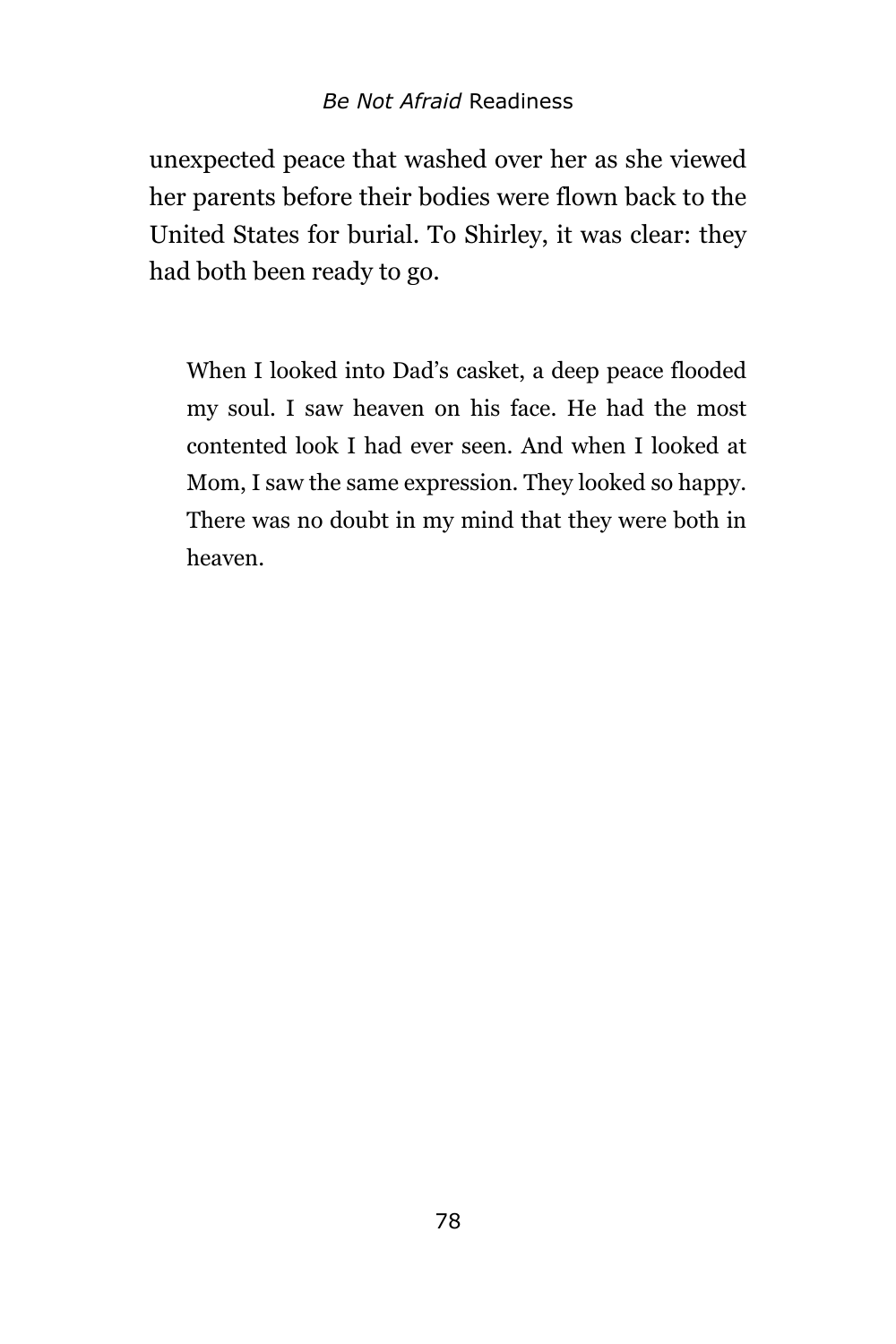unexpected peace that washed over her as she viewed her parents before their bodies were flown back to the United States for burial. To Shirley, it was clear: they had both been ready to go.

> When I looked into Dad's casket, a deep peace flooded my soul. I saw heaven on his face. He had the most contented look I had ever seen. And when I looked at Mom, I saw the same expression. They looked so happy. There was no doubt in my mind that they were both in heaven.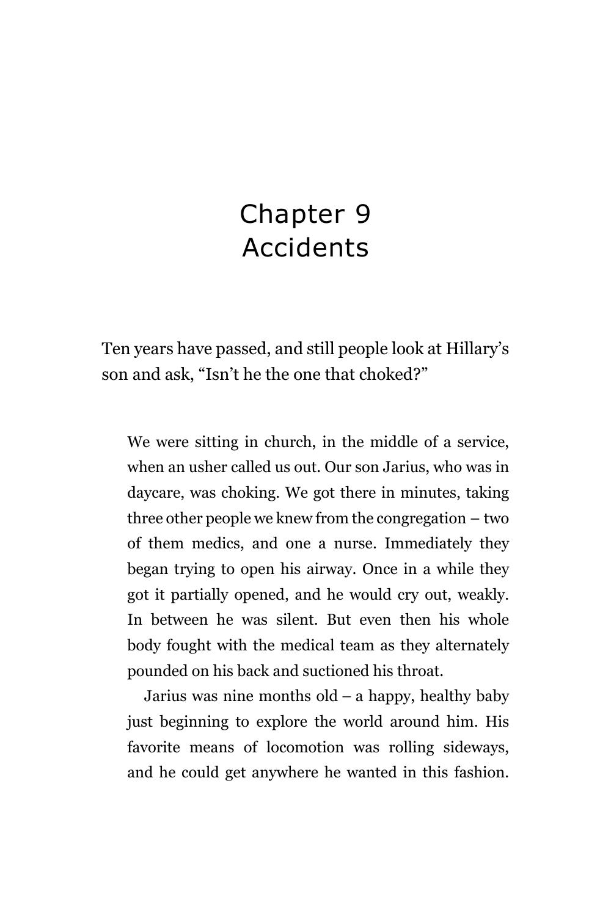# Chapter 9
# Accidents

Ten years have passed, and still people look at Hillary's son and ask, "Isn't he the one that choked?"

> We were sitting in church, in the middle of a service, when an usher called us out. Our son Jarius, who was in daycare, was choking. We got there in minutes, taking three other people we knew from the congregation – two of them medics, and one a nurse. Immediately they began trying to open his airway. Once in a while they got it partially opened, and he would cry out, weakly. In between he was silent. But even then his whole body fought with the medical team as they alternately pounded on his back and suctioned his throat.
>
> Jarius was nine months old – a happy, healthy baby just beginning to explore the world around him. His favorite means of locomotion was rolling sideways, and he could get anywhere he wanted in this fashion.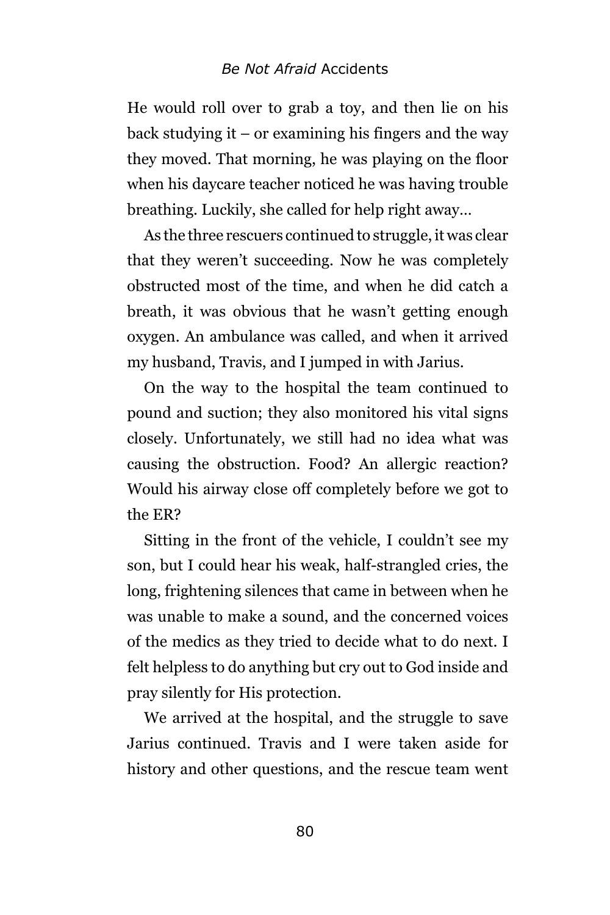He would roll over to grab a toy, and then lie on his back studying it – or examining his fingers and the way they moved. That morning, he was playing on the floor when his daycare teacher noticed he was having trouble breathing. Luckily, she called for help right away…

As the three rescuers continued to struggle, it was clear that they weren't succeeding. Now he was completely obstructed most of the time, and when he did catch a breath, it was obvious that he wasn't getting enough oxygen. An ambulance was called, and when it arrived my husband, Travis, and I jumped in with Jarius.

On the way to the hospital the team continued to pound and suction; they also monitored his vital signs closely. Unfortunately, we still had no idea what was causing the obstruction. Food? An allergic reaction? Would his airway close off completely before we got to the ER?

Sitting in the front of the vehicle, I couldn't see my son, but I could hear his weak, half-strangled cries, the long, frightening silences that came in between when he was unable to make a sound, and the concerned voices of the medics as they tried to decide what to do next. I felt helpless to do anything but cry out to God inside and pray silently for His protection.

We arrived at the hospital, and the struggle to save Jarius continued. Travis and I were taken aside for history and other questions, and the rescue team went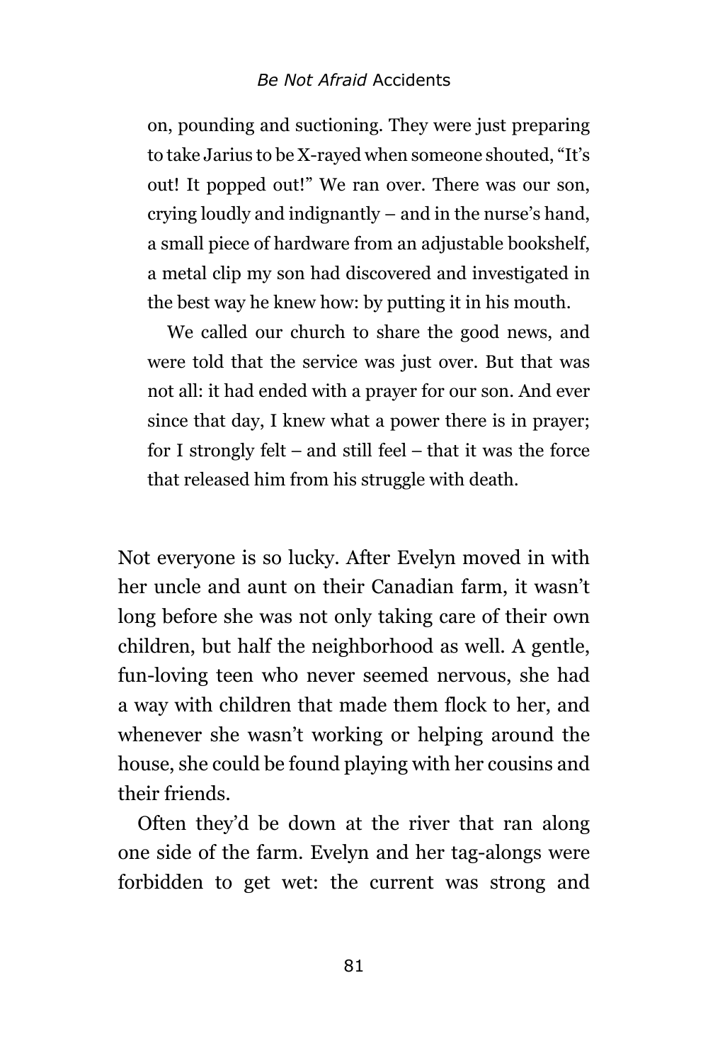> on, pounding and suctioning. They were just preparing to take Jarius to be X-rayed when someone shouted, "It's out! It popped out!" We ran over. There was our son, crying loudly and indignantly – and in the nurse's hand, a small piece of hardware from an adjustable bookshelf, a metal clip my son had discovered and investigated in the best way he knew how: by putting it in his mouth.
>
> We called our church to share the good news, and were told that the service was just over. But that was not all: it had ended with a prayer for our son. And ever since that day, I knew what a power there is in prayer; for I strongly felt – and still feel – that it was the force that released him from his struggle with death.

Not everyone is so lucky. After Evelyn moved in with her uncle and aunt on their Canadian farm, it wasn't long before she was not only taking care of their own children, but half the neighborhood as well. A gentle, fun-loving teen who never seemed nervous, she had a way with children that made them flock to her, and whenever she wasn't working or helping around the house, she could be found playing with her cousins and their friends.

Often they'd be down at the river that ran along one side of the farm. Evelyn and her tag-alongs were forbidden to get wet: the current was strong and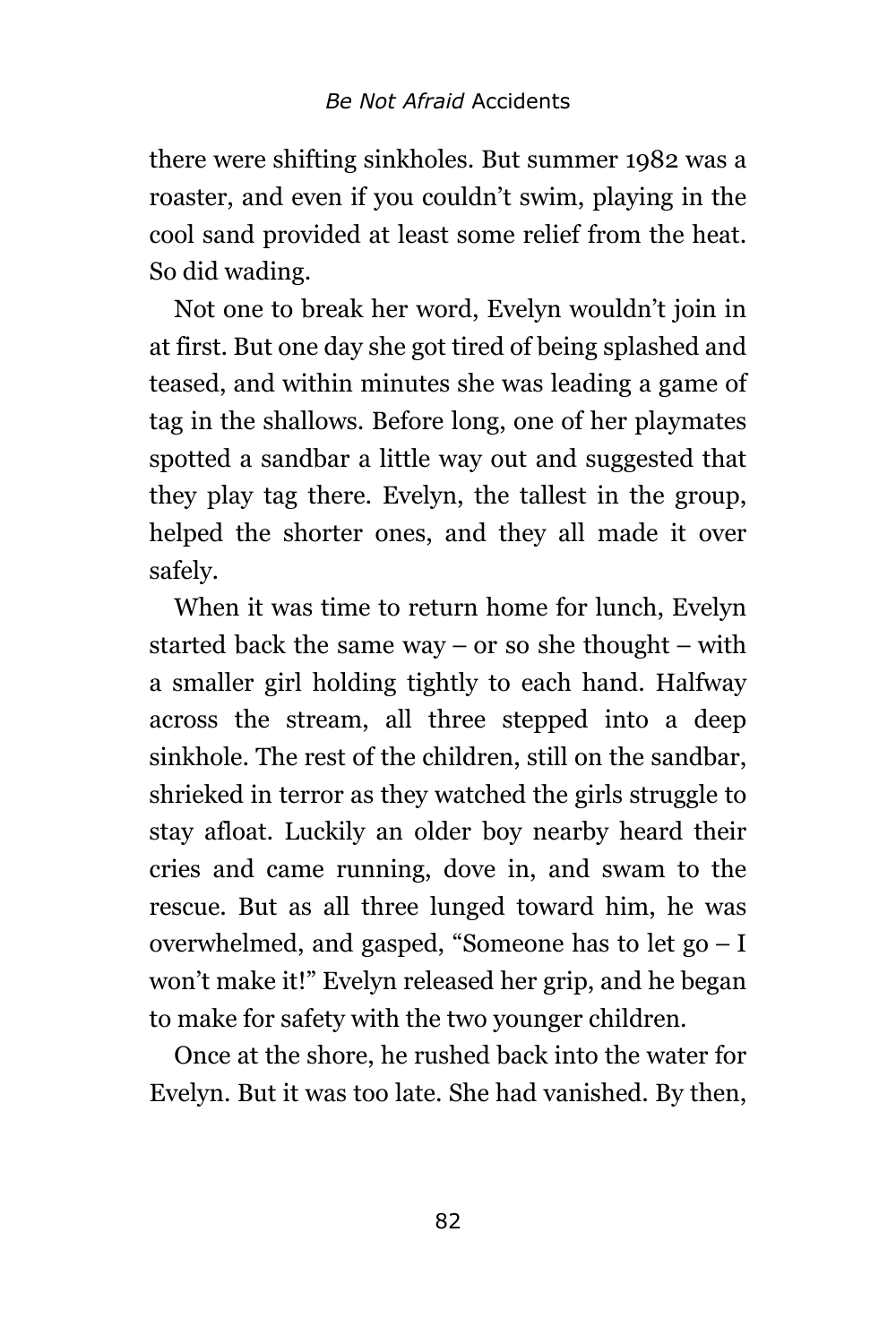there were shifting sinkholes. But summer 1982 was a roaster, and even if you couldn't swim, playing in the cool sand provided at least some relief from the heat. So did wading.

Not one to break her word, Evelyn wouldn't join in at first. But one day she got tired of being splashed and teased, and within minutes she was leading a game of tag in the shallows. Before long, one of her playmates spotted a sandbar a little way out and suggested that they play tag there. Evelyn, the tallest in the group, helped the shorter ones, and they all made it over safely.

When it was time to return home for lunch, Evelyn started back the same way – or so she thought – with a smaller girl holding tightly to each hand. Halfway across the stream, all three stepped into a deep sinkhole. The rest of the children, still on the sandbar, shrieked in terror as they watched the girls struggle to stay afloat. Luckily an older boy nearby heard their cries and came running, dove in, and swam to the rescue. But as all three lunged toward him, he was overwhelmed, and gasped, "Someone has to let go – I won't make it!" Evelyn released her grip, and he began to make for safety with the two younger children.

Once at the shore, he rushed back into the water for Evelyn. But it was too late. She had vanished. By then,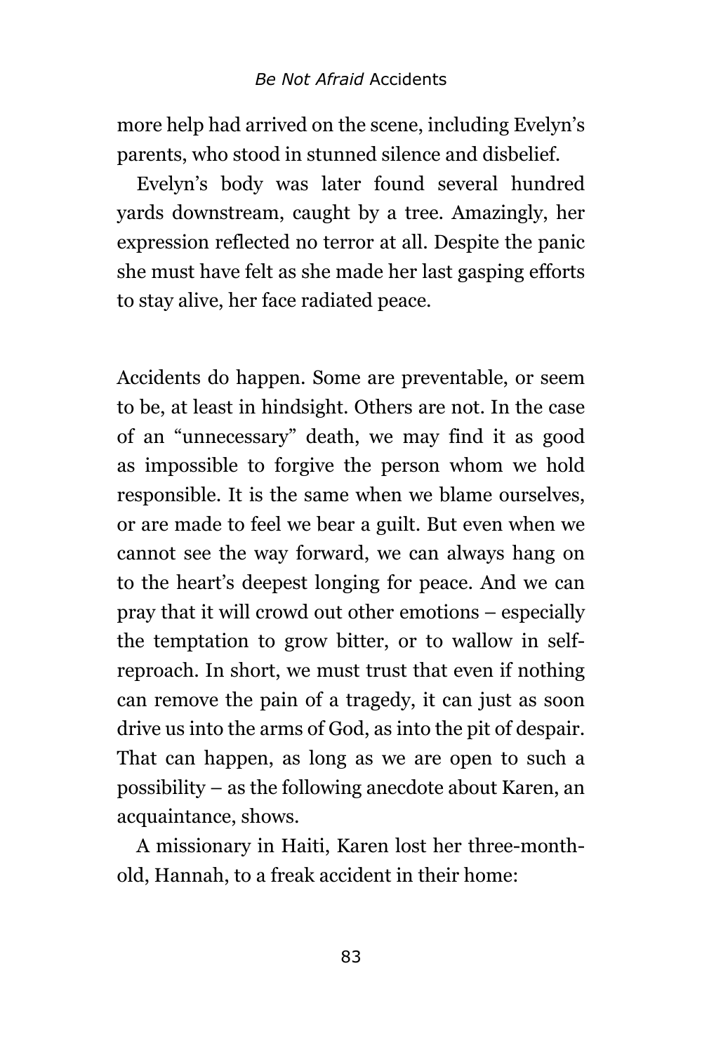more help had arrived on the scene, including Evelyn's parents, who stood in stunned silence and disbelief.

Evelyn's body was later found several hundred yards downstream, caught by a tree. Amazingly, her expression reflected no terror at all. Despite the panic she must have felt as she made her last gasping efforts to stay alive, her face radiated peace.

Accidents do happen. Some are preventable, or seem to be, at least in hindsight. Others are not. In the case of an "unnecessary" death, we may find it as good as impossible to forgive the person whom we hold responsible. It is the same when we blame ourselves, or are made to feel we bear a guilt. But even when we cannot see the way forward, we can always hang on to the heart's deepest longing for peace. And we can pray that it will crowd out other emotions – especially the temptation to grow bitter, or to wallow in self-reproach. In short, we must trust that even if nothing can remove the pain of a tragedy, it can just as soon drive us into the arms of God, as into the pit of despair. That can happen, as long as we are open to such a possibility – as the following anecdote about Karen, an acquaintance, shows.

A missionary in Haiti, Karen lost her three-month-old, Hannah, to a freak accident in their home: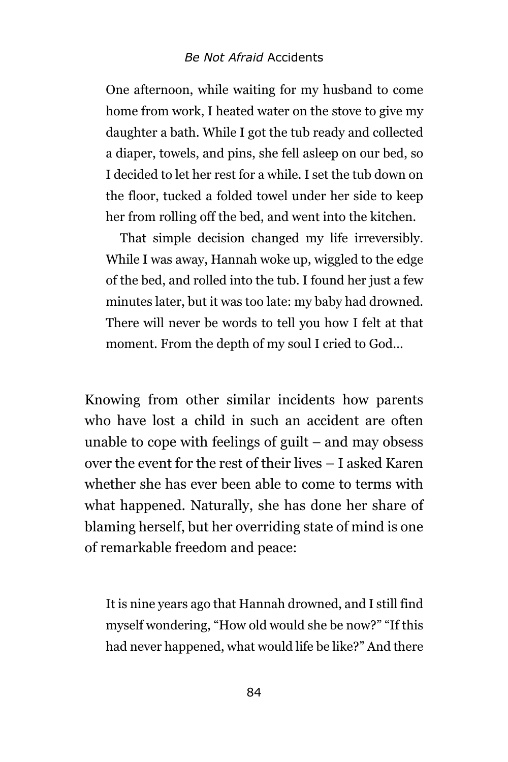> One afternoon, while waiting for my husband to come home from work, I heated water on the stove to give my daughter a bath. While I got the tub ready and collected a diaper, towels, and pins, she fell asleep on our bed, so I decided to let her rest for a while. I set the tub down on the floor, tucked a folded towel under her side to keep her from rolling off the bed, and went into the kitchen.
>
> That simple decision changed my life irreversibly. While I was away, Hannah woke up, wiggled to the edge of the bed, and rolled into the tub. I found her just a few minutes later, but it was too late: my baby had drowned. There will never be words to tell you how I felt at that moment. From the depth of my soul I cried to God…

Knowing from other similar incidents how parents who have lost a child in such an accident are often unable to cope with feelings of guilt – and may obsess over the event for the rest of their lives – I asked Karen whether she has ever been able to come to terms with what happened. Naturally, she has done her share of blaming herself, but her overriding state of mind is one of remarkable freedom and peace:

> It is nine years ago that Hannah drowned, and I still find myself wondering, "How old would she be now?" "If this had never happened, what would life be like?" And there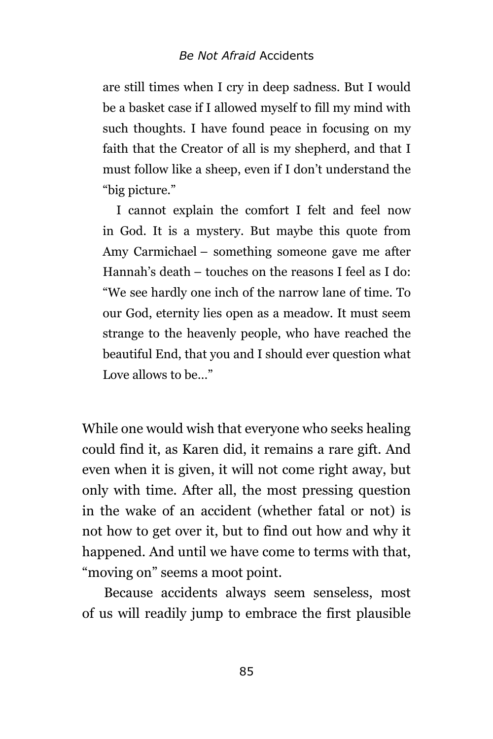are still times when I cry in deep sadness. But I would be a basket case if I allowed myself to fill my mind with such thoughts. I have found peace in focusing on my faith that the Creator of all is my shepherd, and that I must follow like a sheep, even if I don't understand the "big picture."

I cannot explain the comfort I felt and feel now in God. It is a mystery. But maybe this quote from Amy Carmichael – something someone gave me after Hannah's death – touches on the reasons I feel as I do: "We see hardly one inch of the narrow lane of time. To our God, eternity lies open as a meadow. It must seem strange to the heavenly people, who have reached the beautiful End, that you and I should ever question what Love allows to be..."

While one would wish that everyone who seeks healing could find it, as Karen did, it remains a rare gift. And even when it is given, it will not come right away, but only with time. After all, the most pressing question in the wake of an accident (whether fatal or not) is not how to get over it, but to find out how and why it happened. And until we have come to terms with that, "moving on" seems a moot point.

Because accidents always seem senseless, most of us will readily jump to embrace the first plausible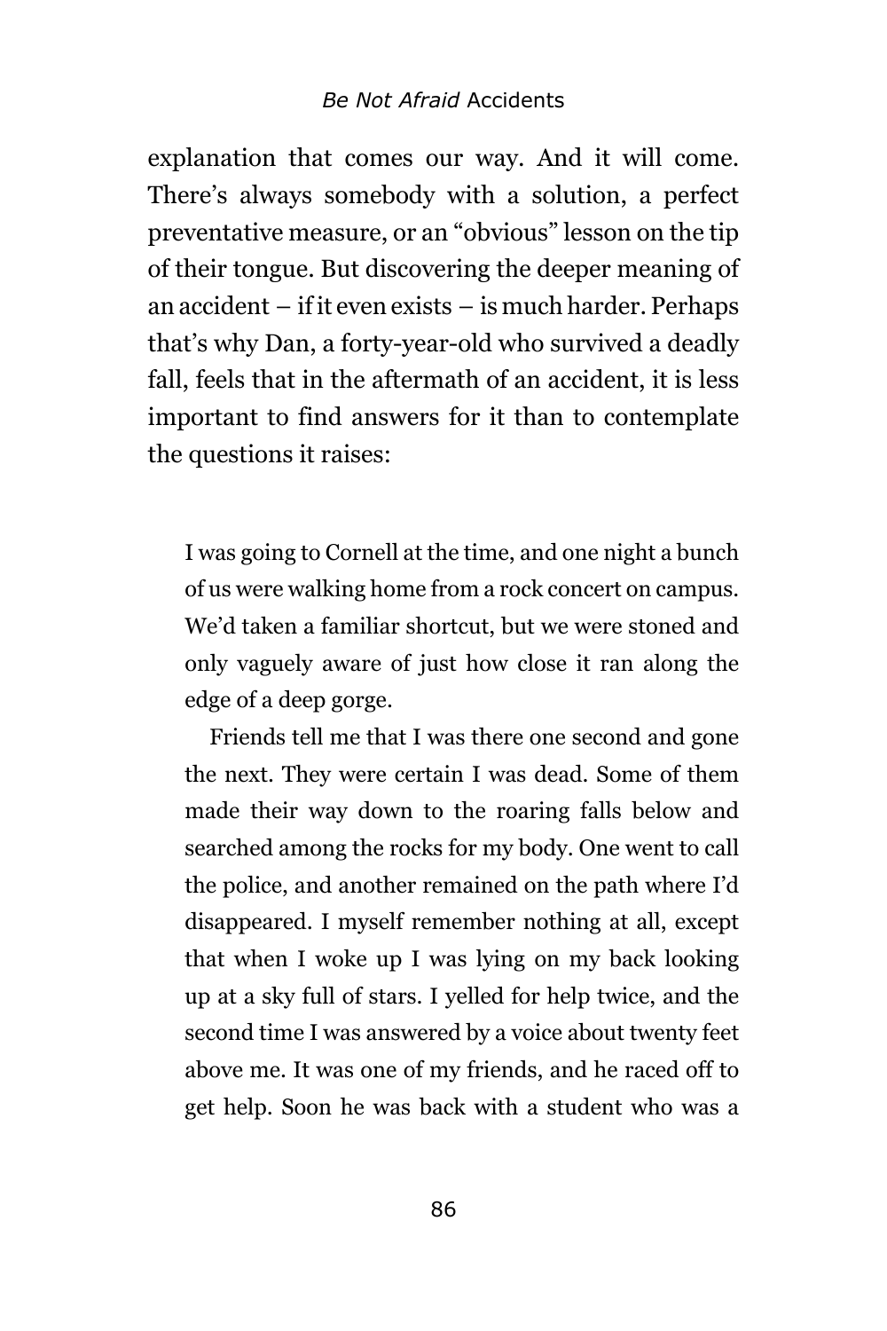explanation that comes our way. And it will come. There's always somebody with a solution, a perfect preventative measure, or an "obvious" lesson on the tip of their tongue. But discovering the deeper meaning of an accident – if it even exists – is much harder. Perhaps that's why Dan, a forty-year-old who survived a deadly fall, feels that in the aftermath of an accident, it is less important to find answers for it than to contemplate the questions it raises:

> I was going to Cornell at the time, and one night a bunch of us were walking home from a rock concert on campus. We'd taken a familiar shortcut, but we were stoned and only vaguely aware of just how close it ran along the edge of a deep gorge.
>
> Friends tell me that I was there one second and gone the next. They were certain I was dead. Some of them made their way down to the roaring falls below and searched among the rocks for my body. One went to call the police, and another remained on the path where I'd disappeared. I myself remember nothing at all, except that when I woke up I was lying on my back looking up at a sky full of stars. I yelled for help twice, and the second time I was answered by a voice about twenty feet above me. It was one of my friends, and he raced off to get help. Soon he was back with a student who was a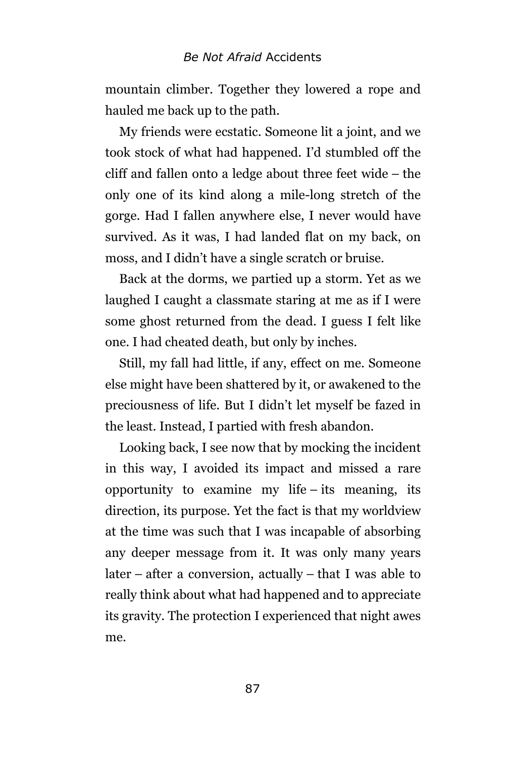mountain climber. Together they lowered a rope and hauled me back up to the path.

My friends were ecstatic. Someone lit a joint, and we took stock of what had happened. I'd stumbled off the cliff and fallen onto a ledge about three feet wide – the only one of its kind along a mile-long stretch of the gorge. Had I fallen anywhere else, I never would have survived. As it was, I had landed flat on my back, on moss, and I didn't have a single scratch or bruise.

Back at the dorms, we partied up a storm. Yet as we laughed I caught a classmate staring at me as if I were some ghost returned from the dead. I guess I felt like one. I had cheated death, but only by inches.

Still, my fall had little, if any, effect on me. Someone else might have been shattered by it, or awakened to the preciousness of life. But I didn't let myself be fazed in the least. Instead, I partied with fresh abandon.

Looking back, I see now that by mocking the incident in this way, I avoided its impact and missed a rare opportunity to examine my life – its meaning, its direction, its purpose. Yet the fact is that my worldview at the time was such that I was incapable of absorbing any deeper message from it. It was only many years later – after a conversion, actually – that I was able to really think about what had happened and to appreciate its gravity. The protection I experienced that night awes me.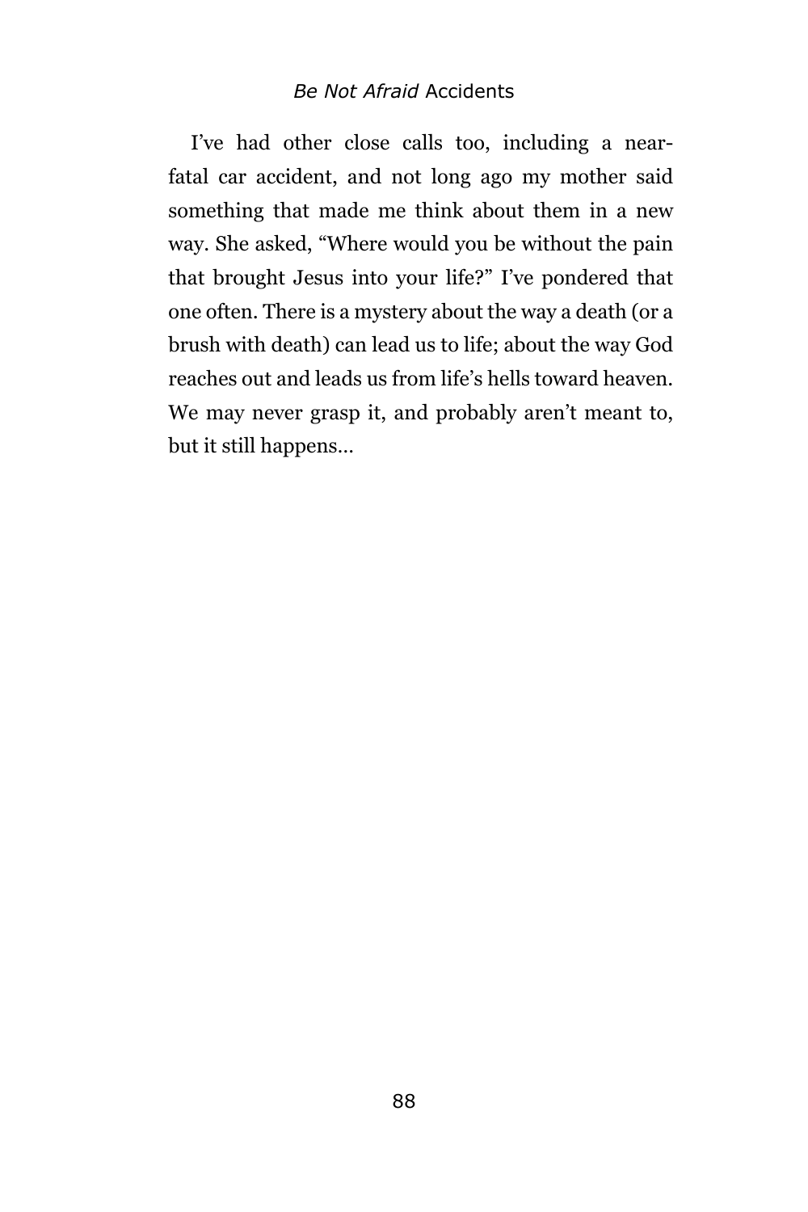I've had other close calls too, including a near-fatal car accident, and not long ago my mother said something that made me think about them in a new way. She asked, "Where would you be without the pain that brought Jesus into your life?" I've pondered that one often. There is a mystery about the way a death (or a brush with death) can lead us to life; about the way God reaches out and leads us from life's hells toward heaven. We may never grasp it, and probably aren't meant to, but it still happens…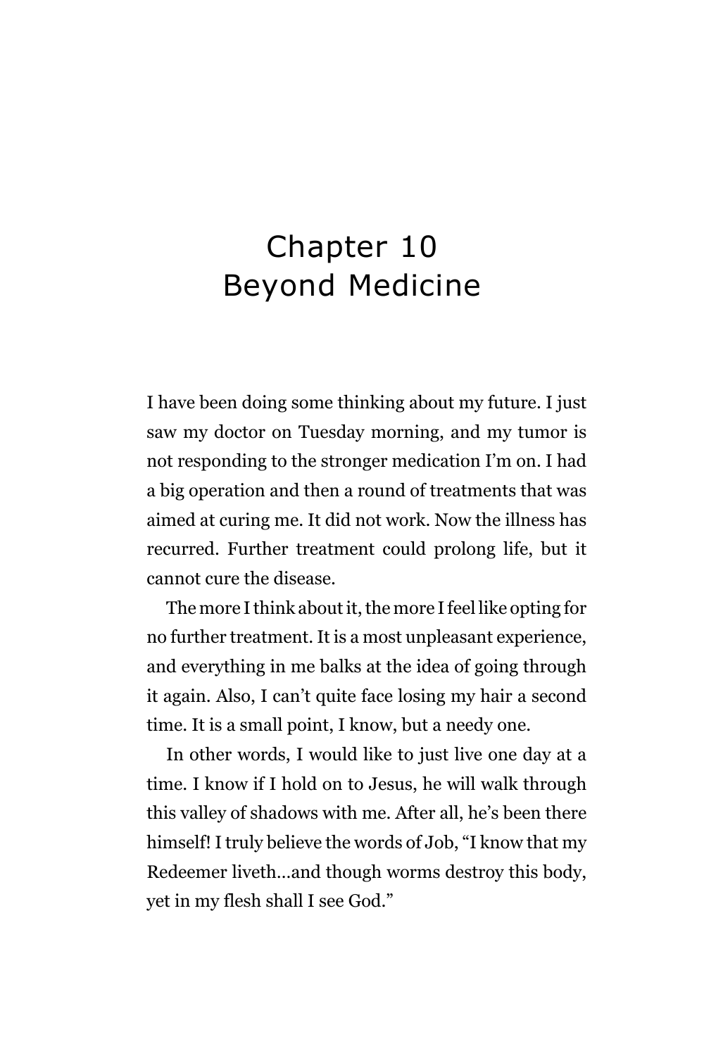# Chapter 10
# Beyond Medicine

I have been doing some thinking about my future. I just saw my doctor on Tuesday morning, and my tumor is not responding to the stronger medication I'm on. I had a big operation and then a round of treatments that was aimed at curing me. It did not work. Now the illness has recurred. Further treatment could prolong life, but it cannot cure the disease.

The more I think about it, the more I feel like opting for no further treatment. It is a most unpleasant experience, and everything in me balks at the idea of going through it again. Also, I can't quite face losing my hair a second time. It is a small point, I know, but a needy one.

In other words, I would like to just live one day at a time. I know if I hold on to Jesus, he will walk through this valley of shadows with me. After all, he's been there himself! I truly believe the words of Job, "I know that my Redeemer liveth…and though worms destroy this body, yet in my flesh shall I see God."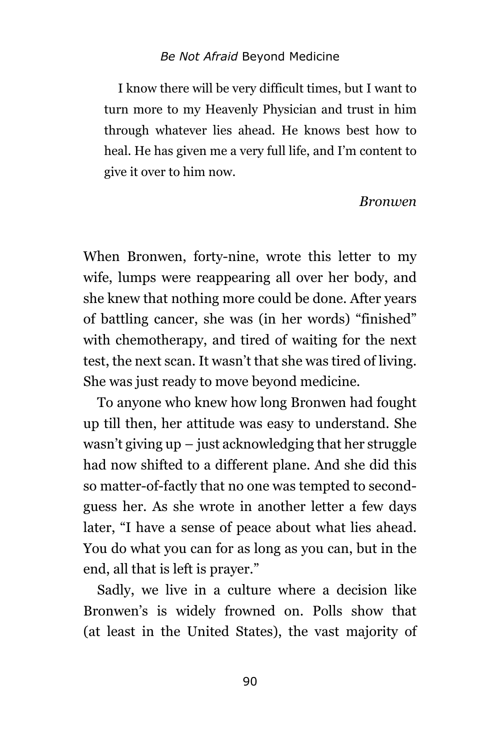I know there will be very difficult times, but I want to turn more to my Heavenly Physician and trust in him through whatever lies ahead. He knows best how to heal. He has given me a very full life, and I'm content to give it over to him now.

*Bronwen*

When Bronwen, forty-nine, wrote this letter to my wife, lumps were reappearing all over her body, and she knew that nothing more could be done. After years of battling cancer, she was (in her words) "finished" with chemotherapy, and tired of waiting for the next test, the next scan. It wasn't that she was tired of living. She was just ready to move beyond medicine.

To anyone who knew how long Bronwen had fought up till then, her attitude was easy to understand. She wasn't giving up – just acknowledging that her struggle had now shifted to a different plane. And she did this so matter-of-factly that no one was tempted to second-guess her. As she wrote in another letter a few days later, "I have a sense of peace about what lies ahead. You do what you can for as long as you can, but in the end, all that is left is prayer."

Sadly, we live in a culture where a decision like Bronwen's is widely frowned on. Polls show that (at least in the United States), the vast majority of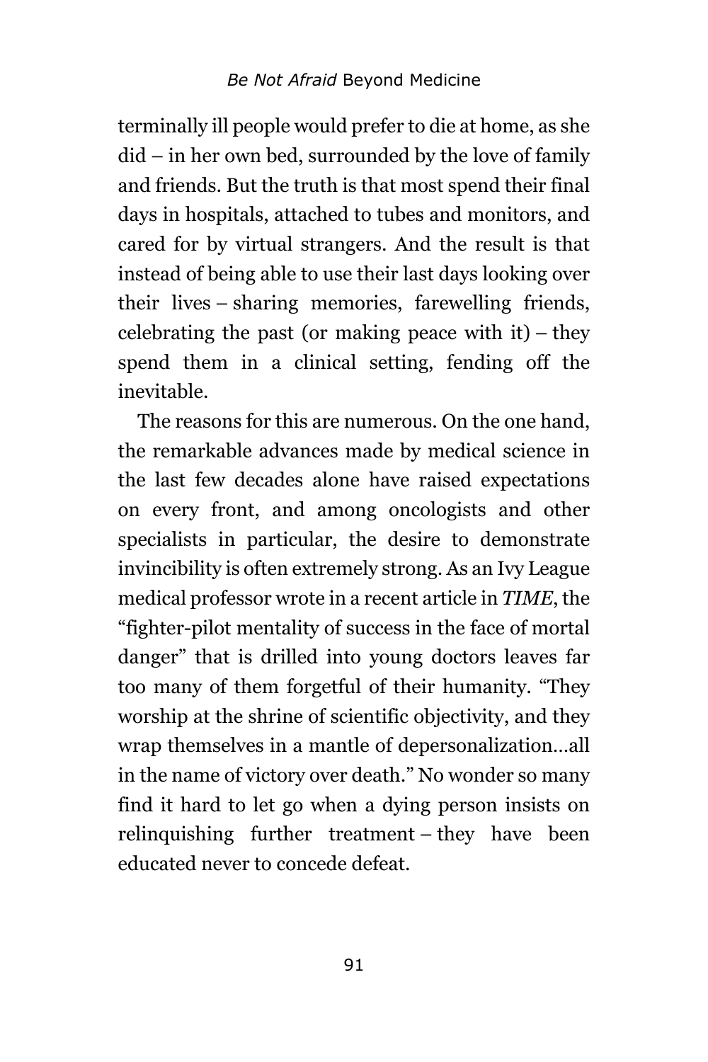terminally ill people would prefer to die at home, as she did – in her own bed, surrounded by the love of family and friends. But the truth is that most spend their final days in hospitals, attached to tubes and monitors, and cared for by virtual strangers. And the result is that instead of being able to use their last days looking over their lives – sharing memories, farewelling friends, celebrating the past (or making peace with it) – they spend them in a clinical setting, fending off the inevitable.

The reasons for this are numerous. On the one hand, the remarkable advances made by medical science in the last few decades alone have raised expectations on every front, and among oncologists and other specialists in particular, the desire to demonstrate invincibility is often extremely strong. As an Ivy League medical professor wrote in a recent article in *TIME*, the "fighter-pilot mentality of success in the face of mortal danger" that is drilled into young doctors leaves far too many of them forgetful of their humanity. "They worship at the shrine of scientific objectivity, and they wrap themselves in a mantle of depersonalization…all in the name of victory over death." No wonder so many find it hard to let go when a dying person insists on relinquishing further treatment – they have been educated never to concede defeat.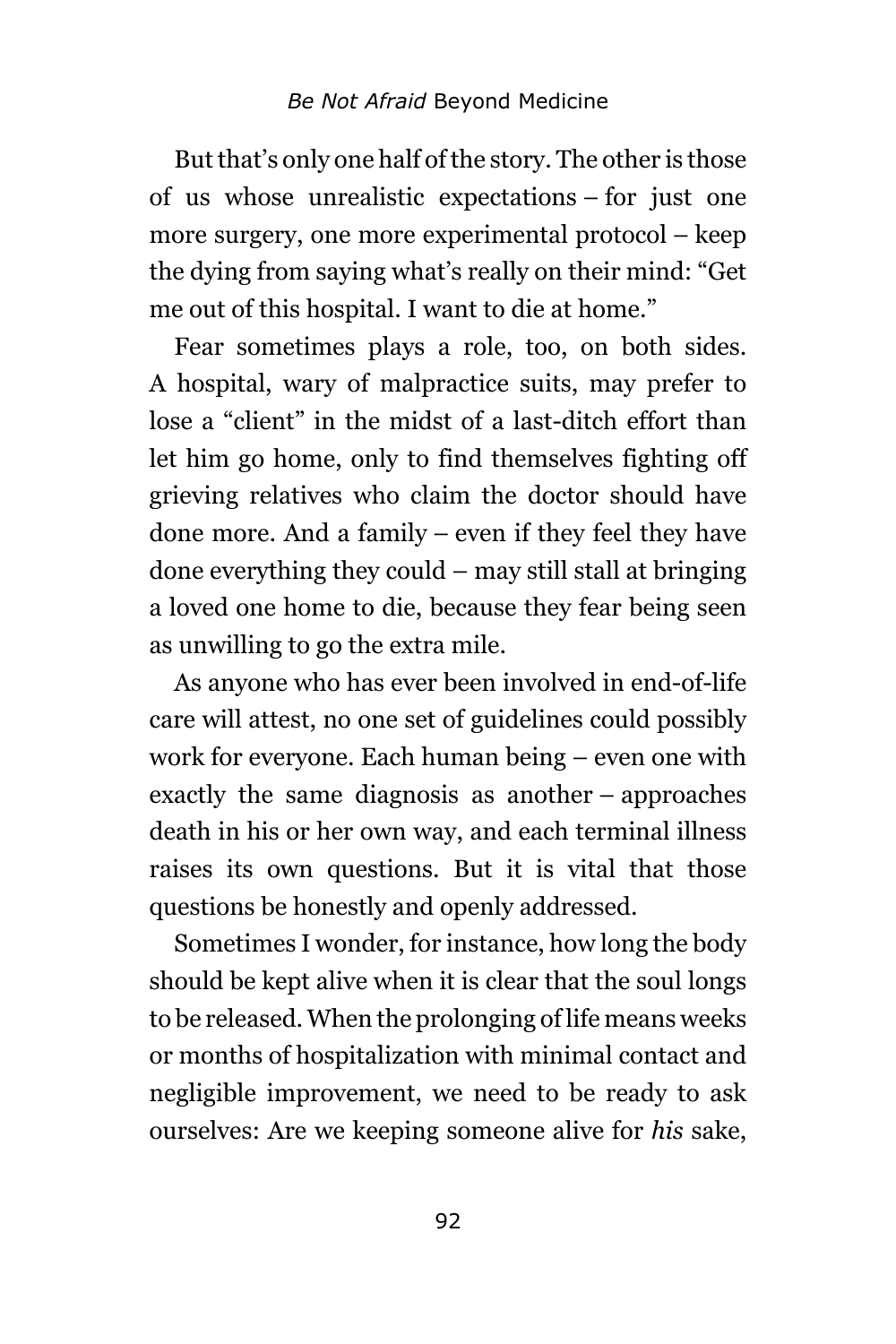But that's only one half of the story. The other is those of us whose unrealistic expectations – for just one more surgery, one more experimental protocol – keep the dying from saying what's really on their mind: "Get me out of this hospital. I want to die at home."

Fear sometimes plays a role, too, on both sides. A hospital, wary of malpractice suits, may prefer to lose a "client" in the midst of a last-ditch effort than let him go home, only to find themselves fighting off grieving relatives who claim the doctor should have done more. And a family – even if they feel they have done everything they could – may still stall at bringing a loved one home to die, because they fear being seen as unwilling to go the extra mile.

As anyone who has ever been involved in end-of-life care will attest, no one set of guidelines could possibly work for everyone. Each human being – even one with exactly the same diagnosis as another – approaches death in his or her own way, and each terminal illness raises its own questions. But it is vital that those questions be honestly and openly addressed.

Sometimes I wonder, for instance, how long the body should be kept alive when it is clear that the soul longs to be released. When the prolonging of life means weeks or months of hospitalization with minimal contact and negligible improvement, we need to be ready to ask ourselves: Are we keeping someone alive for *his* sake,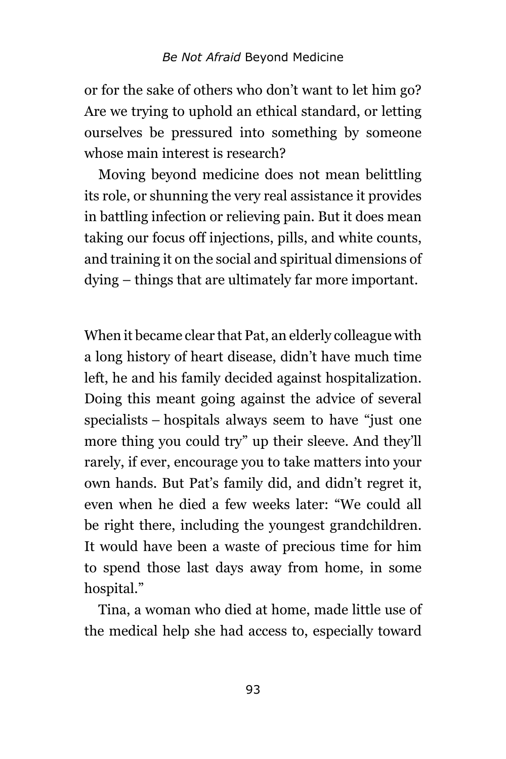or for the sake of others who don't want to let him go? Are we trying to uphold an ethical standard, or letting ourselves be pressured into something by someone whose main interest is research?

Moving beyond medicine does not mean belittling its role, or shunning the very real assistance it provides in battling infection or relieving pain. But it does mean taking our focus off injections, pills, and white counts, and training it on the social and spiritual dimensions of dying – things that are ultimately far more important.

When it became clear that Pat, an elderly colleague with a long history of heart disease, didn't have much time left, he and his family decided against hospitalization. Doing this meant going against the advice of several specialists – hospitals always seem to have "just one more thing you could try" up their sleeve. And they'll rarely, if ever, encourage you to take matters into your own hands. But Pat's family did, and didn't regret it, even when he died a few weeks later: "We could all be right there, including the youngest grandchildren. It would have been a waste of precious time for him to spend those last days away from home, in some hospital."

Tina, a woman who died at home, made little use of the medical help she had access to, especially toward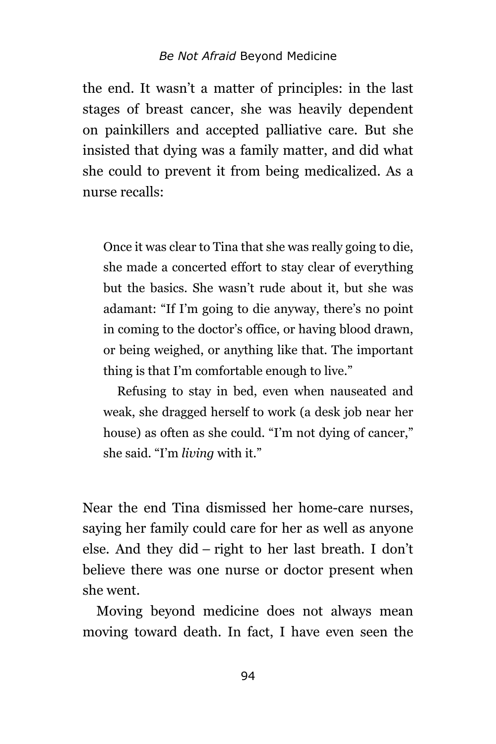the end. It wasn't a matter of principles: in the last stages of breast cancer, she was heavily dependent on painkillers and accepted palliative care. But she insisted that dying was a family matter, and did what she could to prevent it from being medicalized. As a nurse recalls:

> Once it was clear to Tina that she was really going to die, she made a concerted effort to stay clear of everything but the basics. She wasn't rude about it, but she was adamant: "If I'm going to die anyway, there's no point in coming to the doctor's office, or having blood drawn, or being weighed, or anything like that. The important thing is that I'm comfortable enough to live."
>
> Refusing to stay in bed, even when nauseated and weak, she dragged herself to work (a desk job near her house) as often as she could. "I'm not dying of cancer," she said. "I'm *living* with it."

Near the end Tina dismissed her home-care nurses, saying her family could care for her as well as anyone else. And they did – right to her last breath. I don't believe there was one nurse or doctor present when she went.

Moving beyond medicine does not always mean moving toward death. In fact, I have even seen the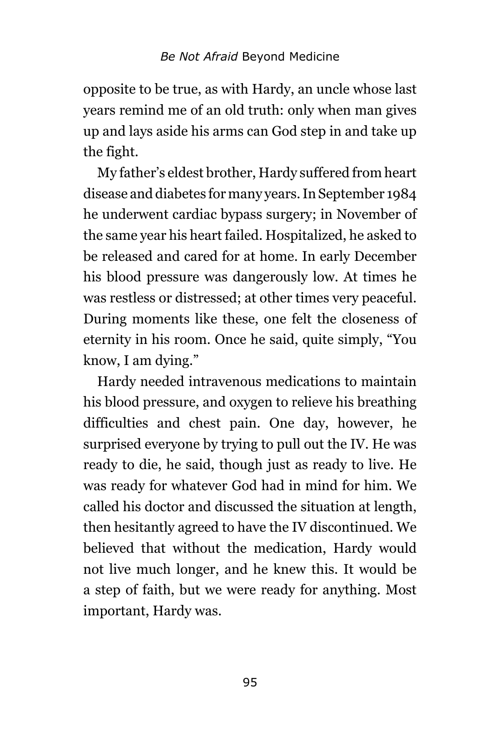opposite to be true, as with Hardy, an uncle whose last years remind me of an old truth: only when man gives up and lays aside his arms can God step in and take up the fight.

My father's eldest brother, Hardy suffered from heart disease and diabetes for many years. In September 1984 he underwent cardiac bypass surgery; in November of the same year his heart failed. Hospitalized, he asked to be released and cared for at home. In early December his blood pressure was dangerously low. At times he was restless or distressed; at other times very peaceful. During moments like these, one felt the closeness of eternity in his room. Once he said, quite simply, "You know, I am dying."

Hardy needed intravenous medications to maintain his blood pressure, and oxygen to relieve his breathing difficulties and chest pain. One day, however, he surprised everyone by trying to pull out the IV. He was ready to die, he said, though just as ready to live. He was ready for whatever God had in mind for him. We called his doctor and discussed the situation at length, then hesitantly agreed to have the IV discontinued. We believed that without the medication, Hardy would not live much longer, and he knew this. It would be a step of faith, but we were ready for anything. Most important, Hardy was.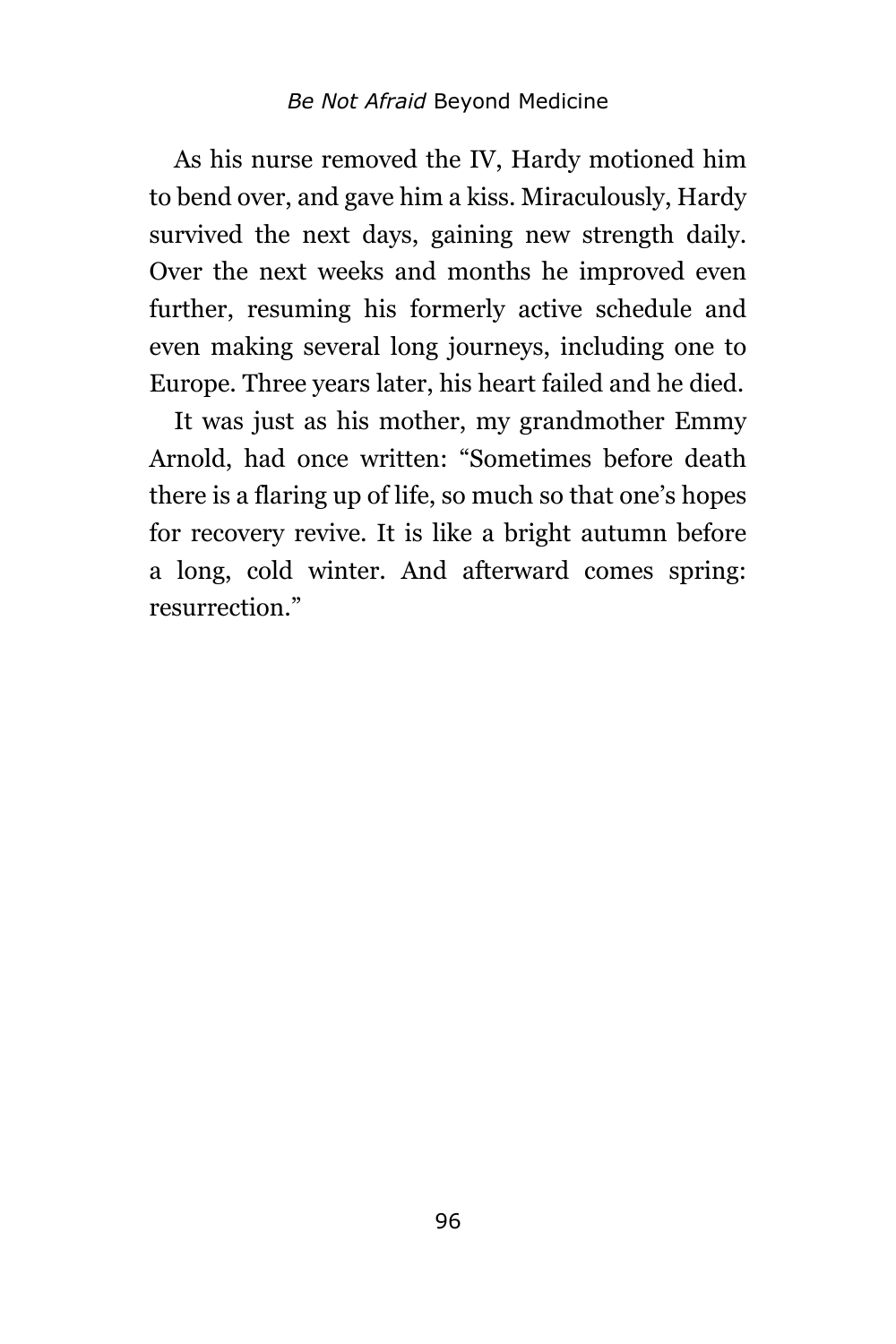As his nurse removed the IV, Hardy motioned him to bend over, and gave him a kiss. Miraculously, Hardy survived the next days, gaining new strength daily. Over the next weeks and months he improved even further, resuming his formerly active schedule and even making several long journeys, including one to Europe. Three years later, his heart failed and he died.

It was just as his mother, my grandmother Emmy Arnold, had once written: "Sometimes before death there is a flaring up of life, so much so that one's hopes for recovery revive. It is like a bright autumn before a long, cold winter. And afterward comes spring: resurrection."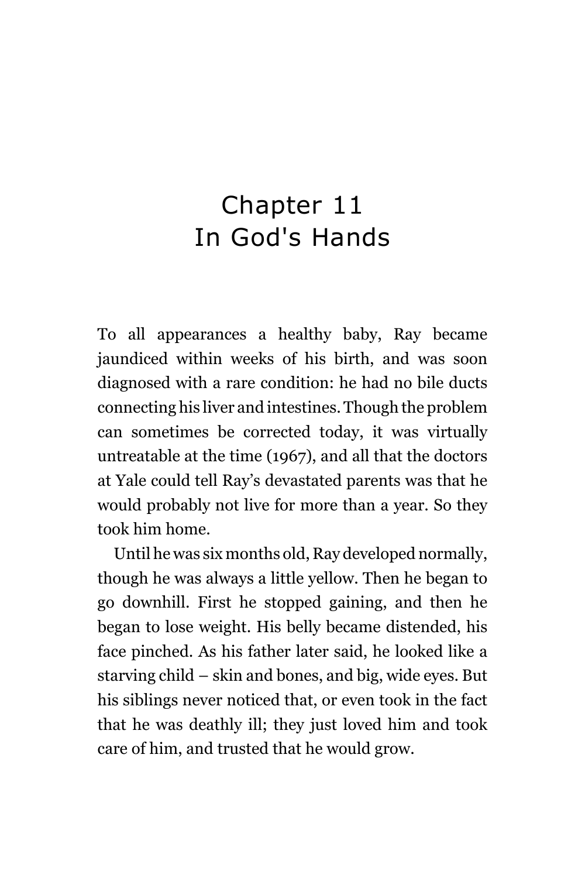# Chapter 11
# In God's Hands

To all appearances a healthy baby, Ray became jaundiced within weeks of his birth, and was soon diagnosed with a rare condition: he had no bile ducts connecting his liver and intestines. Though the problem can sometimes be corrected today, it was virtually untreatable at the time (1967), and all that the doctors at Yale could tell Ray's devastated parents was that he would probably not live for more than a year. So they took him home.

Until he was six months old, Ray developed normally, though he was always a little yellow. Then he began to go downhill. First he stopped gaining, and then he began to lose weight. His belly became distended, his face pinched. As his father later said, he looked like a starving child – skin and bones, and big, wide eyes. But his siblings never noticed that, or even took in the fact that he was deathly ill; they just loved him and took care of him, and trusted that he would grow.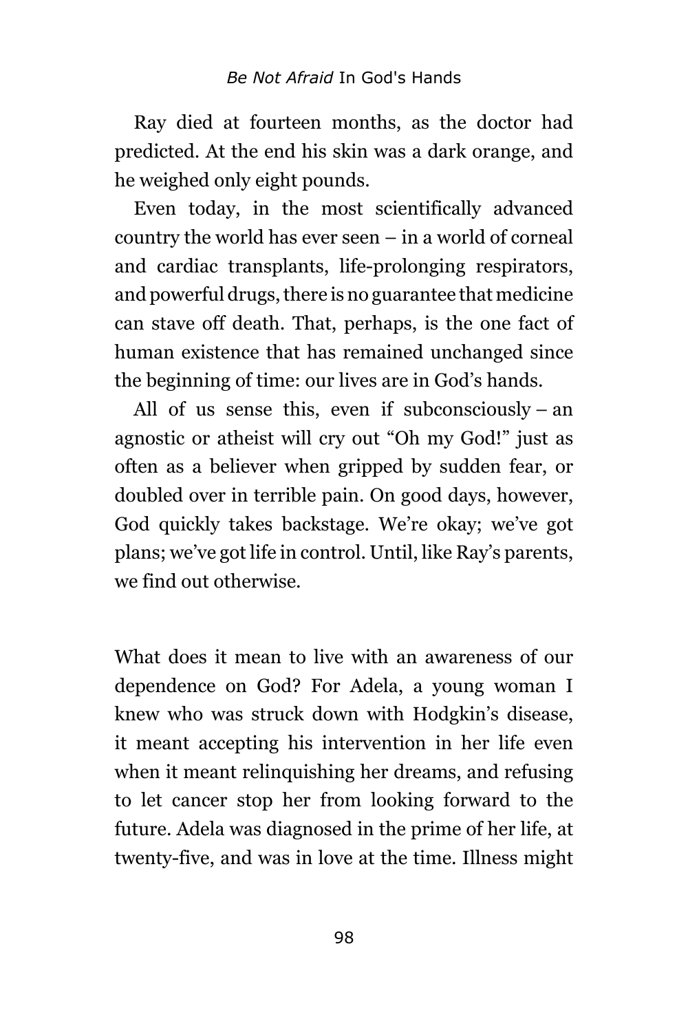Ray died at fourteen months, as the doctor had predicted. At the end his skin was a dark orange, and he weighed only eight pounds.

Even today, in the most scientifically advanced country the world has ever seen – in a world of corneal and cardiac transplants, life-prolonging respirators, and powerful drugs, there is no guarantee that medicine can stave off death. That, perhaps, is the one fact of human existence that has remained unchanged since the beginning of time: our lives are in God's hands.

All of us sense this, even if subconsciously – an agnostic or atheist will cry out "Oh my God!" just as often as a believer when gripped by sudden fear, or doubled over in terrible pain. On good days, however, God quickly takes backstage. We're okay; we've got plans; we've got life in control. Until, like Ray's parents, we find out otherwise.

What does it mean to live with an awareness of our dependence on God? For Adela, a young woman I knew who was struck down with Hodgkin's disease, it meant accepting his intervention in her life even when it meant relinquishing her dreams, and refusing to let cancer stop her from looking forward to the future. Adela was diagnosed in the prime of her life, at twenty-five, and was in love at the time. Illness might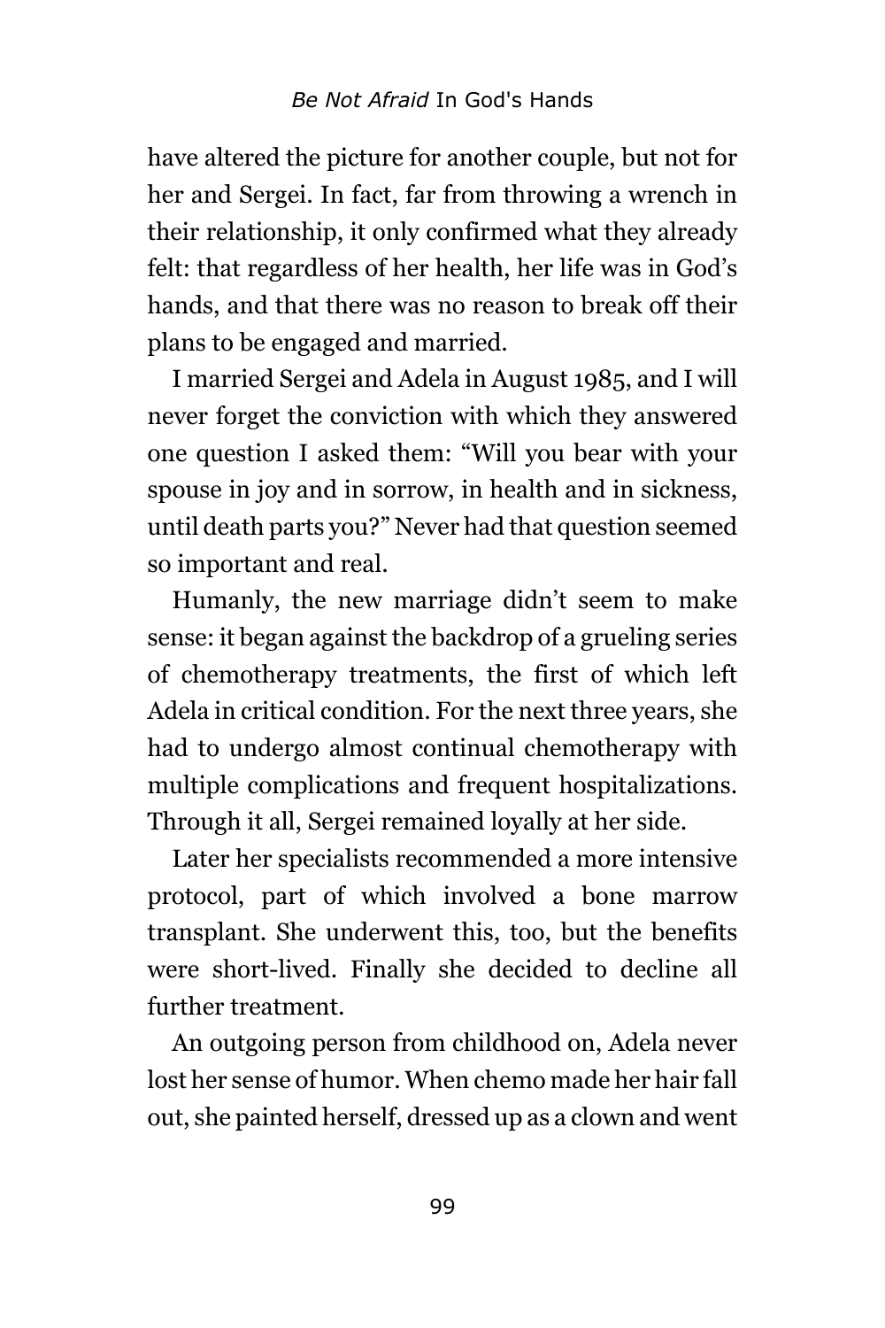have altered the picture for another couple, but not for her and Sergei. In fact, far from throwing a wrench in their relationship, it only confirmed what they already felt: that regardless of her health, her life was in God's hands, and that there was no reason to break off their plans to be engaged and married.

I married Sergei and Adela in August 1985, and I will never forget the conviction with which they answered one question I asked them: "Will you bear with your spouse in joy and in sorrow, in health and in sickness, until death parts you?" Never had that question seemed so important and real.

Humanly, the new marriage didn't seem to make sense: it began against the backdrop of a grueling series of chemotherapy treatments, the first of which left Adela in critical condition. For the next three years, she had to undergo almost continual chemotherapy with multiple complications and frequent hospitalizations. Through it all, Sergei remained loyally at her side.

Later her specialists recommended a more intensive protocol, part of which involved a bone marrow transplant. She underwent this, too, but the benefits were short-lived. Finally she decided to decline all further treatment.

An outgoing person from childhood on, Adela never lost her sense of humor. When chemo made her hair fall out, she painted herself, dressed up as a clown and went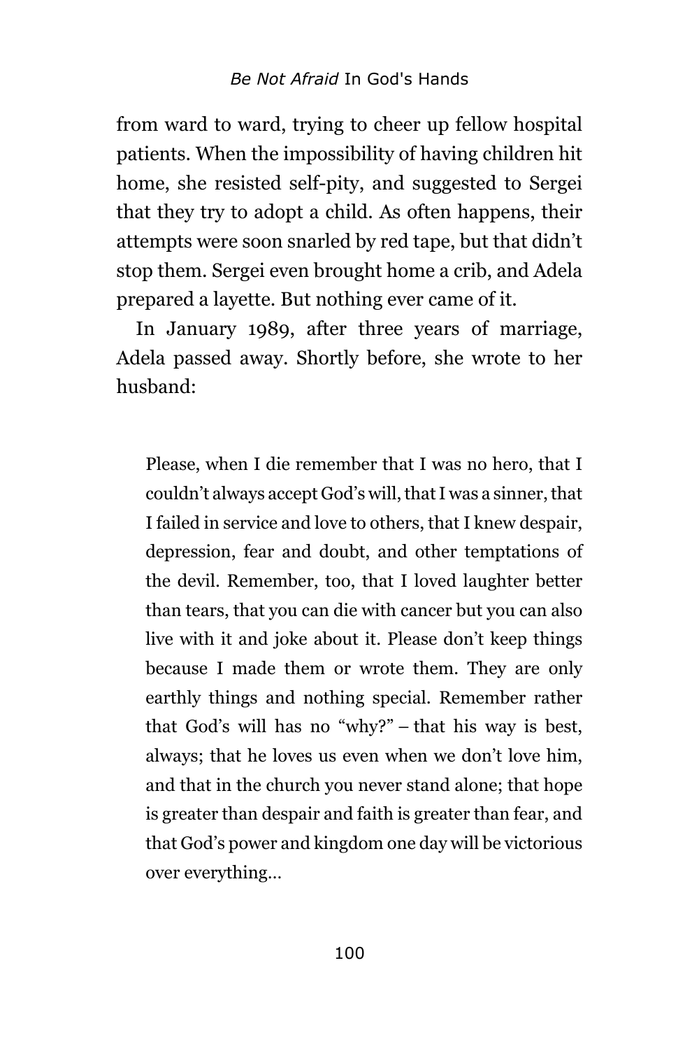from ward to ward, trying to cheer up fellow hospital patients. When the impossibility of having children hit home, she resisted self-pity, and suggested to Sergei that they try to adopt a child. As often happens, their attempts were soon snarled by red tape, but that didn't stop them. Sergei even brought home a crib, and Adela prepared a layette. But nothing ever came of it.

In January 1989, after three years of marriage, Adela passed away. Shortly before, she wrote to her husband:

> Please, when I die remember that I was no hero, that I couldn't always accept God's will, that I was a sinner, that I failed in service and love to others, that I knew despair, depression, fear and doubt, and other temptations of the devil. Remember, too, that I loved laughter better than tears, that you can die with cancer but you can also live with it and joke about it. Please don't keep things because I made them or wrote them. They are only earthly things and nothing special. Remember rather that God's will has no "why?" – that his way is best, always; that he loves us even when we don't love him, and that in the church you never stand alone; that hope is greater than despair and faith is greater than fear, and that God's power and kingdom one day will be victorious over everything…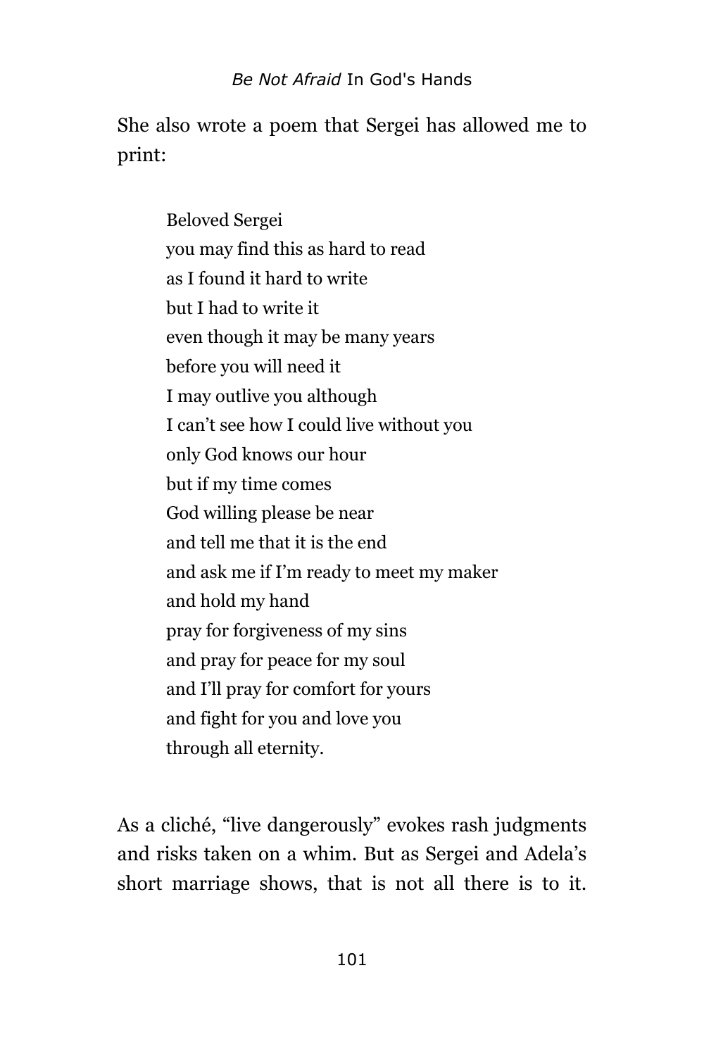She also wrote a poem that Sergei has allowed me to print:

> Beloved Sergei
> you may find this as hard to read
> as I found it hard to write
> but I had to write it
> even though it may be many years
> before you will need it
> I may outlive you although
> I can't see how I could live without you
> only God knows our hour
> but if my time comes
> God willing please be near
> and tell me that it is the end
> and ask me if I'm ready to meet my maker
> and hold my hand
> pray for forgiveness of my sins
> and pray for peace for my soul
> and I'll pray for comfort for yours
> and fight for you and love you
> through all eternity.

As a cliché, "live dangerously" evokes rash judgments and risks taken on a whim. But as Sergei and Adela's short marriage shows, that is not all there is to it.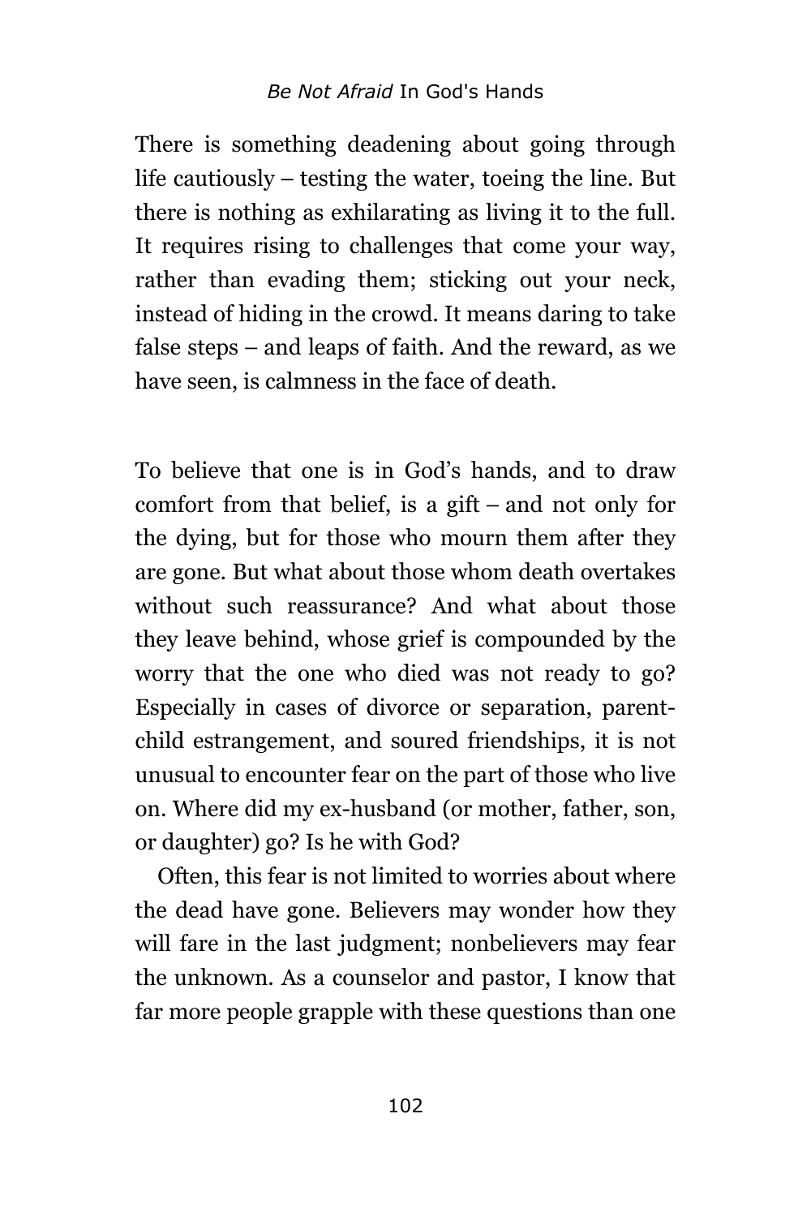There is something deadening about going through life cautiously – testing the water, toeing the line. But there is nothing as exhilarating as living it to the full. It requires rising to challenges that come your way, rather than evading them; sticking out your neck, instead of hiding in the crowd. It means daring to take false steps – and leaps of faith. And the reward, as we have seen, is calmness in the face of death.

To believe that one is in God's hands, and to draw comfort from that belief, is a gift – and not only for the dying, but for those who mourn them after they are gone. But what about those whom death overtakes without such reassurance? And what about those they leave behind, whose grief is compounded by the worry that the one who died was not ready to go? Especially in cases of divorce or separation, parent-child estrangement, and soured friendships, it is not unusual to encounter fear on the part of those who live on. Where did my ex-husband (or mother, father, son, or daughter) go? Is he with God?

Often, this fear is not limited to worries about where the dead have gone. Believers may wonder how they will fare in the last judgment; nonbelievers may fear the unknown. As a counselor and pastor, I know that far more people grapple with these questions than one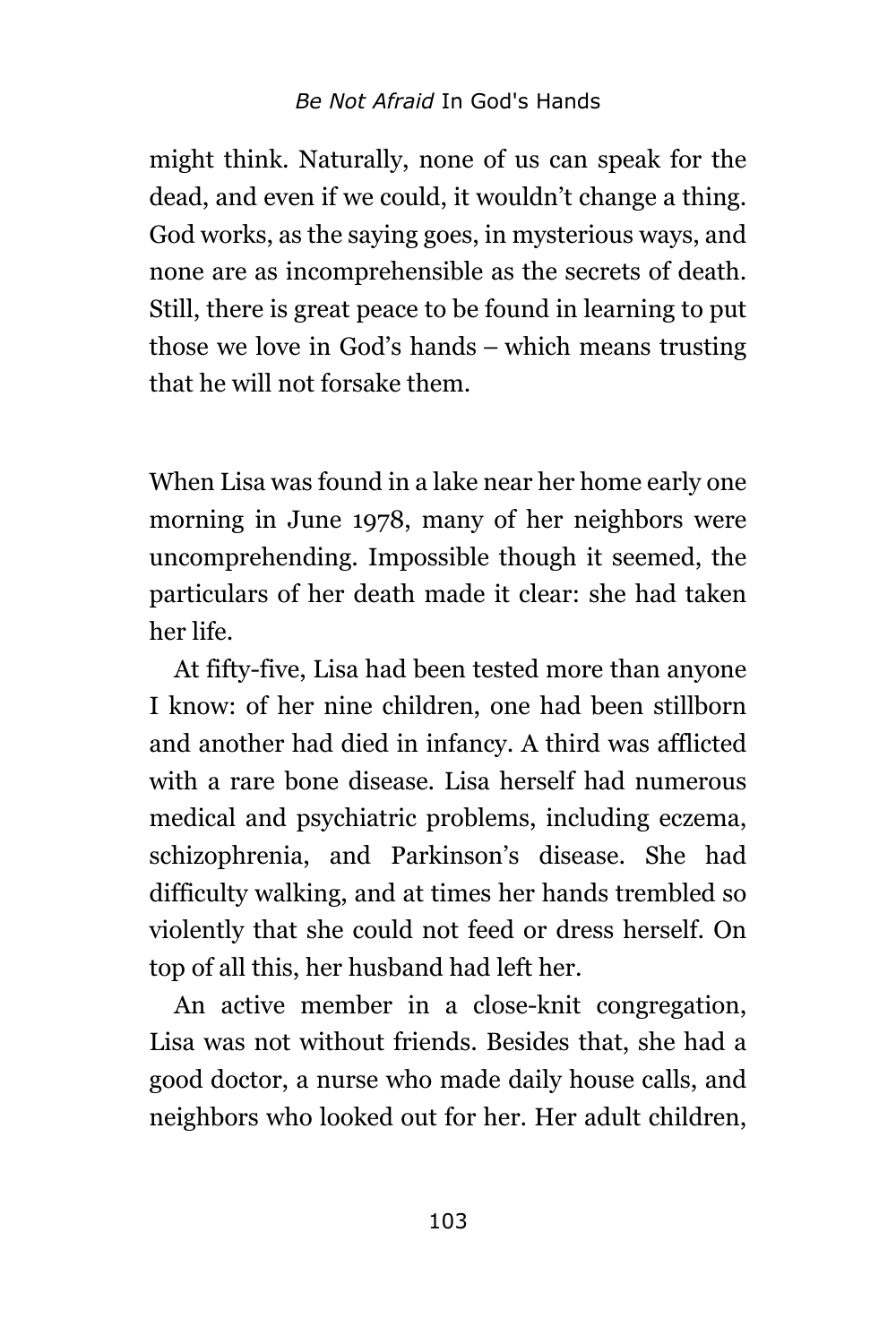might think. Naturally, none of us can speak for the dead, and even if we could, it wouldn't change a thing. God works, as the saying goes, in mysterious ways, and none are as incomprehensible as the secrets of death. Still, there is great peace to be found in learning to put those we love in God's hands – which means trusting that he will not forsake them.

When Lisa was found in a lake near her home early one morning in June 1978, many of her neighbors were uncomprehending. Impossible though it seemed, the particulars of her death made it clear: she had taken her life.

At fifty-five, Lisa had been tested more than anyone I know: of her nine children, one had been stillborn and another had died in infancy. A third was afflicted with a rare bone disease. Lisa herself had numerous medical and psychiatric problems, including eczema, schizophrenia, and Parkinson's disease. She had difficulty walking, and at times her hands trembled so violently that she could not feed or dress herself. On top of all this, her husband had left her.

An active member in a close-knit congregation, Lisa was not without friends. Besides that, she had a good doctor, a nurse who made daily house calls, and neighbors who looked out for her. Her adult children,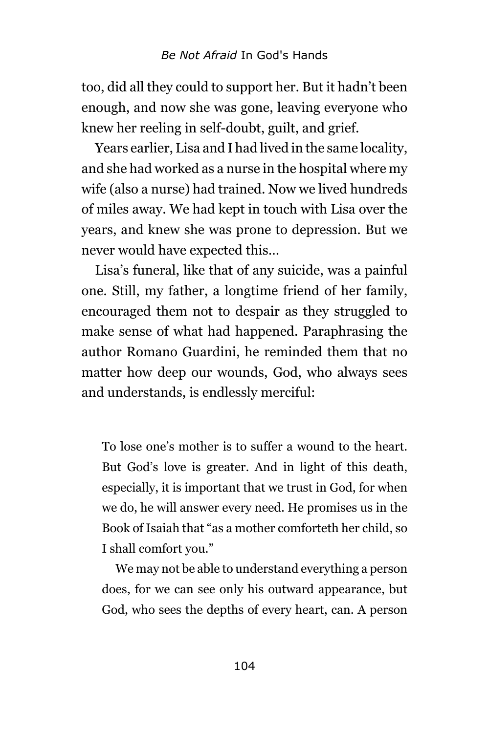too, did all they could to support her. But it hadn't been enough, and now she was gone, leaving everyone who knew her reeling in self-doubt, guilt, and grief.

Years earlier, Lisa and I had lived in the same locality, and she had worked as a nurse in the hospital where my wife (also a nurse) had trained. Now we lived hundreds of miles away. We had kept in touch with Lisa over the years, and knew she was prone to depression. But we never would have expected this…

Lisa's funeral, like that of any suicide, was a painful one. Still, my father, a longtime friend of her family, encouraged them not to despair as they struggled to make sense of what had happened. Paraphrasing the author Romano Guardini, he reminded them that no matter how deep our wounds, God, who always sees and understands, is endlessly merciful:

> To lose one's mother is to suffer a wound to the heart. But God's love is greater. And in light of this death, especially, it is important that we trust in God, for when we do, he will answer every need. He promises us in the Book of Isaiah that "as a mother comforteth her child, so I shall comfort you."
>
> We may not be able to understand everything a person does, for we can see only his outward appearance, but God, who sees the depths of every heart, can. A person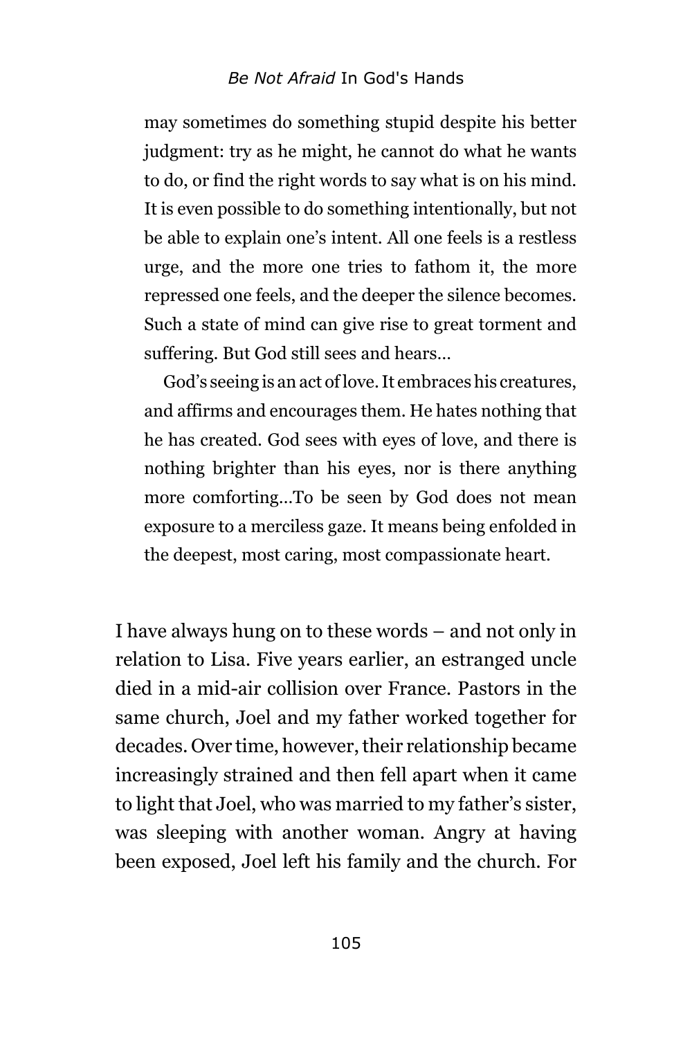> may sometimes do something stupid despite his better judgment: try as he might, he cannot do what he wants to do, or find the right words to say what is on his mind. It is even possible to do something intentionally, but not be able to explain one's intent. All one feels is a restless urge, and the more one tries to fathom it, the more repressed one feels, and the deeper the silence becomes. Such a state of mind can give rise to great torment and suffering. But God still sees and hears…
>
> God's seeing is an act of love. It embraces his creatures, and affirms and encourages them. He hates nothing that he has created. God sees with eyes of love, and there is nothing brighter than his eyes, nor is there anything more comforting…To be seen by God does not mean exposure to a merciless gaze. It means being enfolded in the deepest, most caring, most compassionate heart.

I have always hung on to these words – and not only in relation to Lisa. Five years earlier, an estranged uncle died in a mid-air collision over France. Pastors in the same church, Joel and my father worked together for decades. Over time, however, their relationship became increasingly strained and then fell apart when it came to light that Joel, who was married to my father's sister, was sleeping with another woman. Angry at having been exposed, Joel left his family and the church. For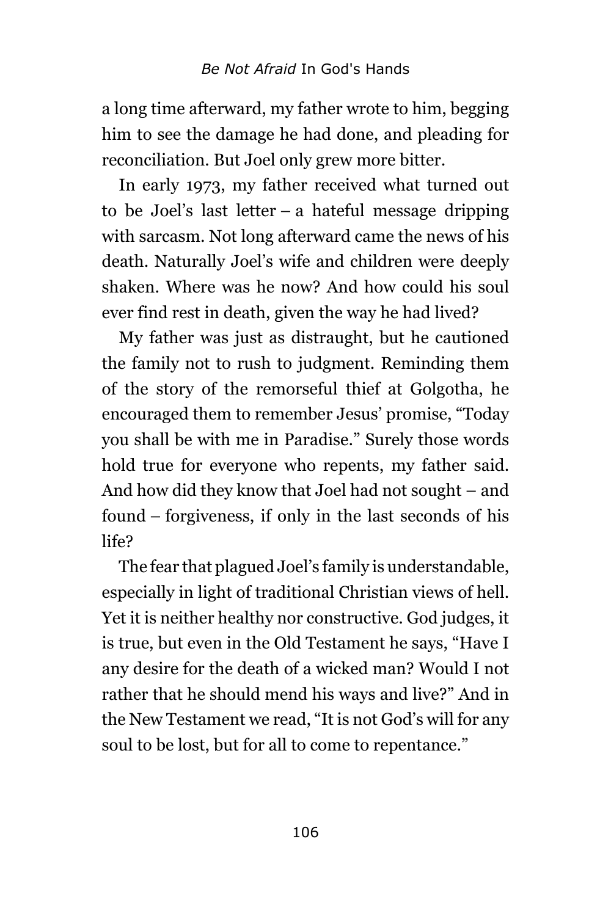a long time afterward, my father wrote to him, begging him to see the damage he had done, and pleading for reconciliation. But Joel only grew more bitter.

In early 1973, my father received what turned out to be Joel's last letter – a hateful message dripping with sarcasm. Not long afterward came the news of his death. Naturally Joel's wife and children were deeply shaken. Where was he now? And how could his soul ever find rest in death, given the way he had lived?

My father was just as distraught, but he cautioned the family not to rush to judgment. Reminding them of the story of the remorseful thief at Golgotha, he encouraged them to remember Jesus' promise, "Today you shall be with me in Paradise." Surely those words hold true for everyone who repents, my father said. And how did they know that Joel had not sought – and found – forgiveness, if only in the last seconds of his life?

The fear that plagued Joel's family is understandable, especially in light of traditional Christian views of hell. Yet it is neither healthy nor constructive. God judges, it is true, but even in the Old Testament he says, "Have I any desire for the death of a wicked man? Would I not rather that he should mend his ways and live?" And in the New Testament we read, "It is not God's will for any soul to be lost, but for all to come to repentance."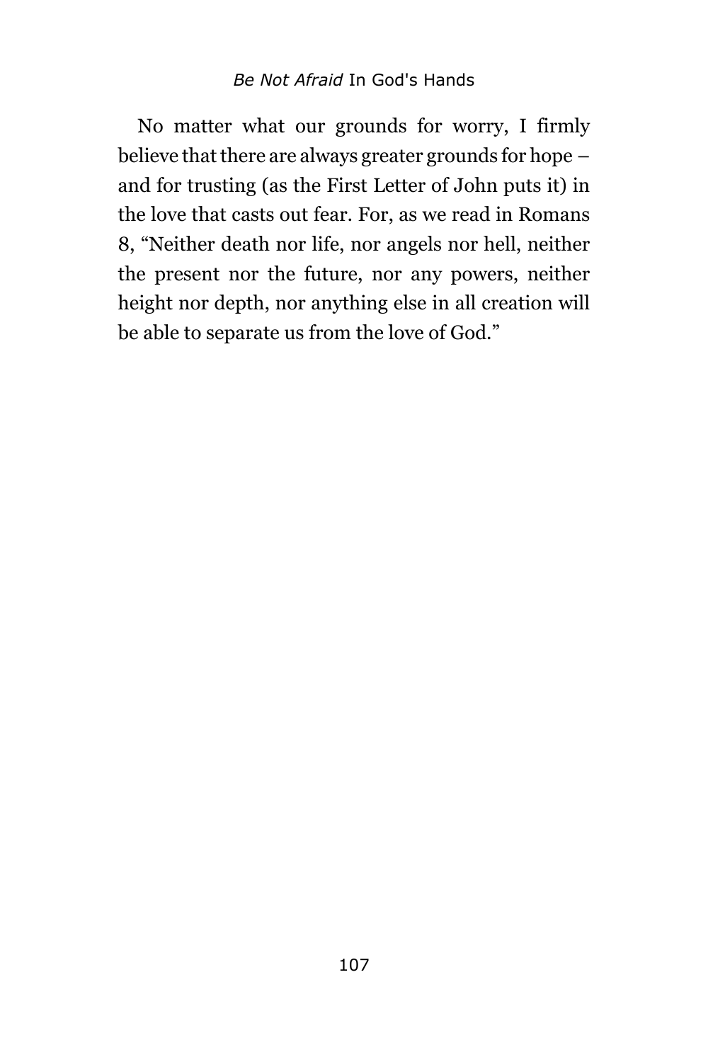No matter what our grounds for worry, I firmly believe that there are always greater grounds for hope – and for trusting (as the First Letter of John puts it) in the love that casts out fear. For, as we read in Romans 8, “Neither death nor life, nor angels nor hell, neither the present nor the future, nor any powers, neither height nor depth, nor anything else in all creation will be able to separate us from the love of God.”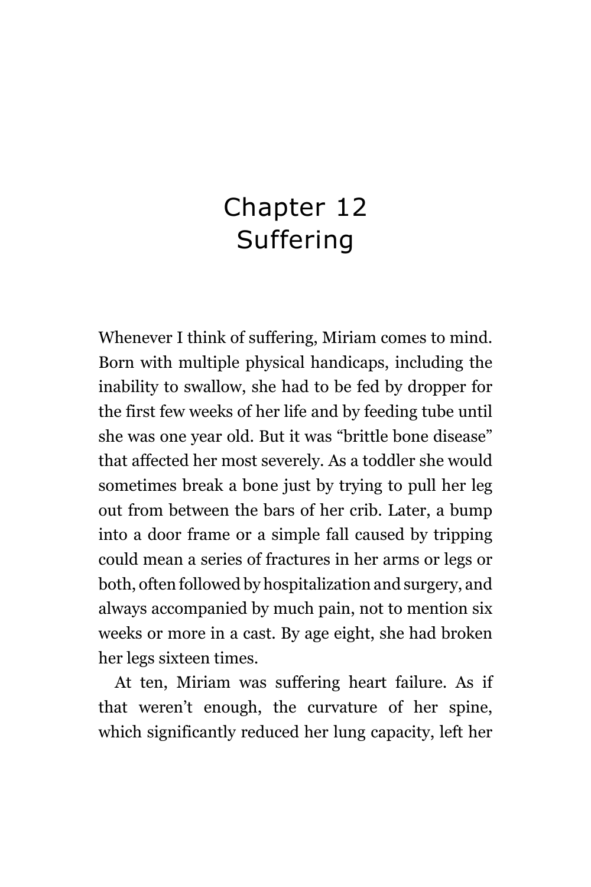# Chapter 12
# Suffering

Whenever I think of suffering, Miriam comes to mind. Born with multiple physical handicaps, including the inability to swallow, she had to be fed by dropper for the first few weeks of her life and by feeding tube until she was one year old. But it was "brittle bone disease" that affected her most severely. As a toddler she would sometimes break a bone just by trying to pull her leg out from between the bars of her crib. Later, a bump into a door frame or a simple fall caused by tripping could mean a series of fractures in her arms or legs or both, often followed by hospitalization and surgery, and always accompanied by much pain, not to mention six weeks or more in a cast. By age eight, she had broken her legs sixteen times.

At ten, Miriam was suffering heart failure. As if that weren't enough, the curvature of her spine, which significantly reduced her lung capacity, left her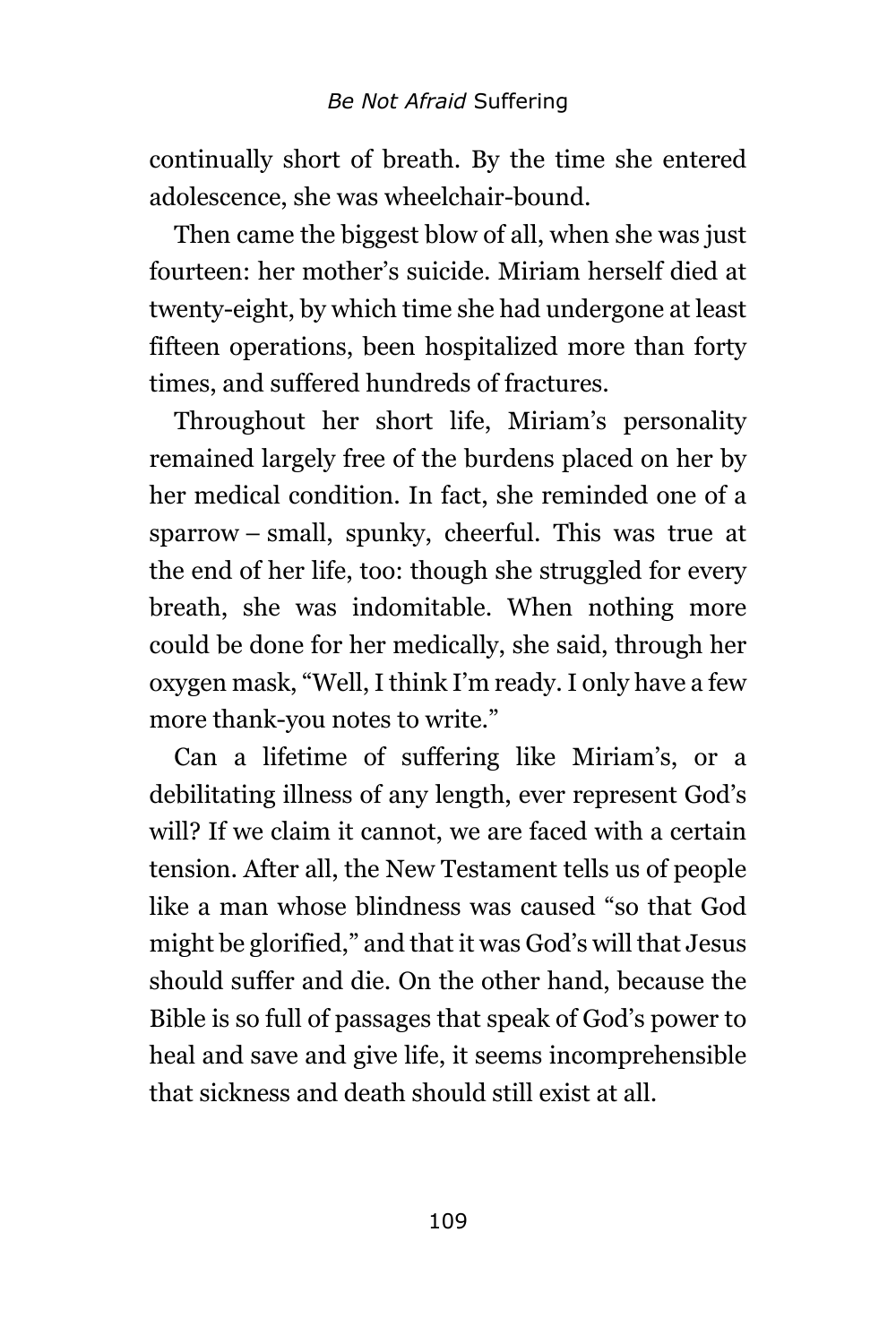continually short of breath. By the time she entered adolescence, she was wheelchair-bound.

Then came the biggest blow of all, when she was just fourteen: her mother's suicide. Miriam herself died at twenty-eight, by which time she had undergone at least fifteen operations, been hospitalized more than forty times, and suffered hundreds of fractures.

Throughout her short life, Miriam's personality remained largely free of the burdens placed on her by her medical condition. In fact, she reminded one of a sparrow – small, spunky, cheerful. This was true at the end of her life, too: though she struggled for every breath, she was indomitable. When nothing more could be done for her medically, she said, through her oxygen mask, "Well, I think I'm ready. I only have a few more thank-you notes to write."

Can a lifetime of suffering like Miriam's, or a debilitating illness of any length, ever represent God's will? If we claim it cannot, we are faced with a certain tension. After all, the New Testament tells us of people like a man whose blindness was caused "so that God might be glorified," and that it was God's will that Jesus should suffer and die. On the other hand, because the Bible is so full of passages that speak of God's power to heal and save and give life, it seems incomprehensible that sickness and death should still exist at all.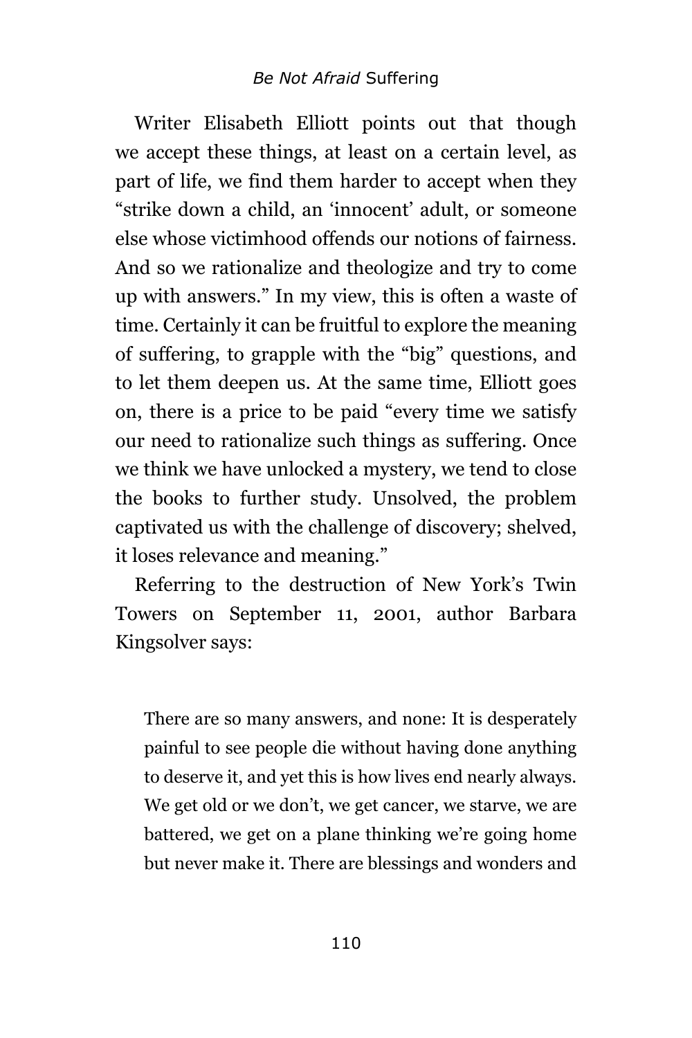Writer Elisabeth Elliott points out that though we accept these things, at least on a certain level, as part of life, we find them harder to accept when they "strike down a child, an 'innocent' adult, or someone else whose victimhood offends our notions of fairness. And so we rationalize and theologize and try to come up with answers." In my view, this is often a waste of time. Certainly it can be fruitful to explore the meaning of suffering, to grapple with the "big" questions, and to let them deepen us. At the same time, Elliott goes on, there is a price to be paid "every time we satisfy our need to rationalize such things as suffering. Once we think we have unlocked a mystery, we tend to close the books to further study. Unsolved, the problem captivated us with the challenge of discovery; shelved, it loses relevance and meaning."

Referring to the destruction of New York's Twin Towers on September 11, 2001, author Barbara Kingsolver says:

> There are so many answers, and none: It is desperately painful to see people die without having done anything to deserve it, and yet this is how lives end nearly always. We get old or we don't, we get cancer, we starve, we are battered, we get on a plane thinking we're going home but never make it. There are blessings and wonders and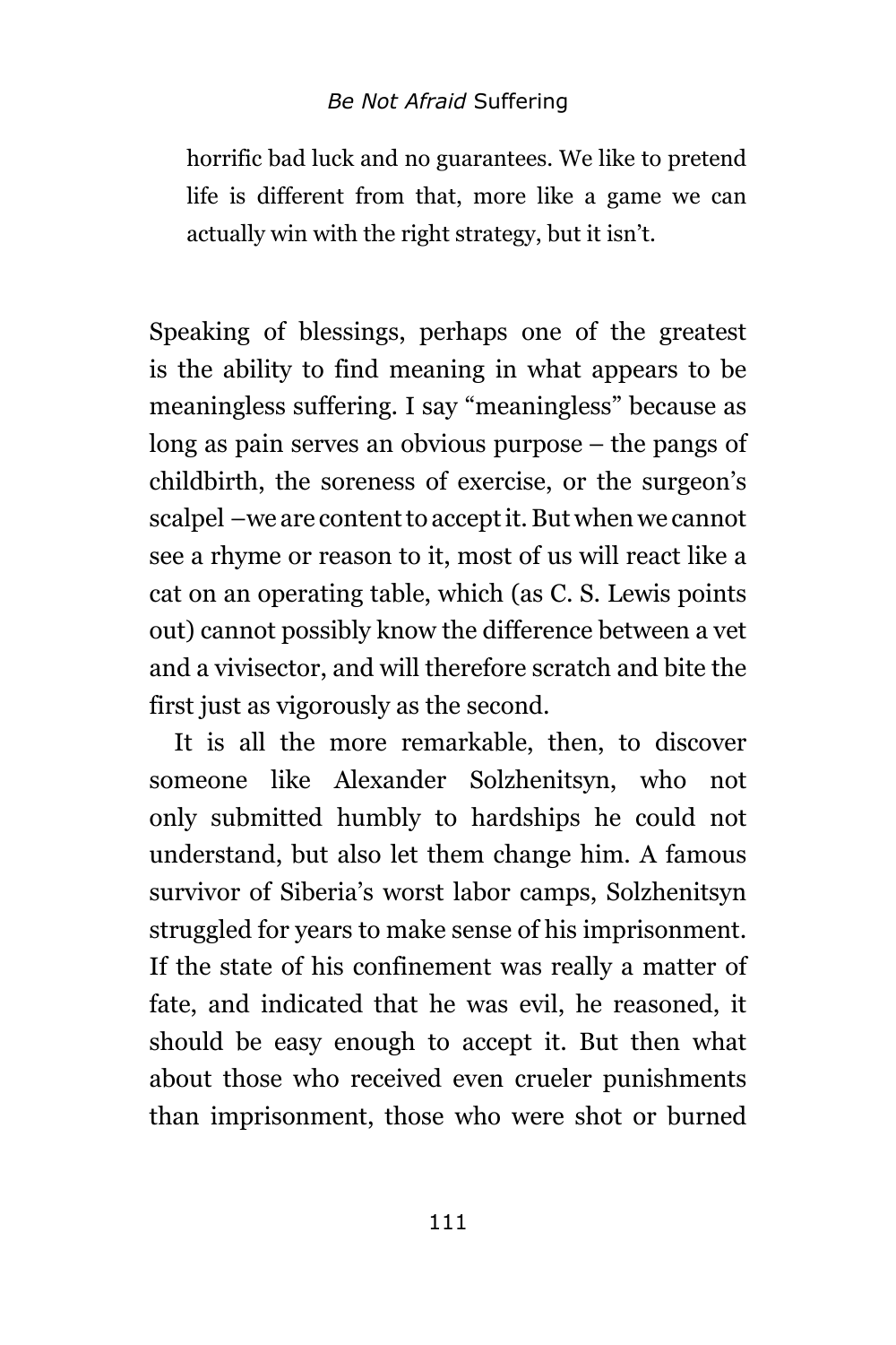> horrific bad luck and no guarantees. We like to pretend life is different from that, more like a game we can actually win with the right strategy, but it isn't.

Speaking of blessings, perhaps one of the greatest is the ability to find meaning in what appears to be meaningless suffering. I say "meaningless" because as long as pain serves an obvious purpose – the pangs of childbirth, the soreness of exercise, or the surgeon's scalpel –we are content to accept it. But when we cannot see a rhyme or reason to it, most of us will react like a cat on an operating table, which (as C. S. Lewis points out) cannot possibly know the difference between a vet and a vivisector, and will therefore scratch and bite the first just as vigorously as the second.

It is all the more remarkable, then, to discover someone like Alexander Solzhenitsyn, who not only submitted humbly to hardships he could not understand, but also let them change him. A famous survivor of Siberia's worst labor camps, Solzhenitsyn struggled for years to make sense of his imprisonment. If the state of his confinement was really a matter of fate, and indicated that he was evil, he reasoned, it should be easy enough to accept it. But then what about those who received even crueler punishments than imprisonment, those who were shot or burned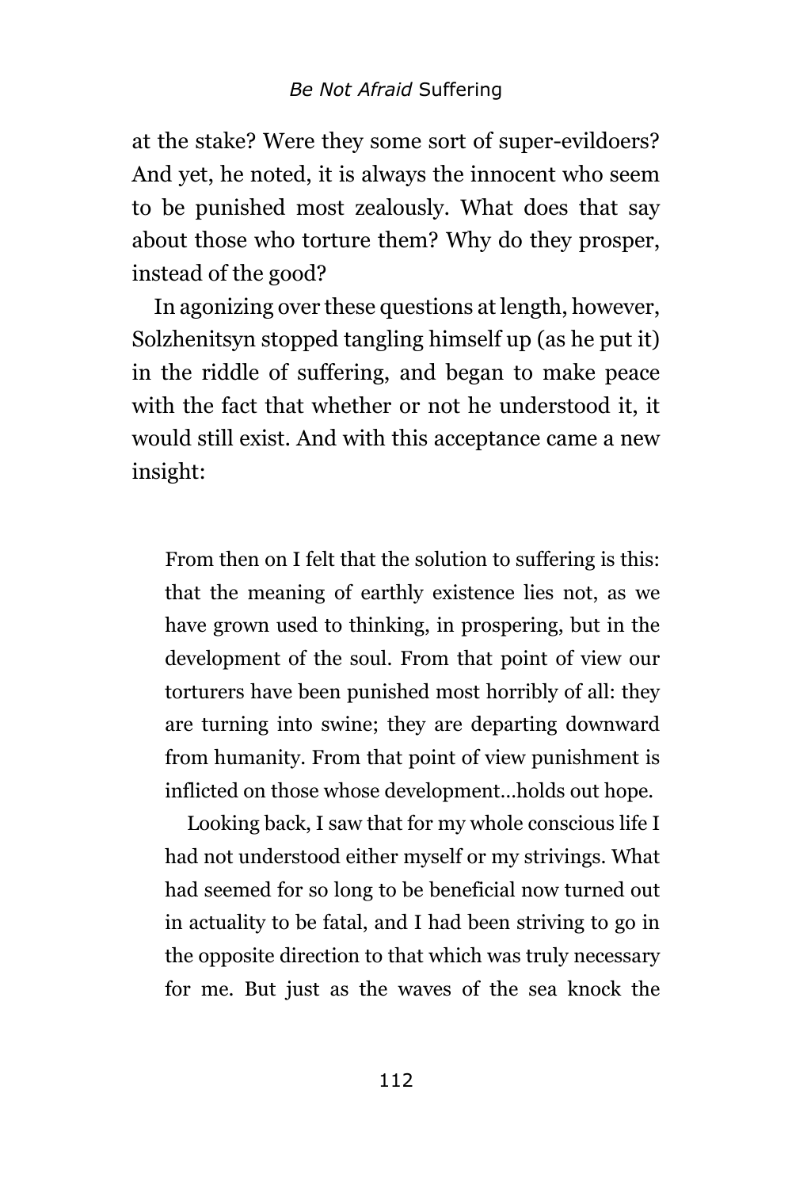at the stake? Were they some sort of super-evildoers? And yet, he noted, it is always the innocent who seem to be punished most zealously. What does that say about those who torture them? Why do they prosper, instead of the good?

In agonizing over these questions at length, however, Solzhenitsyn stopped tangling himself up (as he put it) in the riddle of suffering, and began to make peace with the fact that whether or not he understood it, it would still exist. And with this acceptance came a new insight:

> From then on I felt that the solution to suffering is this: that the meaning of earthly existence lies not, as we have grown used to thinking, in prospering, but in the development of the soul. From that point of view our torturers have been punished most horribly of all: they are turning into swine; they are departing downward from humanity. From that point of view punishment is inflicted on those whose development…holds out hope.
>
> Looking back, I saw that for my whole conscious life I had not understood either myself or my strivings. What had seemed for so long to be beneficial now turned out in actuality to be fatal, and I had been striving to go in the opposite direction to that which was truly necessary for me. But just as the waves of the sea knock the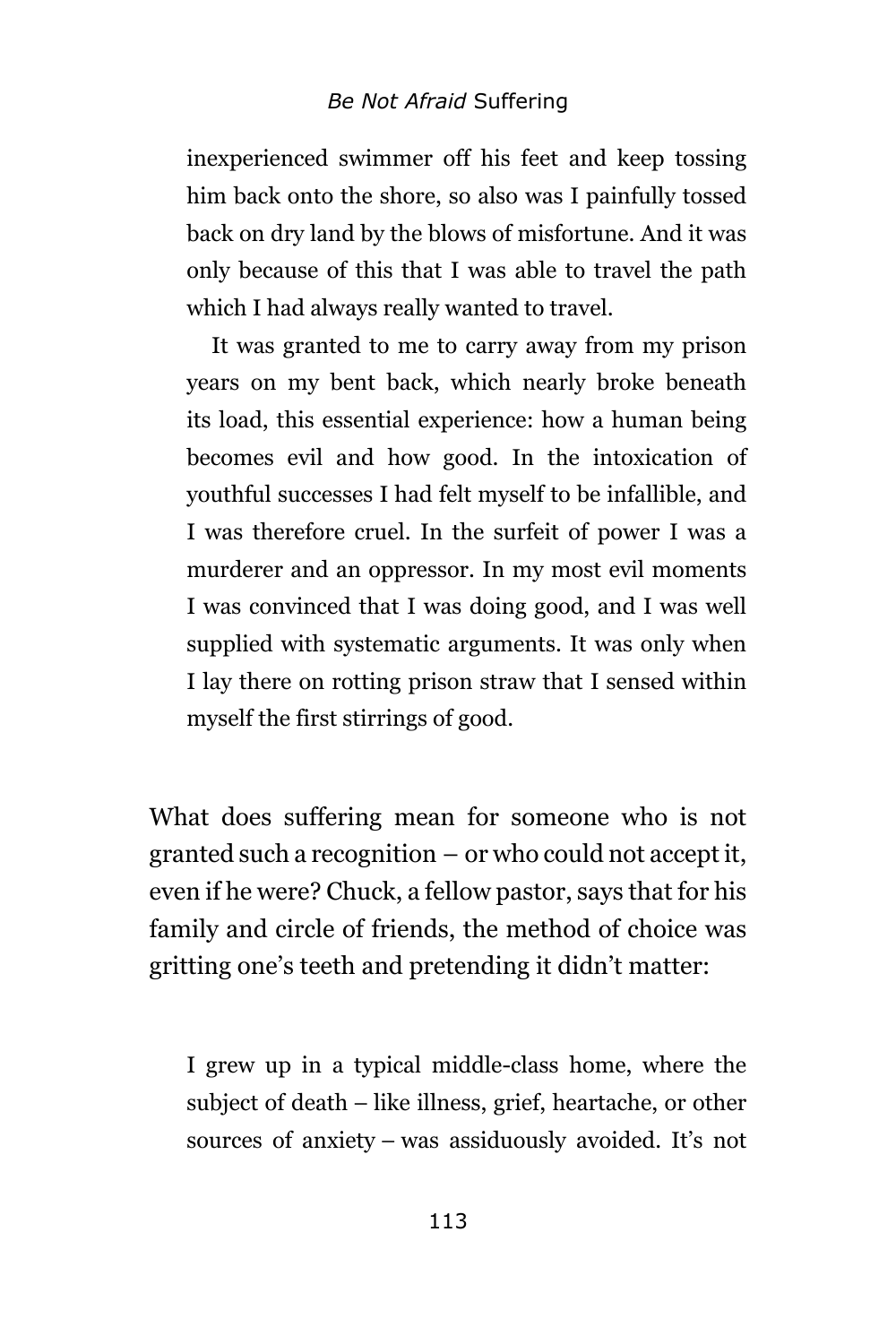> inexperienced swimmer off his feet and keep tossing him back onto the shore, so also was I painfully tossed back on dry land by the blows of misfortune. And it was only because of this that I was able to travel the path which I had always really wanted to travel.
>
> It was granted to me to carry away from my prison years on my bent back, which nearly broke beneath its load, this essential experience: how a human being becomes evil and how good. In the intoxication of youthful successes I had felt myself to be infallible, and I was therefore cruel. In the surfeit of power I was a murderer and an oppressor. In my most evil moments I was convinced that I was doing good, and I was well supplied with systematic arguments. It was only when I lay there on rotting prison straw that I sensed within myself the first stirrings of good.

What does suffering mean for someone who is not granted such a recognition – or who could not accept it, even if he were? Chuck, a fellow pastor, says that for his family and circle of friends, the method of choice was gritting one's teeth and pretending it didn't matter:

> I grew up in a typical middle-class home, where the subject of death – like illness, grief, heartache, or other sources of anxiety – was assiduously avoided. It's not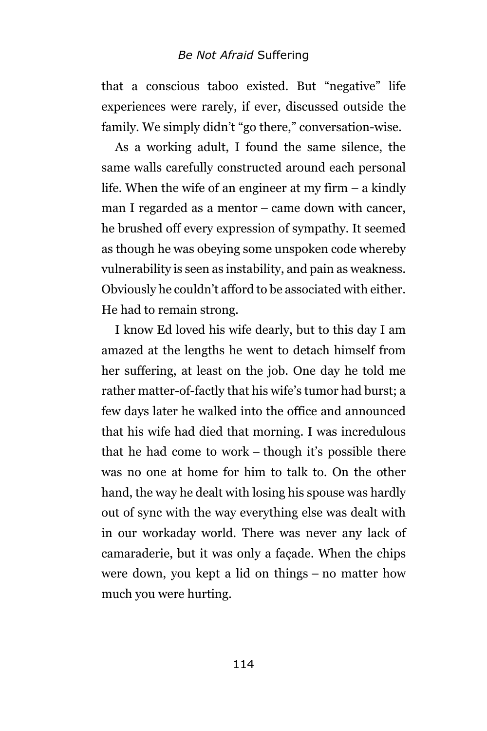that a conscious taboo existed. But “negative” life experiences were rarely, if ever, discussed outside the family. We simply didn’t “go there,” conversation-wise.

As a working adult, I found the same silence, the same walls carefully constructed around each personal life. When the wife of an engineer at my firm – a kindly man I regarded as a mentor – came down with cancer, he brushed off every expression of sympathy. It seemed as though he was obeying some unspoken code whereby vulnerability is seen as instability, and pain as weakness. Obviously he couldn’t afford to be associated with either. He had to remain strong.

I know Ed loved his wife dearly, but to this day I am amazed at the lengths he went to detach himself from her suffering, at least on the job. One day he told me rather matter-of-factly that his wife’s tumor had burst; a few days later he walked into the office and announced that his wife had died that morning. I was incredulous that he had come to work – though it’s possible there was no one at home for him to talk to. On the other hand, the way he dealt with losing his spouse was hardly out of sync with the way everything else was dealt with in our workaday world. There was never any lack of camaraderie, but it was only a façade. When the chips were down, you kept a lid on things – no matter how much you were hurting.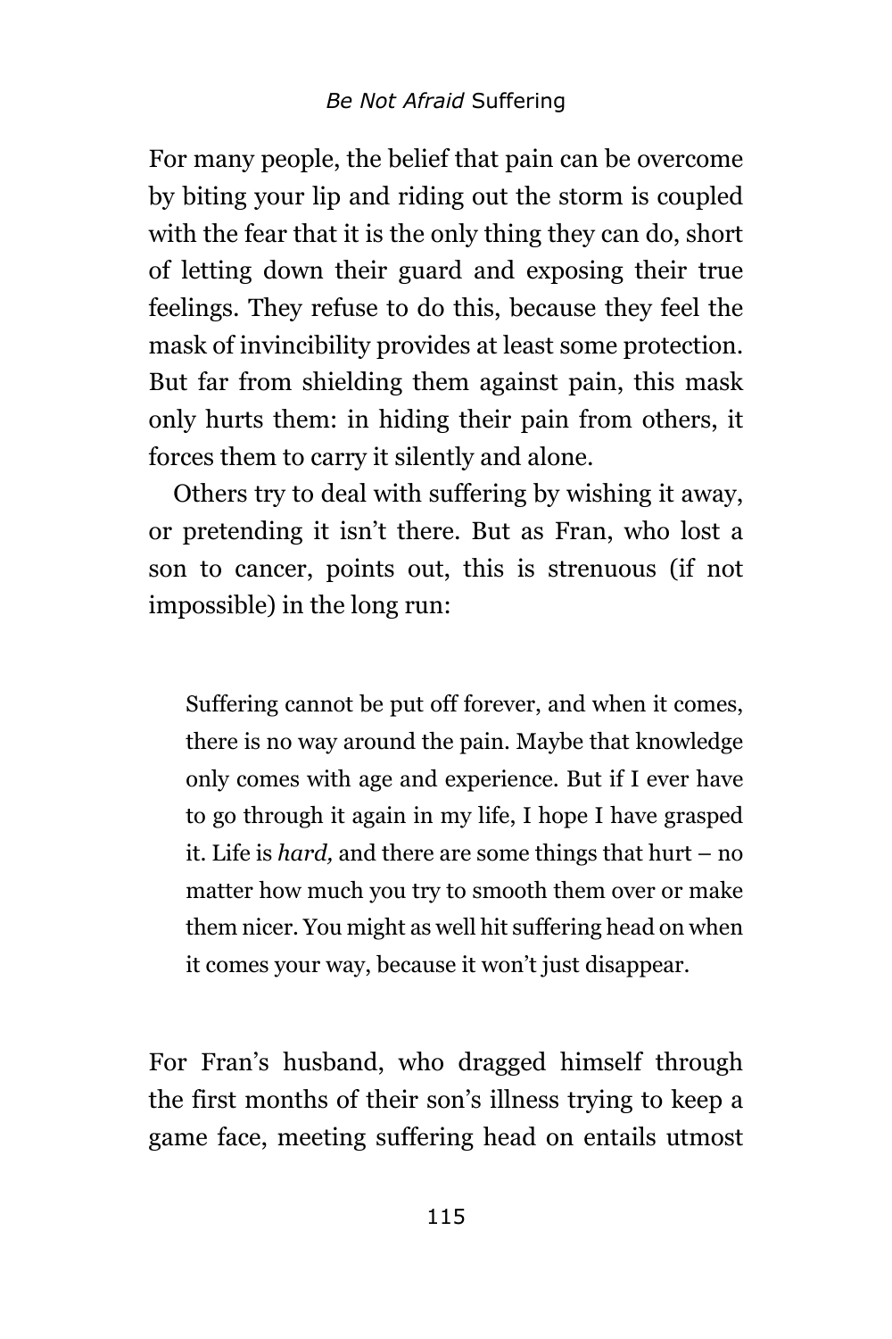For many people, the belief that pain can be overcome by biting your lip and riding out the storm is coupled with the fear that it is the only thing they can do, short of letting down their guard and exposing their true feelings. They refuse to do this, because they feel the mask of invincibility provides at least some protection. But far from shielding them against pain, this mask only hurts them: in hiding their pain from others, it forces them to carry it silently and alone.

Others try to deal with suffering by wishing it away, or pretending it isn't there. But as Fran, who lost a son to cancer, points out, this is strenuous (if not impossible) in the long run:

> Suffering cannot be put off forever, and when it comes, there is no way around the pain. Maybe that knowledge only comes with age and experience. But if I ever have to go through it again in my life, I hope I have grasped it. Life is *hard,* and there are some things that hurt – no matter how much you try to smooth them over or make them nicer. You might as well hit suffering head on when it comes your way, because it won't just disappear.

For Fran's husband, who dragged himself through the first months of their son's illness trying to keep a game face, meeting suffering head on entails utmost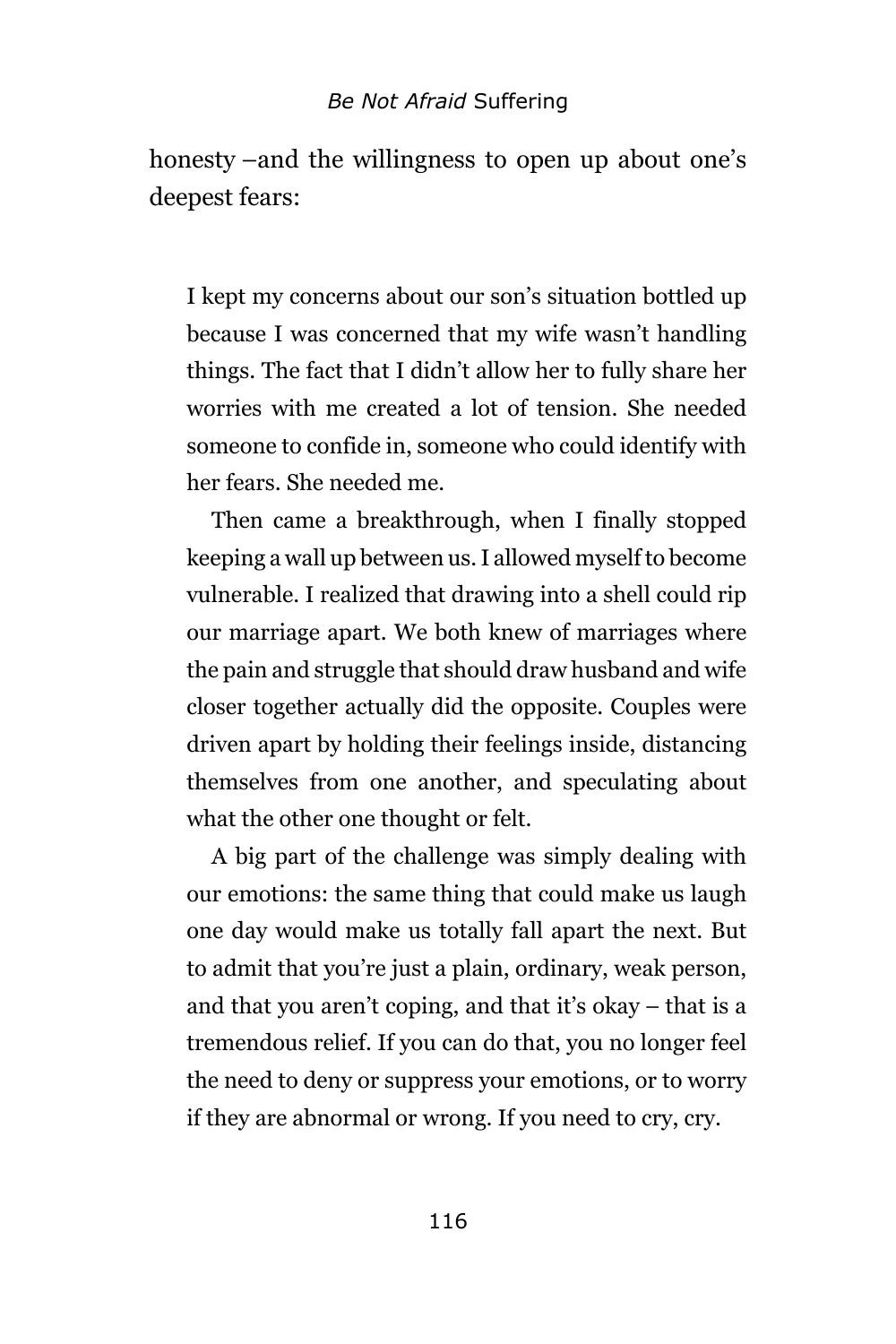honesty –and the willingness to open up about one's deepest fears:

> I kept my concerns about our son's situation bottled up because I was concerned that my wife wasn't handling things. The fact that I didn't allow her to fully share her worries with me created a lot of tension. She needed someone to confide in, someone who could identify with her fears. She needed me.
>
> Then came a breakthrough, when I finally stopped keeping a wall up between us. I allowed myself to become vulnerable. I realized that drawing into a shell could rip our marriage apart. We both knew of marriages where the pain and struggle that should draw husband and wife closer together actually did the opposite. Couples were driven apart by holding their feelings inside, distancing themselves from one another, and speculating about what the other one thought or felt.
>
> A big part of the challenge was simply dealing with our emotions: the same thing that could make us laugh one day would make us totally fall apart the next. But to admit that you're just a plain, ordinary, weak person, and that you aren't coping, and that it's okay – that is a tremendous relief. If you can do that, you no longer feel the need to deny or suppress your emotions, or to worry if they are abnormal or wrong. If you need to cry, cry.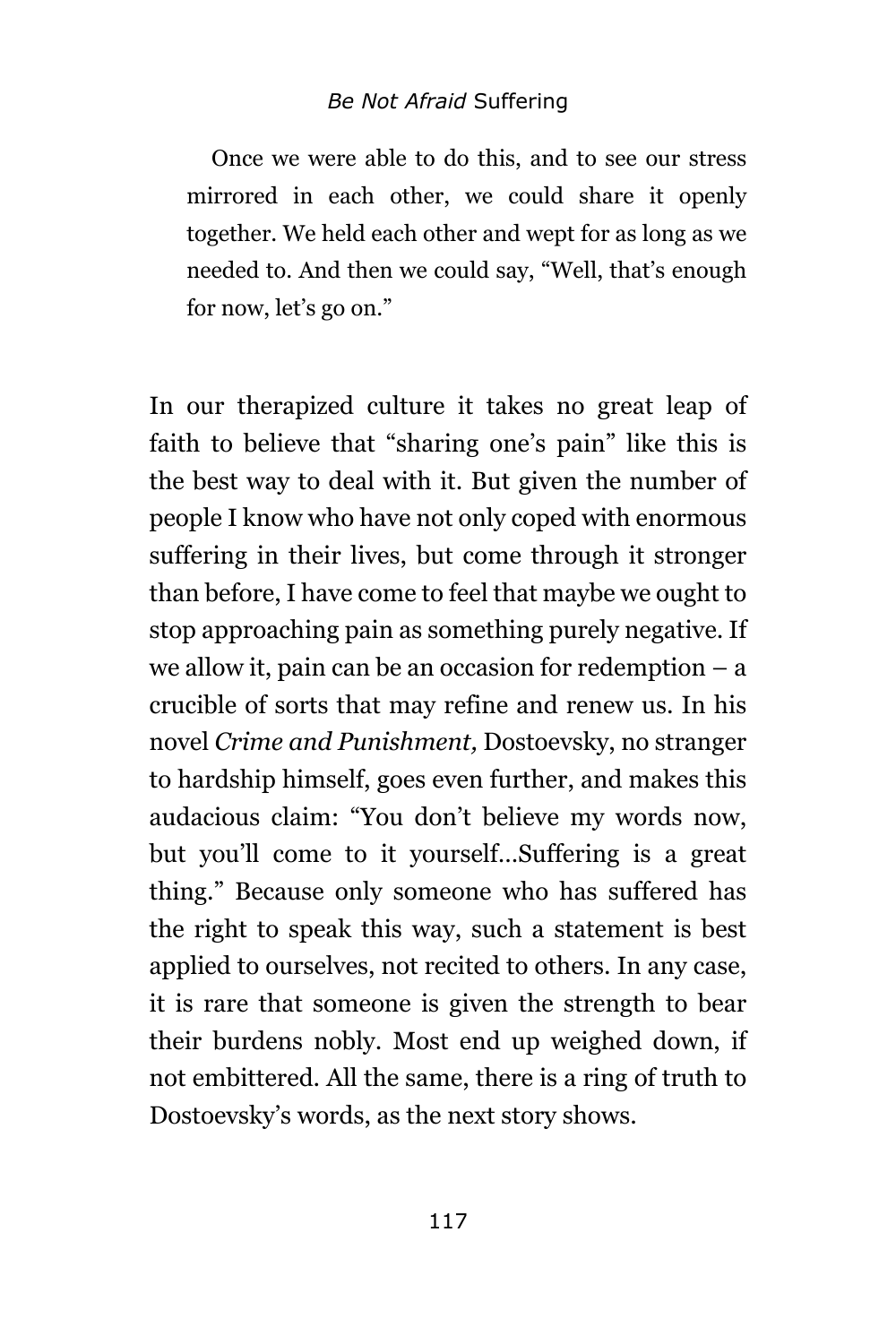> Once we were able to do this, and to see our stress mirrored in each other, we could share it openly together. We held each other and wept for as long as we needed to. And then we could say, "Well, that's enough for now, let's go on."

In our therapized culture it takes no great leap of faith to believe that "sharing one's pain" like this is the best way to deal with it. But given the number of people I know who have not only coped with enormous suffering in their lives, but come through it stronger than before, I have come to feel that maybe we ought to stop approaching pain as something purely negative. If we allow it, pain can be an occasion for redemption – a crucible of sorts that may refine and renew us. In his novel *Crime and Punishment,* Dostoevsky, no stranger to hardship himself, goes even further, and makes this audacious claim: "You don't believe my words now, but you'll come to it yourself…Suffering is a great thing." Because only someone who has suffered has the right to speak this way, such a statement is best applied to ourselves, not recited to others. In any case, it is rare that someone is given the strength to bear their burdens nobly. Most end up weighed down, if not embittered. All the same, there is a ring of truth to Dostoevsky's words, as the next story shows.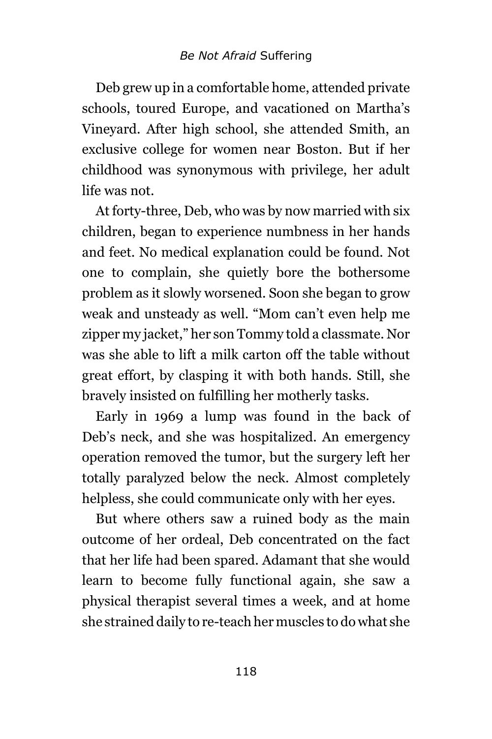Deb grew up in a comfortable home, attended private schools, toured Europe, and vacationed on Martha's Vineyard. After high school, she attended Smith, an exclusive college for women near Boston. But if her childhood was synonymous with privilege, her adult life was not.

At forty-three, Deb, who was by now married with six children, began to experience numbness in her hands and feet. No medical explanation could be found. Not one to complain, she quietly bore the bothersome problem as it slowly worsened. Soon she began to grow weak and unsteady as well. "Mom can't even help me zipper my jacket," her son Tommy told a classmate. Nor was she able to lift a milk carton off the table without great effort, by clasping it with both hands. Still, she bravely insisted on fulfilling her motherly tasks.

Early in 1969 a lump was found in the back of Deb's neck, and she was hospitalized. An emergency operation removed the tumor, but the surgery left her totally paralyzed below the neck. Almost completely helpless, she could communicate only with her eyes.

But where others saw a ruined body as the main outcome of her ordeal, Deb concentrated on the fact that her life had been spared. Adamant that she would learn to become fully functional again, she saw a physical therapist several times a week, and at home she strained daily to re-teach her muscles to do what she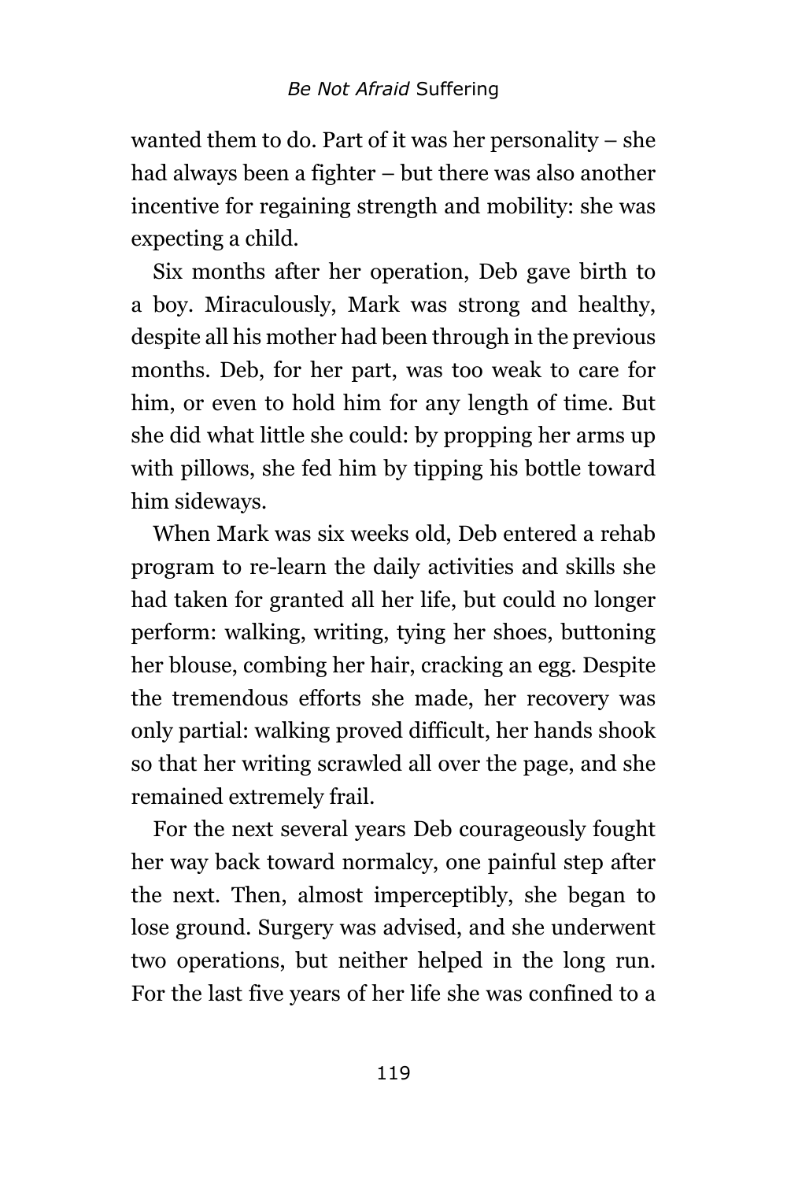wanted them to do. Part of it was her personality – she had always been a fighter – but there was also another incentive for regaining strength and mobility: she was expecting a child.

Six months after her operation, Deb gave birth to a boy. Miraculously, Mark was strong and healthy, despite all his mother had been through in the previous months. Deb, for her part, was too weak to care for him, or even to hold him for any length of time. But she did what little she could: by propping her arms up with pillows, she fed him by tipping his bottle toward him sideways.

When Mark was six weeks old, Deb entered a rehab program to re-learn the daily activities and skills she had taken for granted all her life, but could no longer perform: walking, writing, tying her shoes, buttoning her blouse, combing her hair, cracking an egg. Despite the tremendous efforts she made, her recovery was only partial: walking proved difficult, her hands shook so that her writing scrawled all over the page, and she remained extremely frail.

For the next several years Deb courageously fought her way back toward normalcy, one painful step after the next. Then, almost imperceptibly, she began to lose ground. Surgery was advised, and she underwent two operations, but neither helped in the long run. For the last five years of her life she was confined to a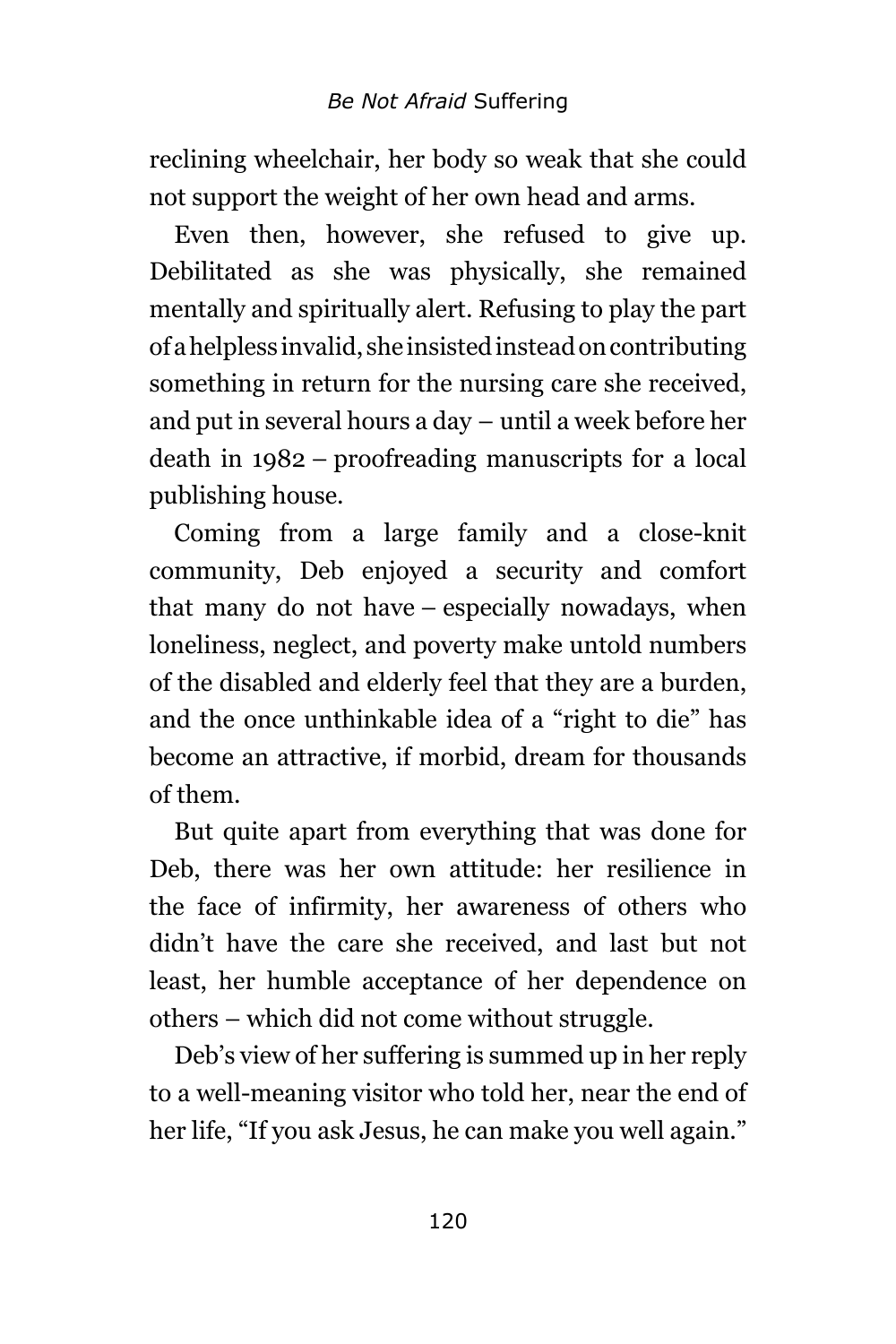reclining wheelchair, her body so weak that she could not support the weight of her own head and arms.

Even then, however, she refused to give up. Debilitated as she was physically, she remained mentally and spiritually alert. Refusing to play the part of a helpless invalid, she insisted instead on contributing something in return for the nursing care she received, and put in several hours a day – until a week before her death in 1982 – proofreading manuscripts for a local publishing house.

Coming from a large family and a close-knit community, Deb enjoyed a security and comfort that many do not have – especially nowadays, when loneliness, neglect, and poverty make untold numbers of the disabled and elderly feel that they are a burden, and the once unthinkable idea of a "right to die" has become an attractive, if morbid, dream for thousands of them.

But quite apart from everything that was done for Deb, there was her own attitude: her resilience in the face of infirmity, her awareness of others who didn't have the care she received, and last but not least, her humble acceptance of her dependence on others – which did not come without struggle.

Deb's view of her suffering is summed up in her reply to a well-meaning visitor who told her, near the end of her life, "If you ask Jesus, he can make you well again."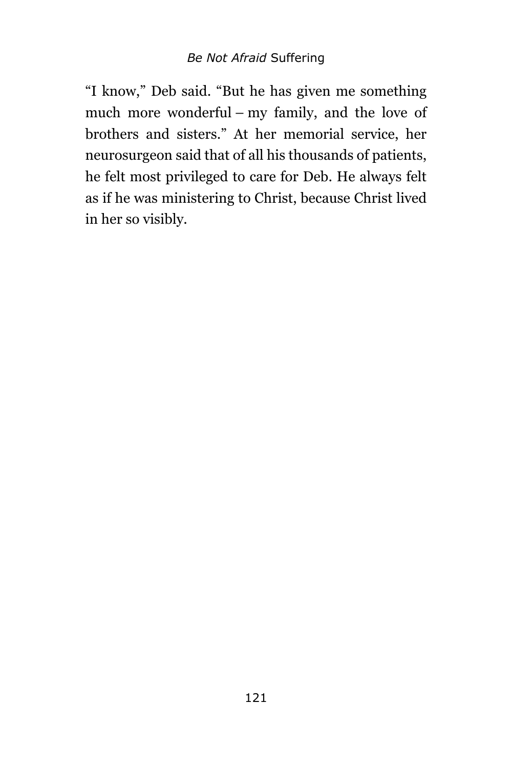"I know," Deb said. "But he has given me something much more wonderful – my family, and the love of brothers and sisters." At her memorial service, her neurosurgeon said that of all his thousands of patients, he felt most privileged to care for Deb. He always felt as if he was ministering to Christ, because Christ lived in her so visibly.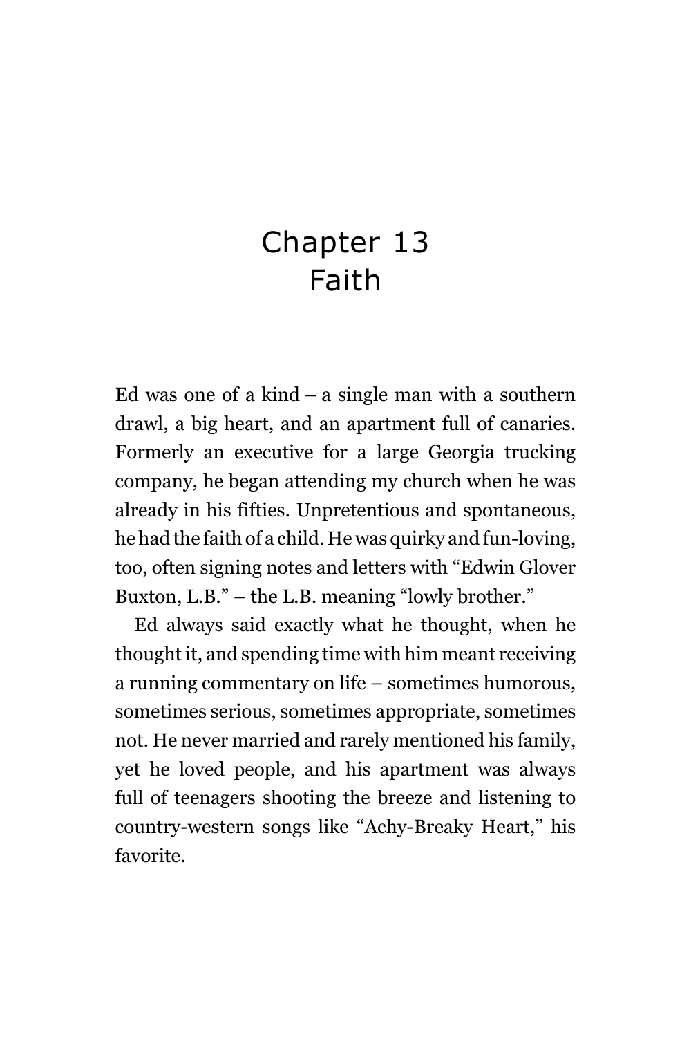# Chapter 13
# Faith

Ed was one of a kind – a single man with a southern drawl, a big heart, and an apartment full of canaries. Formerly an executive for a large Georgia trucking company, he began attending my church when he was already in his fifties. Unpretentious and spontaneous, he had the faith of a child. He was quirky and fun-loving, too, often signing notes and letters with "Edwin Glover Buxton, L.B." – the L.B. meaning "lowly brother."

Ed always said exactly what he thought, when he thought it, and spending time with him meant receiving a running commentary on life – sometimes humorous, sometimes serious, sometimes appropriate, sometimes not. He never married and rarely mentioned his family, yet he loved people, and his apartment was always full of teenagers shooting the breeze and listening to country-western songs like "Achy-Breaky Heart," his favorite.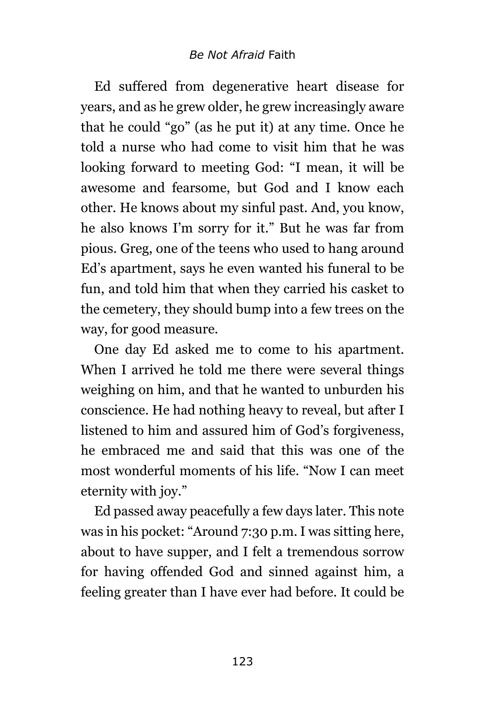Ed suffered from degenerative heart disease for years, and as he grew older, he grew increasingly aware that he could "go" (as he put it) at any time. Once he told a nurse who had come to visit him that he was looking forward to meeting God: "I mean, it will be awesome and fearsome, but God and I know each other. He knows about my sinful past. And, you know, he also knows I'm sorry for it." But he was far from pious. Greg, one of the teens who used to hang around Ed's apartment, says he even wanted his funeral to be fun, and told him that when they carried his casket to the cemetery, they should bump into a few trees on the way, for good measure.

One day Ed asked me to come to his apartment. When I arrived he told me there were several things weighing on him, and that he wanted to unburden his conscience. He had nothing heavy to reveal, but after I listened to him and assured him of God's forgiveness, he embraced me and said that this was one of the most wonderful moments of his life. "Now I can meet eternity with joy."

Ed passed away peacefully a few days later. This note was in his pocket: "Around 7:30 p.m. I was sitting here, about to have supper, and I felt a tremendous sorrow for having offended God and sinned against him, a feeling greater than I have ever had before. It could be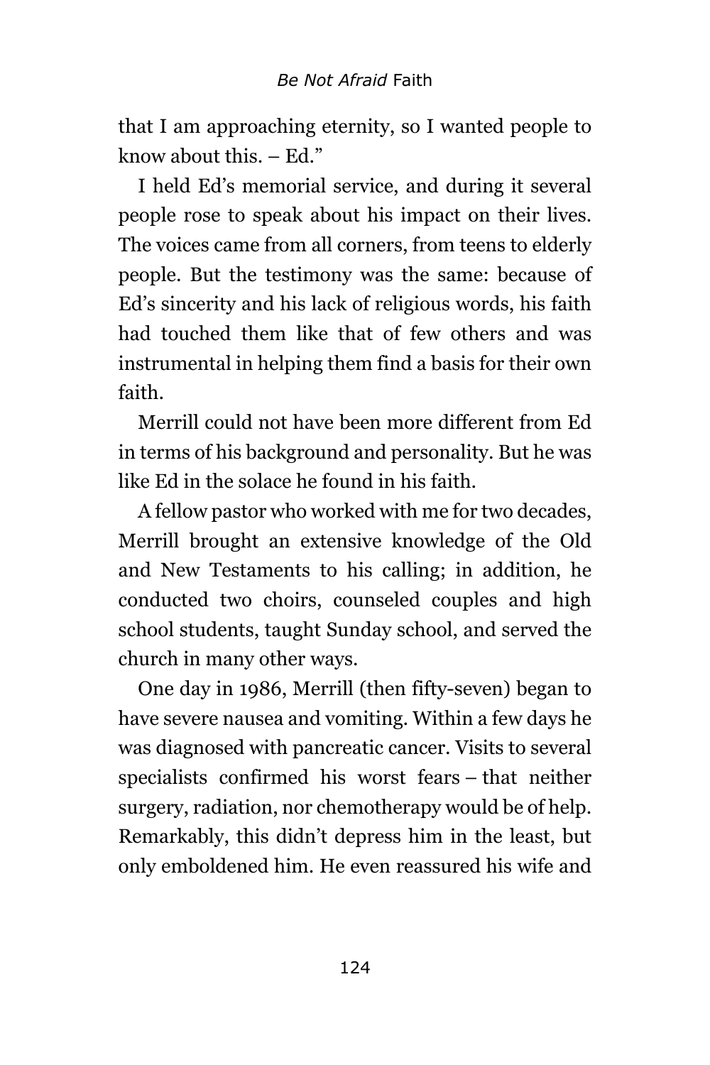that I am approaching eternity, so I wanted people to know about this. – Ed."

I held Ed's memorial service, and during it several people rose to speak about his impact on their lives. The voices came from all corners, from teens to elderly people. But the testimony was the same: because of Ed's sincerity and his lack of religious words, his faith had touched them like that of few others and was instrumental in helping them find a basis for their own faith.

Merrill could not have been more different from Ed in terms of his background and personality. But he was like Ed in the solace he found in his faith.

A fellow pastor who worked with me for two decades, Merrill brought an extensive knowledge of the Old and New Testaments to his calling; in addition, he conducted two choirs, counseled couples and high school students, taught Sunday school, and served the church in many other ways.

One day in 1986, Merrill (then fifty-seven) began to have severe nausea and vomiting. Within a few days he was diagnosed with pancreatic cancer. Visits to several specialists confirmed his worst fears – that neither surgery, radiation, nor chemotherapy would be of help. Remarkably, this didn't depress him in the least, but only emboldened him. He even reassured his wife and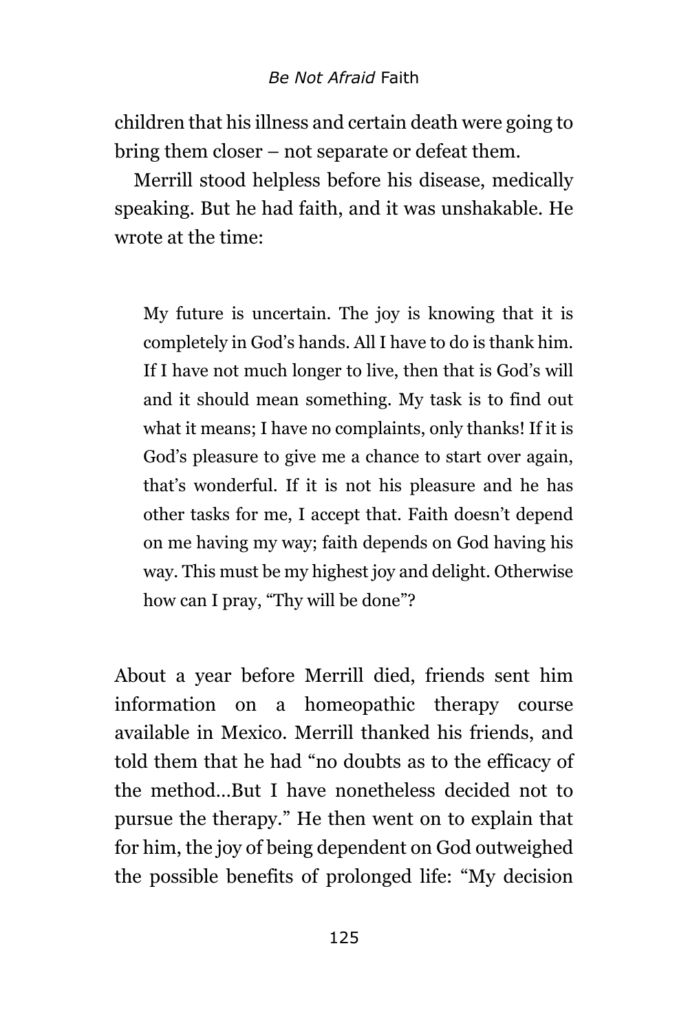children that his illness and certain death were going to bring them closer – not separate or defeat them.

Merrill stood helpless before his disease, medically speaking. But he had faith, and it was unshakable. He wrote at the time:

> My future is uncertain. The joy is knowing that it is completely in God's hands. All I have to do is thank him. If I have not much longer to live, then that is God's will and it should mean something. My task is to find out what it means; I have no complaints, only thanks! If it is God's pleasure to give me a chance to start over again, that's wonderful. If it is not his pleasure and he has other tasks for me, I accept that. Faith doesn't depend on me having my way; faith depends on God having his way. This must be my highest joy and delight. Otherwise how can I pray, "Thy will be done"?

About a year before Merrill died, friends sent him information on a homeopathic therapy course available in Mexico. Merrill thanked his friends, and told them that he had "no doubts as to the efficacy of the method…But I have nonetheless decided not to pursue the therapy." He then went on to explain that for him, the joy of being dependent on God outweighed the possible benefits of prolonged life: "My decision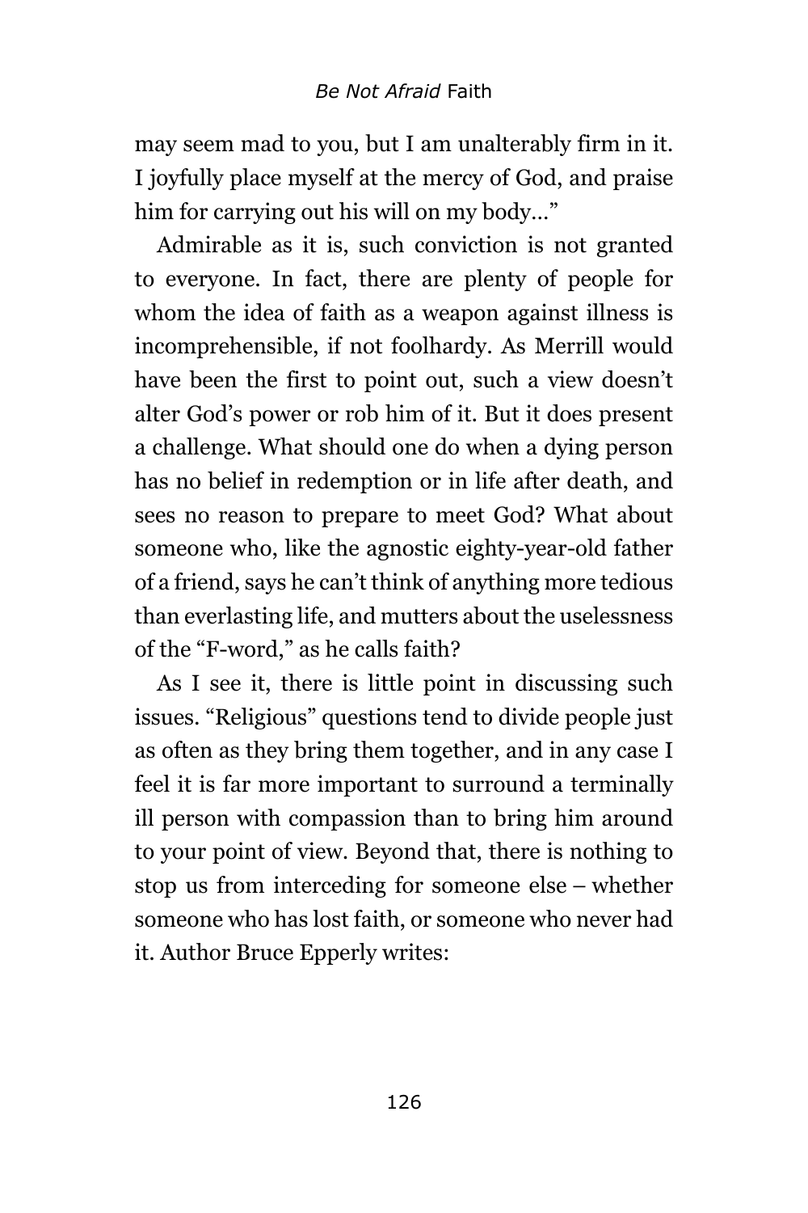may seem mad to you, but I am unalterably firm in it. I joyfully place myself at the mercy of God, and praise him for carrying out his will on my body…"

Admirable as it is, such conviction is not granted to everyone. In fact, there are plenty of people for whom the idea of faith as a weapon against illness is incomprehensible, if not foolhardy. As Merrill would have been the first to point out, such a view doesn't alter God's power or rob him of it. But it does present a challenge. What should one do when a dying person has no belief in redemption or in life after death, and sees no reason to prepare to meet God? What about someone who, like the agnostic eighty-year-old father of a friend, says he can't think of anything more tedious than everlasting life, and mutters about the uselessness of the "F-word," as he calls faith?

As I see it, there is little point in discussing such issues. "Religious" questions tend to divide people just as often as they bring them together, and in any case I feel it is far more important to surround a terminally ill person with compassion than to bring him around to your point of view. Beyond that, there is nothing to stop us from interceding for someone else – whether someone who has lost faith, or someone who never had it. Author Bruce Epperly writes: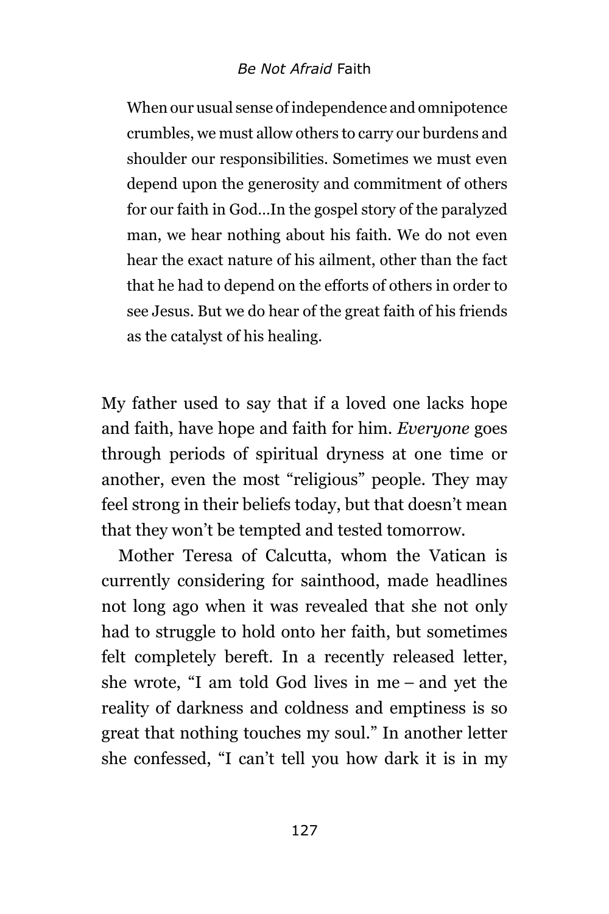> When our usual sense of independence and omnipotence crumbles, we must allow others to carry our burdens and shoulder our responsibilities. Sometimes we must even depend upon the generosity and commitment of others for our faith in God…In the gospel story of the paralyzed man, we hear nothing about his faith. We do not even hear the exact nature of his ailment, other than the fact that he had to depend on the efforts of others in order to see Jesus. But we do hear of the great faith of his friends as the catalyst of his healing.

My father used to say that if a loved one lacks hope and faith, have hope and faith for him. *Everyone* goes through periods of spiritual dryness at one time or another, even the most "religious" people. They may feel strong in their beliefs today, but that doesn't mean that they won't be tempted and tested tomorrow.

Mother Teresa of Calcutta, whom the Vatican is currently considering for sainthood, made headlines not long ago when it was revealed that she not only had to struggle to hold onto her faith, but sometimes felt completely bereft. In a recently released letter, she wrote, "I am told God lives in me – and yet the reality of darkness and coldness and emptiness is so great that nothing touches my soul." In another letter she confessed, "I can't tell you how dark it is in my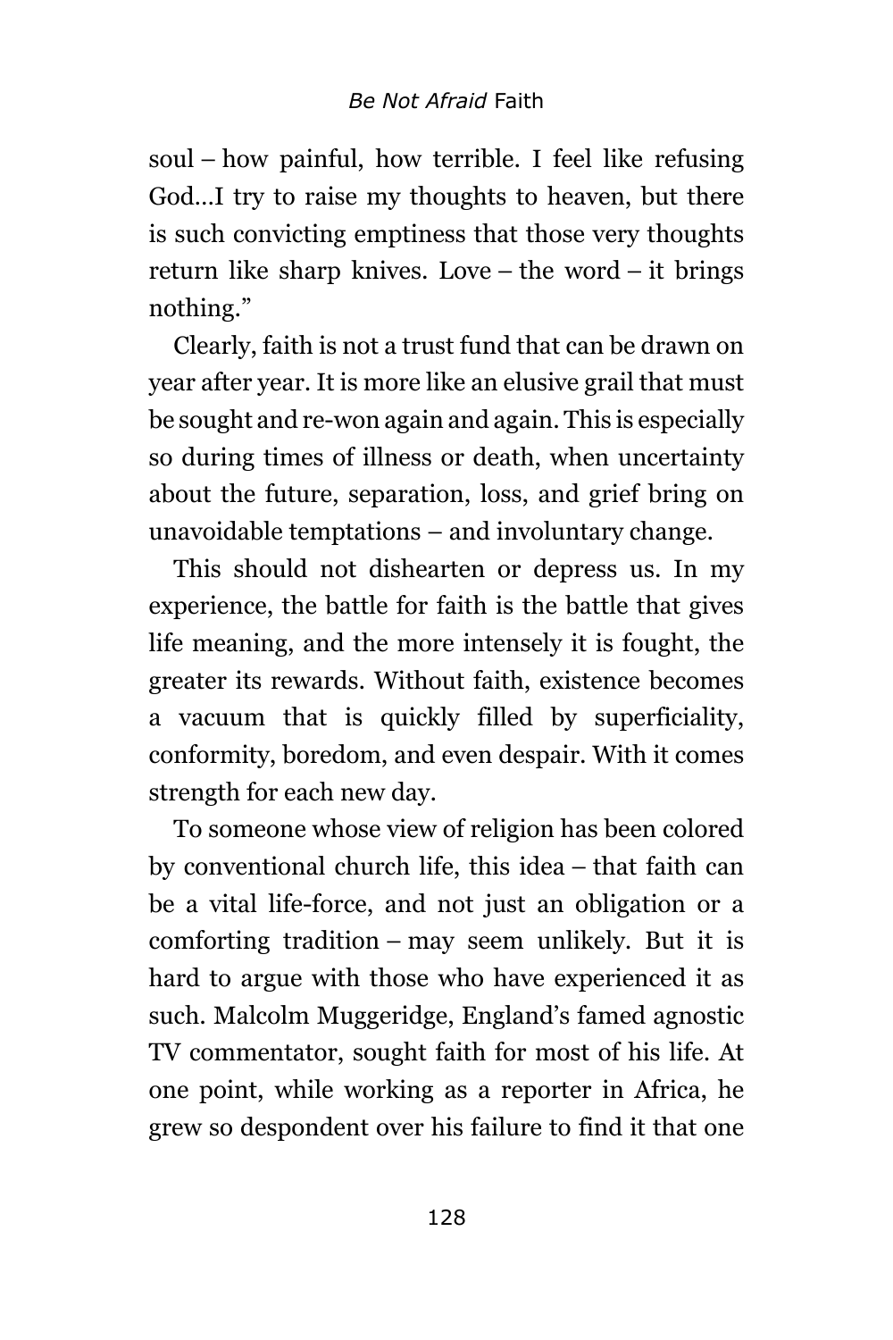soul – how painful, how terrible. I feel like refusing God…I try to raise my thoughts to heaven, but there is such convicting emptiness that those very thoughts return like sharp knives. Love – the word – it brings nothing."

Clearly, faith is not a trust fund that can be drawn on year after year. It is more like an elusive grail that must be sought and re-won again and again. This is especially so during times of illness or death, when uncertainty about the future, separation, loss, and grief bring on unavoidable temptations – and involuntary change.

This should not dishearten or depress us. In my experience, the battle for faith is the battle that gives life meaning, and the more intensely it is fought, the greater its rewards. Without faith, existence becomes a vacuum that is quickly filled by superficiality, conformity, boredom, and even despair. With it comes strength for each new day.

To someone whose view of religion has been colored by conventional church life, this idea – that faith can be a vital life-force, and not just an obligation or a comforting tradition – may seem unlikely. But it is hard to argue with those who have experienced it as such. Malcolm Muggeridge, England's famed agnostic TV commentator, sought faith for most of his life. At one point, while working as a reporter in Africa, he grew so despondent over his failure to find it that one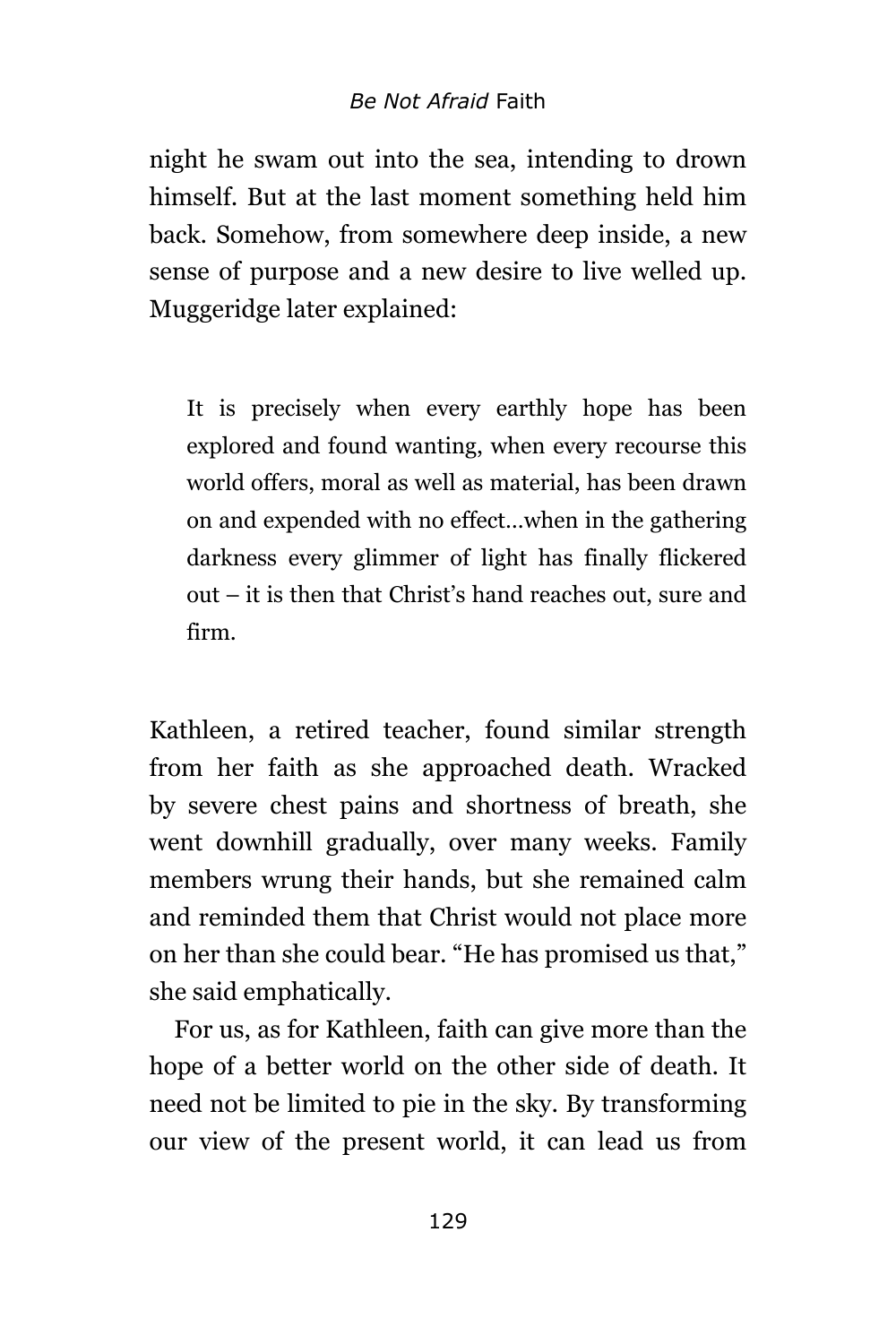night he swam out into the sea, intending to drown himself. But at the last moment something held him back. Somehow, from somewhere deep inside, a new sense of purpose and a new desire to live welled up. Muggeridge later explained:

> It is precisely when every earthly hope has been explored and found wanting, when every recourse this world offers, moral as well as material, has been drawn on and expended with no effect…when in the gathering darkness every glimmer of light has finally flickered out – it is then that Christ's hand reaches out, sure and firm.

Kathleen, a retired teacher, found similar strength from her faith as she approached death. Wracked by severe chest pains and shortness of breath, she went downhill gradually, over many weeks. Family members wrung their hands, but she remained calm and reminded them that Christ would not place more on her than she could bear. "He has promised us that," she said emphatically.

For us, as for Kathleen, faith can give more than the hope of a better world on the other side of death. It need not be limited to pie in the sky. By transforming our view of the present world, it can lead us from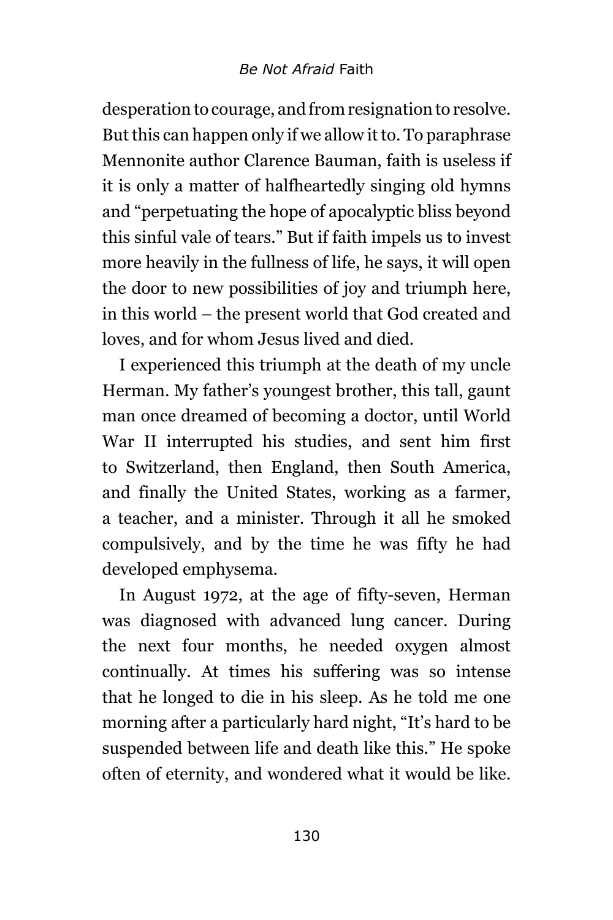desperation to courage, and from resignation to resolve. But this can happen only if we allow it to. To paraphrase Mennonite author Clarence Bauman, faith is useless if it is only a matter of halfheartedly singing old hymns and "perpetuating the hope of apocalyptic bliss beyond this sinful vale of tears." But if faith impels us to invest more heavily in the fullness of life, he says, it will open the door to new possibilities of joy and triumph here, in this world – the present world that God created and loves, and for whom Jesus lived and died.

I experienced this triumph at the death of my uncle Herman. My father's youngest brother, this tall, gaunt man once dreamed of becoming a doctor, until World War II interrupted his studies, and sent him first to Switzerland, then England, then South America, and finally the United States, working as a farmer, a teacher, and a minister. Through it all he smoked compulsively, and by the time he was fifty he had developed emphysema.

In August 1972, at the age of fifty-seven, Herman was diagnosed with advanced lung cancer. During the next four months, he needed oxygen almost continually. At times his suffering was so intense that he longed to die in his sleep. As he told me one morning after a particularly hard night, "It's hard to be suspended between life and death like this." He spoke often of eternity, and wondered what it would be like.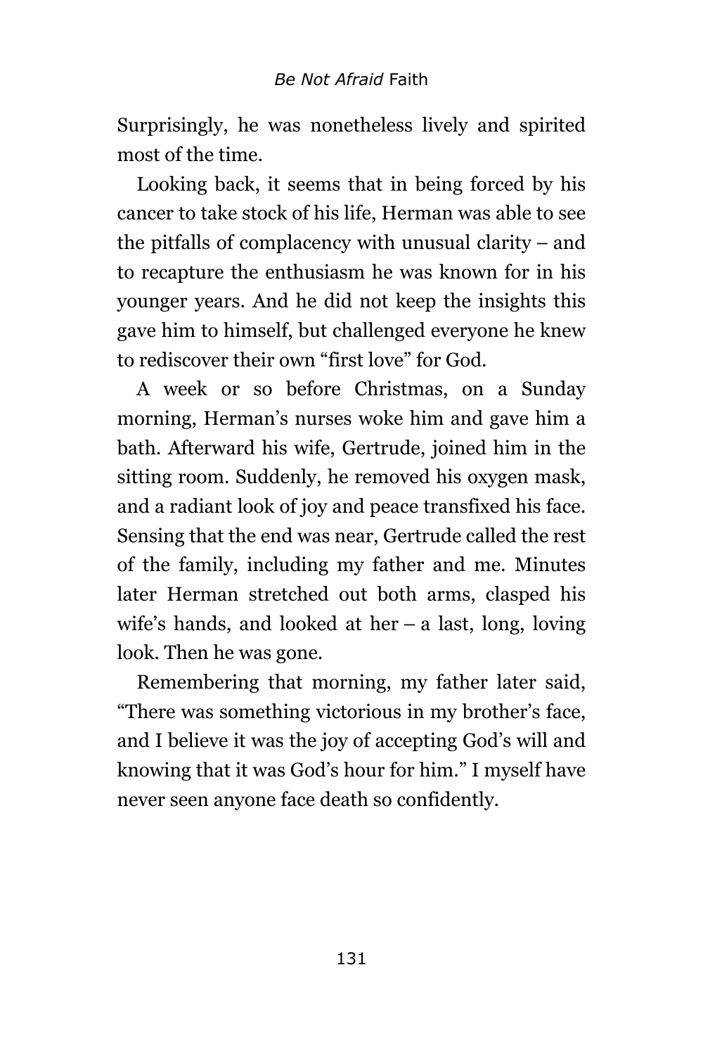Surprisingly, he was nonetheless lively and spirited most of the time.

Looking back, it seems that in being forced by his cancer to take stock of his life, Herman was able to see the pitfalls of complacency with unusual clarity – and to recapture the enthusiasm he was known for in his younger years. And he did not keep the insights this gave him to himself, but challenged everyone he knew to rediscover their own "first love" for God.

A week or so before Christmas, on a Sunday morning, Herman's nurses woke him and gave him a bath. Afterward his wife, Gertrude, joined him in the sitting room. Suddenly, he removed his oxygen mask, and a radiant look of joy and peace transfixed his face. Sensing that the end was near, Gertrude called the rest of the family, including my father and me. Minutes later Herman stretched out both arms, clasped his wife's hands, and looked at her – a last, long, loving look. Then he was gone.

Remembering that morning, my father later said, "There was something victorious in my brother's face, and I believe it was the joy of accepting God's will and knowing that it was God's hour for him." I myself have never seen anyone face death so confidently.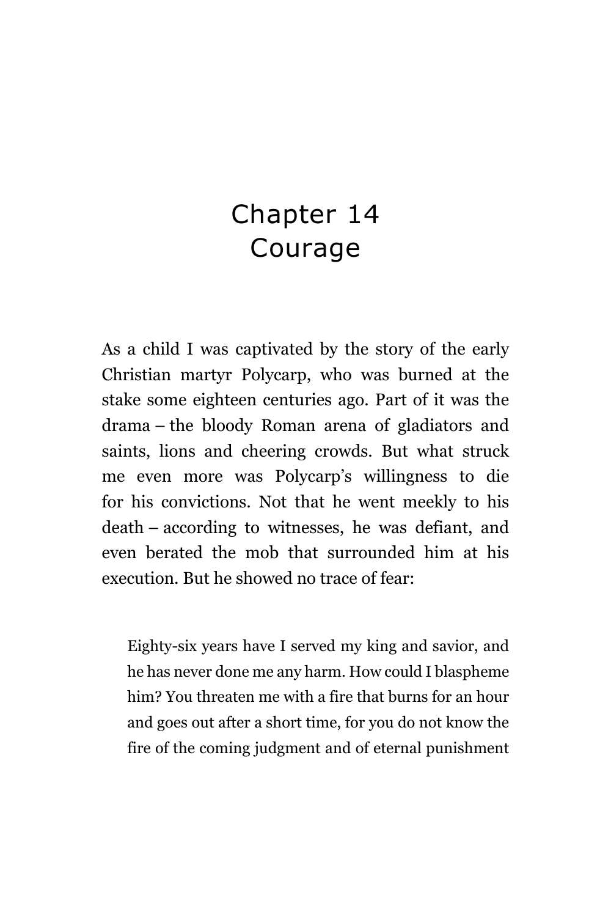# Chapter 14
# Courage

As a child I was captivated by the story of the early Christian martyr Polycarp, who was burned at the stake some eighteen centuries ago. Part of it was the drama – the bloody Roman arena of gladiators and saints, lions and cheering crowds. But what struck me even more was Polycarp's willingness to die for his convictions. Not that he went meekly to his death – according to witnesses, he was defiant, and even berated the mob that surrounded him at his execution. But he showed no trace of fear:

> Eighty-six years have I served my king and savior, and he has never done me any harm. How could I blaspheme him? You threaten me with a fire that burns for an hour and goes out after a short time, for you do not know the fire of the coming judgment and of eternal punishment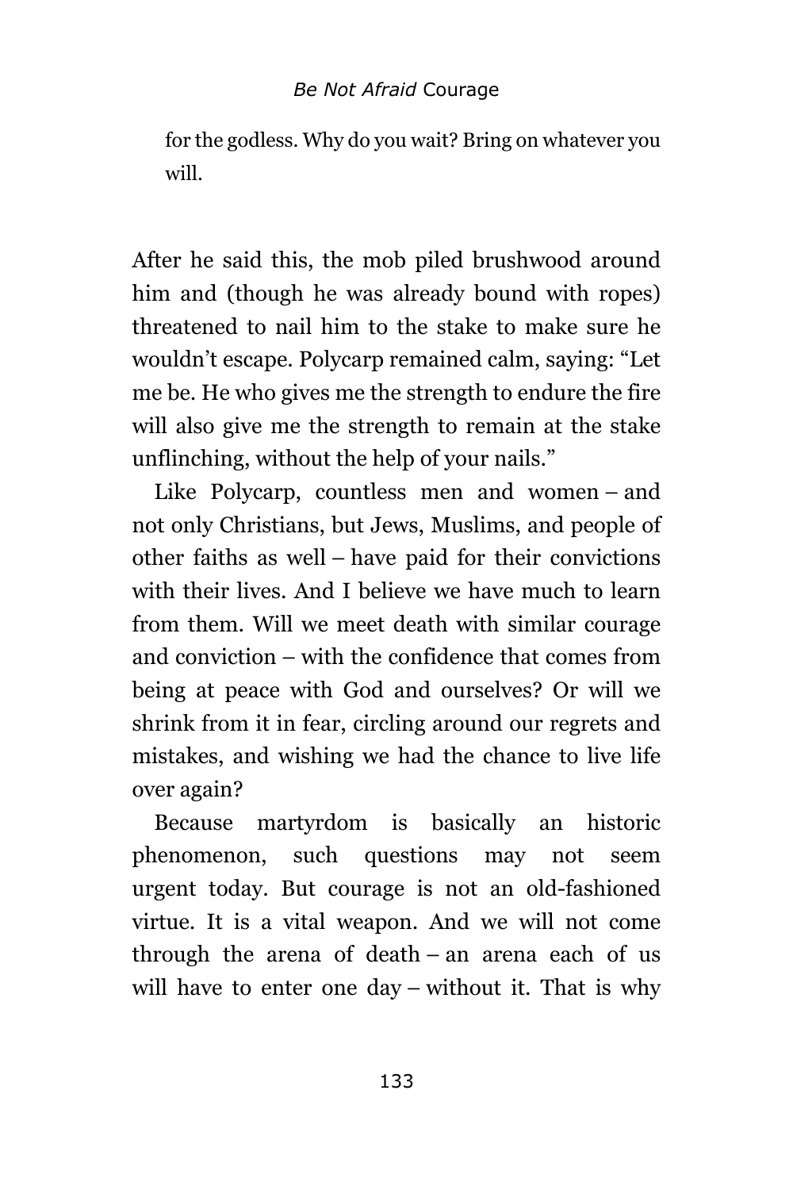for the godless. Why do you wait? Bring on whatever you will.

After he said this, the mob piled brushwood around him and (though he was already bound with ropes) threatened to nail him to the stake to make sure he wouldn't escape. Polycarp remained calm, saying: "Let me be. He who gives me the strength to endure the fire will also give me the strength to remain at the stake unflinching, without the help of your nails."

Like Polycarp, countless men and women – and not only Christians, but Jews, Muslims, and people of other faiths as well – have paid for their convictions with their lives. And I believe we have much to learn from them. Will we meet death with similar courage and conviction – with the confidence that comes from being at peace with God and ourselves? Or will we shrink from it in fear, circling around our regrets and mistakes, and wishing we had the chance to live life over again?

Because martyrdom is basically an historic phenomenon, such questions may not seem urgent today. But courage is not an old-fashioned virtue. It is a vital weapon. And we will not come through the arena of death – an arena each of us will have to enter one day – without it. That is why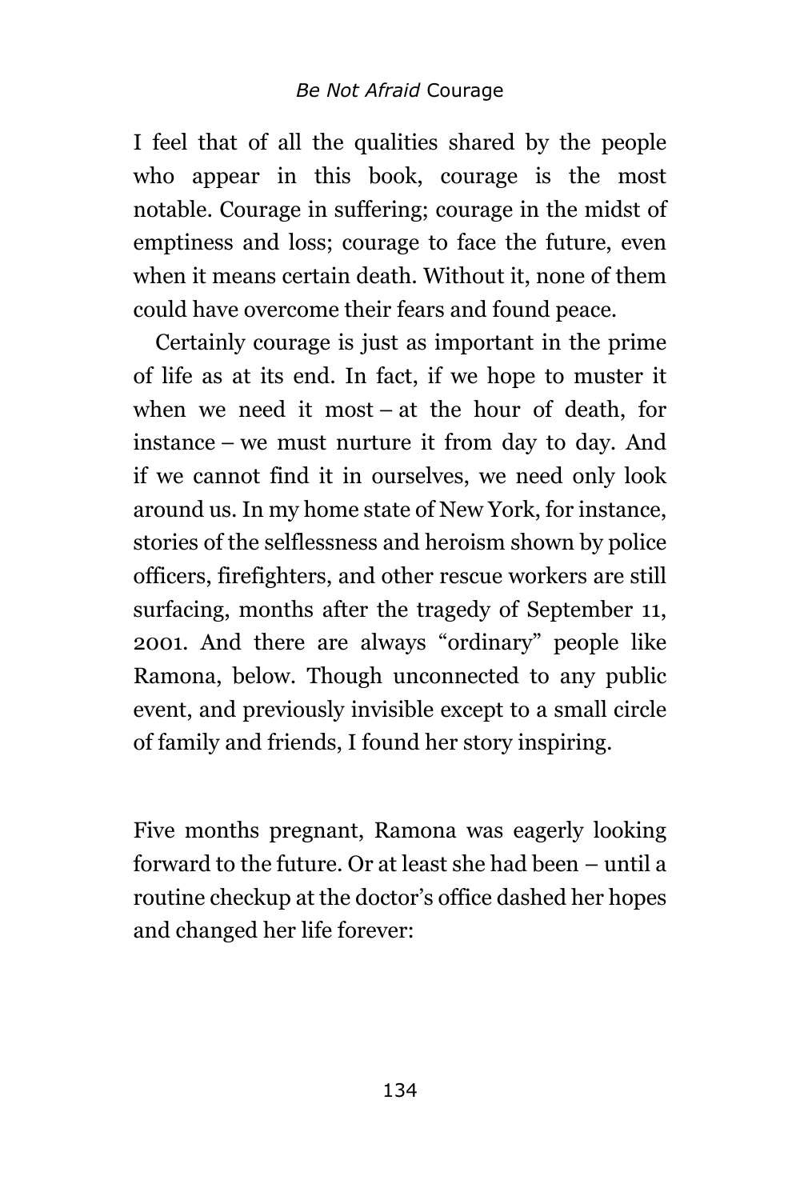I feel that of all the qualities shared by the people who appear in this book, courage is the most notable. Courage in suffering; courage in the midst of emptiness and loss; courage to face the future, even when it means certain death. Without it, none of them could have overcome their fears and found peace.

Certainly courage is just as important in the prime of life as at its end. In fact, if we hope to muster it when we need it most – at the hour of death, for instance – we must nurture it from day to day. And if we cannot find it in ourselves, we need only look around us. In my home state of New York, for instance, stories of the selflessness and heroism shown by police officers, firefighters, and other rescue workers are still surfacing, months after the tragedy of September 11, 2001. And there are always "ordinary" people like Ramona, below. Though unconnected to any public event, and previously invisible except to a small circle of family and friends, I found her story inspiring.

Five months pregnant, Ramona was eagerly looking forward to the future. Or at least she had been – until a routine checkup at the doctor's office dashed her hopes and changed her life forever: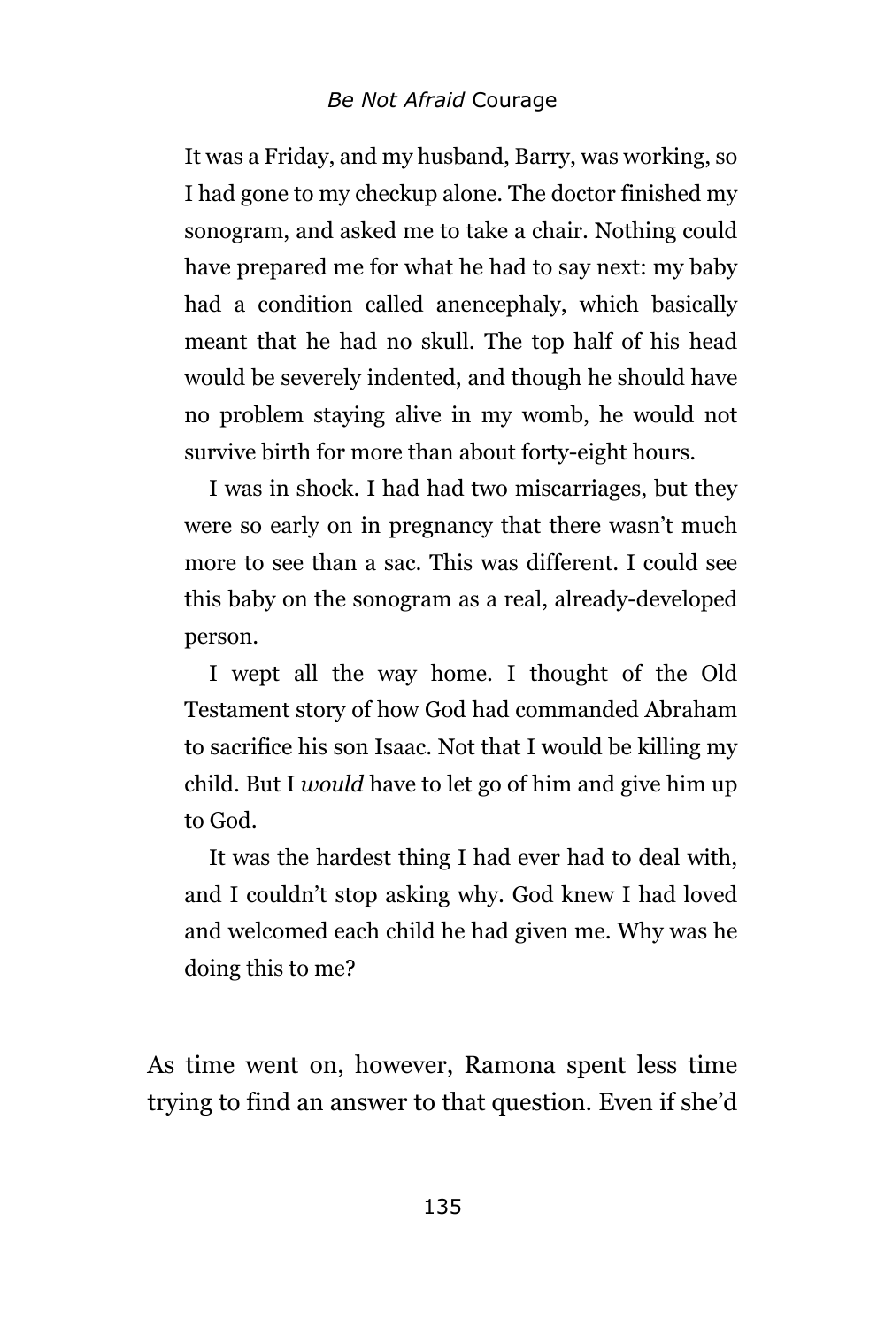It was a Friday, and my husband, Barry, was working, so I had gone to my checkup alone. The doctor finished my sonogram, and asked me to take a chair. Nothing could have prepared me for what he had to say next: my baby had a condition called anencephaly, which basically meant that he had no skull. The top half of his head would be severely indented, and though he should have no problem staying alive in my womb, he would not survive birth for more than about forty-eight hours.

I was in shock. I had had two miscarriages, but they were so early on in pregnancy that there wasn't much more to see than a sac. This was different. I could see this baby on the sonogram as a real, already-developed person.

I wept all the way home. I thought of the Old Testament story of how God had commanded Abraham to sacrifice his son Isaac. Not that I would be killing my child. But I *would* have to let go of him and give him up to God.

It was the hardest thing I had ever had to deal with, and I couldn't stop asking why. God knew I had loved and welcomed each child he had given me. Why was he doing this to me?

As time went on, however, Ramona spent less time trying to find an answer to that question. Even if she'd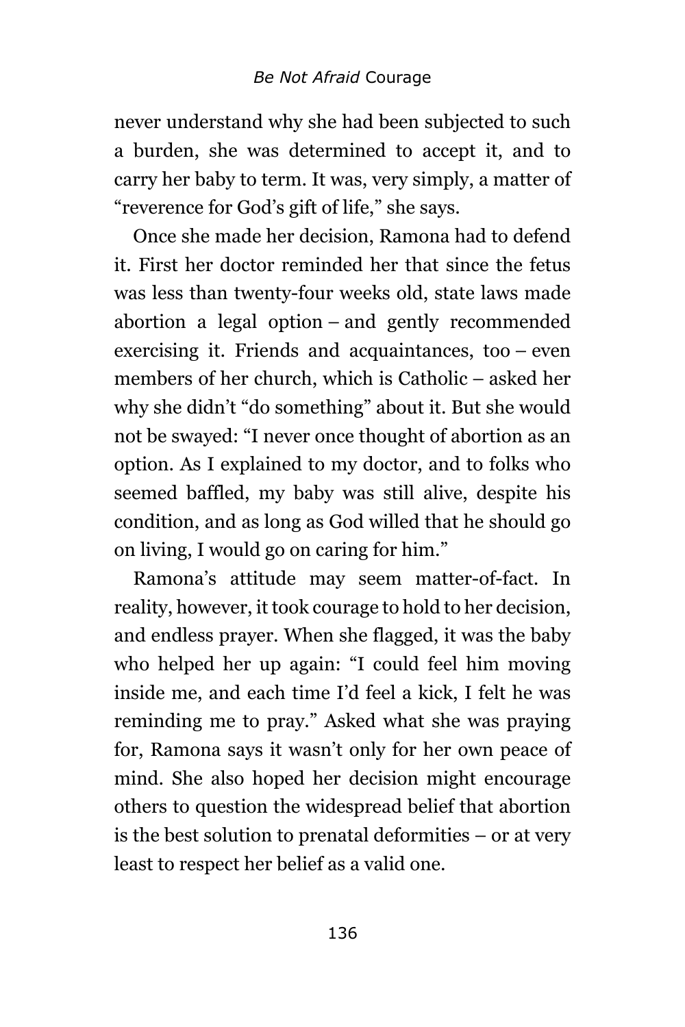never understand why she had been subjected to such a burden, she was determined to accept it, and to carry her baby to term. It was, very simply, a matter of "reverence for God's gift of life," she says.

Once she made her decision, Ramona had to defend it. First her doctor reminded her that since the fetus was less than twenty-four weeks old, state laws made abortion a legal option – and gently recommended exercising it. Friends and acquaintances, too – even members of her church, which is Catholic – asked her why she didn't "do something" about it. But she would not be swayed: "I never once thought of abortion as an option. As I explained to my doctor, and to folks who seemed baffled, my baby was still alive, despite his condition, and as long as God willed that he should go on living, I would go on caring for him."

Ramona's attitude may seem matter-of-fact. In reality, however, it took courage to hold to her decision, and endless prayer. When she flagged, it was the baby who helped her up again: "I could feel him moving inside me, and each time I'd feel a kick, I felt he was reminding me to pray." Asked what she was praying for, Ramona says it wasn't only for her own peace of mind. She also hoped her decision might encourage others to question the widespread belief that abortion is the best solution to prenatal deformities – or at very least to respect her belief as a valid one.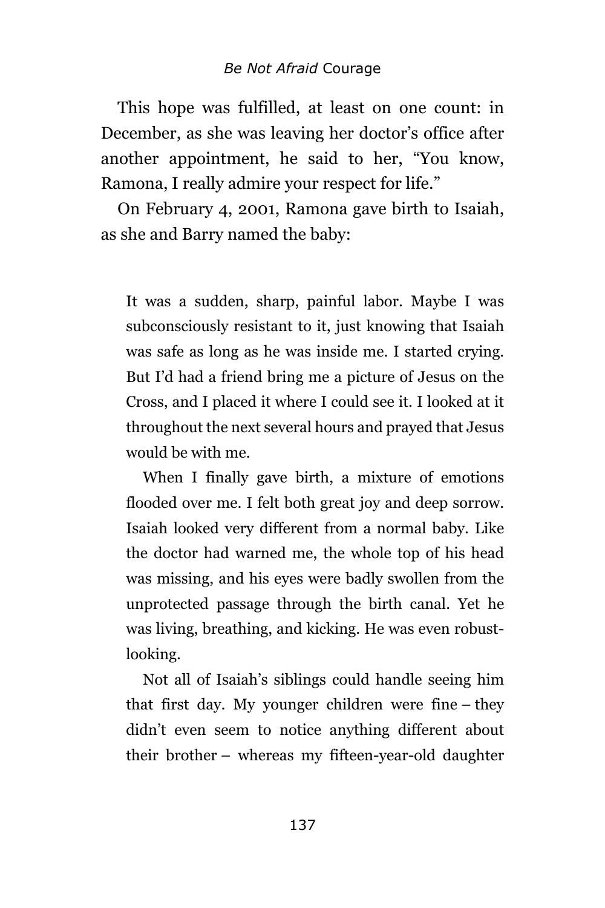This hope was fulfilled, at least on one count: in December, as she was leaving her doctor's office after another appointment, he said to her, "You know, Ramona, I really admire your respect for life."

On February 4, 2001, Ramona gave birth to Isaiah, as she and Barry named the baby:

> It was a sudden, sharp, painful labor. Maybe I was subconsciously resistant to it, just knowing that Isaiah was safe as long as he was inside me. I started crying. But I'd had a friend bring me a picture of Jesus on the Cross, and I placed it where I could see it. I looked at it throughout the next several hours and prayed that Jesus would be with me.
>
> When I finally gave birth, a mixture of emotions flooded over me. I felt both great joy and deep sorrow. Isaiah looked very different from a normal baby. Like the doctor had warned me, the whole top of his head was missing, and his eyes were badly swollen from the unprotected passage through the birth canal. Yet he was living, breathing, and kicking. He was even robust-looking.
>
> Not all of Isaiah's siblings could handle seeing him that first day. My younger children were fine – they didn't even seem to notice anything different about their brother – whereas my fifteen-year-old daughter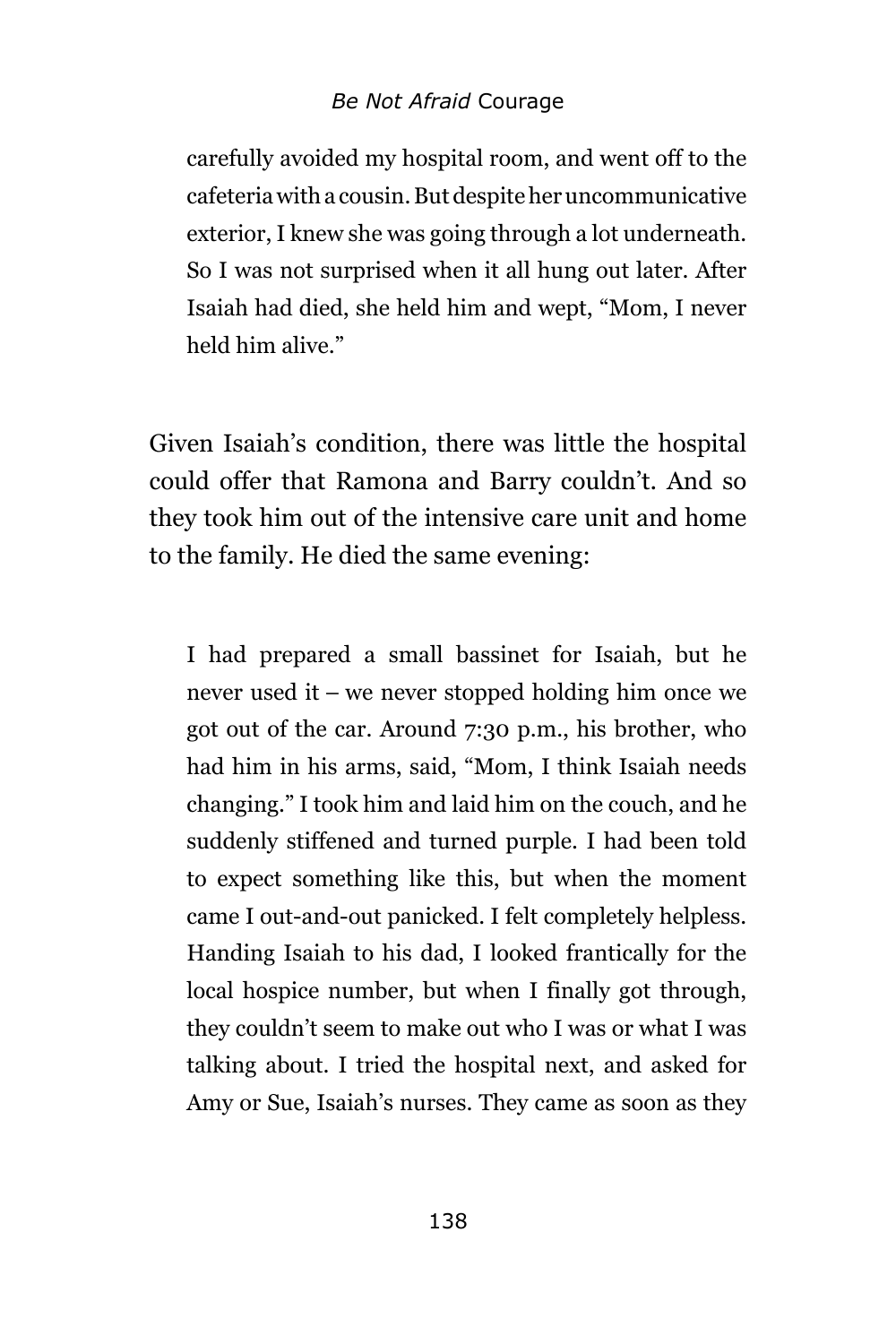> carefully avoided my hospital room, and went off to the cafeteria with a cousin. But despite her uncommunicative exterior, I knew she was going through a lot underneath. So I was not surprised when it all hung out later. After Isaiah had died, she held him and wept, "Mom, I never held him alive."

Given Isaiah's condition, there was little the hospital could offer that Ramona and Barry couldn't. And so they took him out of the intensive care unit and home to the family. He died the same evening:

> I had prepared a small bassinet for Isaiah, but he never used it – we never stopped holding him once we got out of the car. Around 7:30 p.m., his brother, who had him in his arms, said, "Mom, I think Isaiah needs changing." I took him and laid him on the couch, and he suddenly stiffened and turned purple. I had been told to expect something like this, but when the moment came I out-and-out panicked. I felt completely helpless. Handing Isaiah to his dad, I looked frantically for the local hospice number, but when I finally got through, they couldn't seem to make out who I was or what I was talking about. I tried the hospital next, and asked for Amy or Sue, Isaiah's nurses. They came as soon as they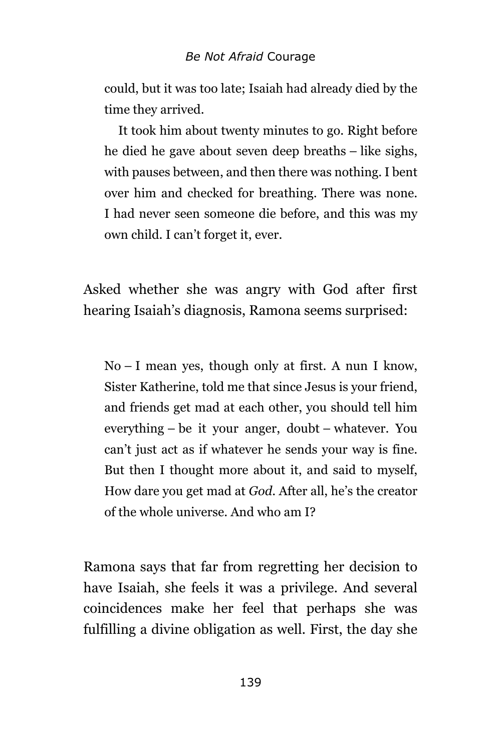could, but it was too late; Isaiah had already died by the time they arrived.

It took him about twenty minutes to go. Right before he died he gave about seven deep breaths – like sighs, with pauses between, and then there was nothing. I bent over him and checked for breathing. There was none. I had never seen someone die before, and this was my own child. I can't forget it, ever.

Asked whether she was angry with God after first hearing Isaiah's diagnosis, Ramona seems surprised:

> No – I mean yes, though only at first. A nun I know, Sister Katherine, told me that since Jesus is your friend, and friends get mad at each other, you should tell him everything – be it your anger, doubt – whatever. You can't just act as if whatever he sends your way is fine. But then I thought more about it, and said to myself, How dare you get mad at *God*. After all, he's the creator of the whole universe. And who am I?

Ramona says that far from regretting her decision to have Isaiah, she feels it was a privilege. And several coincidences make her feel that perhaps she was fulfilling a divine obligation as well. First, the day she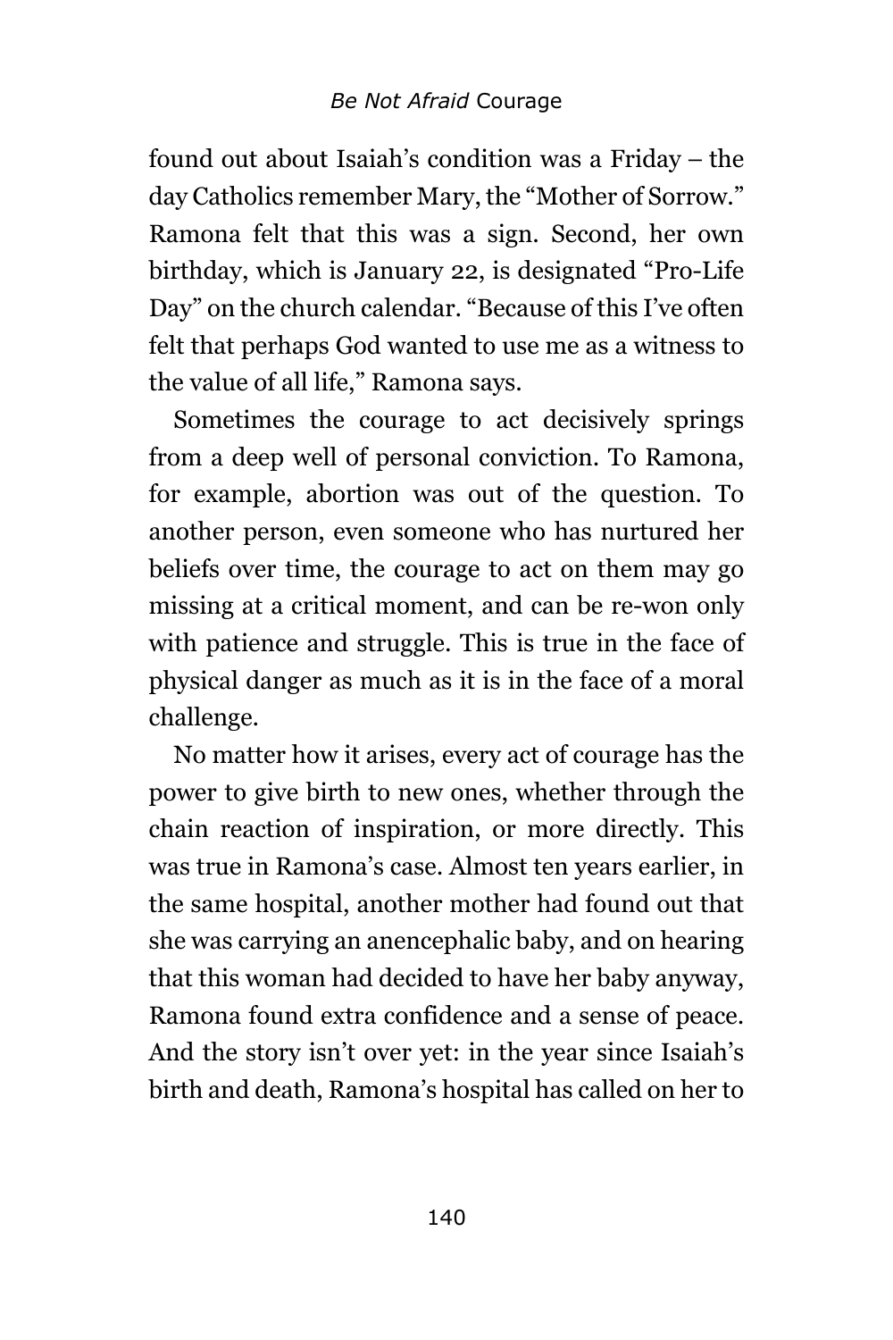found out about Isaiah's condition was a Friday – the day Catholics remember Mary, the "Mother of Sorrow." Ramona felt that this was a sign. Second, her own birthday, which is January 22, is designated "Pro-Life Day" on the church calendar. "Because of this I've often felt that perhaps God wanted to use me as a witness to the value of all life," Ramona says.

Sometimes the courage to act decisively springs from a deep well of personal conviction. To Ramona, for example, abortion was out of the question. To another person, even someone who has nurtured her beliefs over time, the courage to act on them may go missing at a critical moment, and can be re-won only with patience and struggle. This is true in the face of physical danger as much as it is in the face of a moral challenge.

No matter how it arises, every act of courage has the power to give birth to new ones, whether through the chain reaction of inspiration, or more directly. This was true in Ramona's case. Almost ten years earlier, in the same hospital, another mother had found out that she was carrying an anencephalic baby, and on hearing that this woman had decided to have her baby anyway, Ramona found extra confidence and a sense of peace. And the story isn't over yet: in the year since Isaiah's birth and death, Ramona's hospital has called on her to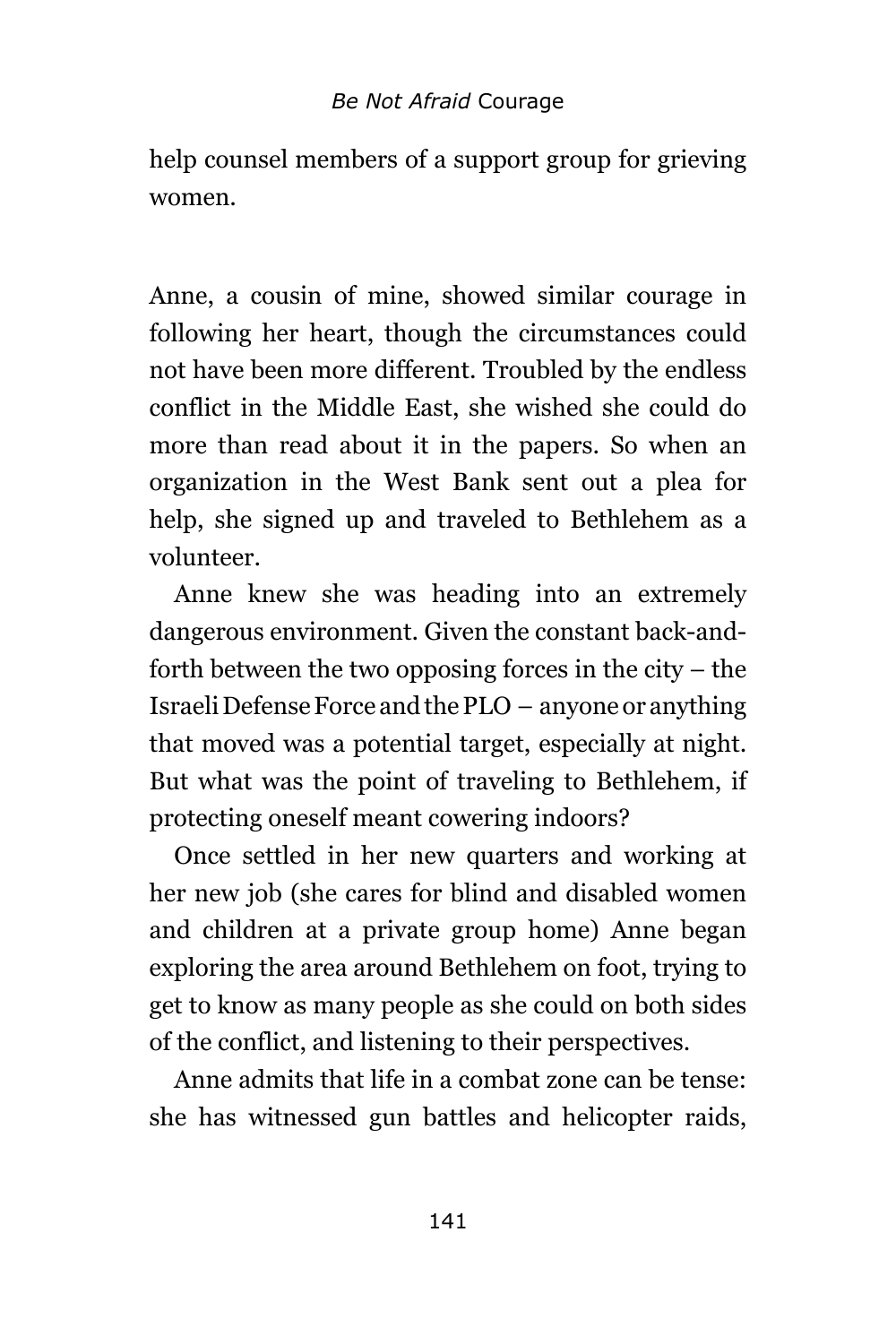help counsel members of a support group for grieving women.

Anne, a cousin of mine, showed similar courage in following her heart, though the circumstances could not have been more different. Troubled by the endless conflict in the Middle East, she wished she could do more than read about it in the papers. So when an organization in the West Bank sent out a plea for help, she signed up and traveled to Bethlehem as a volunteer.

Anne knew she was heading into an extremely dangerous environment. Given the constant back-and-forth between the two opposing forces in the city – the Israeli Defense Force and the PLO – anyone or anything that moved was a potential target, especially at night. But what was the point of traveling to Bethlehem, if protecting oneself meant cowering indoors?

Once settled in her new quarters and working at her new job (she cares for blind and disabled women and children at a private group home) Anne began exploring the area around Bethlehem on foot, trying to get to know as many people as she could on both sides of the conflict, and listening to their perspectives.

Anne admits that life in a combat zone can be tense: she has witnessed gun battles and helicopter raids,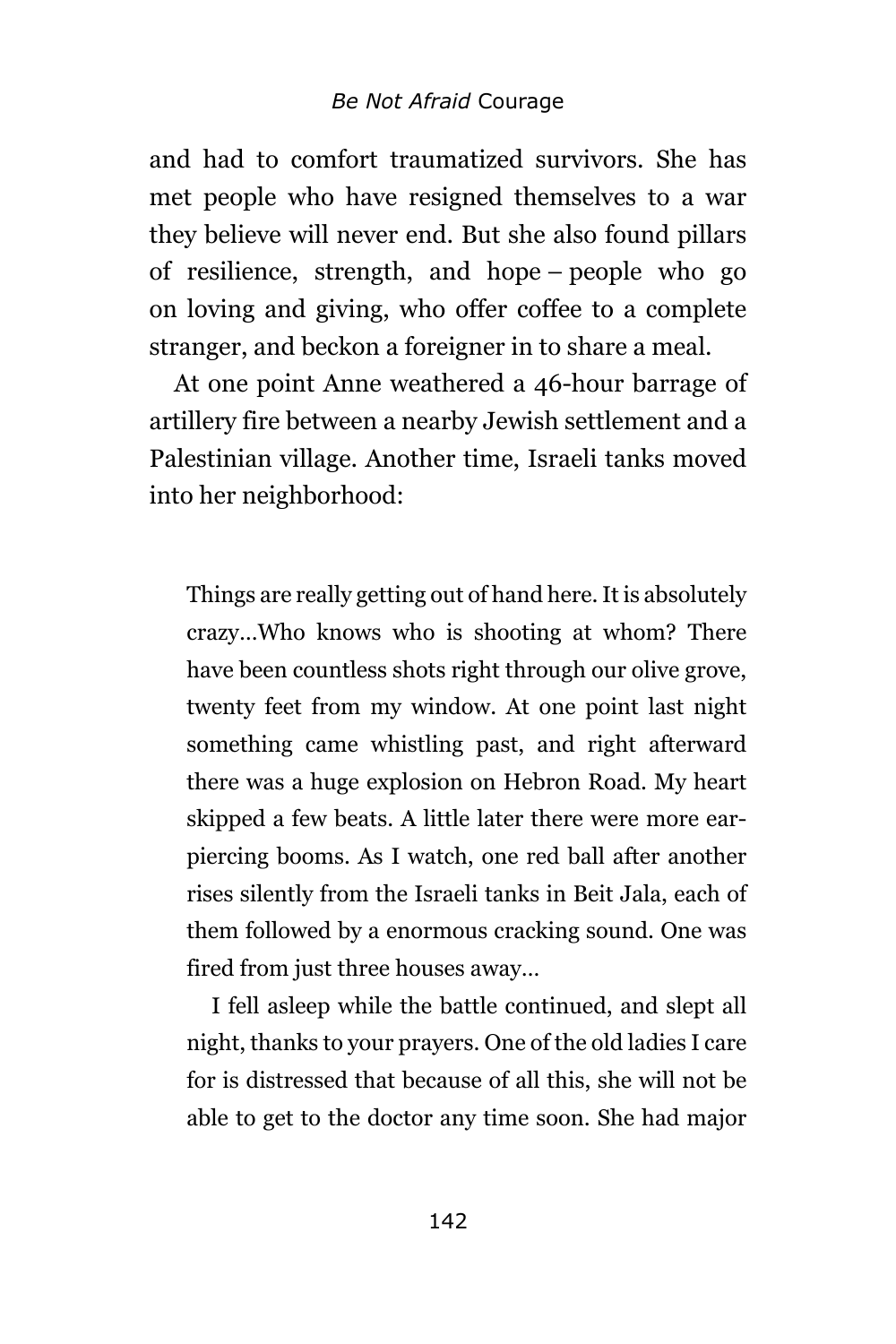and had to comfort traumatized survivors. She has met people who have resigned themselves to a war they believe will never end. But she also found pillars of resilience, strength, and hope – people who go on loving and giving, who offer coffee to a complete stranger, and beckon a foreigner in to share a meal.

At one point Anne weathered a 46-hour barrage of artillery fire between a nearby Jewish settlement and a Palestinian village. Another time, Israeli tanks moved into her neighborhood:

> Things are really getting out of hand here. It is absolutely crazy…Who knows who is shooting at whom? There have been countless shots right through our olive grove, twenty feet from my window. At one point last night something came whistling past, and right afterward there was a huge explosion on Hebron Road. My heart skipped a few beats. A little later there were more ear-piercing booms. As I watch, one red ball after another rises silently from the Israeli tanks in Beit Jala, each of them followed by a enormous cracking sound. One was fired from just three houses away…
>
> I fell asleep while the battle continued, and slept all night, thanks to your prayers. One of the old ladies I care for is distressed that because of all this, she will not be able to get to the doctor any time soon. She had major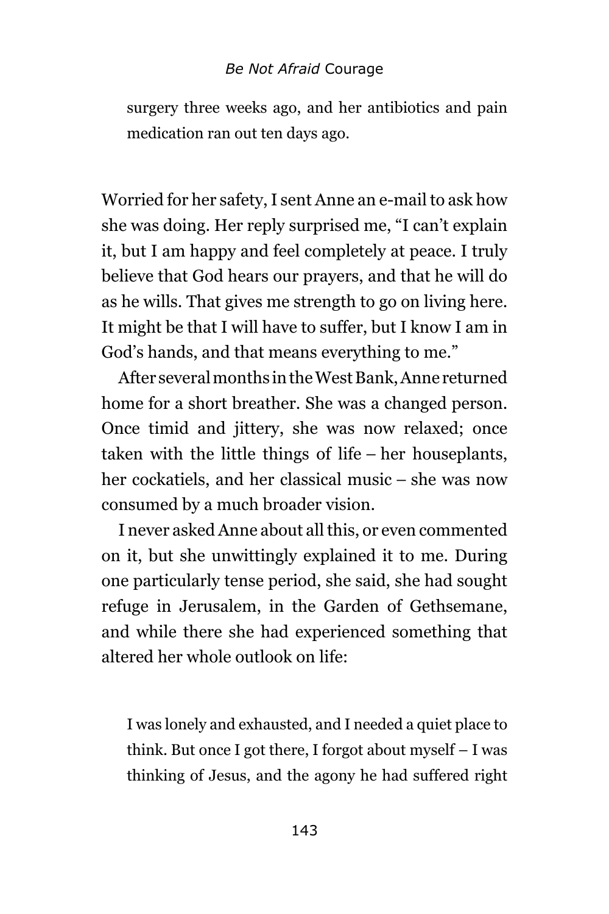> surgery three weeks ago, and her antibiotics and pain medication ran out ten days ago.

Worried for her safety, I sent Anne an e-mail to ask how she was doing. Her reply surprised me, "I can't explain it, but I am happy and feel completely at peace. I truly believe that God hears our prayers, and that he will do as he wills. That gives me strength to go on living here. It might be that I will have to suffer, but I know I am in God's hands, and that means everything to me."

After several months in the West Bank, Anne returned home for a short breather. She was a changed person. Once timid and jittery, she was now relaxed; once taken with the little things of life – her houseplants, her cockatiels, and her classical music – she was now consumed by a much broader vision.

I never asked Anne about all this, or even commented on it, but she unwittingly explained it to me. During one particularly tense period, she said, she had sought refuge in Jerusalem, in the Garden of Gethsemane, and while there she had experienced something that altered her whole outlook on life:

> I was lonely and exhausted, and I needed a quiet place to think. But once I got there, I forgot about myself – I was thinking of Jesus, and the agony he had suffered right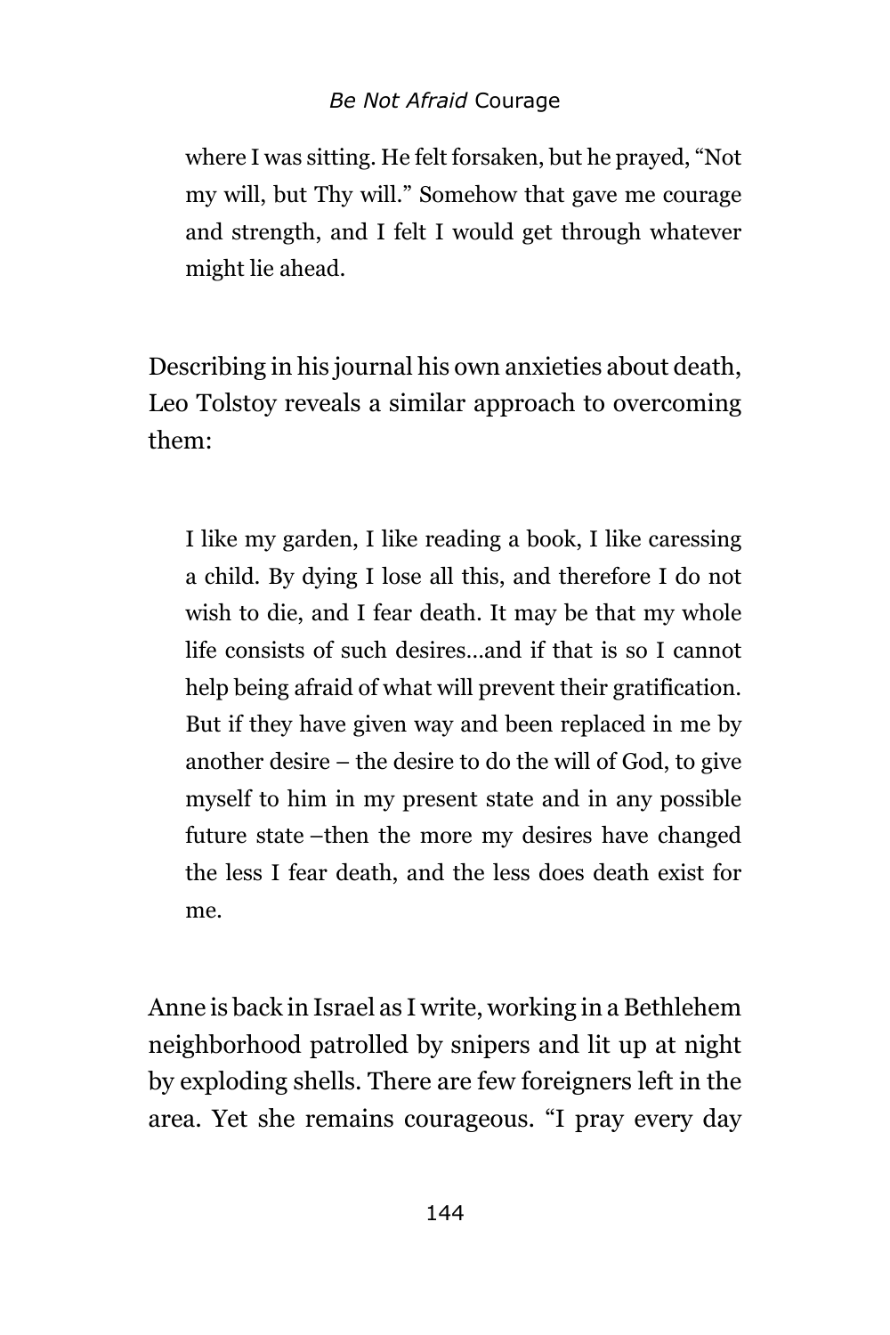> where I was sitting. He felt forsaken, but he prayed, "Not my will, but Thy will." Somehow that gave me courage and strength, and I felt I would get through whatever might lie ahead.

Describing in his journal his own anxieties about death, Leo Tolstoy reveals a similar approach to overcoming them:

> I like my garden, I like reading a book, I like caressing a child. By dying I lose all this, and therefore I do not wish to die, and I fear death. It may be that my whole life consists of such desires…and if that is so I cannot help being afraid of what will prevent their gratification. But if they have given way and been replaced in me by another desire – the desire to do the will of God, to give myself to him in my present state and in any possible future state –then the more my desires have changed the less I fear death, and the less does death exist for me.

Anne is back in Israel as I write, working in a Bethlehem neighborhood patrolled by snipers and lit up at night by exploding shells. There are few foreigners left in the area. Yet she remains courageous. "I pray every day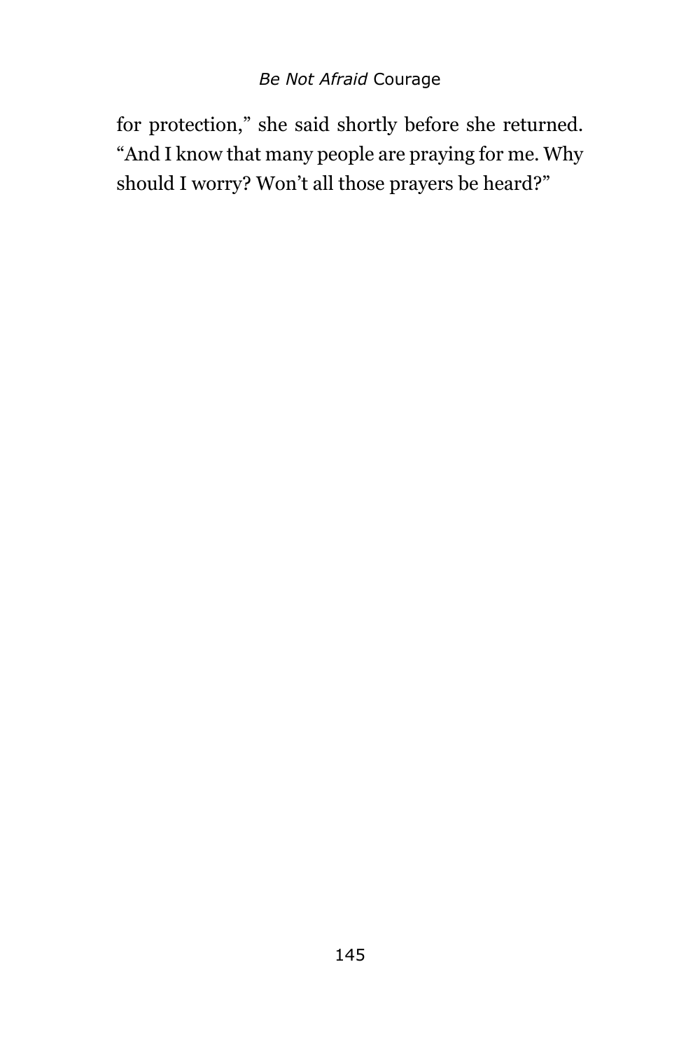for protection," she said shortly before she returned. "And I know that many people are praying for me. Why should I worry? Won't all those prayers be heard?"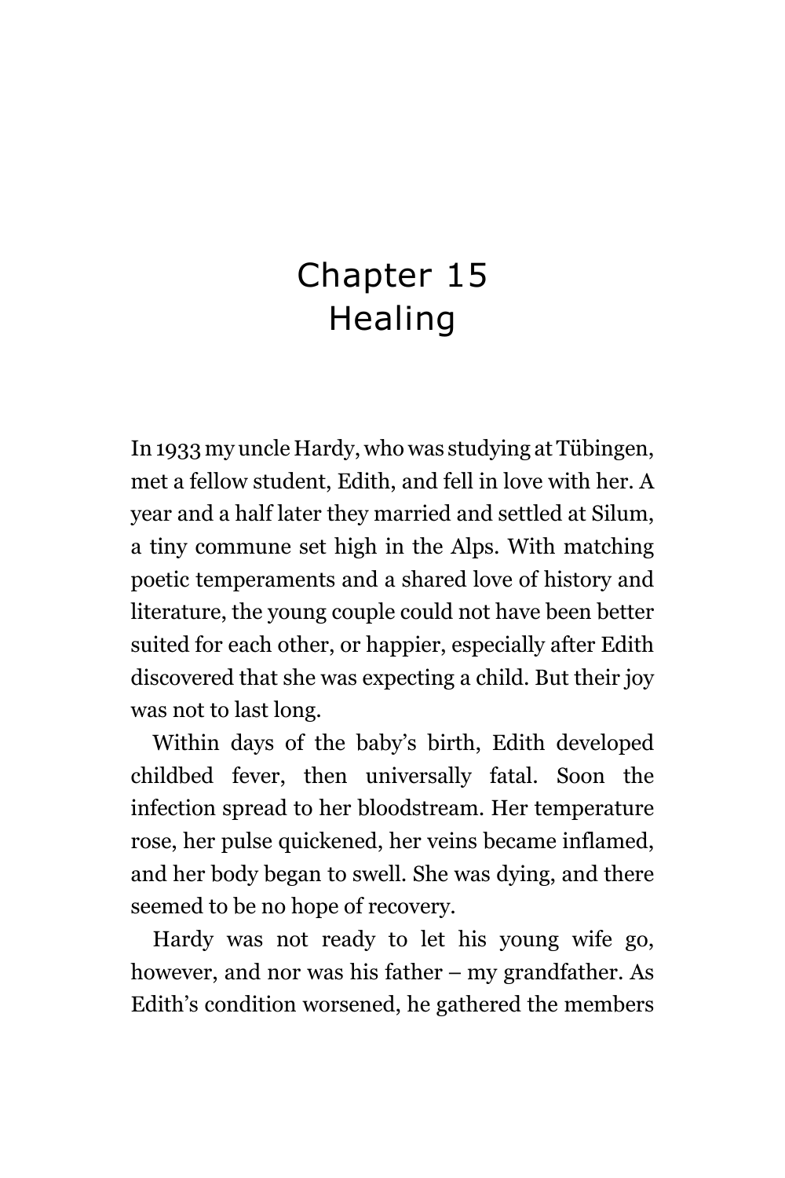# Chapter 15
## Healing

In 1933 my uncle Hardy, who was studying at Tübingen, met a fellow student, Edith, and fell in love with her. A year and a half later they married and settled at Silum, a tiny commune set high in the Alps. With matching poetic temperaments and a shared love of history and literature, the young couple could not have been better suited for each other, or happier, especially after Edith discovered that she was expecting a child. But their joy was not to last long.

Within days of the baby's birth, Edith developed childbed fever, then universally fatal. Soon the infection spread to her bloodstream. Her temperature rose, her pulse quickened, her veins became inflamed, and her body began to swell. She was dying, and there seemed to be no hope of recovery.

Hardy was not ready to let his young wife go, however, and nor was his father – my grandfather. As Edith's condition worsened, he gathered the members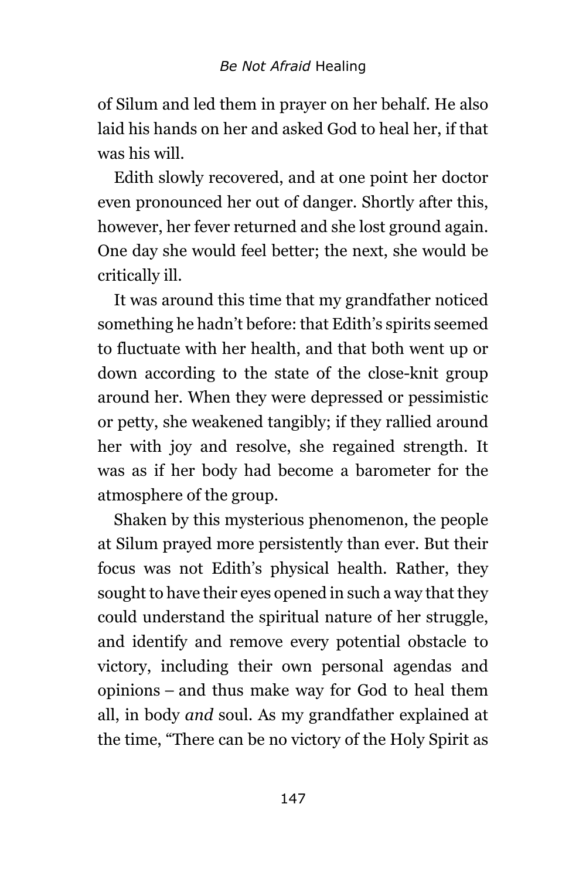of Silum and led them in prayer on her behalf. He also laid his hands on her and asked God to heal her, if that was his will.

Edith slowly recovered, and at one point her doctor even pronounced her out of danger. Shortly after this, however, her fever returned and she lost ground again. One day she would feel better; the next, she would be critically ill.

It was around this time that my grandfather noticed something he hadn't before: that Edith's spirits seemed to fluctuate with her health, and that both went up or down according to the state of the close-knit group around her. When they were depressed or pessimistic or petty, she weakened tangibly; if they rallied around her with joy and resolve, she regained strength. It was as if her body had become a barometer for the atmosphere of the group.

Shaken by this mysterious phenomenon, the people at Silum prayed more persistently than ever. But their focus was not Edith's physical health. Rather, they sought to have their eyes opened in such a way that they could understand the spiritual nature of her struggle, and identify and remove every potential obstacle to victory, including their own personal agendas and opinions – and thus make way for God to heal them all, in body *and* soul. As my grandfather explained at the time, "There can be no victory of the Holy Spirit as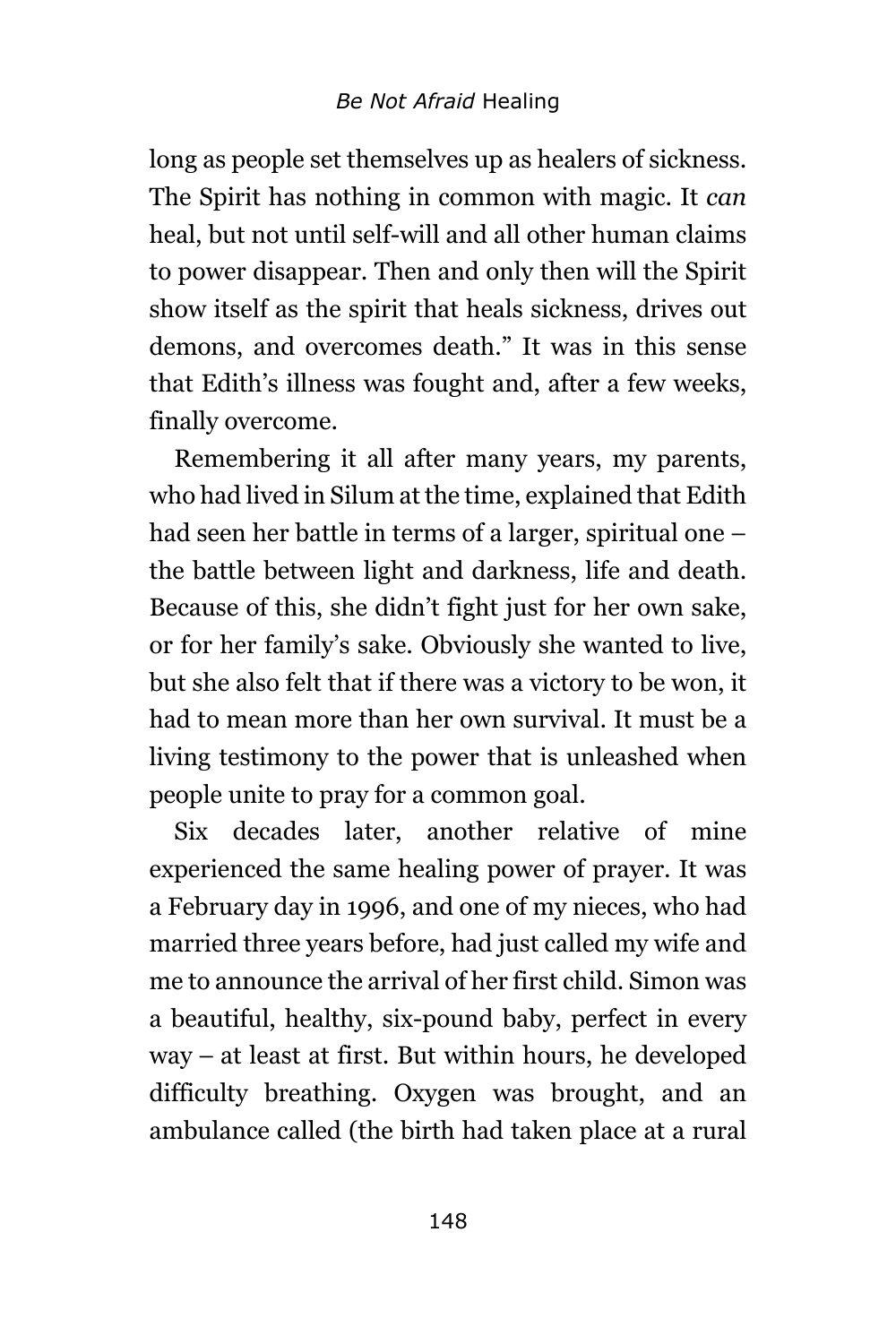long as people set themselves up as healers of sickness. The Spirit has nothing in common with magic. It *can* heal, but not until self-will and all other human claims to power disappear. Then and only then will the Spirit show itself as the spirit that heals sickness, drives out demons, and overcomes death." It was in this sense that Edith's illness was fought and, after a few weeks, finally overcome.

Remembering it all after many years, my parents, who had lived in Silum at the time, explained that Edith had seen her battle in terms of a larger, spiritual one – the battle between light and darkness, life and death. Because of this, she didn't fight just for her own sake, or for her family's sake. Obviously she wanted to live, but she also felt that if there was a victory to be won, it had to mean more than her own survival. It must be a living testimony to the power that is unleashed when people unite to pray for a common goal.

Six decades later, another relative of mine experienced the same healing power of prayer. It was a February day in 1996, and one of my nieces, who had married three years before, had just called my wife and me to announce the arrival of her first child. Simon was a beautiful, healthy, six-pound baby, perfect in every way – at least at first. But within hours, he developed difficulty breathing. Oxygen was brought, and an ambulance called (the birth had taken place at a rural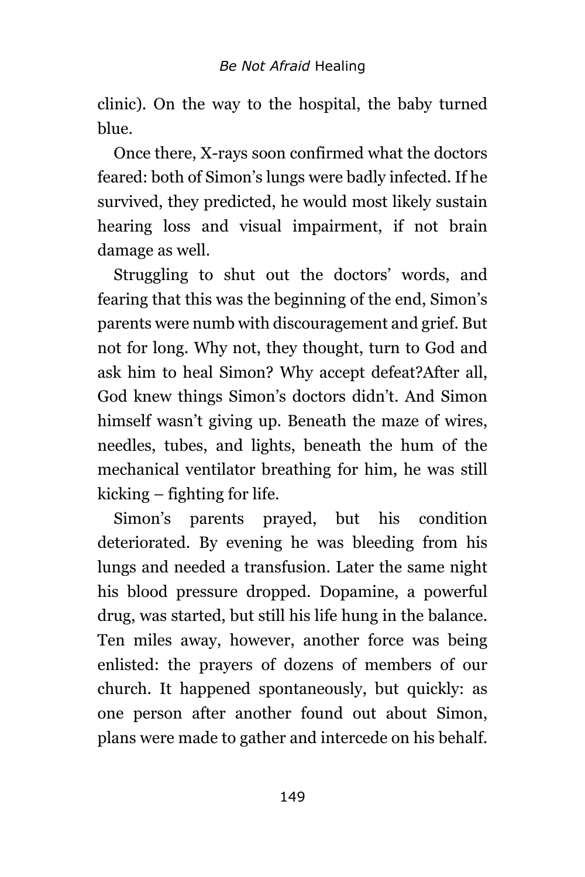clinic). On the way to the hospital, the baby turned blue.

Once there, X-rays soon confirmed what the doctors feared: both of Simon's lungs were badly infected. If he survived, they predicted, he would most likely sustain hearing loss and visual impairment, if not brain damage as well.

Struggling to shut out the doctors' words, and fearing that this was the beginning of the end, Simon's parents were numb with discouragement and grief. But not for long. Why not, they thought, turn to God and ask him to heal Simon? Why accept defeat?After all, God knew things Simon's doctors didn't. And Simon himself wasn't giving up. Beneath the maze of wires, needles, tubes, and lights, beneath the hum of the mechanical ventilator breathing for him, he was still kicking – fighting for life.

Simon's parents prayed, but his condition deteriorated. By evening he was bleeding from his lungs and needed a transfusion. Later the same night his blood pressure dropped. Dopamine, a powerful drug, was started, but still his life hung in the balance. Ten miles away, however, another force was being enlisted: the prayers of dozens of members of our church. It happened spontaneously, but quickly: as one person after another found out about Simon, plans were made to gather and intercede on his behalf.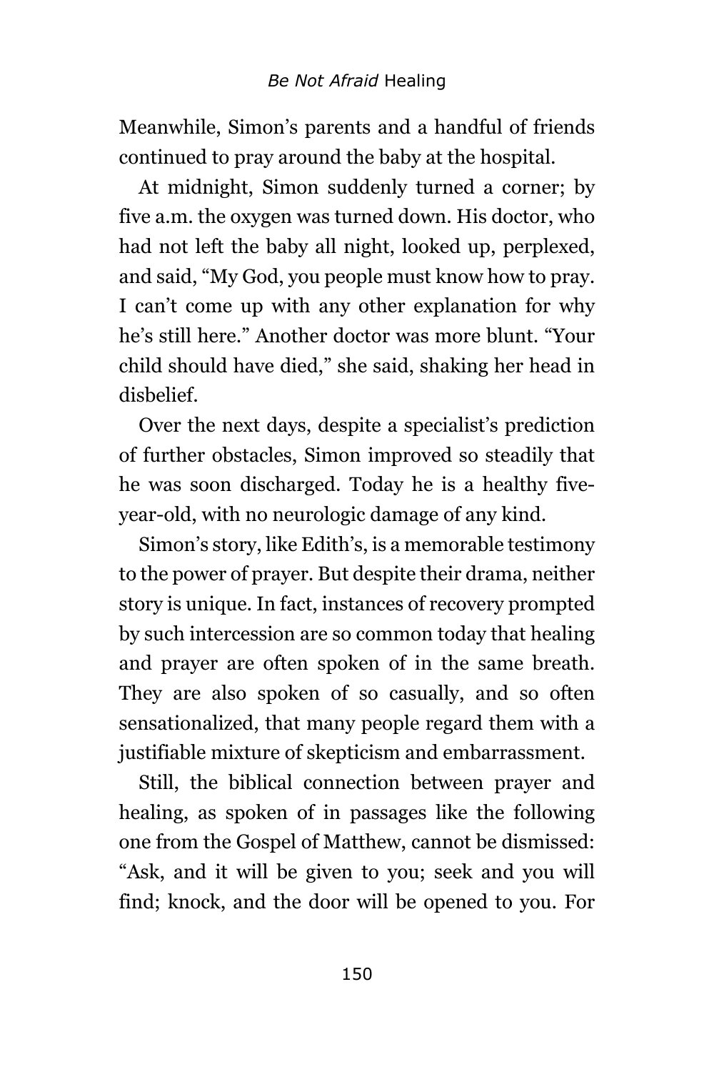Meanwhile, Simon's parents and a handful of friends continued to pray around the baby at the hospital.

At midnight, Simon suddenly turned a corner; by five a.m. the oxygen was turned down. His doctor, who had not left the baby all night, looked up, perplexed, and said, "My God, you people must know how to pray. I can't come up with any other explanation for why he's still here." Another doctor was more blunt. "Your child should have died," she said, shaking her head in disbelief.

Over the next days, despite a specialist's prediction of further obstacles, Simon improved so steadily that he was soon discharged. Today he is a healthy five-year-old, with no neurologic damage of any kind.

Simon's story, like Edith's, is a memorable testimony to the power of prayer. But despite their drama, neither story is unique. In fact, instances of recovery prompted by such intercession are so common today that healing and prayer are often spoken of in the same breath. They are also spoken of so casually, and so often sensationalized, that many people regard them with a justifiable mixture of skepticism and embarrassment.

Still, the biblical connection between prayer and healing, as spoken of in passages like the following one from the Gospel of Matthew, cannot be dismissed: "Ask, and it will be given to you; seek and you will find; knock, and the door will be opened to you. For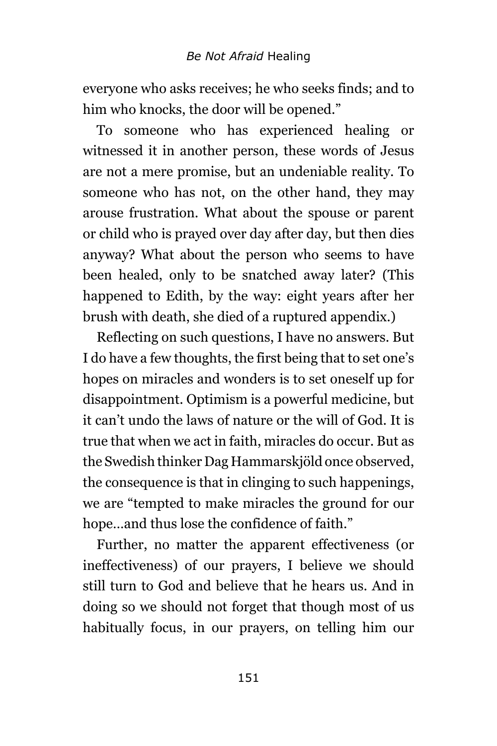everyone who asks receives; he who seeks finds; and to him who knocks, the door will be opened."

To someone who has experienced healing or witnessed it in another person, these words of Jesus are not a mere promise, but an undeniable reality. To someone who has not, on the other hand, they may arouse frustration. What about the spouse or parent or child who is prayed over day after day, but then dies anyway? What about the person who seems to have been healed, only to be snatched away later? (This happened to Edith, by the way: eight years after her brush with death, she died of a ruptured appendix.)

Reflecting on such questions, I have no answers. But I do have a few thoughts, the first being that to set one's hopes on miracles and wonders is to set oneself up for disappointment. Optimism is a powerful medicine, but it can't undo the laws of nature or the will of God. It is true that when we act in faith, miracles do occur. But as the Swedish thinker Dag Hammarskjöld once observed, the consequence is that in clinging to such happenings, we are "tempted to make miracles the ground for our hope…and thus lose the confidence of faith."

Further, no matter the apparent effectiveness (or ineffectiveness) of our prayers, I believe we should still turn to God and believe that he hears us. And in doing so we should not forget that though most of us habitually focus, in our prayers, on telling him our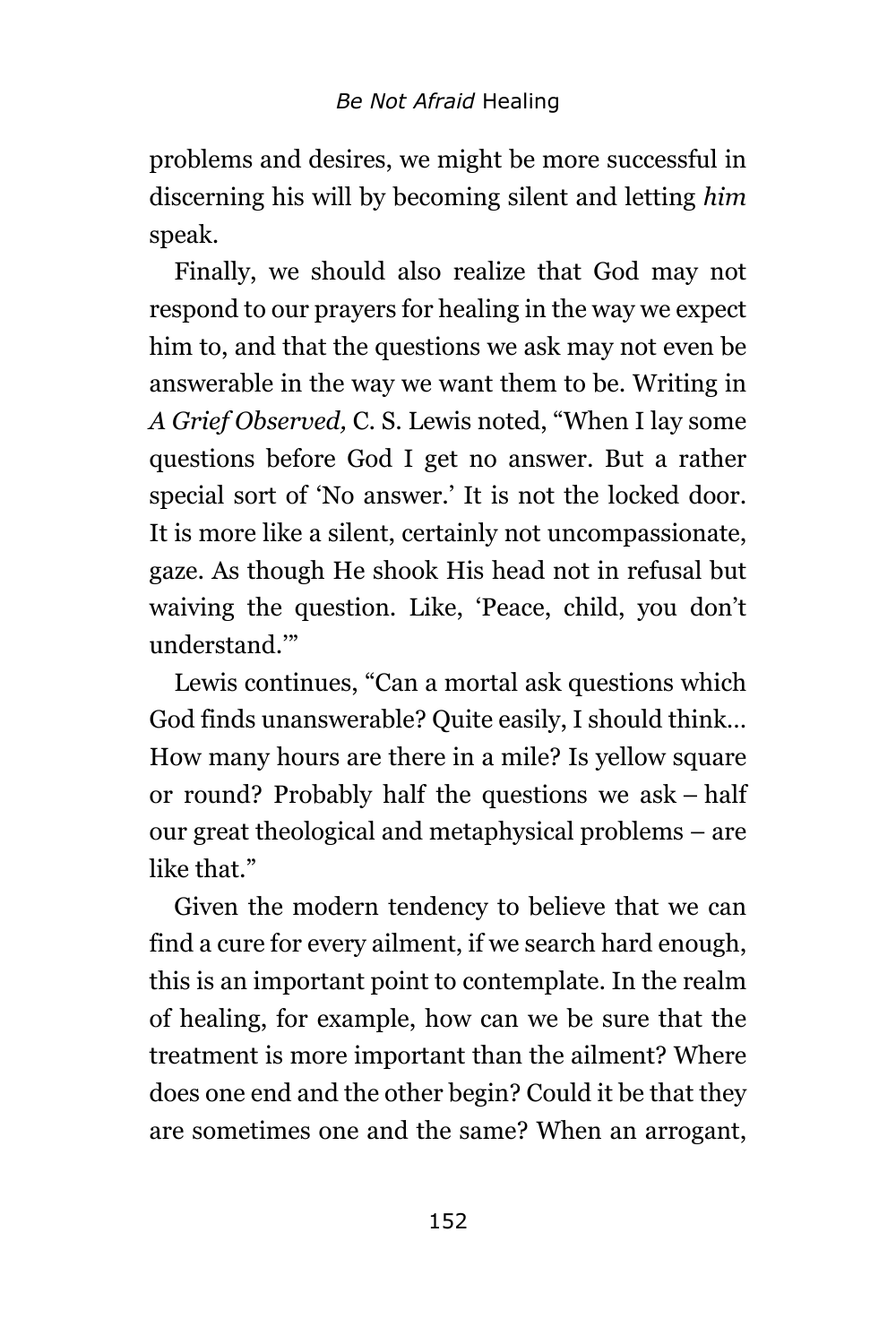problems and desires, we might be more successful in discerning his will by becoming silent and letting *him* speak.

Finally, we should also realize that God may not respond to our prayers for healing in the way we expect him to, and that the questions we ask may not even be answerable in the way we want them to be. Writing in *A Grief Observed,* C. S. Lewis noted, "When I lay some questions before God I get no answer. But a rather special sort of 'No answer.' It is not the locked door. It is more like a silent, certainly not uncompassionate, gaze. As though He shook His head not in refusal but waiving the question. Like, 'Peace, child, you don't understand.'"

Lewis continues, "Can a mortal ask questions which God finds unanswerable? Quite easily, I should think… How many hours are there in a mile? Is yellow square or round? Probably half the questions we ask – half our great theological and metaphysical problems – are like that."

Given the modern tendency to believe that we can find a cure for every ailment, if we search hard enough, this is an important point to contemplate. In the realm of healing, for example, how can we be sure that the treatment is more important than the ailment? Where does one end and the other begin? Could it be that they are sometimes one and the same? When an arrogant,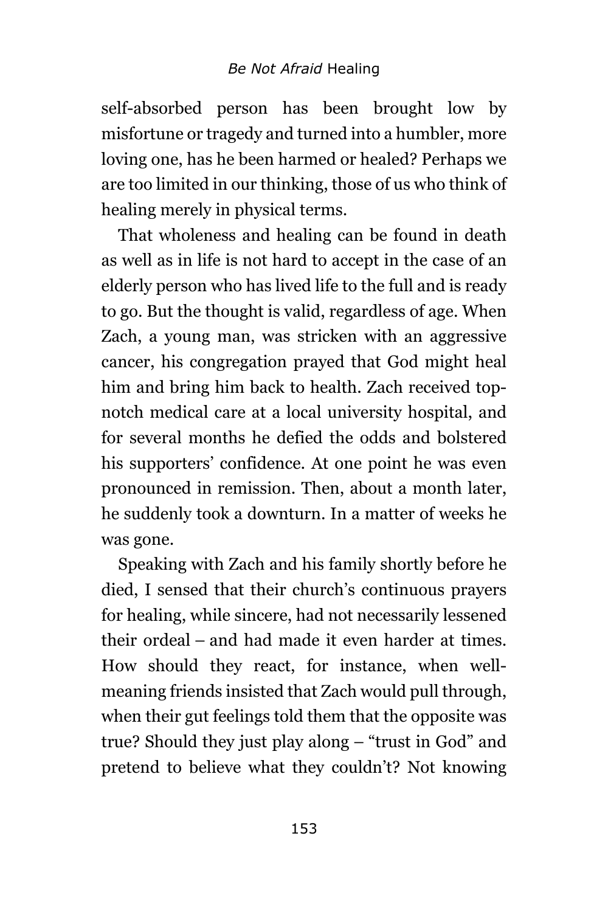self-absorbed person has been brought low by misfortune or tragedy and turned into a humbler, more loving one, has he been harmed or healed? Perhaps we are too limited in our thinking, those of us who think of healing merely in physical terms.

That wholeness and healing can be found in death as well as in life is not hard to accept in the case of an elderly person who has lived life to the full and is ready to go. But the thought is valid, regardless of age. When Zach, a young man, was stricken with an aggressive cancer, his congregation prayed that God might heal him and bring him back to health. Zach received top-notch medical care at a local university hospital, and for several months he defied the odds and bolstered his supporters' confidence. At one point he was even pronounced in remission. Then, about a month later, he suddenly took a downturn. In a matter of weeks he was gone.

Speaking with Zach and his family shortly before he died, I sensed that their church's continuous prayers for healing, while sincere, had not necessarily lessened their ordeal – and had made it even harder at times. How should they react, for instance, when well-meaning friends insisted that Zach would pull through, when their gut feelings told them that the opposite was true? Should they just play along – "trust in God" and pretend to believe what they couldn't? Not knowing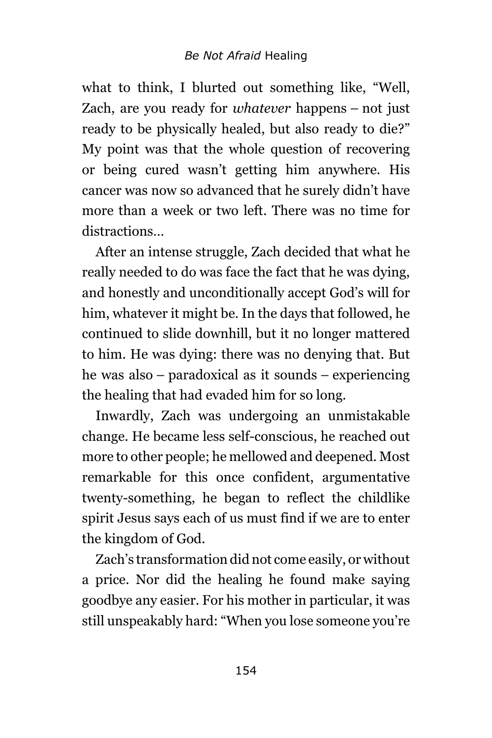what to think, I blurted out something like, "Well, Zach, are you ready for *whatever* happens – not just ready to be physically healed, but also ready to die?" My point was that the whole question of recovering or being cured wasn't getting him anywhere. His cancer was now so advanced that he surely didn't have more than a week or two left. There was no time for distractions…

After an intense struggle, Zach decided that what he really needed to do was face the fact that he was dying, and honestly and unconditionally accept God's will for him, whatever it might be. In the days that followed, he continued to slide downhill, but it no longer mattered to him. He was dying: there was no denying that. But he was also – paradoxical as it sounds – experiencing the healing that had evaded him for so long.

Inwardly, Zach was undergoing an unmistakable change. He became less self-conscious, he reached out more to other people; he mellowed and deepened. Most remarkable for this once confident, argumentative twenty-something, he began to reflect the childlike spirit Jesus says each of us must find if we are to enter the kingdom of God.

Zach's transformation did not come easily, or without a price. Nor did the healing he found make saying goodbye any easier. For his mother in particular, it was still unspeakably hard: "When you lose someone you're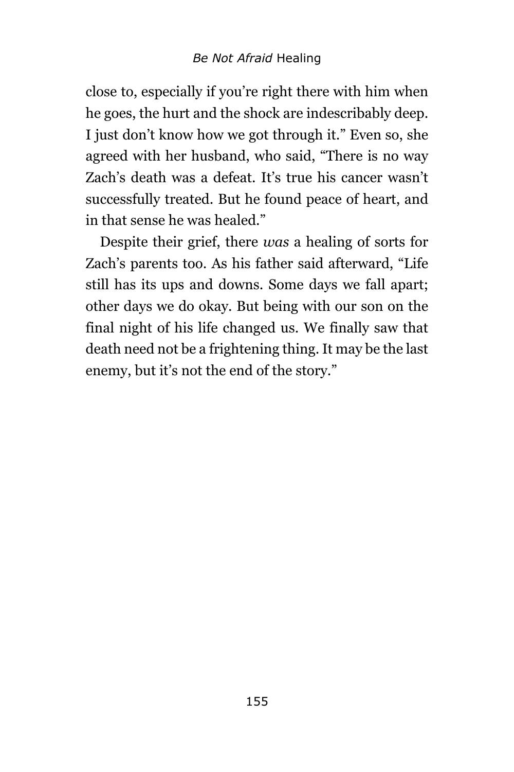close to, especially if you're right there with him when he goes, the hurt and the shock are indescribably deep. I just don't know how we got through it." Even so, she agreed with her husband, who said, "There is no way Zach's death was a defeat. It's true his cancer wasn't successfully treated. But he found peace of heart, and in that sense he was healed."

Despite their grief, there *was* a healing of sorts for Zach's parents too. As his father said afterward, "Life still has its ups and downs. Some days we fall apart; other days we do okay. But being with our son on the final night of his life changed us. We finally saw that death need not be a frightening thing. It may be the last enemy, but it's not the end of the story."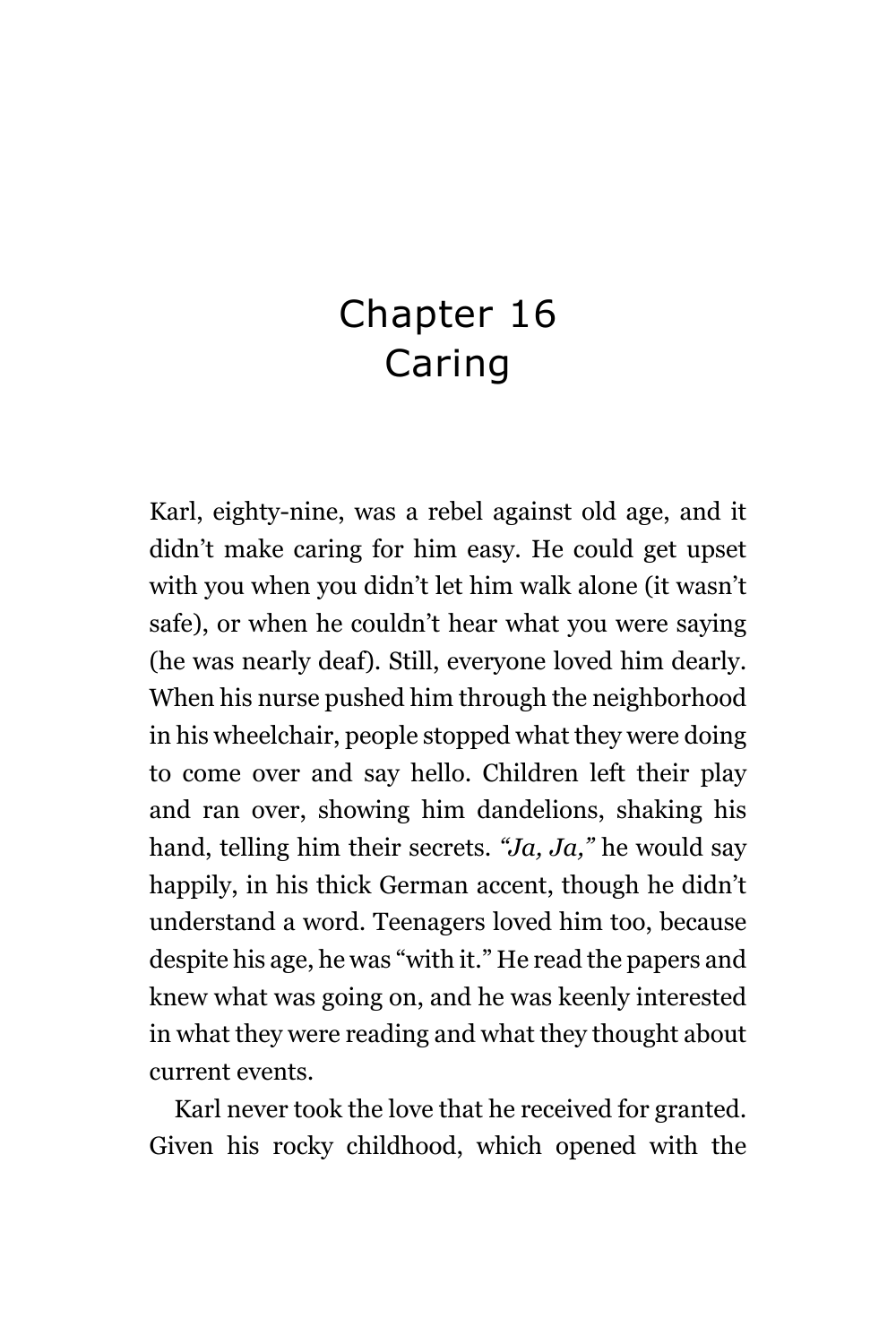# Chapter 16
# Caring

Karl, eighty-nine, was a rebel against old age, and it didn't make caring for him easy. He could get upset with you when you didn't let him walk alone (it wasn't safe), or when he couldn't hear what you were saying (he was nearly deaf). Still, everyone loved him dearly. When his nurse pushed him through the neighborhood in his wheelchair, people stopped what they were doing to come over and say hello. Children left their play and ran over, showing him dandelions, shaking his hand, telling him their secrets. *"Ja, Ja,"* he would say happily, in his thick German accent, though he didn't understand a word. Teenagers loved him too, because despite his age, he was "with it." He read the papers and knew what was going on, and he was keenly interested in what they were reading and what they thought about current events.

Karl never took the love that he received for granted. Given his rocky childhood, which opened with the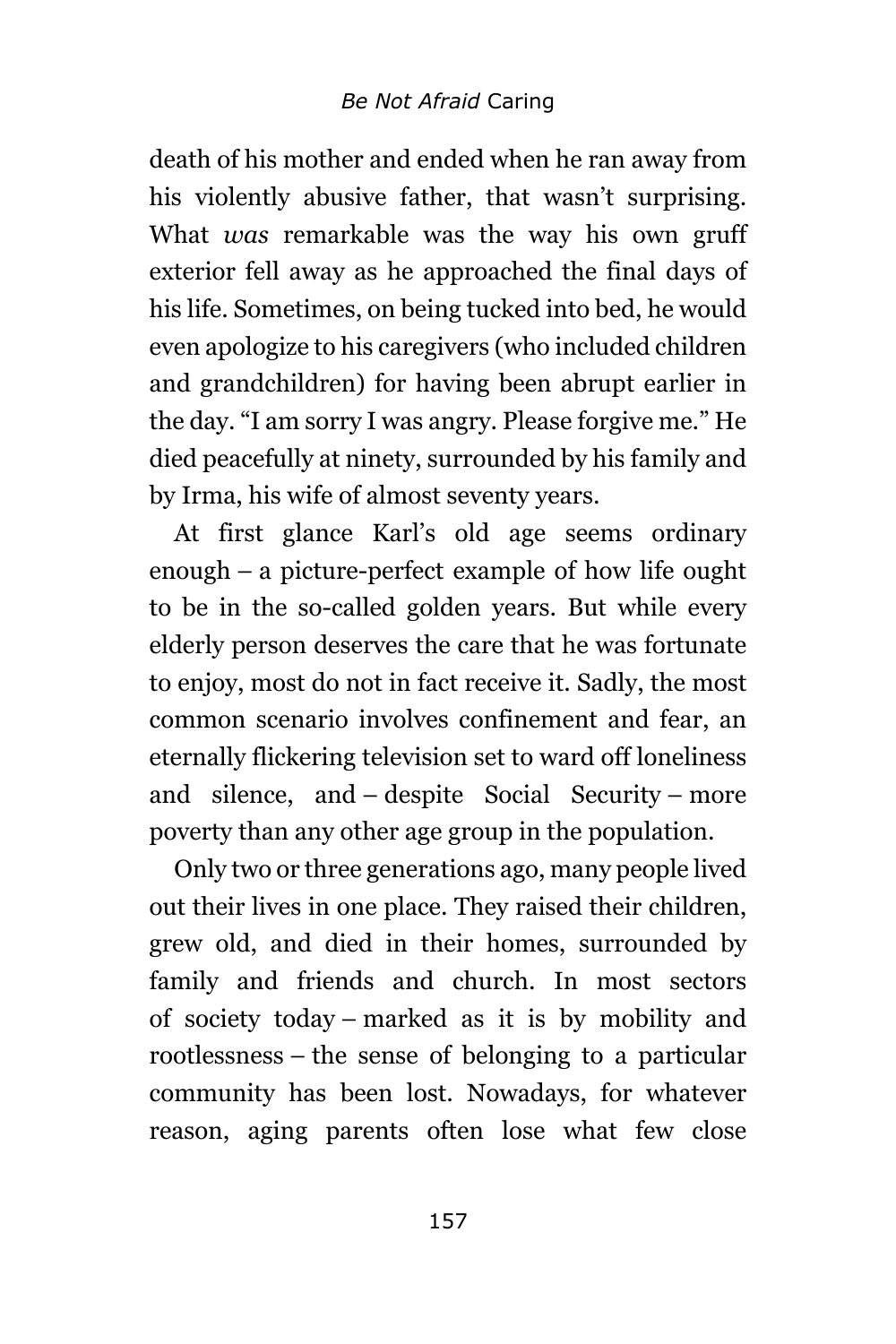death of his mother and ended when he ran away from his violently abusive father, that wasn't surprising. What *was* remarkable was the way his own gruff exterior fell away as he approached the final days of his life. Sometimes, on being tucked into bed, he would even apologize to his caregivers (who included children and grandchildren) for having been abrupt earlier in the day. "I am sorry I was angry. Please forgive me." He died peacefully at ninety, surrounded by his family and by Irma, his wife of almost seventy years.

At first glance Karl's old age seems ordinary enough – a picture-perfect example of how life ought to be in the so-called golden years. But while every elderly person deserves the care that he was fortunate to enjoy, most do not in fact receive it. Sadly, the most common scenario involves confinement and fear, an eternally flickering television set to ward off loneliness and silence, and – despite Social Security – more poverty than any other age group in the population.

Only two or three generations ago, many people lived out their lives in one place. They raised their children, grew old, and died in their homes, surrounded by family and friends and church. In most sectors of society today – marked as it is by mobility and rootlessness – the sense of belonging to a particular community has been lost. Nowadays, for whatever reason, aging parents often lose what few close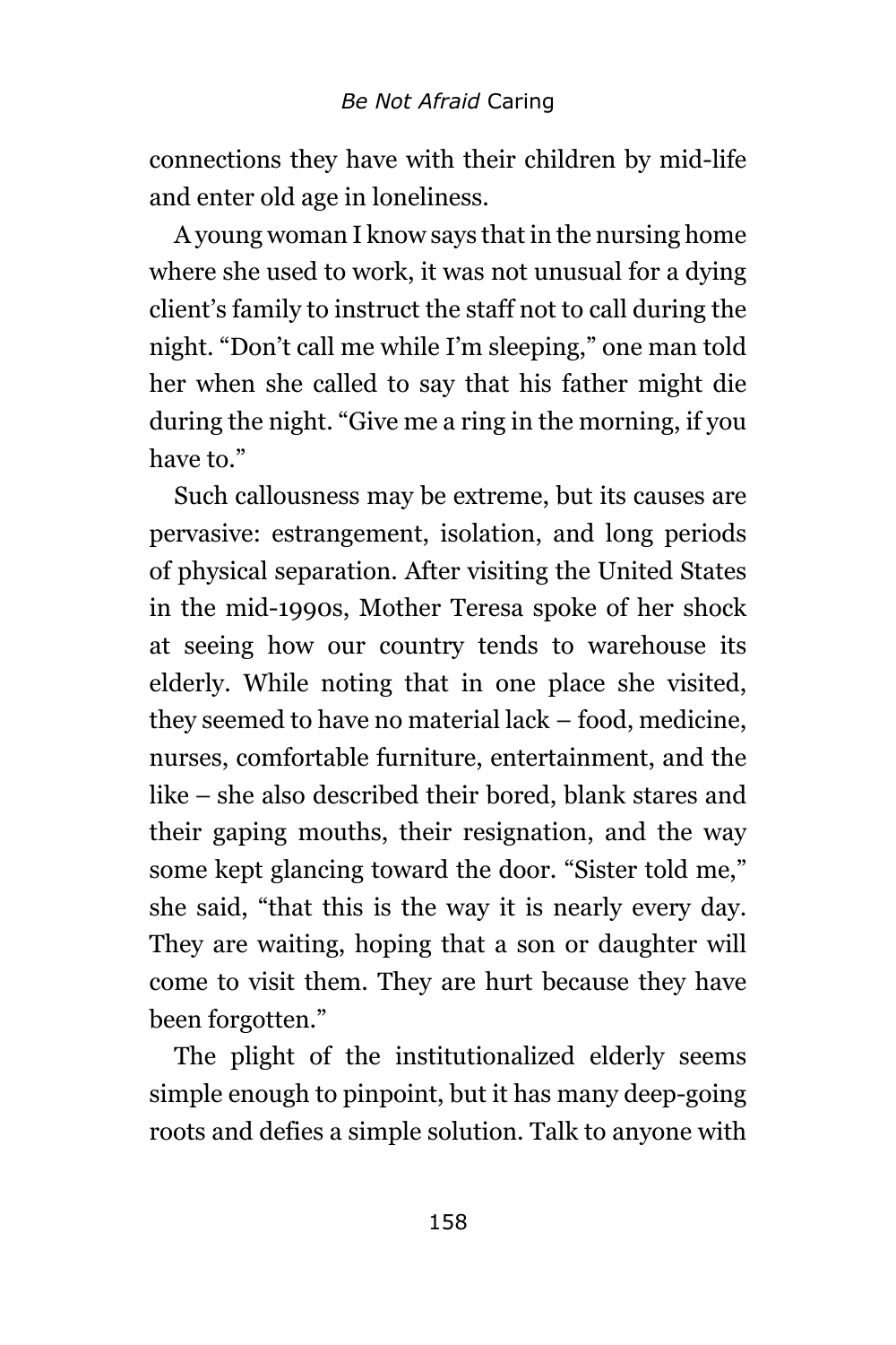connections they have with their children by mid-life and enter old age in loneliness.

A young woman I know says that in the nursing home where she used to work, it was not unusual for a dying client's family to instruct the staff not to call during the night. "Don't call me while I'm sleeping," one man told her when she called to say that his father might die during the night. "Give me a ring in the morning, if you have to."

Such callousness may be extreme, but its causes are pervasive: estrangement, isolation, and long periods of physical separation. After visiting the United States in the mid-1990s, Mother Teresa spoke of her shock at seeing how our country tends to warehouse its elderly. While noting that in one place she visited, they seemed to have no material lack – food, medicine, nurses, comfortable furniture, entertainment, and the like – she also described their bored, blank stares and their gaping mouths, their resignation, and the way some kept glancing toward the door. "Sister told me," she said, "that this is the way it is nearly every day. They are waiting, hoping that a son or daughter will come to visit them. They are hurt because they have been forgotten."

The plight of the institutionalized elderly seems simple enough to pinpoint, but it has many deep-going roots and defies a simple solution. Talk to anyone with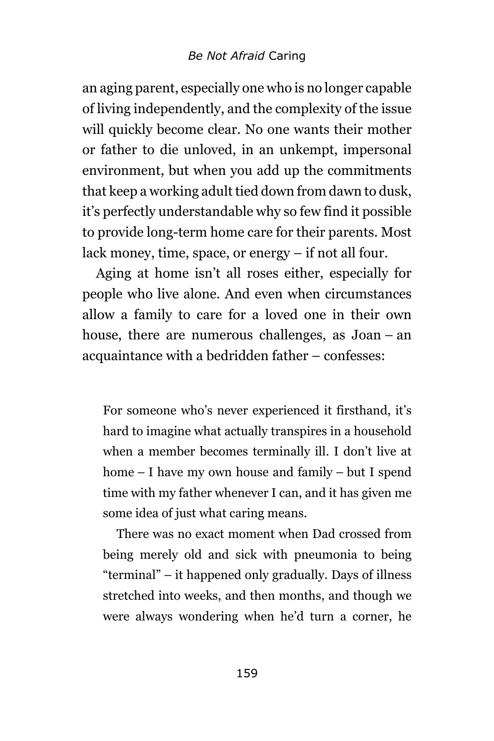an aging parent, especially one who is no longer capable of living independently, and the complexity of the issue will quickly become clear. No one wants their mother or father to die unloved, in an unkempt, impersonal environment, but when you add up the commitments that keep a working adult tied down from dawn to dusk, it's perfectly understandable why so few find it possible to provide long-term home care for their parents. Most lack money, time, space, or energy – if not all four.

Aging at home isn't all roses either, especially for people who live alone. And even when circumstances allow a family to care for a loved one in their own house, there are numerous challenges, as Joan – an acquaintance with a bedridden father – confesses:

> For someone who's never experienced it firsthand, it's hard to imagine what actually transpires in a household when a member becomes terminally ill. I don't live at home – I have my own house and family – but I spend time with my father whenever I can, and it has given me some idea of just what caring means.
>
> There was no exact moment when Dad crossed from being merely old and sick with pneumonia to being "terminal" – it happened only gradually. Days of illness stretched into weeks, and then months, and though we were always wondering when he'd turn a corner, he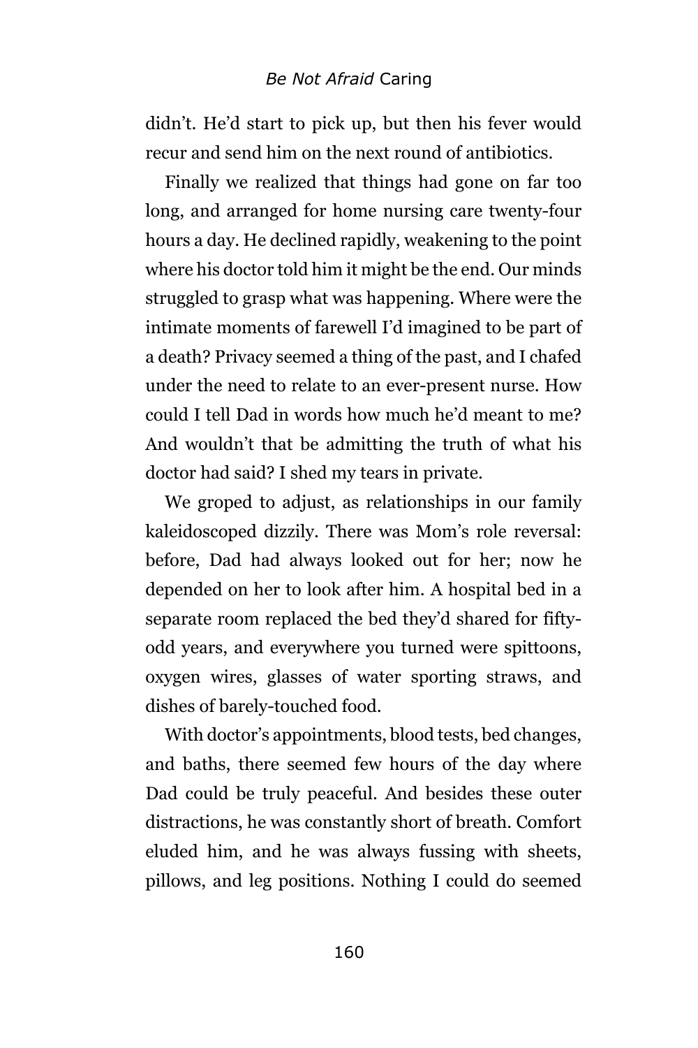didn't. He'd start to pick up, but then his fever would recur and send him on the next round of antibiotics.

Finally we realized that things had gone on far too long, and arranged for home nursing care twenty-four hours a day. He declined rapidly, weakening to the point where his doctor told him it might be the end. Our minds struggled to grasp what was happening. Where were the intimate moments of farewell I'd imagined to be part of a death? Privacy seemed a thing of the past, and I chafed under the need to relate to an ever-present nurse. How could I tell Dad in words how much he'd meant to me? And wouldn't that be admitting the truth of what his doctor had said? I shed my tears in private.

We groped to adjust, as relationships in our family kaleidoscoped dizzily. There was Mom's role reversal: before, Dad had always looked out for her; now he depended on her to look after him. A hospital bed in a separate room replaced the bed they'd shared for fifty-odd years, and everywhere you turned were spittoons, oxygen wires, glasses of water sporting straws, and dishes of barely-touched food.

With doctor's appointments, blood tests, bed changes, and baths, there seemed few hours of the day where Dad could be truly peaceful. And besides these outer distractions, he was constantly short of breath. Comfort eluded him, and he was always fussing with sheets, pillows, and leg positions. Nothing I could do seemed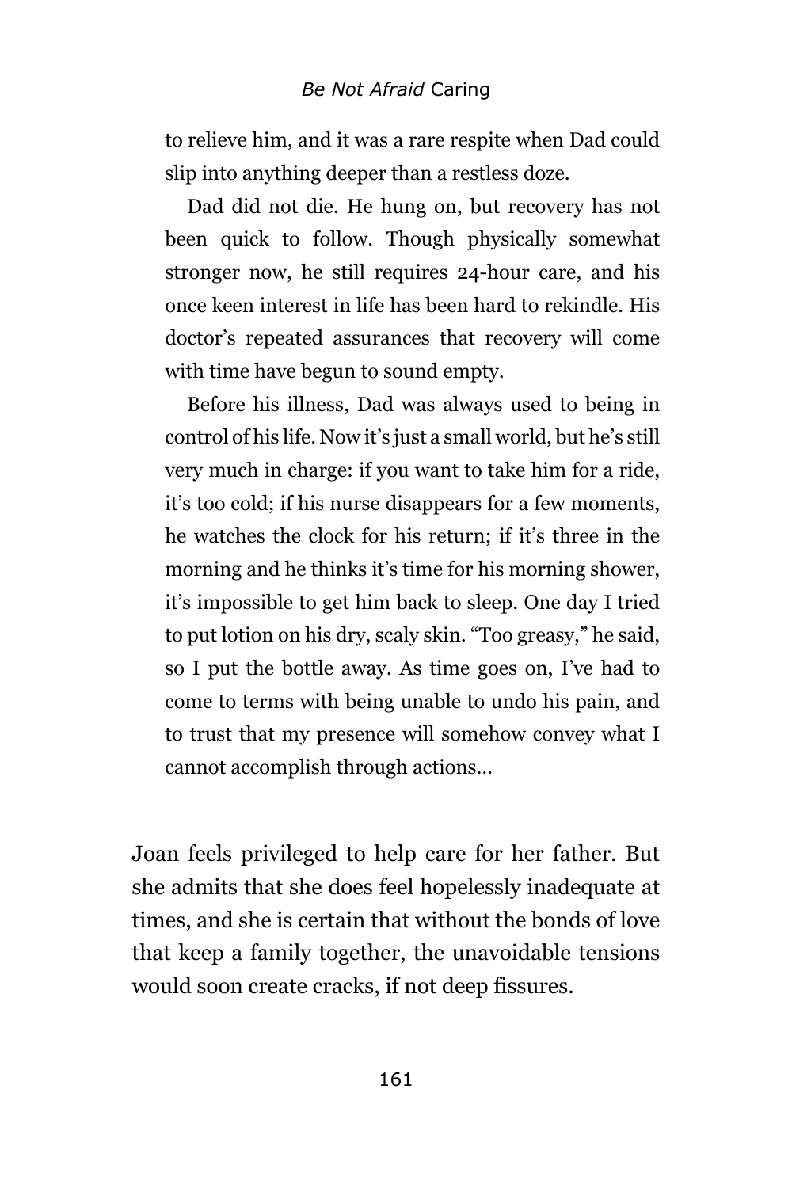to relieve him, and it was a rare respite when Dad could slip into anything deeper than a restless doze.

Dad did not die. He hung on, but recovery has not been quick to follow. Though physically somewhat stronger now, he still requires 24-hour care, and his once keen interest in life has been hard to rekindle. His doctor's repeated assurances that recovery will come with time have begun to sound empty.

Before his illness, Dad was always used to being in control of his life. Now it's just a small world, but he's still very much in charge: if you want to take him for a ride, it's too cold; if his nurse disappears for a few moments, he watches the clock for his return; if it's three in the morning and he thinks it's time for his morning shower, it's impossible to get him back to sleep. One day I tried to put lotion on his dry, scaly skin. "Too greasy," he said, so I put the bottle away. As time goes on, I've had to come to terms with being unable to undo his pain, and to trust that my presence will somehow convey what I cannot accomplish through actions…

Joan feels privileged to help care for her father. But she admits that she does feel hopelessly inadequate at times, and she is certain that without the bonds of love that keep a family together, the unavoidable tensions would soon create cracks, if not deep fissures.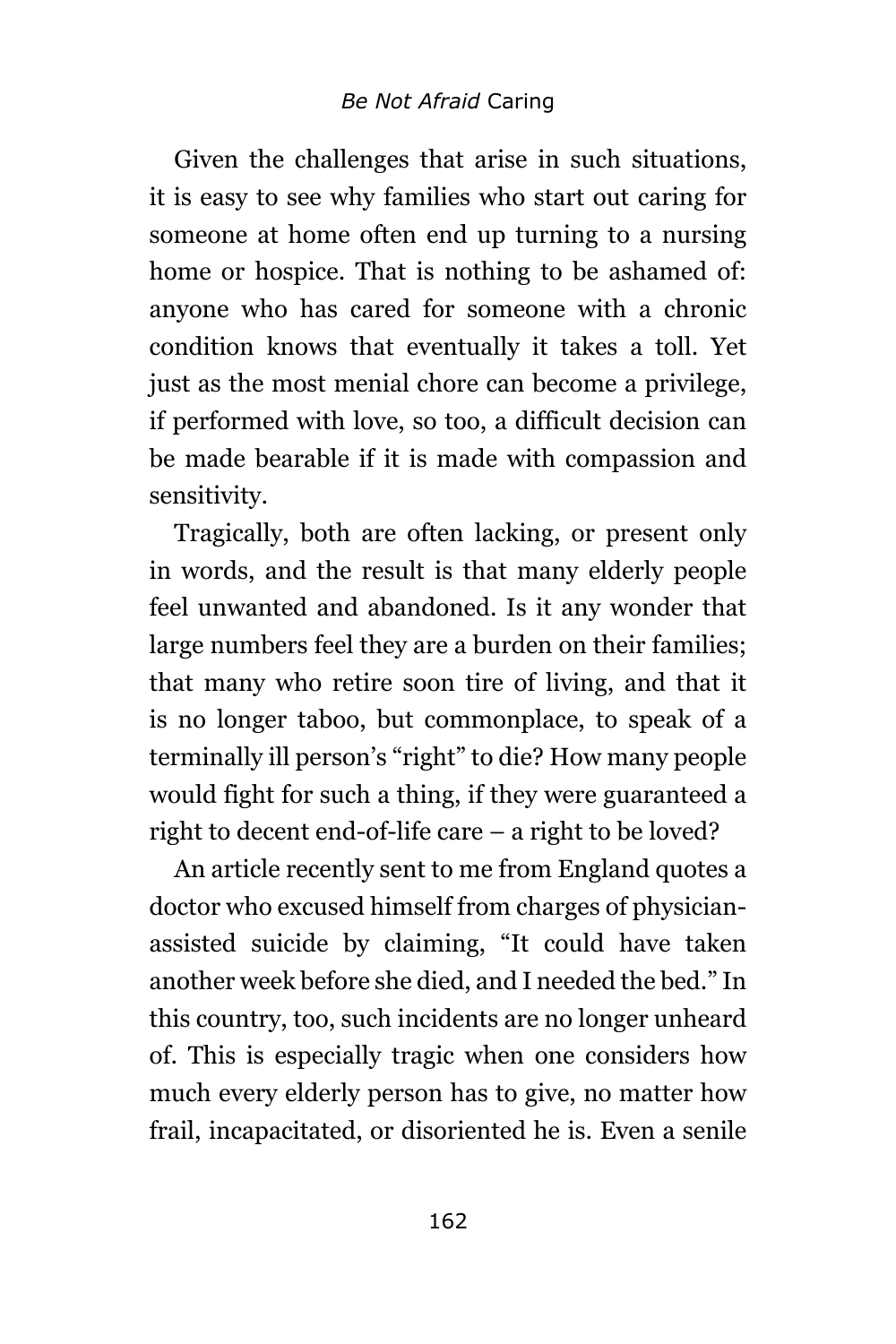Given the challenges that arise in such situations, it is easy to see why families who start out caring for someone at home often end up turning to a nursing home or hospice. That is nothing to be ashamed of: anyone who has cared for someone with a chronic condition knows that eventually it takes a toll. Yet just as the most menial chore can become a privilege, if performed with love, so too, a difficult decision can be made bearable if it is made with compassion and sensitivity.

Tragically, both are often lacking, or present only in words, and the result is that many elderly people feel unwanted and abandoned. Is it any wonder that large numbers feel they are a burden on their families; that many who retire soon tire of living, and that it is no longer taboo, but commonplace, to speak of a terminally ill person's "right" to die? How many people would fight for such a thing, if they were guaranteed a right to decent end-of-life care – a right to be loved?

An article recently sent to me from England quotes a doctor who excused himself from charges of physician-assisted suicide by claiming, "It could have taken another week before she died, and I needed the bed." In this country, too, such incidents are no longer unheard of. This is especially tragic when one considers how much every elderly person has to give, no matter how frail, incapacitated, or disoriented he is. Even a senile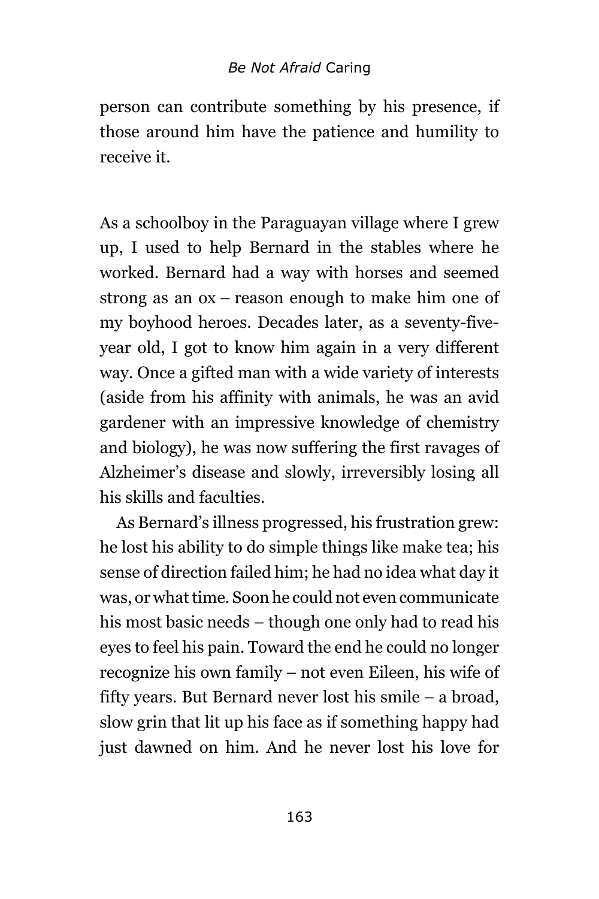person can contribute something by his presence, if those around him have the patience and humility to receive it.

As a schoolboy in the Paraguayan village where I grew up, I used to help Bernard in the stables where he worked. Bernard had a way with horses and seemed strong as an ox – reason enough to make him one of my boyhood heroes. Decades later, as a seventy-five-year old, I got to know him again in a very different way. Once a gifted man with a wide variety of interests (aside from his affinity with animals, he was an avid gardener with an impressive knowledge of chemistry and biology), he was now suffering the first ravages of Alzheimer's disease and slowly, irreversibly losing all his skills and faculties.

As Bernard's illness progressed, his frustration grew: he lost his ability to do simple things like make tea; his sense of direction failed him; he had no idea what day it was, or what time. Soon he could not even communicate his most basic needs – though one only had to read his eyes to feel his pain. Toward the end he could no longer recognize his own family – not even Eileen, his wife of fifty years. But Bernard never lost his smile – a broad, slow grin that lit up his face as if something happy had just dawned on him. And he never lost his love for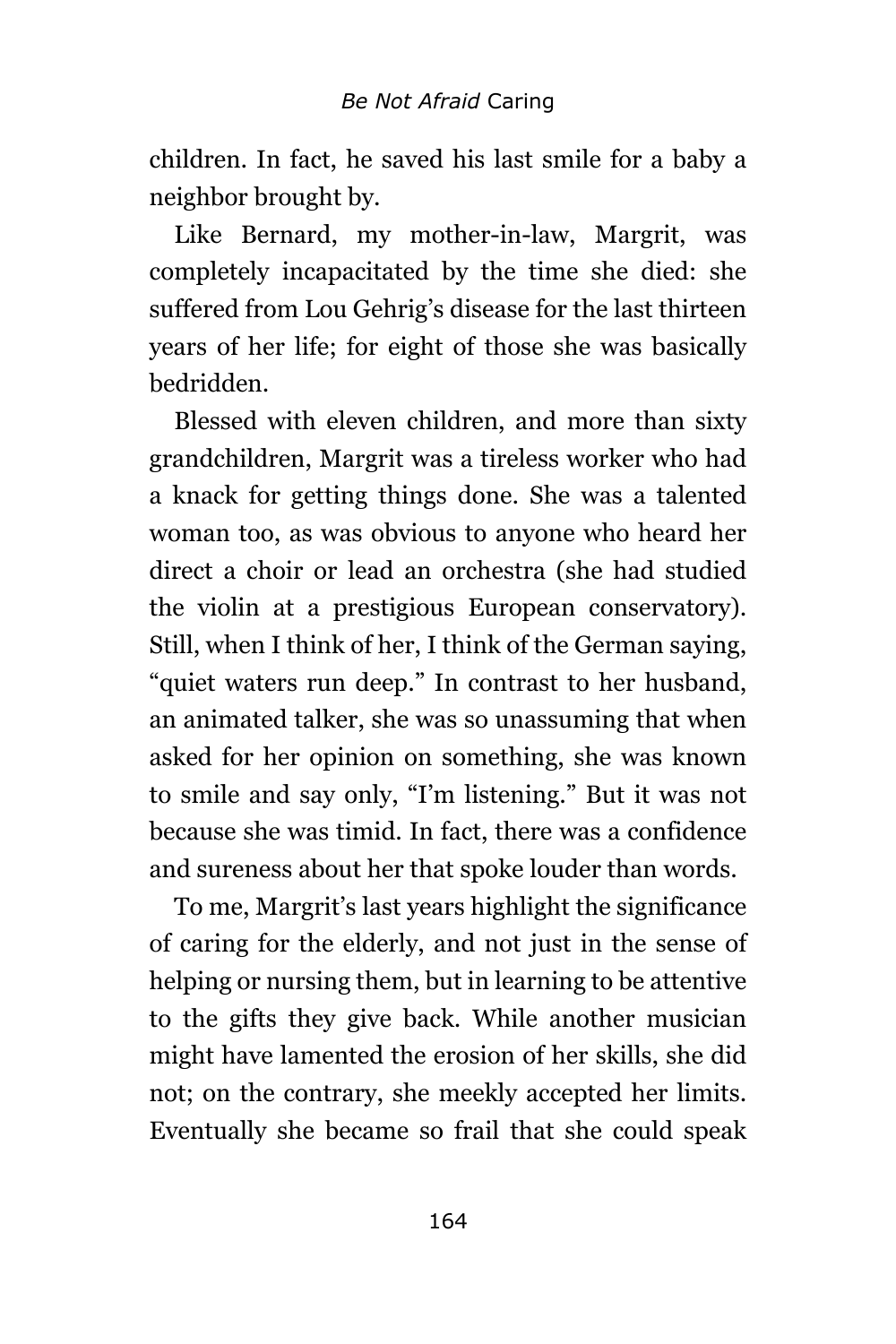children. In fact, he saved his last smile for a baby a neighbor brought by.

Like Bernard, my mother-in-law, Margrit, was completely incapacitated by the time she died: she suffered from Lou Gehrig's disease for the last thirteen years of her life; for eight of those she was basically bedridden.

Blessed with eleven children, and more than sixty grandchildren, Margrit was a tireless worker who had a knack for getting things done. She was a talented woman too, as was obvious to anyone who heard her direct a choir or lead an orchestra (she had studied the violin at a prestigious European conservatory). Still, when I think of her, I think of the German saying, "quiet waters run deep." In contrast to her husband, an animated talker, she was so unassuming that when asked for her opinion on something, she was known to smile and say only, "I'm listening." But it was not because she was timid. In fact, there was a confidence and sureness about her that spoke louder than words.

To me, Margrit's last years highlight the significance of caring for the elderly, and not just in the sense of helping or nursing them, but in learning to be attentive to the gifts they give back. While another musician might have lamented the erosion of her skills, she did not; on the contrary, she meekly accepted her limits. Eventually she became so frail that she could speak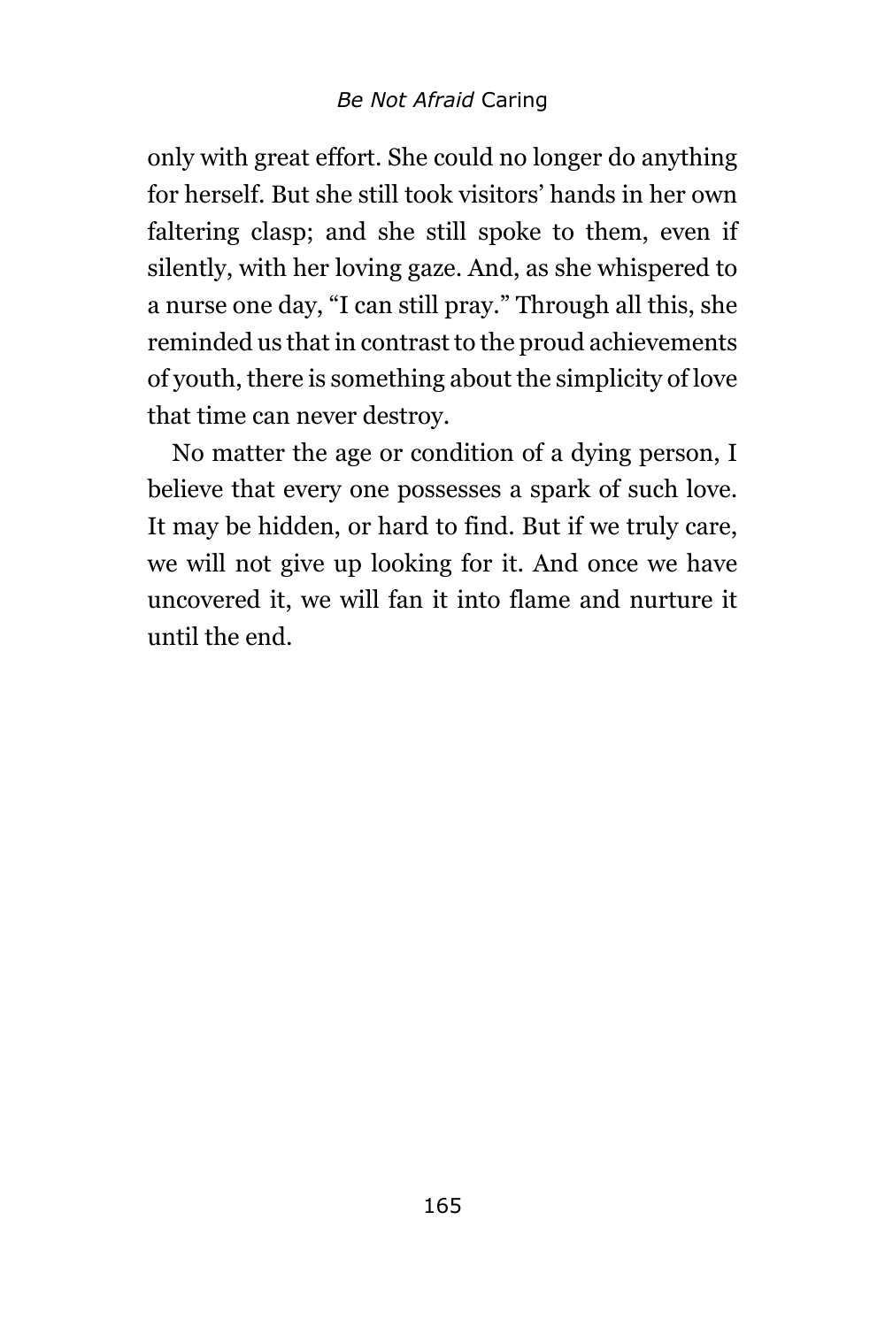only with great effort. She could no longer do anything for herself. But she still took visitors' hands in her own faltering clasp; and she still spoke to them, even if silently, with her loving gaze. And, as she whispered to a nurse one day, "I can still pray." Through all this, she reminded us that in contrast to the proud achievements of youth, there is something about the simplicity of love that time can never destroy.

No matter the age or condition of a dying person, I believe that every one possesses a spark of such love. It may be hidden, or hard to find. But if we truly care, we will not give up looking for it. And once we have uncovered it, we will fan it into flame and nurture it until the end.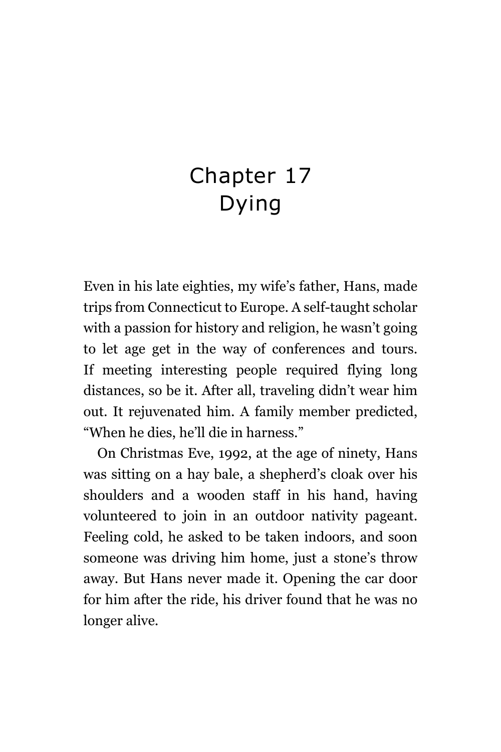# Chapter 17
# Dying

Even in his late eighties, my wife's father, Hans, made trips from Connecticut to Europe. A self-taught scholar with a passion for history and religion, he wasn't going to let age get in the way of conferences and tours. If meeting interesting people required flying long distances, so be it. After all, traveling didn't wear him out. It rejuvenated him. A family member predicted, "When he dies, he'll die in harness."

On Christmas Eve, 1992, at the age of ninety, Hans was sitting on a hay bale, a shepherd's cloak over his shoulders and a wooden staff in his hand, having volunteered to join in an outdoor nativity pageant. Feeling cold, he asked to be taken indoors, and soon someone was driving him home, just a stone's throw away. But Hans never made it. Opening the car door for him after the ride, his driver found that he was no longer alive.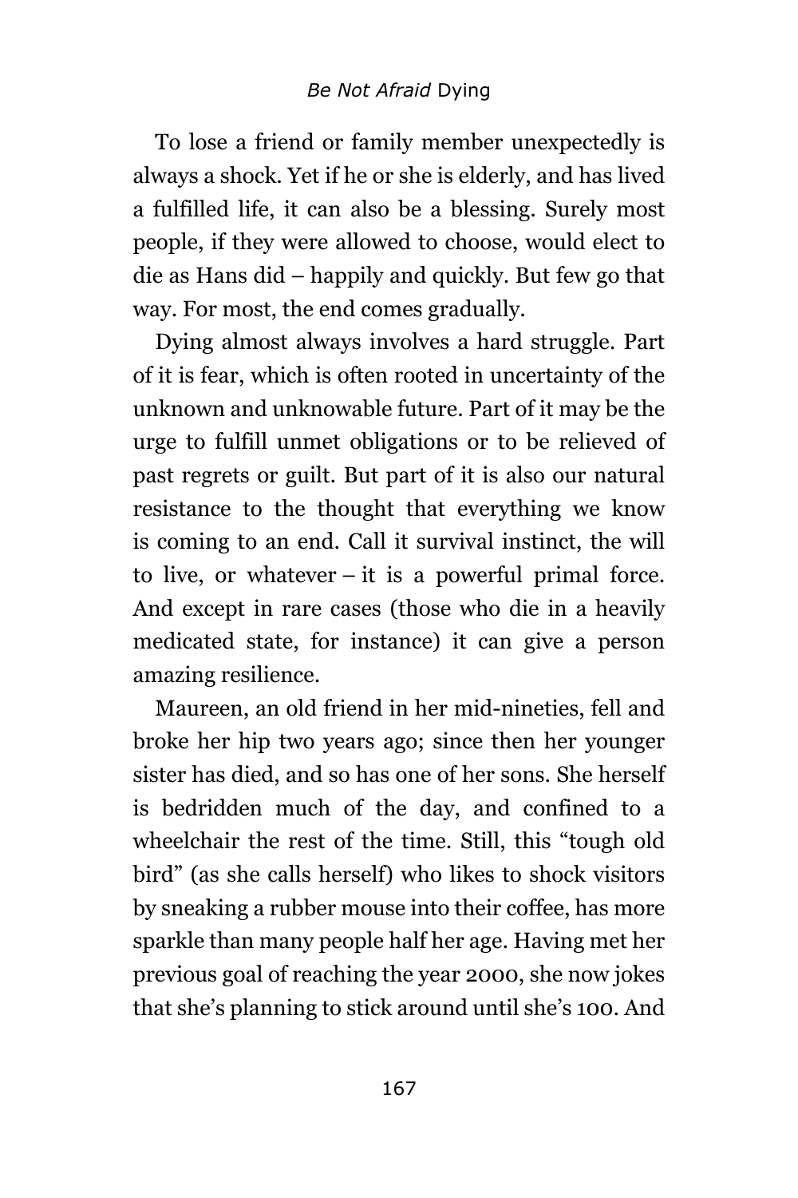To lose a friend or family member unexpectedly is always a shock. Yet if he or she is elderly, and has lived a fulfilled life, it can also be a blessing. Surely most people, if they were allowed to choose, would elect to die as Hans did – happily and quickly. But few go that way. For most, the end comes gradually.

Dying almost always involves a hard struggle. Part of it is fear, which is often rooted in uncertainty of the unknown and unknowable future. Part of it may be the urge to fulfill unmet obligations or to be relieved of past regrets or guilt. But part of it is also our natural resistance to the thought that everything we know is coming to an end. Call it survival instinct, the will to live, or whatever – it is a powerful primal force. And except in rare cases (those who die in a heavily medicated state, for instance) it can give a person amazing resilience.

Maureen, an old friend in her mid-nineties, fell and broke her hip two years ago; since then her younger sister has died, and so has one of her sons. She herself is bedridden much of the day, and confined to a wheelchair the rest of the time. Still, this "tough old bird" (as she calls herself) who likes to shock visitors by sneaking a rubber mouse into their coffee, has more sparkle than many people half her age. Having met her previous goal of reaching the year 2000, she now jokes that she's planning to stick around until she's 100. And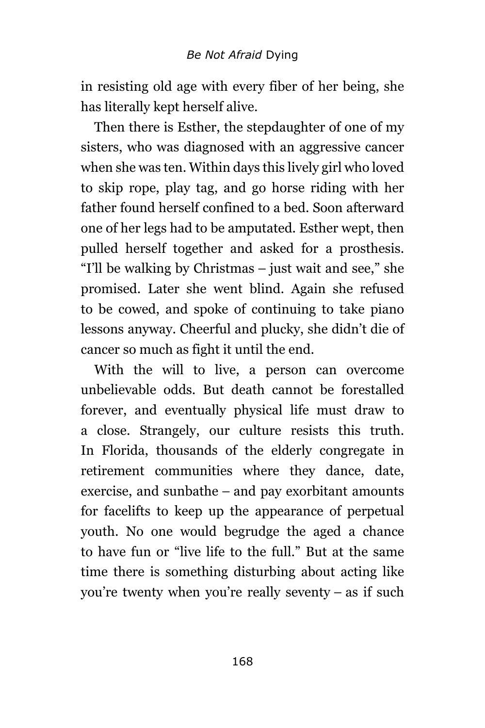in resisting old age with every fiber of her being, she has literally kept herself alive.

Then there is Esther, the stepdaughter of one of my sisters, who was diagnosed with an aggressive cancer when she was ten. Within days this lively girl who loved to skip rope, play tag, and go horse riding with her father found herself confined to a bed. Soon afterward one of her legs had to be amputated. Esther wept, then pulled herself together and asked for a prosthesis. "I'll be walking by Christmas – just wait and see," she promised. Later she went blind. Again she refused to be cowed, and spoke of continuing to take piano lessons anyway. Cheerful and plucky, she didn't die of cancer so much as fight it until the end.

With the will to live, a person can overcome unbelievable odds. But death cannot be forestalled forever, and eventually physical life must draw to a close. Strangely, our culture resists this truth. In Florida, thousands of the elderly congregate in retirement communities where they dance, date, exercise, and sunbathe – and pay exorbitant amounts for facelifts to keep up the appearance of perpetual youth. No one would begrudge the aged a chance to have fun or "live life to the full." But at the same time there is something disturbing about acting like you're twenty when you're really seventy – as if such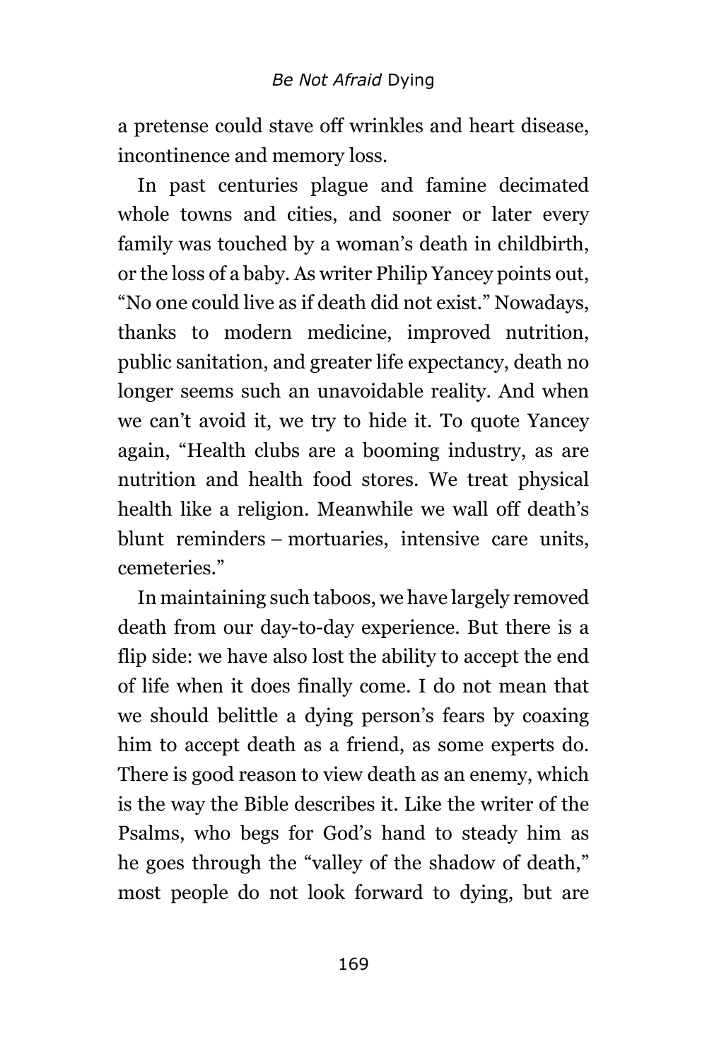a pretense could stave off wrinkles and heart disease, incontinence and memory loss.

In past centuries plague and famine decimated whole towns and cities, and sooner or later every family was touched by a woman's death in childbirth, or the loss of a baby. As writer Philip Yancey points out, "No one could live as if death did not exist." Nowadays, thanks to modern medicine, improved nutrition, public sanitation, and greater life expectancy, death no longer seems such an unavoidable reality. And when we can't avoid it, we try to hide it. To quote Yancey again, "Health clubs are a booming industry, as are nutrition and health food stores. We treat physical health like a religion. Meanwhile we wall off death's blunt reminders – mortuaries, intensive care units, cemeteries."

In maintaining such taboos, we have largely removed death from our day-to-day experience. But there is a flip side: we have also lost the ability to accept the end of life when it does finally come. I do not mean that we should belittle a dying person's fears by coaxing him to accept death as a friend, as some experts do. There is good reason to view death as an enemy, which is the way the Bible describes it. Like the writer of the Psalms, who begs for God's hand to steady him as he goes through the "valley of the shadow of death," most people do not look forward to dying, but are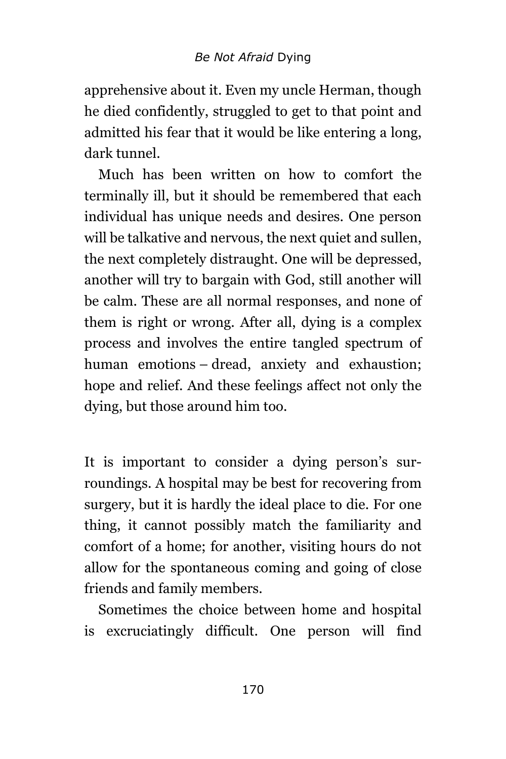apprehensive about it. Even my uncle Herman, though he died confidently, struggled to get to that point and admitted his fear that it would be like entering a long, dark tunnel.

Much has been written on how to comfort the terminally ill, but it should be remembered that each individual has unique needs and desires. One person will be talkative and nervous, the next quiet and sullen, the next completely distraught. One will be depressed, another will try to bargain with God, still another will be calm. These are all normal responses, and none of them is right or wrong. After all, dying is a complex process and involves the entire tangled spectrum of human emotions – dread, anxiety and exhaustion; hope and relief. And these feelings affect not only the dying, but those around him too.

It is important to consider a dying person's surroundings. A hospital may be best for recovering from surgery, but it is hardly the ideal place to die. For one thing, it cannot possibly match the familiarity and comfort of a home; for another, visiting hours do not allow for the spontaneous coming and going of close friends and family members.

Sometimes the choice between home and hospital is excruciatingly difficult. One person will find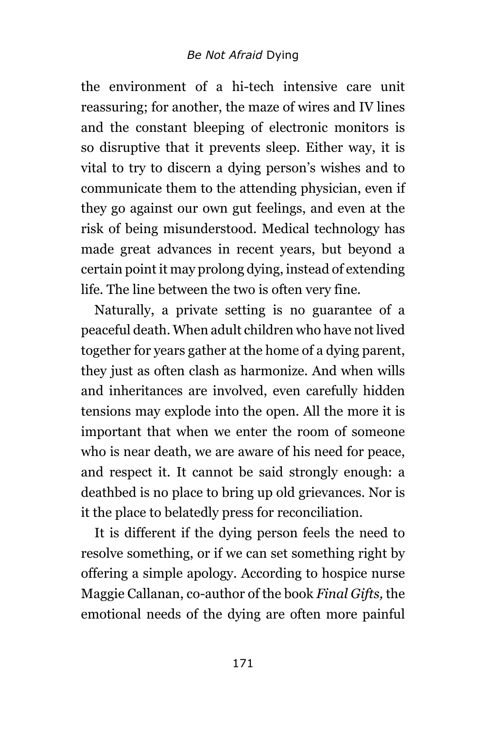the environment of a hi-tech intensive care unit reassuring; for another, the maze of wires and IV lines and the constant bleeping of electronic monitors is so disruptive that it prevents sleep. Either way, it is vital to try to discern a dying person's wishes and to communicate them to the attending physician, even if they go against our own gut feelings, and even at the risk of being misunderstood. Medical technology has made great advances in recent years, but beyond a certain point it may prolong dying, instead of extending life. The line between the two is often very fine.

Naturally, a private setting is no guarantee of a peaceful death. When adult children who have not lived together for years gather at the home of a dying parent, they just as often clash as harmonize. And when wills and inheritances are involved, even carefully hidden tensions may explode into the open. All the more it is important that when we enter the room of someone who is near death, we are aware of his need for peace, and respect it. It cannot be said strongly enough: a deathbed is no place to bring up old grievances. Nor is it the place to belatedly press for reconciliation.

It is different if the dying person feels the need to resolve something, or if we can set something right by offering a simple apology. According to hospice nurse Maggie Callanan, co-author of the book *Final Gifts,* the emotional needs of the dying are often more painful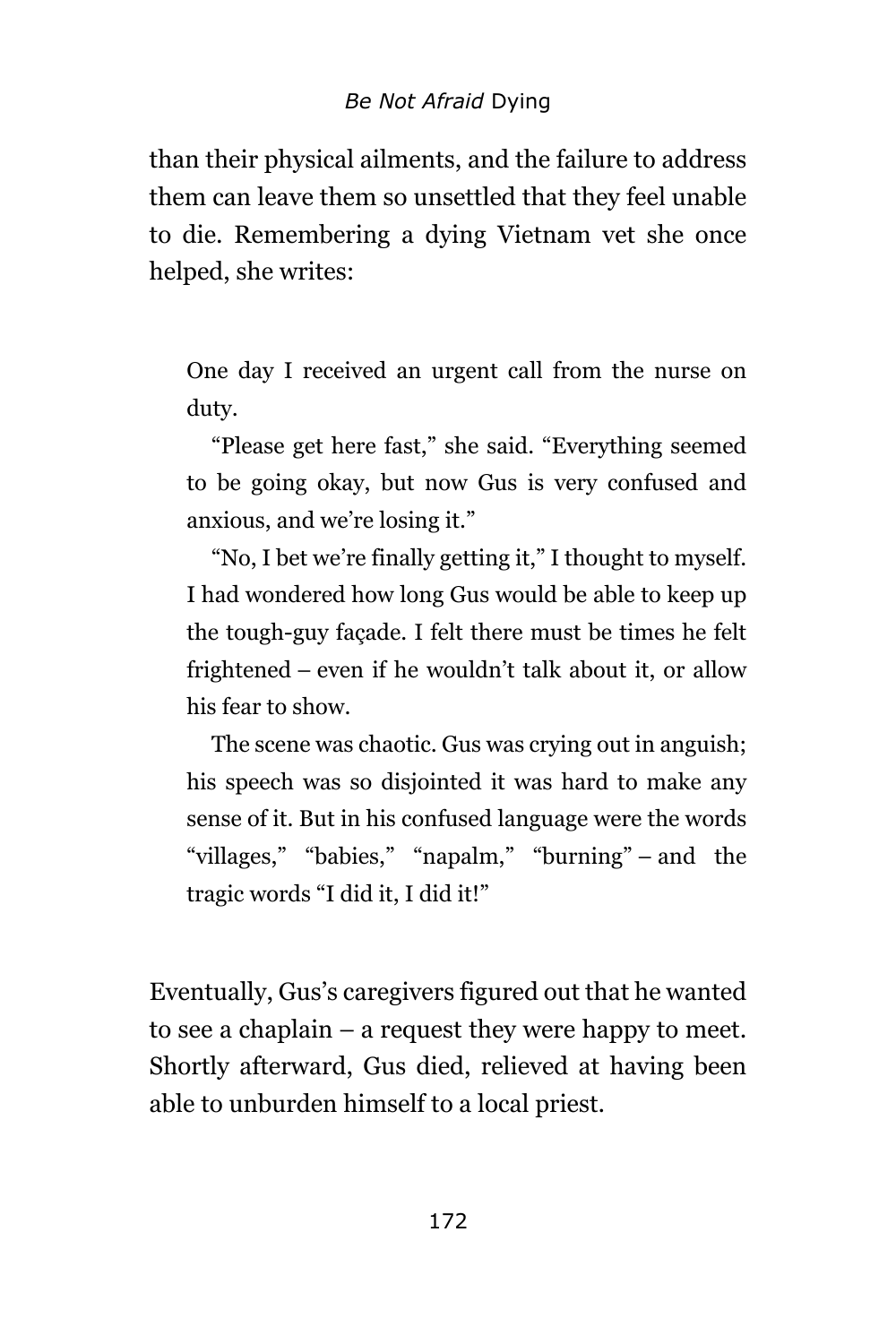than their physical ailments, and the failure to address them can leave them so unsettled that they feel unable to die. Remembering a dying Vietnam vet she once helped, she writes:

> One day I received an urgent call from the nurse on duty.
>
> "Please get here fast," she said. "Everything seemed to be going okay, but now Gus is very confused and anxious, and we're losing it."
>
> "No, I bet we're finally getting it," I thought to myself. I had wondered how long Gus would be able to keep up the tough-guy façade. I felt there must be times he felt frightened – even if he wouldn't talk about it, or allow his fear to show.
>
> The scene was chaotic. Gus was crying out in anguish; his speech was so disjointed it was hard to make any sense of it. But in his confused language were the words "villages," "babies," "napalm," "burning" – and the tragic words "I did it, I did it!"

Eventually, Gus's caregivers figured out that he wanted to see a chaplain – a request they were happy to meet. Shortly afterward, Gus died, relieved at having been able to unburden himself to a local priest.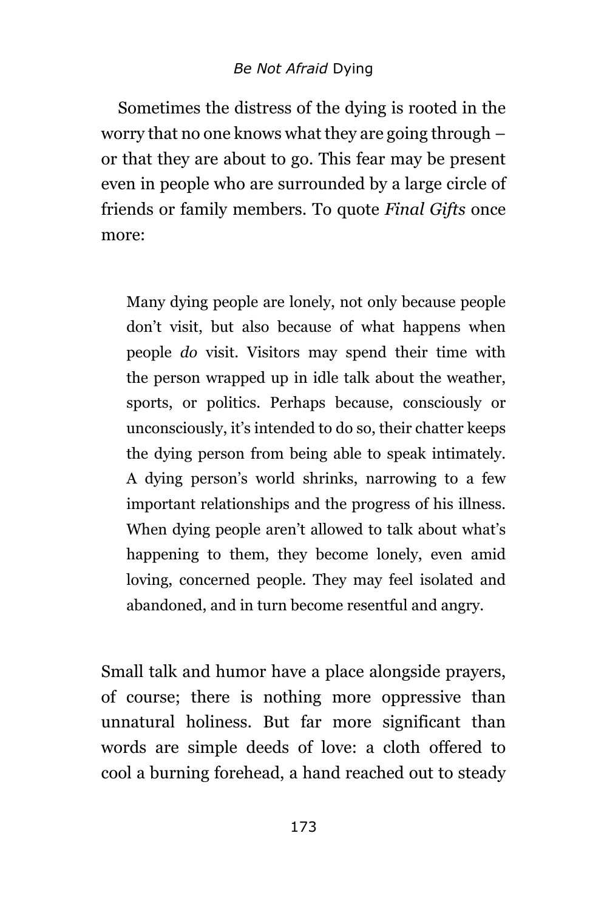Sometimes the distress of the dying is rooted in the worry that no one knows what they are going through – or that they are about to go. This fear may be present even in people who are surrounded by a large circle of friends or family members. To quote *Final Gifts* once more:

> Many dying people are lonely, not only because people don't visit, but also because of what happens when people *do* visit. Visitors may spend their time with the person wrapped up in idle talk about the weather, sports, or politics. Perhaps because, consciously or unconsciously, it's intended to do so, their chatter keeps the dying person from being able to speak intimately. A dying person's world shrinks, narrowing to a few important relationships and the progress of his illness. When dying people aren't allowed to talk about what's happening to them, they become lonely, even amid loving, concerned people. They may feel isolated and abandoned, and in turn become resentful and angry.

Small talk and humor have a place alongside prayers, of course; there is nothing more oppressive than unnatural holiness. But far more significant than words are simple deeds of love: a cloth offered to cool a burning forehead, a hand reached out to steady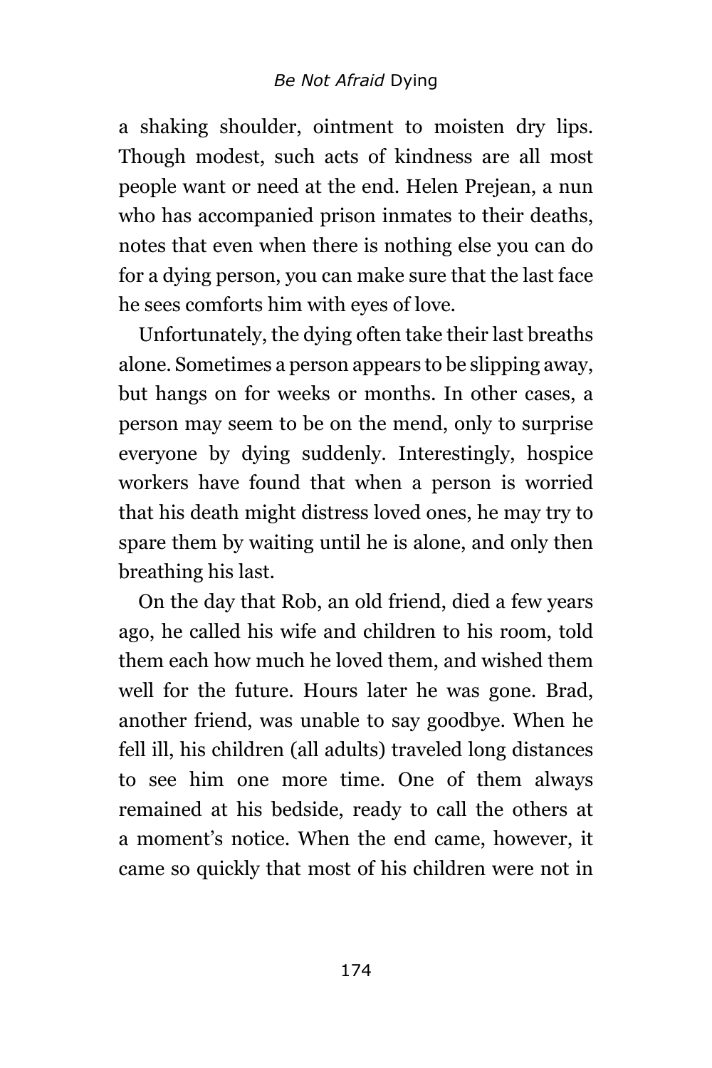a shaking shoulder, ointment to moisten dry lips. Though modest, such acts of kindness are all most people want or need at the end. Helen Prejean, a nun who has accompanied prison inmates to their deaths, notes that even when there is nothing else you can do for a dying person, you can make sure that the last face he sees comforts him with eyes of love.

Unfortunately, the dying often take their last breaths alone. Sometimes a person appears to be slipping away, but hangs on for weeks or months. In other cases, a person may seem to be on the mend, only to surprise everyone by dying suddenly. Interestingly, hospice workers have found that when a person is worried that his death might distress loved ones, he may try to spare them by waiting until he is alone, and only then breathing his last.

On the day that Rob, an old friend, died a few years ago, he called his wife and children to his room, told them each how much he loved them, and wished them well for the future. Hours later he was gone. Brad, another friend, was unable to say goodbye. When he fell ill, his children (all adults) traveled long distances to see him one more time. One of them always remained at his bedside, ready to call the others at a moment's notice. When the end came, however, it came so quickly that most of his children were not in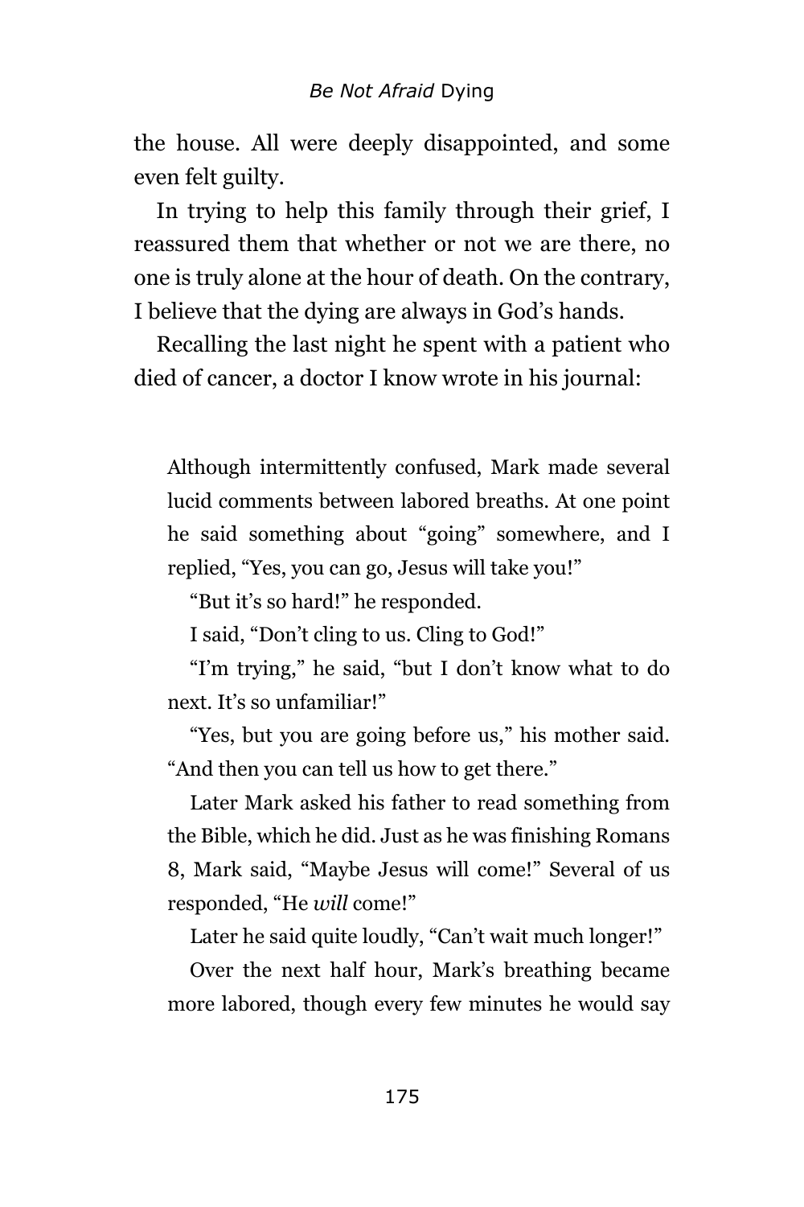the house. All were deeply disappointed, and some even felt guilty.

In trying to help this family through their grief, I reassured them that whether or not we are there, no one is truly alone at the hour of death. On the contrary, I believe that the dying are always in God's hands.

Recalling the last night he spent with a patient who died of cancer, a doctor I know wrote in his journal:

> Although intermittently confused, Mark made several lucid comments between labored breaths. At one point he said something about "going" somewhere, and I replied, "Yes, you can go, Jesus will take you!"
>
> "But it's so hard!" he responded.
>
> I said, "Don't cling to us. Cling to God!"
>
> "I'm trying," he said, "but I don't know what to do next. It's so unfamiliar!"
>
> "Yes, but you are going before us," his mother said. "And then you can tell us how to get there."
>
> Later Mark asked his father to read something from the Bible, which he did. Just as he was finishing Romans 8, Mark said, "Maybe Jesus will come!" Several of us responded, "He *will* come!"
>
> Later he said quite loudly, "Can't wait much longer!"
>
> Over the next half hour, Mark's breathing became more labored, though every few minutes he would say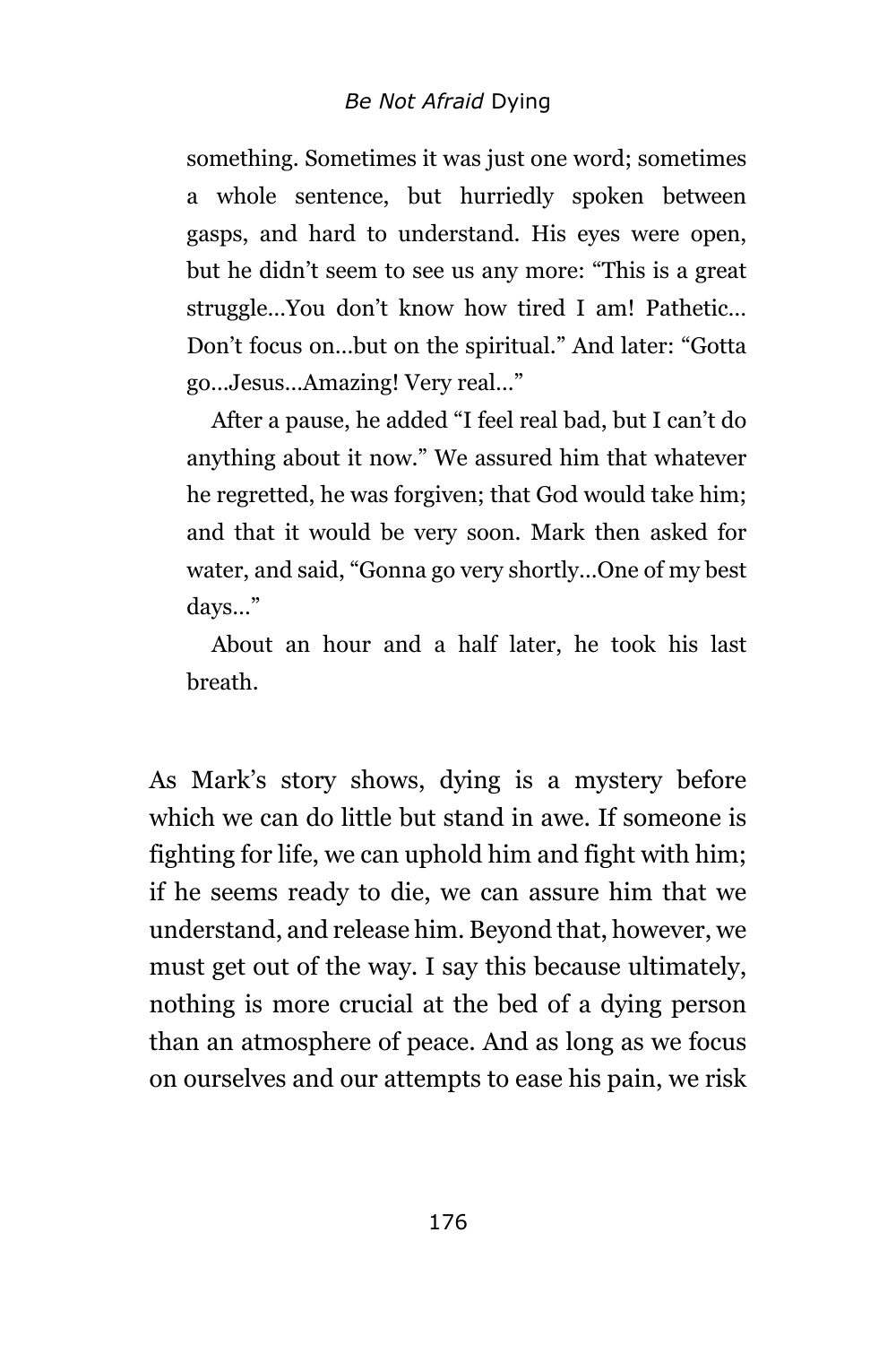something. Sometimes it was just one word; sometimes a whole sentence, but hurriedly spoken between gasps, and hard to understand. His eyes were open, but he didn't seem to see us any more: "This is a great struggle…You don't know how tired I am! Pathetic… Don't focus on…but on the spiritual." And later: "Gotta go…Jesus…Amazing! Very real…"

After a pause, he added "I feel real bad, but I can't do anything about it now." We assured him that whatever he regretted, he was forgiven; that God would take him; and that it would be very soon. Mark then asked for water, and said, "Gonna go very shortly…One of my best days…"

About an hour and a half later, he took his last breath.

As Mark's story shows, dying is a mystery before which we can do little but stand in awe. If someone is fighting for life, we can uphold him and fight with him; if he seems ready to die, we can assure him that we understand, and release him. Beyond that, however, we must get out of the way. I say this because ultimately, nothing is more crucial at the bed of a dying person than an atmosphere of peace. And as long as we focus on ourselves and our attempts to ease his pain, we risk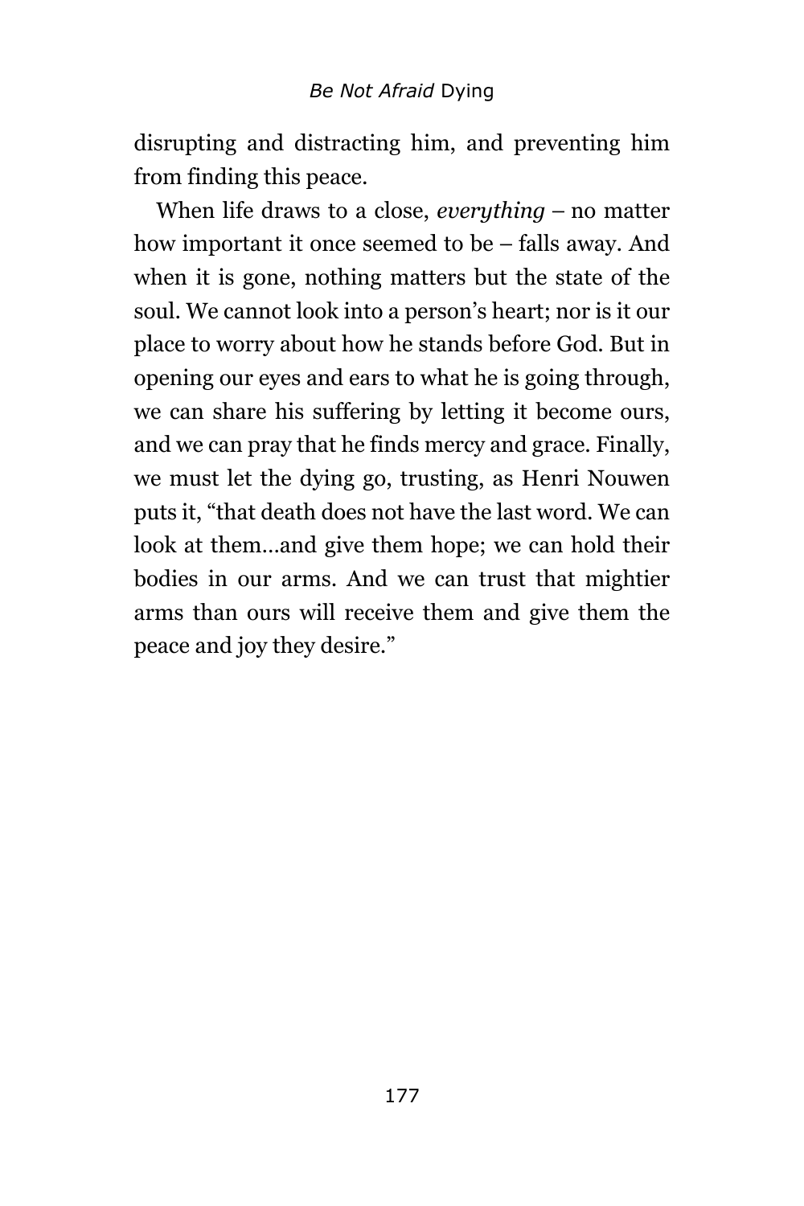disrupting and distracting him, and preventing him from finding this peace.

When life draws to a close, *everything* – no matter how important it once seemed to be – falls away. And when it is gone, nothing matters but the state of the soul. We cannot look into a person's heart; nor is it our place to worry about how he stands before God. But in opening our eyes and ears to what he is going through, we can share his suffering by letting it become ours, and we can pray that he finds mercy and grace. Finally, we must let the dying go, trusting, as Henri Nouwen puts it, "that death does not have the last word. We can look at them…and give them hope; we can hold their bodies in our arms. And we can trust that mightier arms than ours will receive them and give them the peace and joy they desire."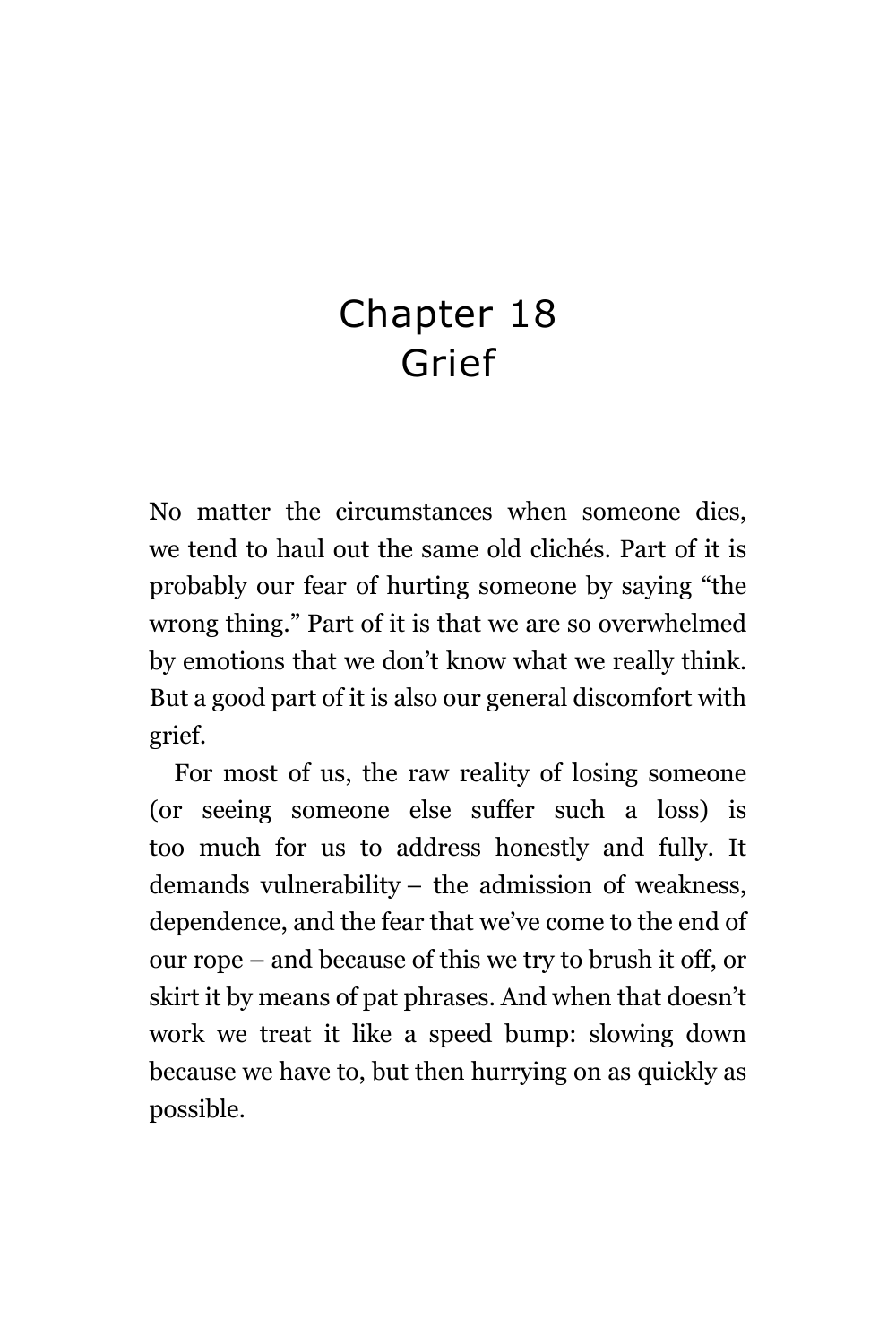# Chapter 18
# Grief

No matter the circumstances when someone dies, we tend to haul out the same old clichés. Part of it is probably our fear of hurting someone by saying "the wrong thing." Part of it is that we are so overwhelmed by emotions that we don't know what we really think. But a good part of it is also our general discomfort with grief.

For most of us, the raw reality of losing someone (or seeing someone else suffer such a loss) is too much for us to address honestly and fully. It demands vulnerability – the admission of weakness, dependence, and the fear that we've come to the end of our rope – and because of this we try to brush it off, or skirt it by means of pat phrases. And when that doesn't work we treat it like a speed bump: slowing down because we have to, but then hurrying on as quickly as possible.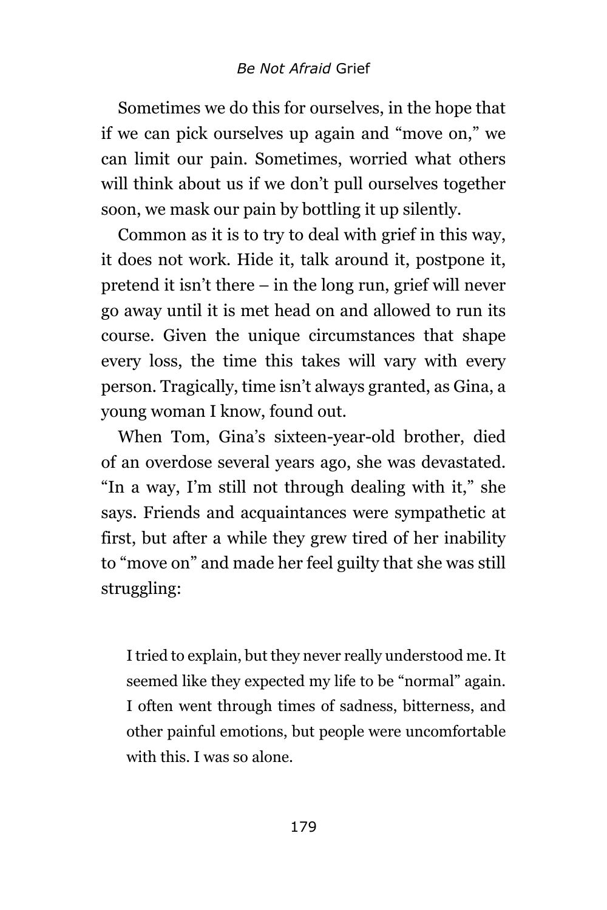Sometimes we do this for ourselves, in the hope that if we can pick ourselves up again and “move on,” we can limit our pain. Sometimes, worried what others will think about us if we don’t pull ourselves together soon, we mask our pain by bottling it up silently.

Common as it is to try to deal with grief in this way, it does not work. Hide it, talk around it, postpone it, pretend it isn’t there – in the long run, grief will never go away until it is met head on and allowed to run its course. Given the unique circumstances that shape every loss, the time this takes will vary with every person. Tragically, time isn’t always granted, as Gina, a young woman I know, found out.

When Tom, Gina’s sixteen-year-old brother, died of an overdose several years ago, she was devastated. “In a way, I’m still not through dealing with it,” she says. Friends and acquaintances were sympathetic at first, but after a while they grew tired of her inability to “move on” and made her feel guilty that she was still struggling:

> I tried to explain, but they never really understood me. It seemed like they expected my life to be “normal” again. I often went through times of sadness, bitterness, and other painful emotions, but people were uncomfortable with this. I was so alone.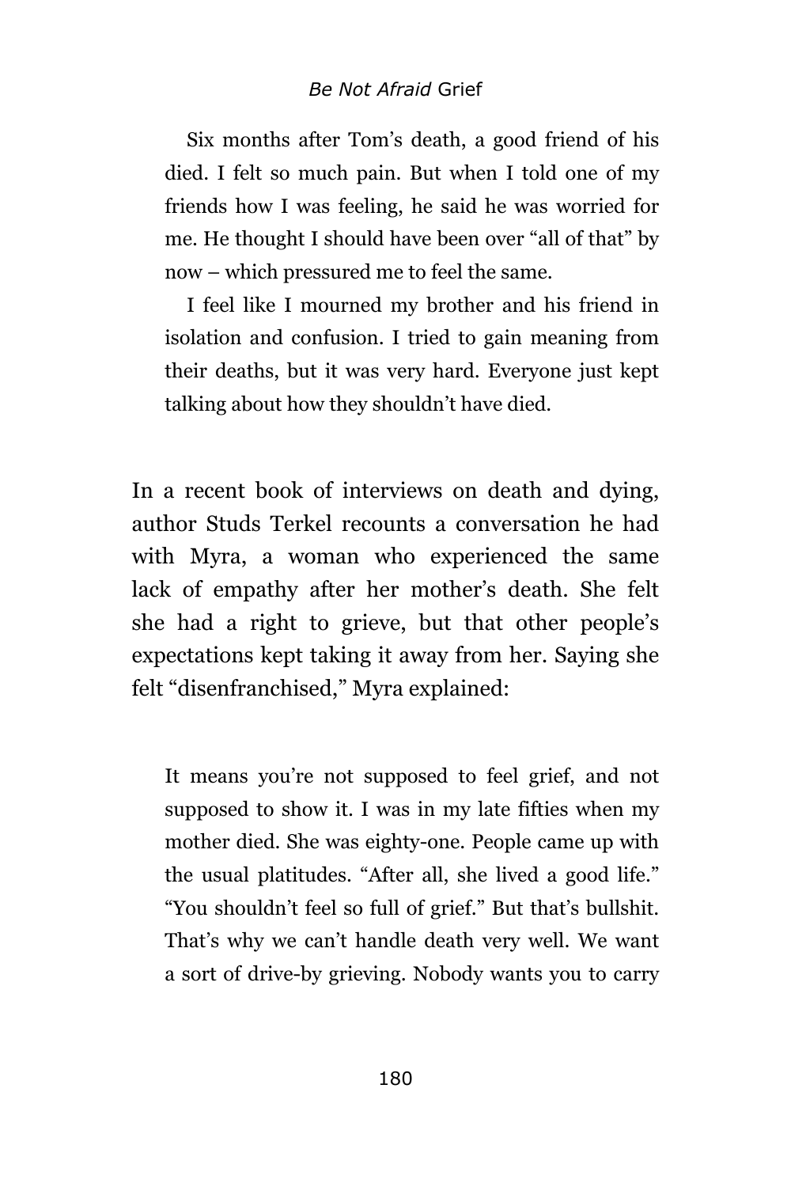> Six months after Tom's death, a good friend of his died. I felt so much pain. But when I told one of my friends how I was feeling, he said he was worried for me. He thought I should have been over "all of that" by now – which pressured me to feel the same.
>
> I feel like I mourned my brother and his friend in isolation and confusion. I tried to gain meaning from their deaths, but it was very hard. Everyone just kept talking about how they shouldn't have died.

In a recent book of interviews on death and dying, author Studs Terkel recounts a conversation he had with Myra, a woman who experienced the same lack of empathy after her mother's death. She felt she had a right to grieve, but that other people's expectations kept taking it away from her. Saying she felt "disenfranchised," Myra explained:

> It means you're not supposed to feel grief, and not supposed to show it. I was in my late fifties when my mother died. She was eighty-one. People came up with the usual platitudes. "After all, she lived a good life." "You shouldn't feel so full of grief." But that's bullshit. That's why we can't handle death very well. We want a sort of drive-by grieving. Nobody wants you to carry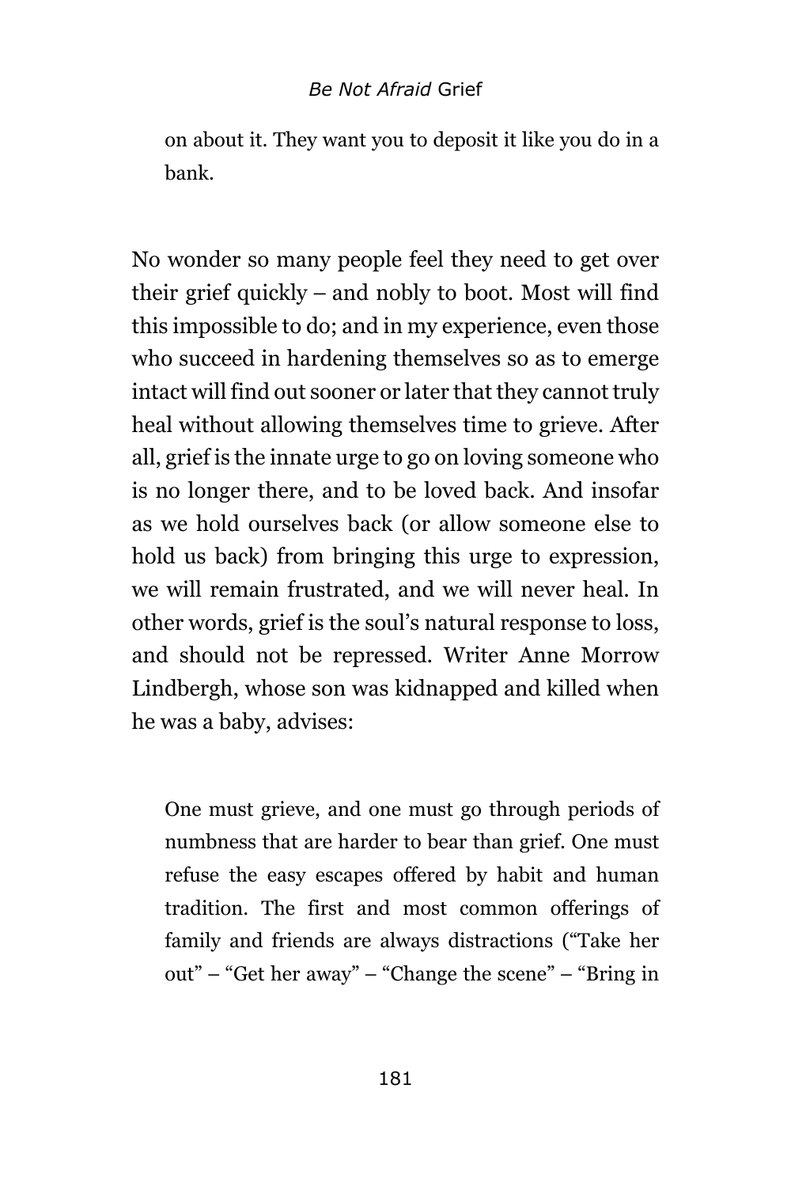> on about it. They want you to deposit it like you do in a bank.

No wonder so many people feel they need to get over their grief quickly – and nobly to boot. Most will find this impossible to do; and in my experience, even those who succeed in hardening themselves so as to emerge intact will find out sooner or later that they cannot truly heal without allowing themselves time to grieve. After all, grief is the innate urge to go on loving someone who is no longer there, and to be loved back. And insofar as we hold ourselves back (or allow someone else to hold us back) from bringing this urge to expression, we will remain frustrated, and we will never heal. In other words, grief is the soul's natural response to loss, and should not be repressed. Writer Anne Morrow Lindbergh, whose son was kidnapped and killed when he was a baby, advises:

> One must grieve, and one must go through periods of numbness that are harder to bear than grief. One must refuse the easy escapes offered by habit and human tradition. The first and most common offerings of family and friends are always distractions ("Take her out" – "Get her away" – "Change the scene" – "Bring in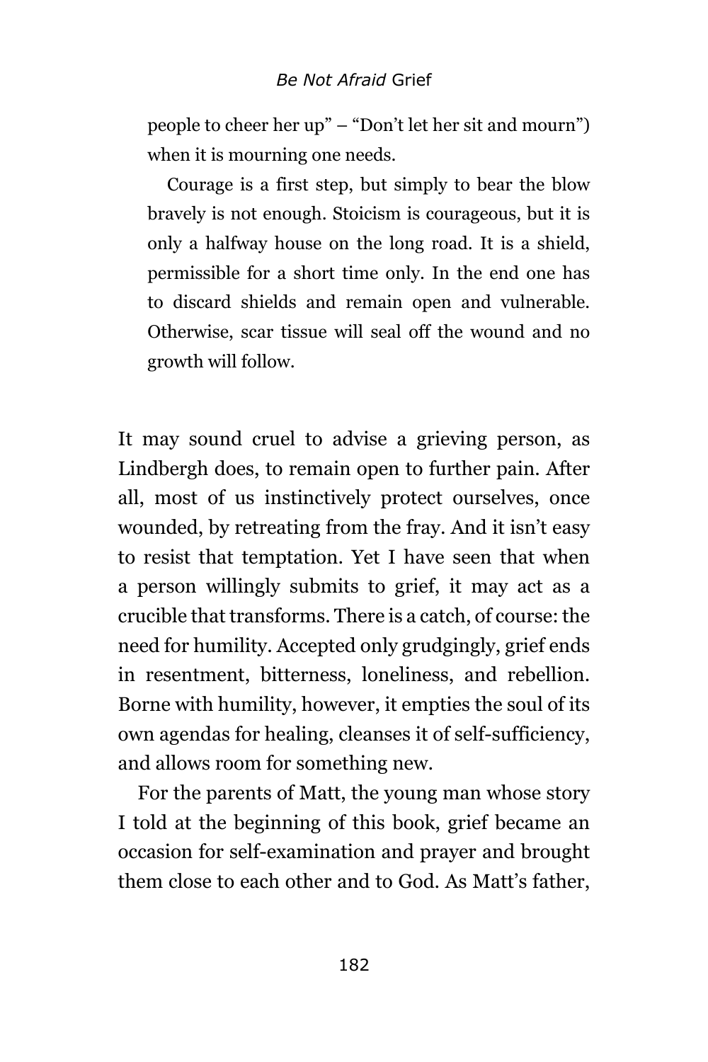people to cheer her up" – "Don't let her sit and mourn") when it is mourning one needs.

> Courage is a first step, but simply to bear the blow bravely is not enough. Stoicism is courageous, but it is only a halfway house on the long road. It is a shield, permissible for a short time only. In the end one has to discard shields and remain open and vulnerable. Otherwise, scar tissue will seal off the wound and no growth will follow.

It may sound cruel to advise a grieving person, as Lindbergh does, to remain open to further pain. After all, most of us instinctively protect ourselves, once wounded, by retreating from the fray. And it isn't easy to resist that temptation. Yet I have seen that when a person willingly submits to grief, it may act as a crucible that transforms. There is a catch, of course: the need for humility. Accepted only grudgingly, grief ends in resentment, bitterness, loneliness, and rebellion. Borne with humility, however, it empties the soul of its own agendas for healing, cleanses it of self-sufficiency, and allows room for something new.

For the parents of Matt, the young man whose story I told at the beginning of this book, grief became an occasion for self-examination and prayer and brought them close to each other and to God. As Matt's father,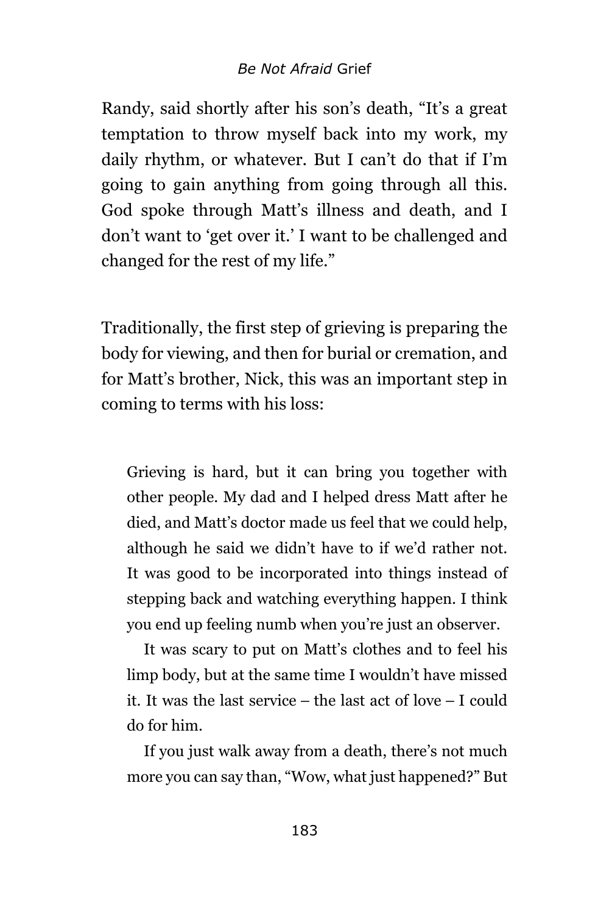Randy, said shortly after his son's death, "It's a great temptation to throw myself back into my work, my daily rhythm, or whatever. But I can't do that if I'm going to gain anything from going through all this. God spoke through Matt's illness and death, and I don't want to 'get over it.' I want to be challenged and changed for the rest of my life."

Traditionally, the first step of grieving is preparing the body for viewing, and then for burial or cremation, and for Matt's brother, Nick, this was an important step in coming to terms with his loss:

> Grieving is hard, but it can bring you together with other people. My dad and I helped dress Matt after he died, and Matt's doctor made us feel that we could help, although he said we didn't have to if we'd rather not. It was good to be incorporated into things instead of stepping back and watching everything happen. I think you end up feeling numb when you're just an observer.
>
> It was scary to put on Matt's clothes and to feel his limp body, but at the same time I wouldn't have missed it. It was the last service – the last act of love – I could do for him.
>
> If you just walk away from a death, there's not much more you can say than, "Wow, what just happened?" But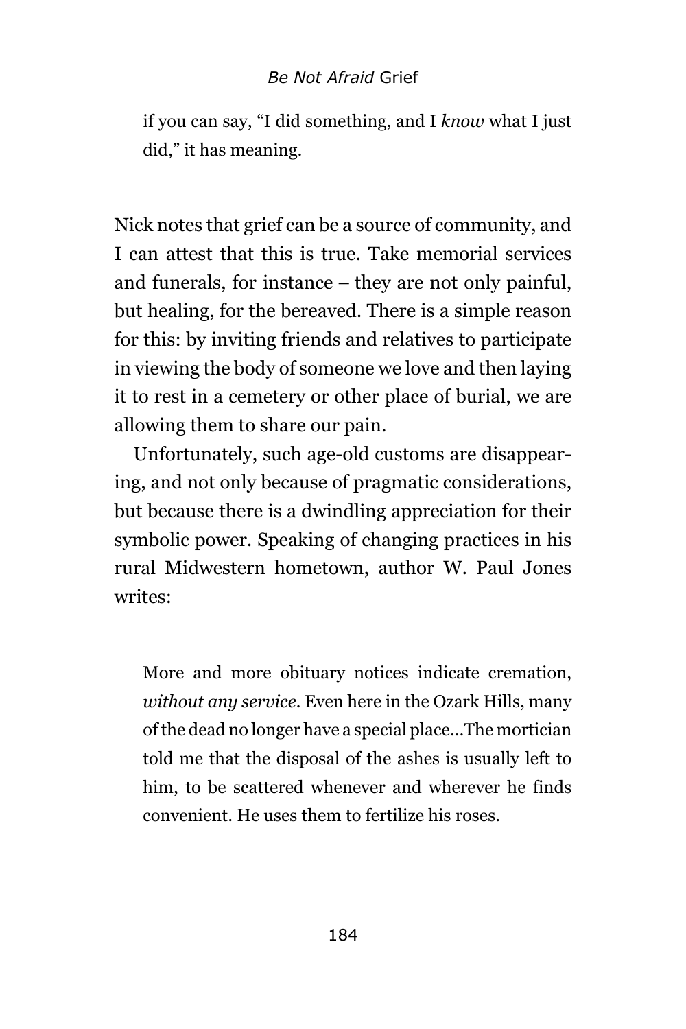> if you can say, "I did something, and I *know* what I just did," it has meaning.

Nick notes that grief can be a source of community, and I can attest that this is true. Take memorial services and funerals, for instance – they are not only painful, but healing, for the bereaved. There is a simple reason for this: by inviting friends and relatives to participate in viewing the body of someone we love and then laying it to rest in a cemetery or other place of burial, we are allowing them to share our pain.

Unfortunately, such age-old customs are disappearing, and not only because of pragmatic considerations, but because there is a dwindling appreciation for their symbolic power. Speaking of changing practices in his rural Midwestern hometown, author W. Paul Jones writes:

> More and more obituary notices indicate cremation, *without any service*. Even here in the Ozark Hills, many of the dead no longer have a special place…The mortician told me that the disposal of the ashes is usually left to him, to be scattered whenever and wherever he finds convenient. He uses them to fertilize his roses.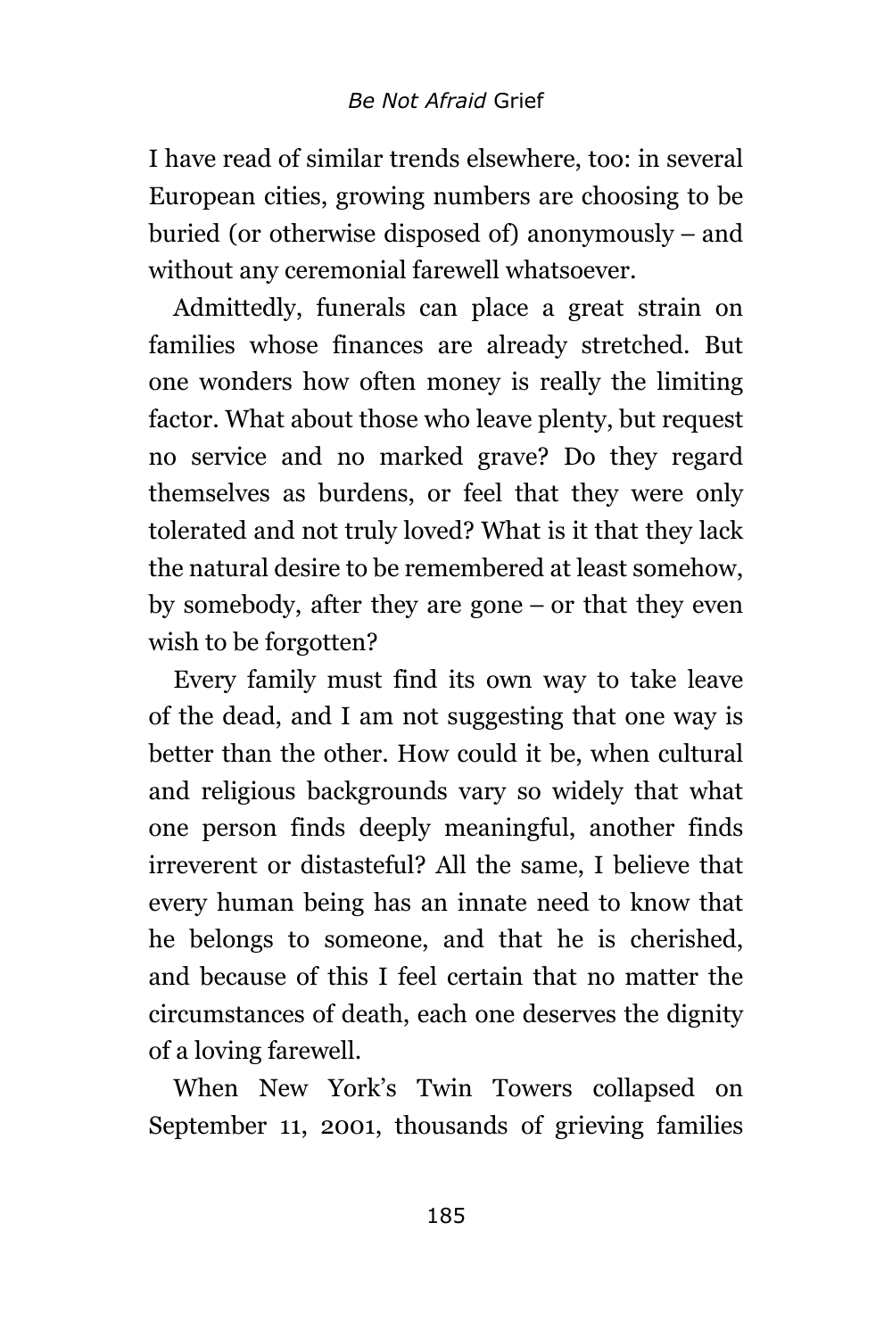I have read of similar trends elsewhere, too: in several European cities, growing numbers are choosing to be buried (or otherwise disposed of) anonymously – and without any ceremonial farewell whatsoever.

Admittedly, funerals can place a great strain on families whose finances are already stretched. But one wonders how often money is really the limiting factor. What about those who leave plenty, but request no service and no marked grave? Do they regard themselves as burdens, or feel that they were only tolerated and not truly loved? What is it that they lack the natural desire to be remembered at least somehow, by somebody, after they are gone – or that they even wish to be forgotten?

Every family must find its own way to take leave of the dead, and I am not suggesting that one way is better than the other. How could it be, when cultural and religious backgrounds vary so widely that what one person finds deeply meaningful, another finds irreverent or distasteful? All the same, I believe that every human being has an innate need to know that he belongs to someone, and that he is cherished, and because of this I feel certain that no matter the circumstances of death, each one deserves the dignity of a loving farewell.

When New York's Twin Towers collapsed on September 11, 2001, thousands of grieving families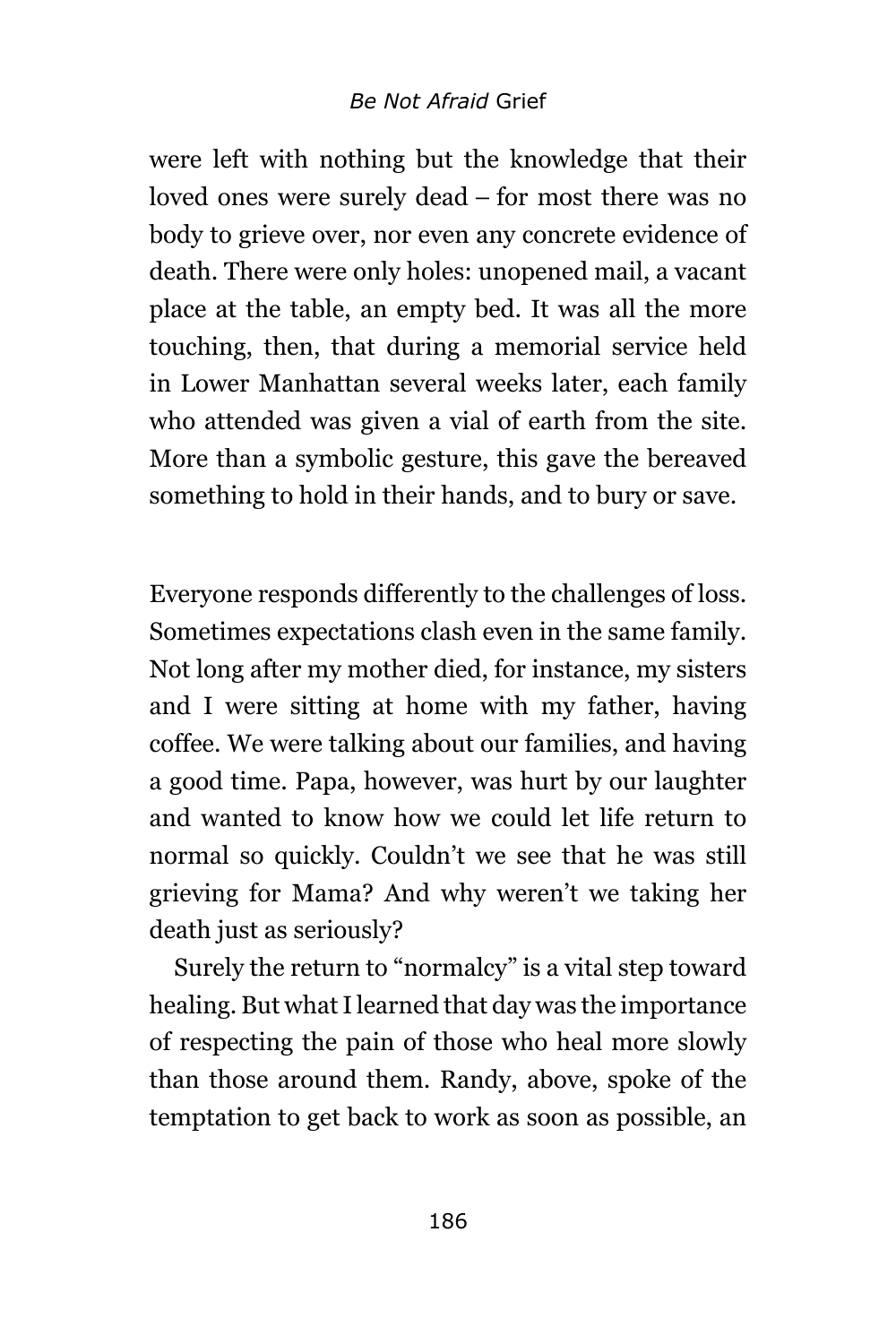were left with nothing but the knowledge that their loved ones were surely dead – for most there was no body to grieve over, nor even any concrete evidence of death. There were only holes: unopened mail, a vacant place at the table, an empty bed. It was all the more touching, then, that during a memorial service held in Lower Manhattan several weeks later, each family who attended was given a vial of earth from the site. More than a symbolic gesture, this gave the bereaved something to hold in their hands, and to bury or save.

Everyone responds differently to the challenges of loss. Sometimes expectations clash even in the same family. Not long after my mother died, for instance, my sisters and I were sitting at home with my father, having coffee. We were talking about our families, and having a good time. Papa, however, was hurt by our laughter and wanted to know how we could let life return to normal so quickly. Couldn't we see that he was still grieving for Mama? And why weren't we taking her death just as seriously?

Surely the return to "normalcy" is a vital step toward healing. But what I learned that day was the importance of respecting the pain of those who heal more slowly than those around them. Randy, above, spoke of the temptation to get back to work as soon as possible, an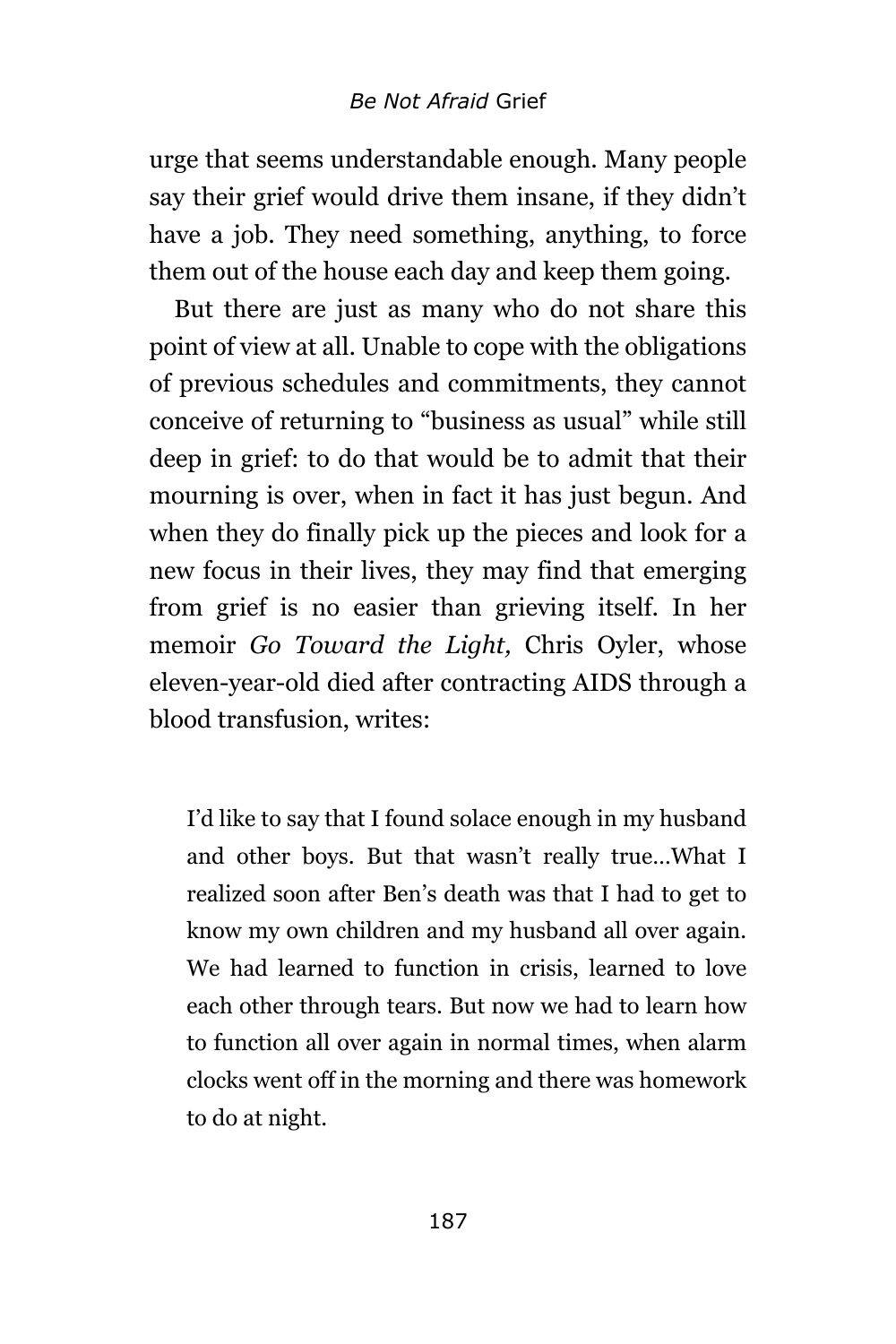urge that seems understandable enough. Many people say their grief would drive them insane, if they didn't have a job. They need something, anything, to force them out of the house each day and keep them going.

But there are just as many who do not share this point of view at all. Unable to cope with the obligations of previous schedules and commitments, they cannot conceive of returning to "business as usual" while still deep in grief: to do that would be to admit that their mourning is over, when in fact it has just begun. And when they do finally pick up the pieces and look for a new focus in their lives, they may find that emerging from grief is no easier than grieving itself. In her memoir *Go Toward the Light,* Chris Oyler, whose eleven-year-old died after contracting AIDS through a blood transfusion, writes:

> I'd like to say that I found solace enough in my husband and other boys. But that wasn't really true…What I realized soon after Ben's death was that I had to get to know my own children and my husband all over again. We had learned to function in crisis, learned to love each other through tears. But now we had to learn how to function all over again in normal times, when alarm clocks went off in the morning and there was homework to do at night.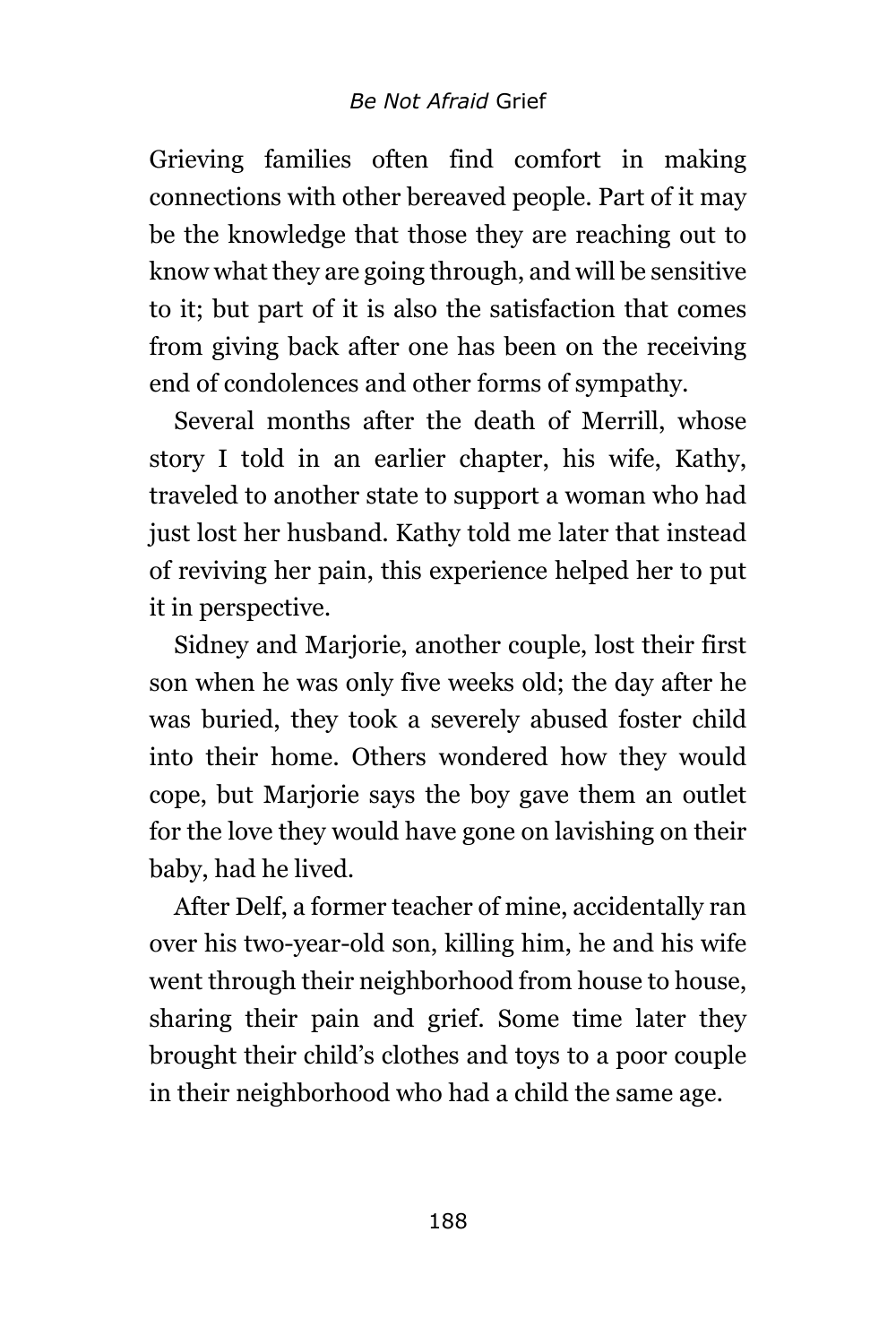Grieving families often find comfort in making connections with other bereaved people. Part of it may be the knowledge that those they are reaching out to know what they are going through, and will be sensitive to it; but part of it is also the satisfaction that comes from giving back after one has been on the receiving end of condolences and other forms of sympathy.

Several months after the death of Merrill, whose story I told in an earlier chapter, his wife, Kathy, traveled to another state to support a woman who had just lost her husband. Kathy told me later that instead of reviving her pain, this experience helped her to put it in perspective.

Sidney and Marjorie, another couple, lost their first son when he was only five weeks old; the day after he was buried, they took a severely abused foster child into their home. Others wondered how they would cope, but Marjorie says the boy gave them an outlet for the love they would have gone on lavishing on their baby, had he lived.

After Delf, a former teacher of mine, accidentally ran over his two-year-old son, killing him, he and his wife went through their neighborhood from house to house, sharing their pain and grief. Some time later they brought their child's clothes and toys to a poor couple in their neighborhood who had a child the same age.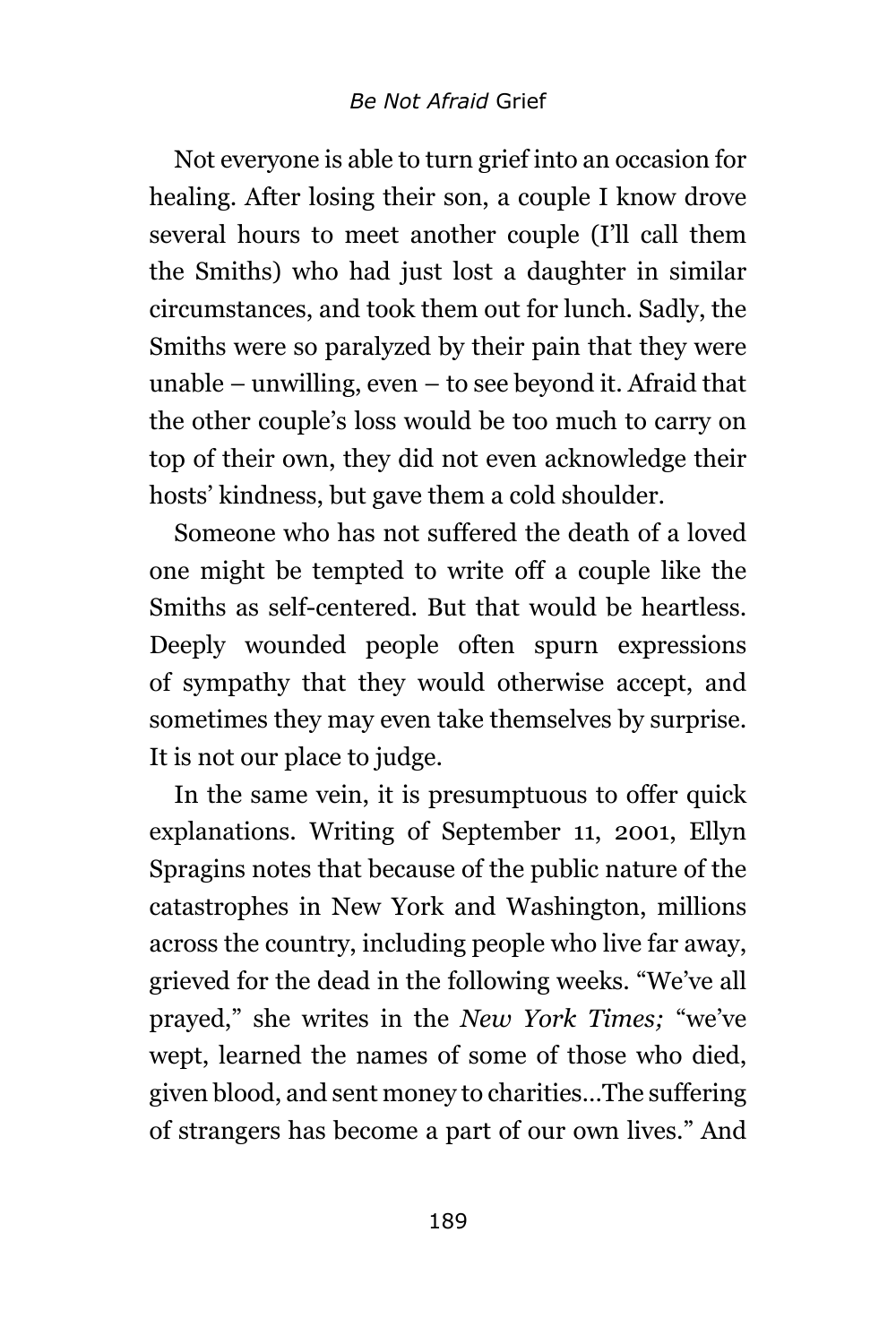Not everyone is able to turn grief into an occasion for healing. After losing their son, a couple I know drove several hours to meet another couple (I'll call them the Smiths) who had just lost a daughter in similar circumstances, and took them out for lunch. Sadly, the Smiths were so paralyzed by their pain that they were unable – unwilling, even – to see beyond it. Afraid that the other couple's loss would be too much to carry on top of their own, they did not even acknowledge their hosts' kindness, but gave them a cold shoulder.

Someone who has not suffered the death of a loved one might be tempted to write off a couple like the Smiths as self-centered. But that would be heartless. Deeply wounded people often spurn expressions of sympathy that they would otherwise accept, and sometimes they may even take themselves by surprise. It is not our place to judge.

In the same vein, it is presumptuous to offer quick explanations. Writing of September 11, 2001, Ellyn Spragins notes that because of the public nature of the catastrophes in New York and Washington, millions across the country, including people who live far away, grieved for the dead in the following weeks. "We've all prayed," she writes in the *New York Times;* "we've wept, learned the names of some of those who died, given blood, and sent money to charities…The suffering of strangers has become a part of our own lives." And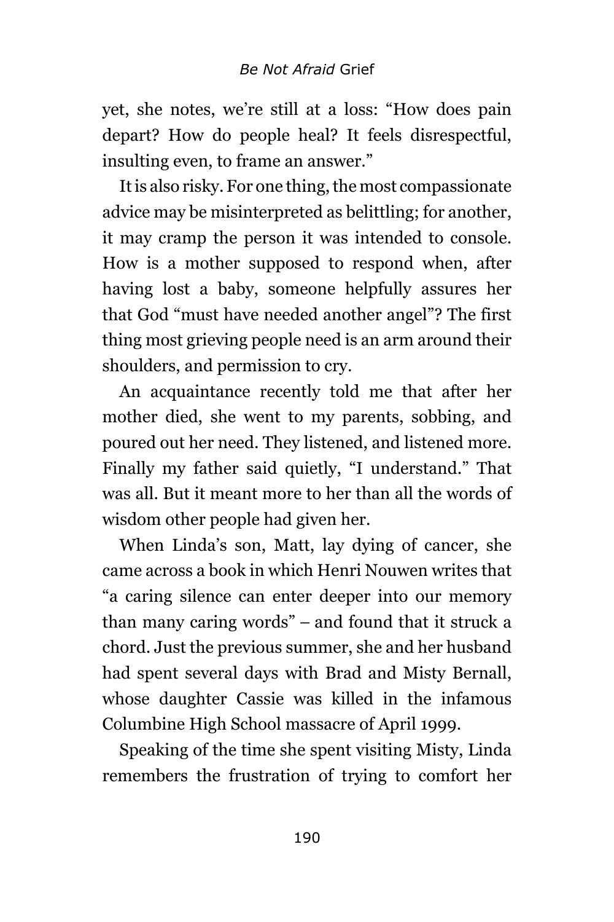yet, she notes, we're still at a loss: "How does pain depart? How do people heal? It feels disrespectful, insulting even, to frame an answer."

It is also risky. For one thing, the most compassionate advice may be misinterpreted as belittling; for another, it may cramp the person it was intended to console. How is a mother supposed to respond when, after having lost a baby, someone helpfully assures her that God "must have needed another angel"? The first thing most grieving people need is an arm around their shoulders, and permission to cry.

An acquaintance recently told me that after her mother died, she went to my parents, sobbing, and poured out her need. They listened, and listened more. Finally my father said quietly, "I understand." That was all. But it meant more to her than all the words of wisdom other people had given her.

When Linda's son, Matt, lay dying of cancer, she came across a book in which Henri Nouwen writes that "a caring silence can enter deeper into our memory than many caring words" – and found that it struck a chord. Just the previous summer, she and her husband had spent several days with Brad and Misty Bernall, whose daughter Cassie was killed in the infamous Columbine High School massacre of April 1999.

Speaking of the time she spent visiting Misty, Linda remembers the frustration of trying to comfort her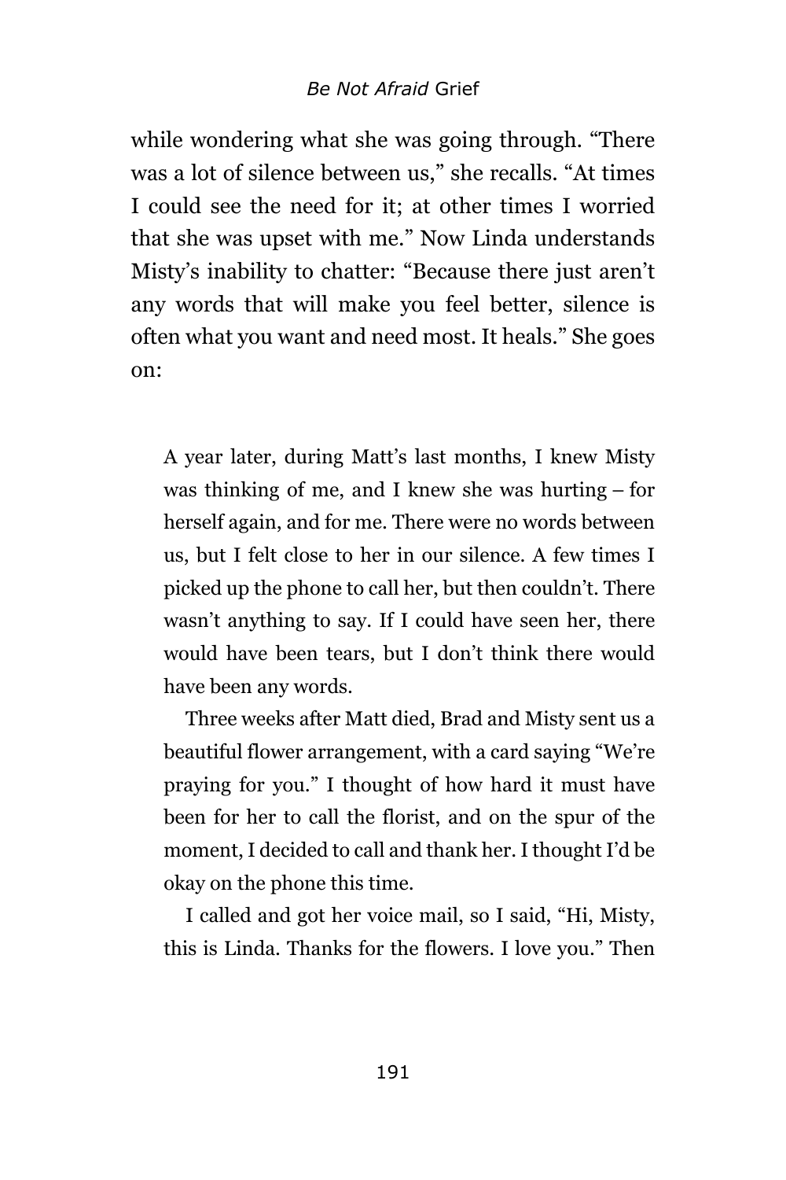while wondering what she was going through. "There was a lot of silence between us," she recalls. "At times I could see the need for it; at other times I worried that she was upset with me." Now Linda understands Misty's inability to chatter: "Because there just aren't any words that will make you feel better, silence is often what you want and need most. It heals." She goes on:

> A year later, during Matt's last months, I knew Misty was thinking of me, and I knew she was hurting – for herself again, and for me. There were no words between us, but I felt close to her in our silence. A few times I picked up the phone to call her, but then couldn't. There wasn't anything to say. If I could have seen her, there would have been tears, but I don't think there would have been any words.
>
> Three weeks after Matt died, Brad and Misty sent us a beautiful flower arrangement, with a card saying "We're praying for you." I thought of how hard it must have been for her to call the florist, and on the spur of the moment, I decided to call and thank her. I thought I'd be okay on the phone this time.
>
> I called and got her voice mail, so I said, "Hi, Misty, this is Linda. Thanks for the flowers. I love you." Then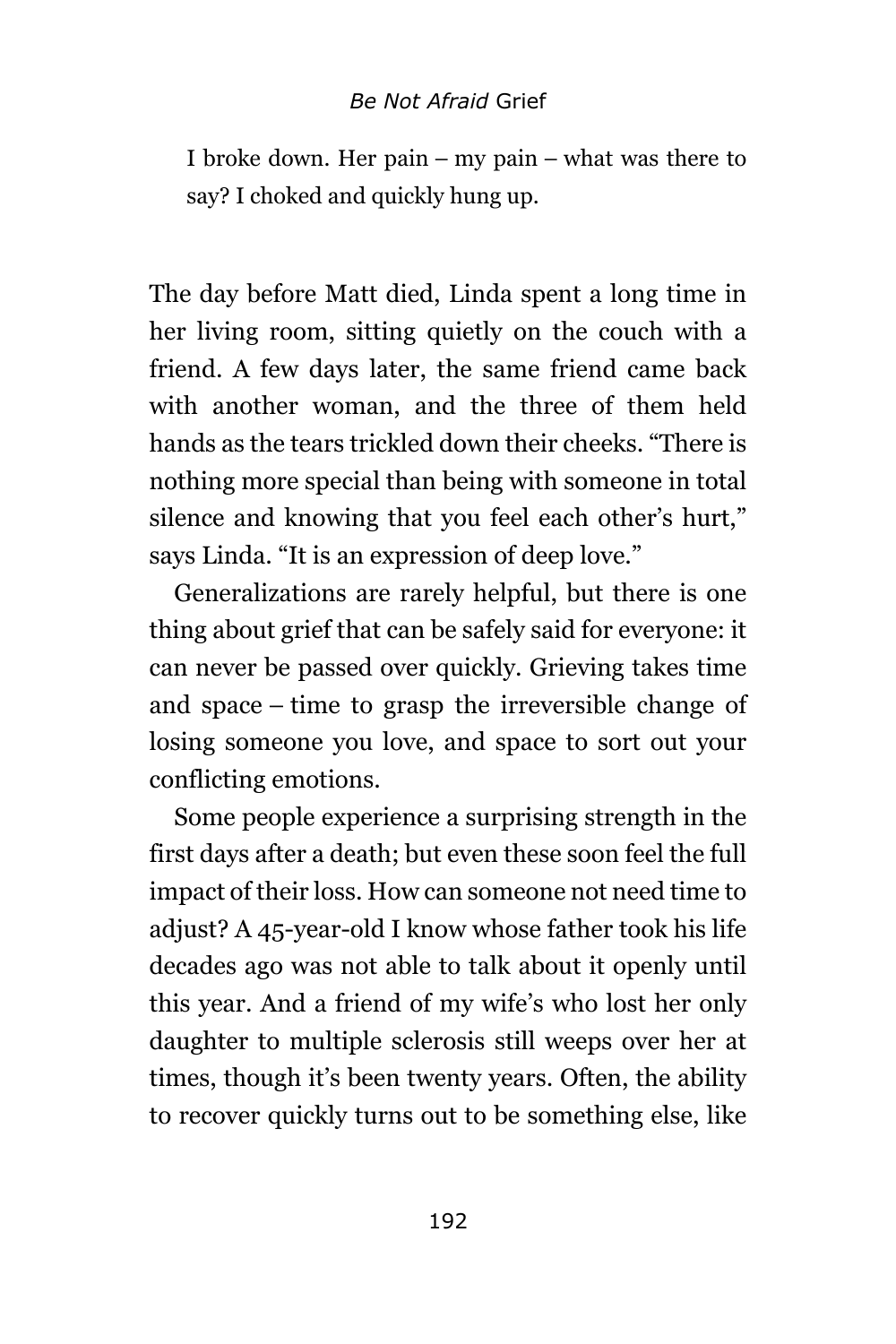I broke down. Her pain – my pain – what was there to say? I choked and quickly hung up.

The day before Matt died, Linda spent a long time in her living room, sitting quietly on the couch with a friend. A few days later, the same friend came back with another woman, and the three of them held hands as the tears trickled down their cheeks. "There is nothing more special than being with someone in total silence and knowing that you feel each other's hurt," says Linda. "It is an expression of deep love."

Generalizations are rarely helpful, but there is one thing about grief that can be safely said for everyone: it can never be passed over quickly. Grieving takes time and space – time to grasp the irreversible change of losing someone you love, and space to sort out your conflicting emotions.

Some people experience a surprising strength in the first days after a death; but even these soon feel the full impact of their loss. How can someone not need time to adjust? A 45-year-old I know whose father took his life decades ago was not able to talk about it openly until this year. And a friend of my wife's who lost her only daughter to multiple sclerosis still weeps over her at times, though it's been twenty years. Often, the ability to recover quickly turns out to be something else, like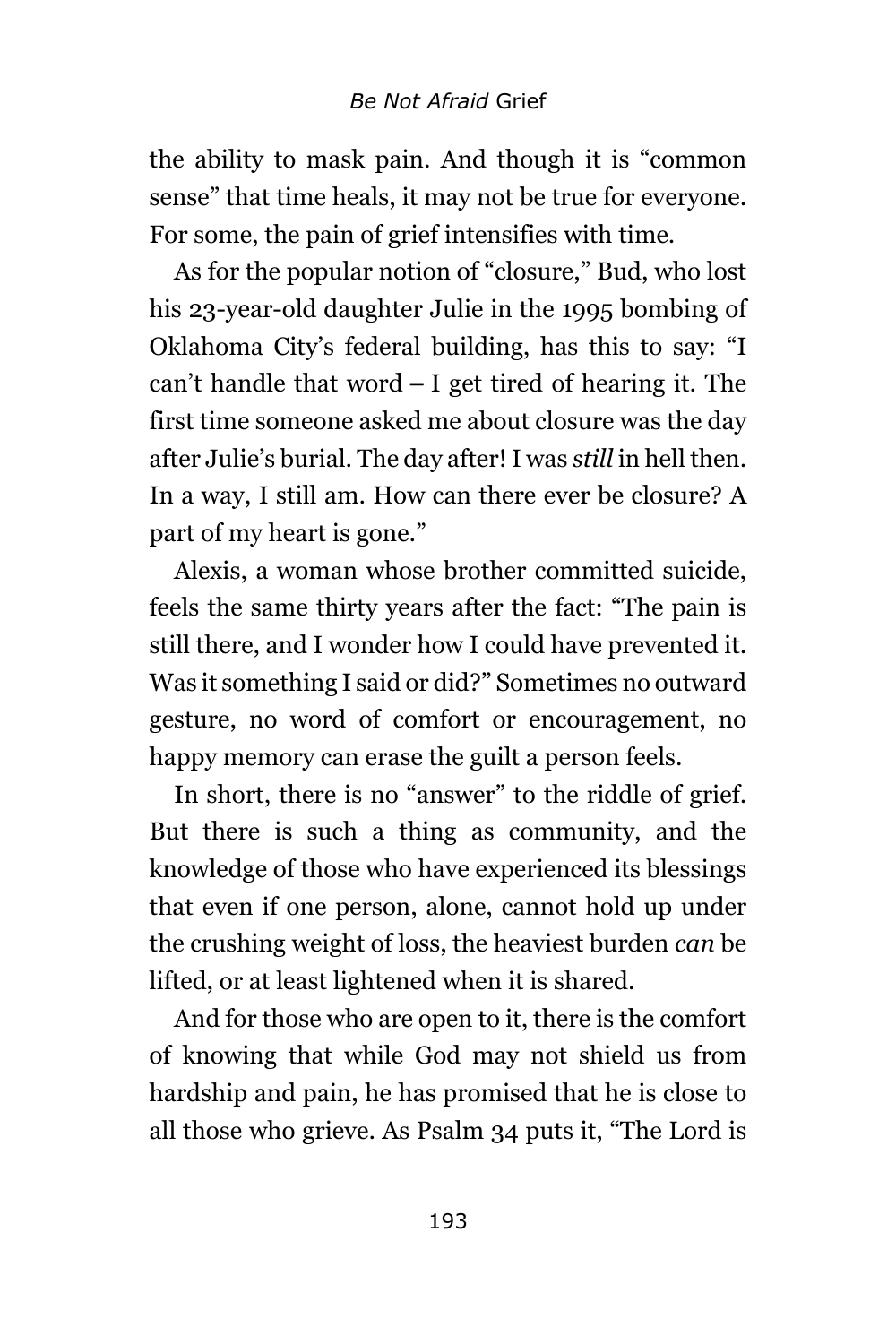the ability to mask pain. And though it is "common sense" that time heals, it may not be true for everyone. For some, the pain of grief intensifies with time.

As for the popular notion of "closure," Bud, who lost his 23-year-old daughter Julie in the 1995 bombing of Oklahoma City's federal building, has this to say: "I can't handle that word – I get tired of hearing it. The first time someone asked me about closure was the day after Julie's burial. The day after! I was *still* in hell then. In a way, I still am. How can there ever be closure? A part of my heart is gone."

Alexis, a woman whose brother committed suicide, feels the same thirty years after the fact: "The pain is still there, and I wonder how I could have prevented it. Was it something I said or did?" Sometimes no outward gesture, no word of comfort or encouragement, no happy memory can erase the guilt a person feels.

In short, there is no "answer" to the riddle of grief. But there is such a thing as community, and the knowledge of those who have experienced its blessings that even if one person, alone, cannot hold up under the crushing weight of loss, the heaviest burden *can* be lifted, or at least lightened when it is shared.

And for those who are open to it, there is the comfort of knowing that while God may not shield us from hardship and pain, he has promised that he is close to all those who grieve. As Psalm 34 puts it, "The Lord is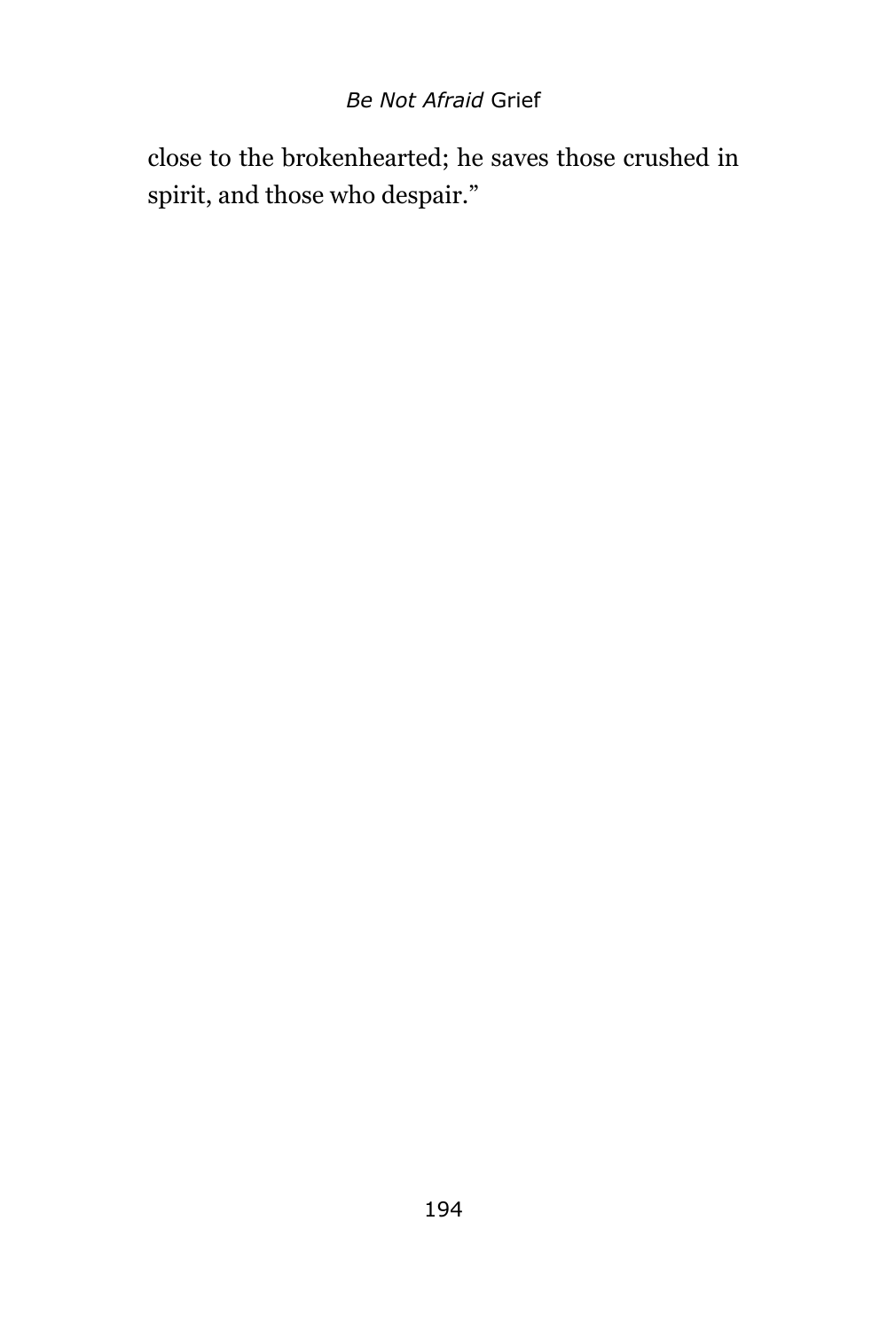close to the brokenhearted; he saves those crushed in spirit, and those who despair."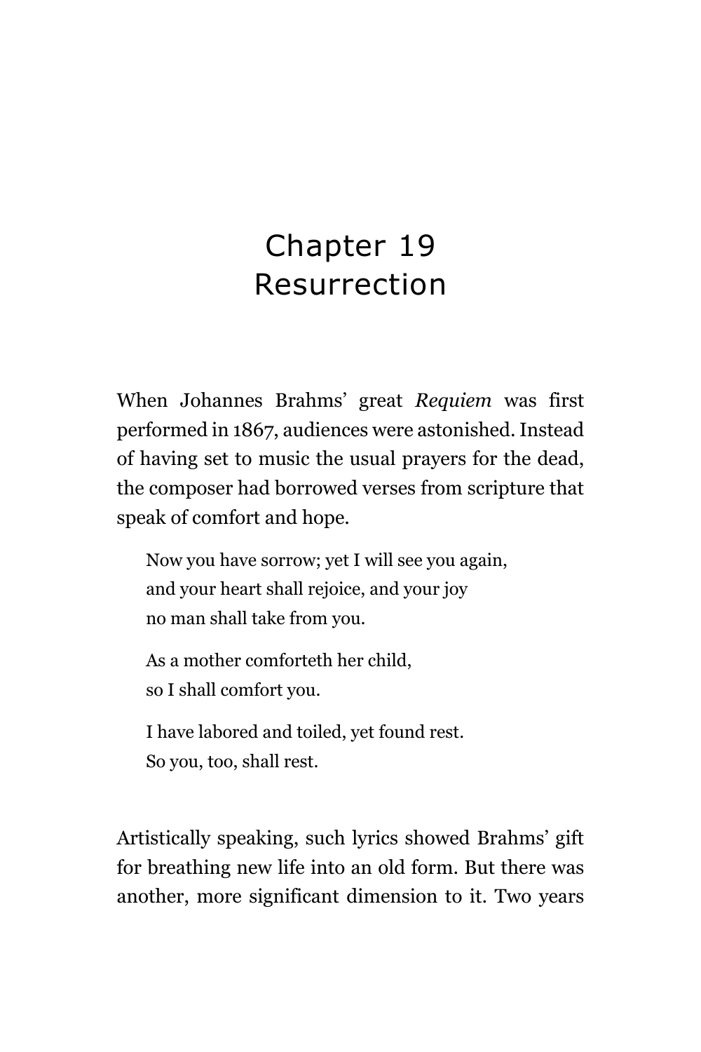# Chapter 19
# Resurrection

When Johannes Brahms' great *Requiem* was first performed in 1867, audiences were astonished. Instead of having set to music the usual prayers for the dead, the composer had borrowed verses from scripture that speak of comfort and hope.

> Now you have sorrow; yet I will see you again,
> and your heart shall rejoice, and your joy
> no man shall take from you.
>
> As a mother comforteth her child,
> so I shall comfort you.
>
> I have labored and toiled, yet found rest.
> So you, too, shall rest.

Artistically speaking, such lyrics showed Brahms' gift for breathing new life into an old form. But there was another, more significant dimension to it. Two years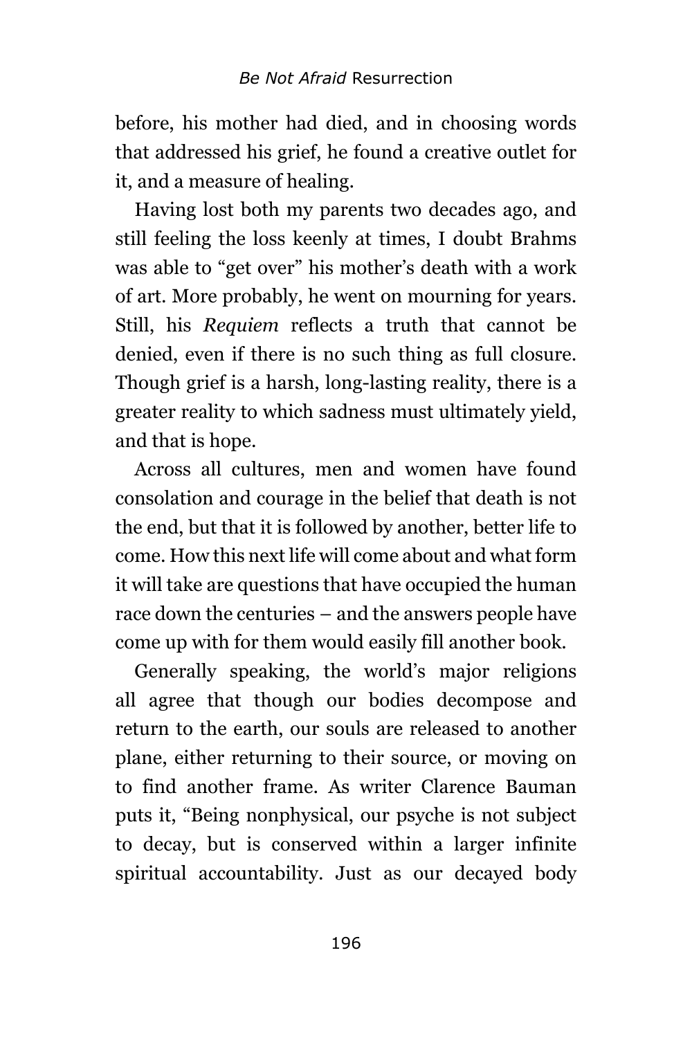before, his mother had died, and in choosing words that addressed his grief, he found a creative outlet for it, and a measure of healing.

Having lost both my parents two decades ago, and still feeling the loss keenly at times, I doubt Brahms was able to "get over" his mother's death with a work of art. More probably, he went on mourning for years. Still, his *Requiem* reflects a truth that cannot be denied, even if there is no such thing as full closure. Though grief is a harsh, long-lasting reality, there is a greater reality to which sadness must ultimately yield, and that is hope.

Across all cultures, men and women have found consolation and courage in the belief that death is not the end, but that it is followed by another, better life to come. How this next life will come about and what form it will take are questions that have occupied the human race down the centuries – and the answers people have come up with for them would easily fill another book.

Generally speaking, the world's major religions all agree that though our bodies decompose and return to the earth, our souls are released to another plane, either returning to their source, or moving on to find another frame. As writer Clarence Bauman puts it, "Being nonphysical, our psyche is not subject to decay, but is conserved within a larger infinite spiritual accountability. Just as our decayed body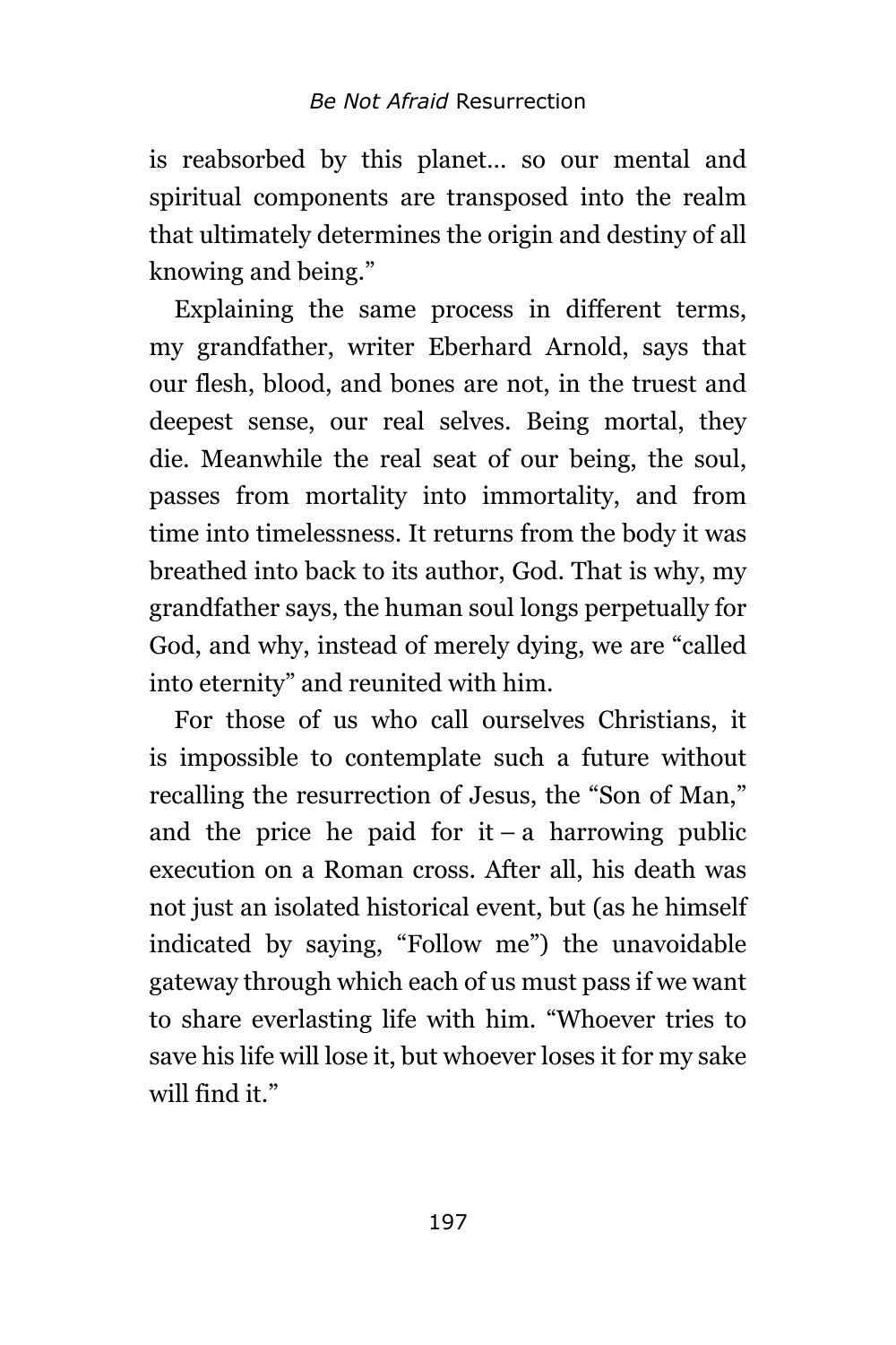is reabsorbed by this planet… so our mental and spiritual components are transposed into the realm that ultimately determines the origin and destiny of all knowing and being."

Explaining the same process in different terms, my grandfather, writer Eberhard Arnold, says that our flesh, blood, and bones are not, in the truest and deepest sense, our real selves. Being mortal, they die. Meanwhile the real seat of our being, the soul, passes from mortality into immortality, and from time into timelessness. It returns from the body it was breathed into back to its author, God. That is why, my grandfather says, the human soul longs perpetually for God, and why, instead of merely dying, we are "called into eternity" and reunited with him.

For those of us who call ourselves Christians, it is impossible to contemplate such a future without recalling the resurrection of Jesus, the "Son of Man," and the price he paid for it – a harrowing public execution on a Roman cross. After all, his death was not just an isolated historical event, but (as he himself indicated by saying, "Follow me") the unavoidable gateway through which each of us must pass if we want to share everlasting life with him. "Whoever tries to save his life will lose it, but whoever loses it for my sake will find it."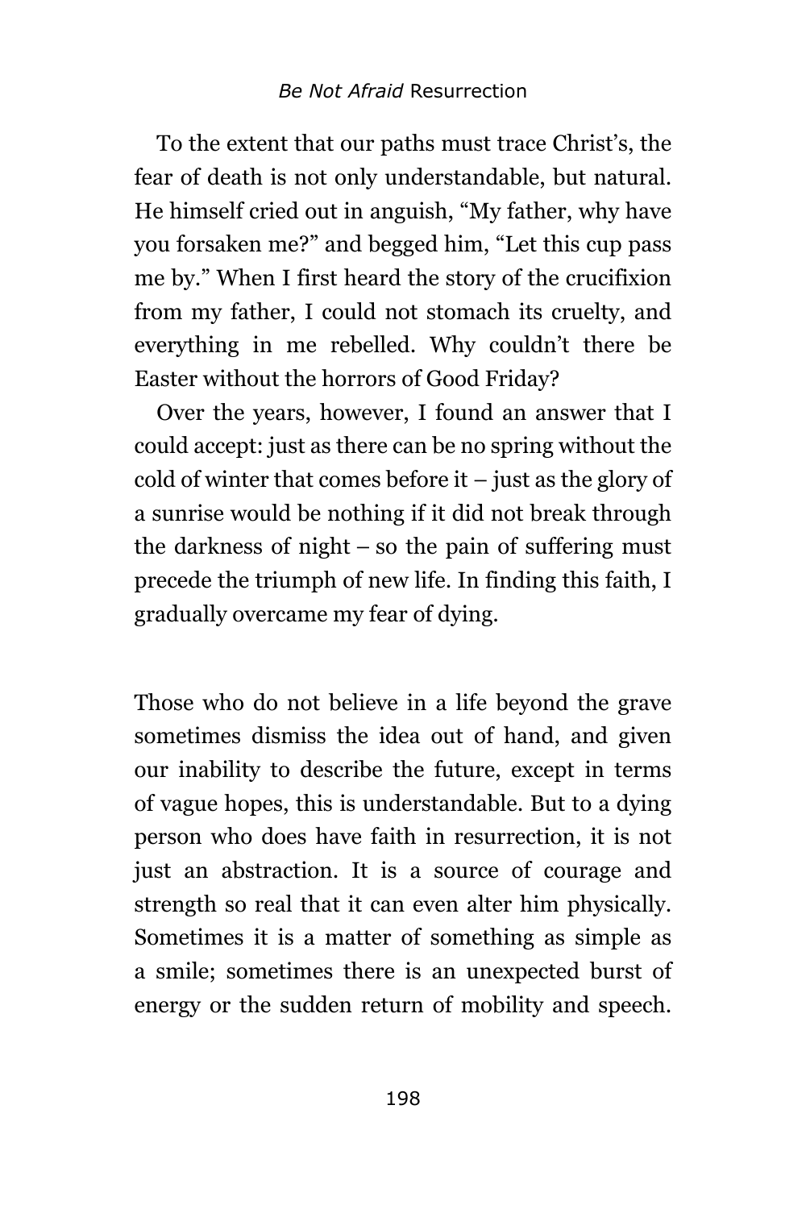To the extent that our paths must trace Christ's, the fear of death is not only understandable, but natural. He himself cried out in anguish, "My father, why have you forsaken me?" and begged him, "Let this cup pass me by." When I first heard the story of the crucifixion from my father, I could not stomach its cruelty, and everything in me rebelled. Why couldn't there be Easter without the horrors of Good Friday?

Over the years, however, I found an answer that I could accept: just as there can be no spring without the cold of winter that comes before it – just as the glory of a sunrise would be nothing if it did not break through the darkness of night – so the pain of suffering must precede the triumph of new life. In finding this faith, I gradually overcame my fear of dying.

Those who do not believe in a life beyond the grave sometimes dismiss the idea out of hand, and given our inability to describe the future, except in terms of vague hopes, this is understandable. But to a dying person who does have faith in resurrection, it is not just an abstraction. It is a source of courage and strength so real that it can even alter him physically. Sometimes it is a matter of something as simple as a smile; sometimes there is an unexpected burst of energy or the sudden return of mobility and speech.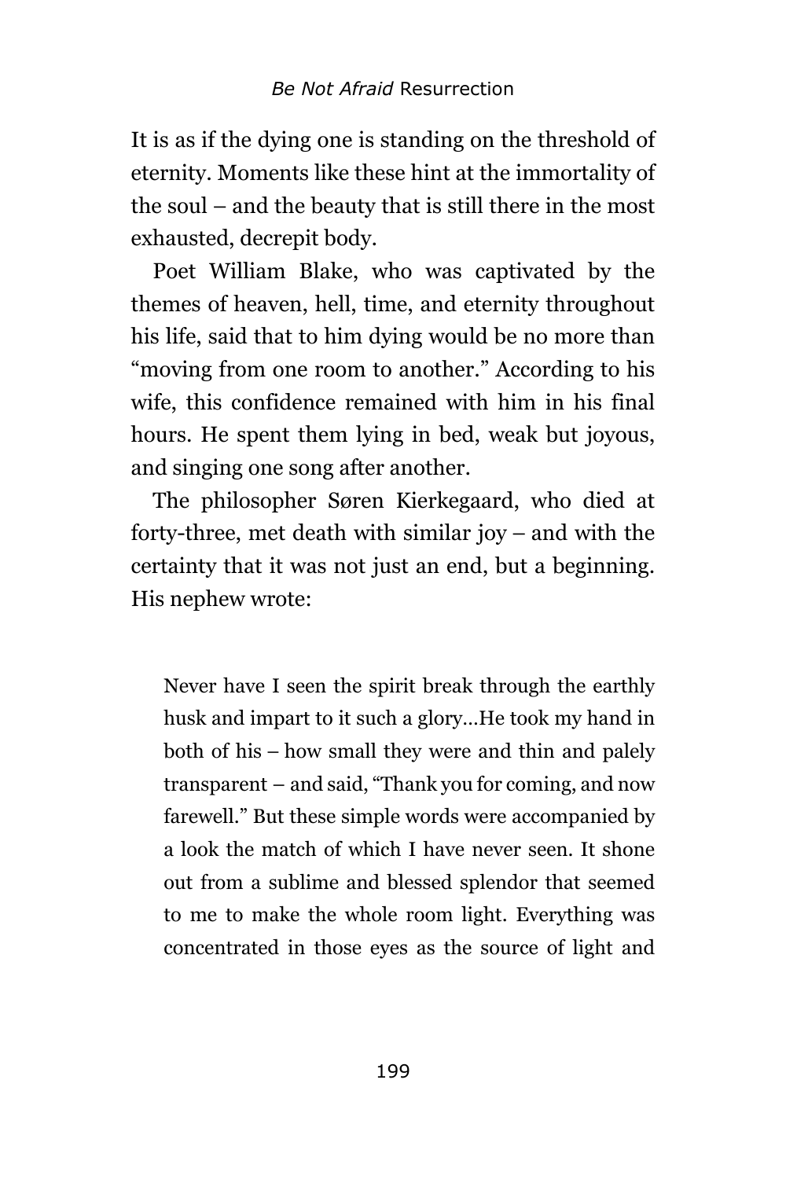It is as if the dying one is standing on the threshold of eternity. Moments like these hint at the immortality of the soul – and the beauty that is still there in the most exhausted, decrepit body.

Poet William Blake, who was captivated by the themes of heaven, hell, time, and eternity throughout his life, said that to him dying would be no more than "moving from one room to another." According to his wife, this confidence remained with him in his final hours. He spent them lying in bed, weak but joyous, and singing one song after another.

The philosopher Søren Kierkegaard, who died at forty-three, met death with similar joy – and with the certainty that it was not just an end, but a beginning. His nephew wrote:

> Never have I seen the spirit break through the earthly husk and impart to it such a glory…He took my hand in both of his – how small they were and thin and palely transparent – and said, "Thank you for coming, and now farewell." But these simple words were accompanied by a look the match of which I have never seen. It shone out from a sublime and blessed splendor that seemed to me to make the whole room light. Everything was concentrated in those eyes as the source of light and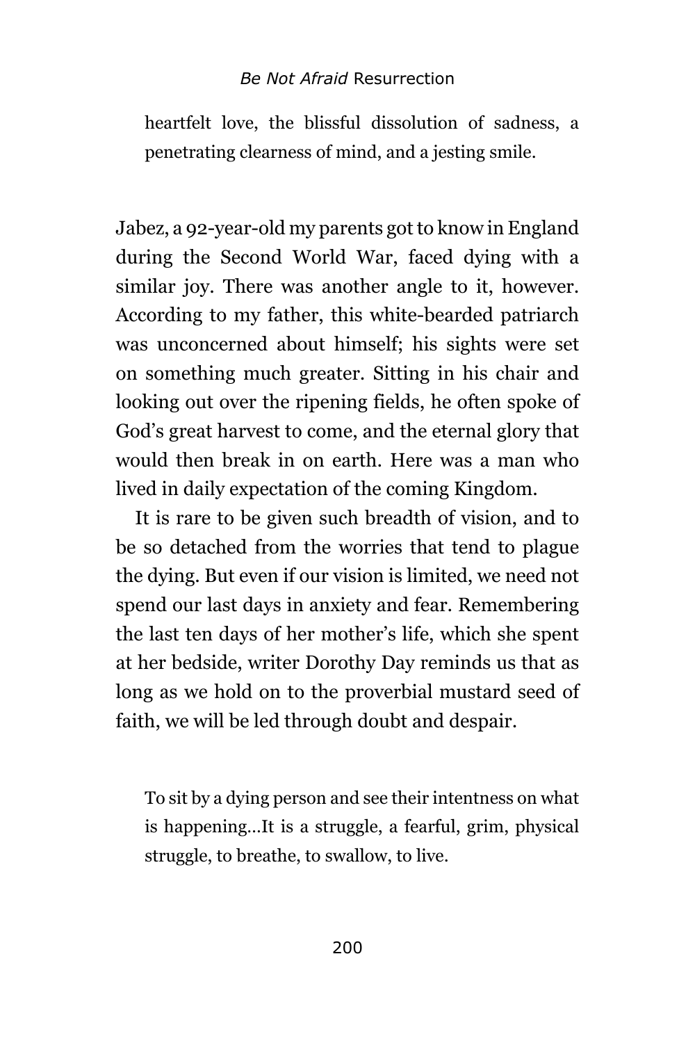heartfelt love, the blissful dissolution of sadness, a penetrating clearness of mind, and a jesting smile.

Jabez, a 92-year-old my parents got to know in England during the Second World War, faced dying with a similar joy. There was another angle to it, however. According to my father, this white-bearded patriarch was unconcerned about himself; his sights were set on something much greater. Sitting in his chair and looking out over the ripening fields, he often spoke of God's great harvest to come, and the eternal glory that would then break in on earth. Here was a man who lived in daily expectation of the coming Kingdom.

It is rare to be given such breadth of vision, and to be so detached from the worries that tend to plague the dying. But even if our vision is limited, we need not spend our last days in anxiety and fear. Remembering the last ten days of her mother's life, which she spent at her bedside, writer Dorothy Day reminds us that as long as we hold on to the proverbial mustard seed of faith, we will be led through doubt and despair.

> To sit by a dying person and see their intentness on what is happening…It is a struggle, a fearful, grim, physical struggle, to breathe, to swallow, to live.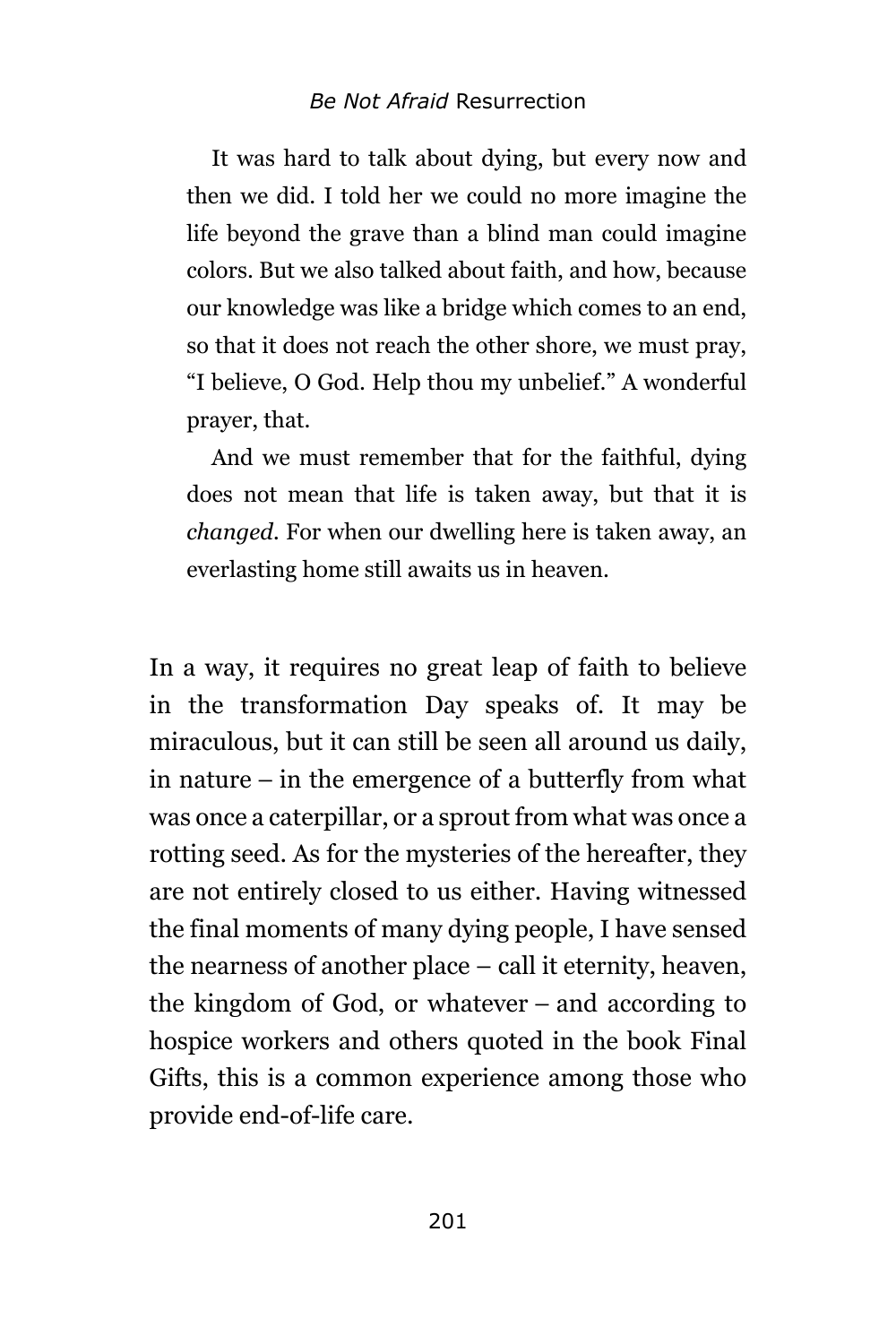It was hard to talk about dying, but every now and then we did. I told her we could no more imagine the life beyond the grave than a blind man could imagine colors. But we also talked about faith, and how, because our knowledge was like a bridge which comes to an end, so that it does not reach the other shore, we must pray, "I believe, O God. Help thou my unbelief." A wonderful prayer, that.

> And we must remember that for the faithful, dying does not mean that life is taken away, but that it is *changed*. For when our dwelling here is taken away, an everlasting home still awaits us in heaven.

In a way, it requires no great leap of faith to believe in the transformation Day speaks of. It may be miraculous, but it can still be seen all around us daily, in nature – in the emergence of a butterfly from what was once a caterpillar, or a sprout from what was once a rotting seed. As for the mysteries of the hereafter, they are not entirely closed to us either. Having witnessed the final moments of many dying people, I have sensed the nearness of another place – call it eternity, heaven, the kingdom of God, or whatever – and according to hospice workers and others quoted in the book Final Gifts, this is a common experience among those who provide end-of-life care.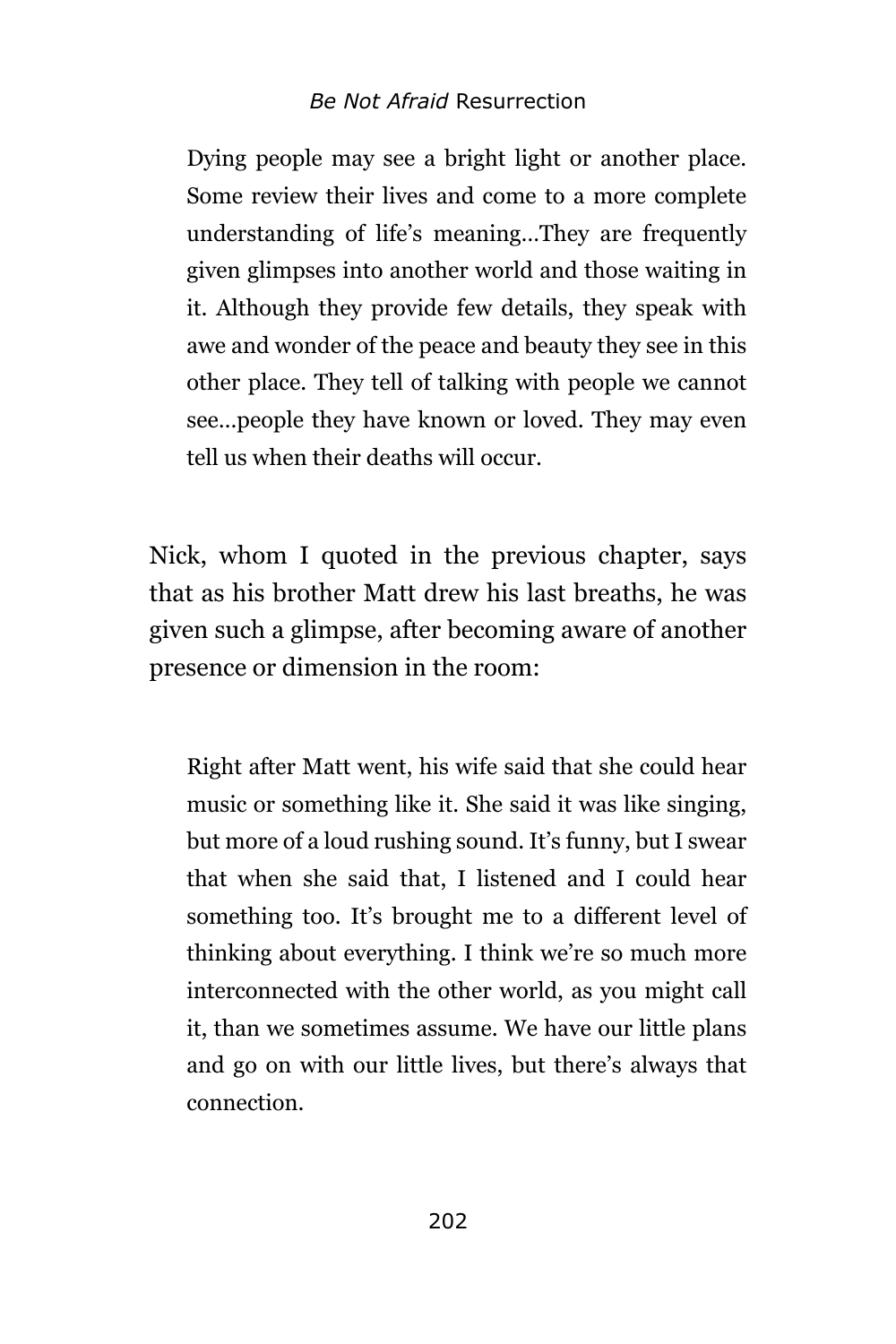> Dying people may see a bright light or another place. Some review their lives and come to a more complete understanding of life's meaning…They are frequently given glimpses into another world and those waiting in it. Although they provide few details, they speak with awe and wonder of the peace and beauty they see in this other place. They tell of talking with people we cannot see…people they have known or loved. They may even tell us when their deaths will occur.

Nick, whom I quoted in the previous chapter, says that as his brother Matt drew his last breaths, he was given such a glimpse, after becoming aware of another presence or dimension in the room:

> Right after Matt went, his wife said that she could hear music or something like it. She said it was like singing, but more of a loud rushing sound. It's funny, but I swear that when she said that, I listened and I could hear something too. It's brought me to a different level of thinking about everything. I think we're so much more interconnected with the other world, as you might call it, than we sometimes assume. We have our little plans and go on with our little lives, but there's always that connection.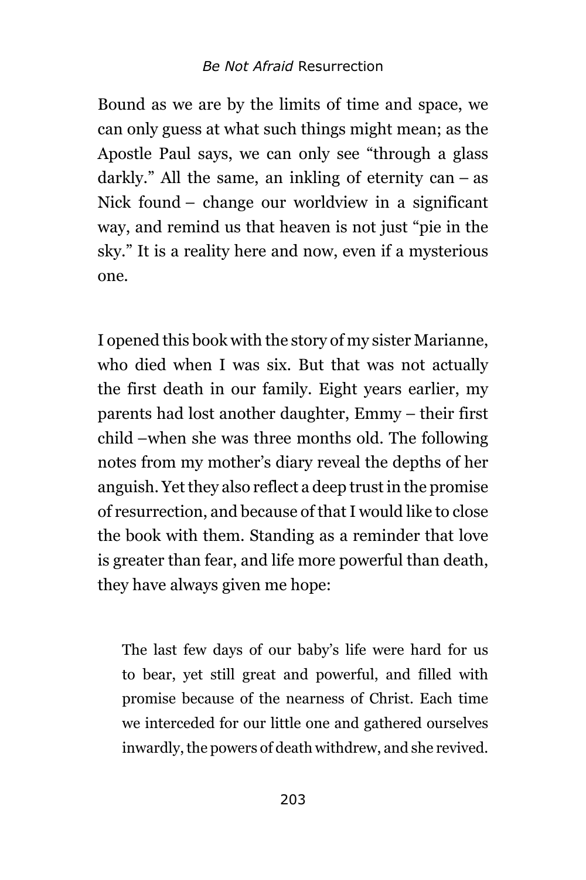Bound as we are by the limits of time and space, we can only guess at what such things might mean; as the Apostle Paul says, we can only see "through a glass darkly." All the same, an inkling of eternity can – as Nick found – change our worldview in a significant way, and remind us that heaven is not just "pie in the sky." It is a reality here and now, even if a mysterious one.

I opened this book with the story of my sister Marianne, who died when I was six. But that was not actually the first death in our family. Eight years earlier, my parents had lost another daughter, Emmy – their first child –when she was three months old. The following notes from my mother's diary reveal the depths of her anguish. Yet they also reflect a deep trust in the promise of resurrection, and because of that I would like to close the book with them. Standing as a reminder that love is greater than fear, and life more powerful than death, they have always given me hope:

> The last few days of our baby's life were hard for us to bear, yet still great and powerful, and filled with promise because of the nearness of Christ. Each time we interceded for our little one and gathered ourselves inwardly, the powers of death withdrew, and she revived.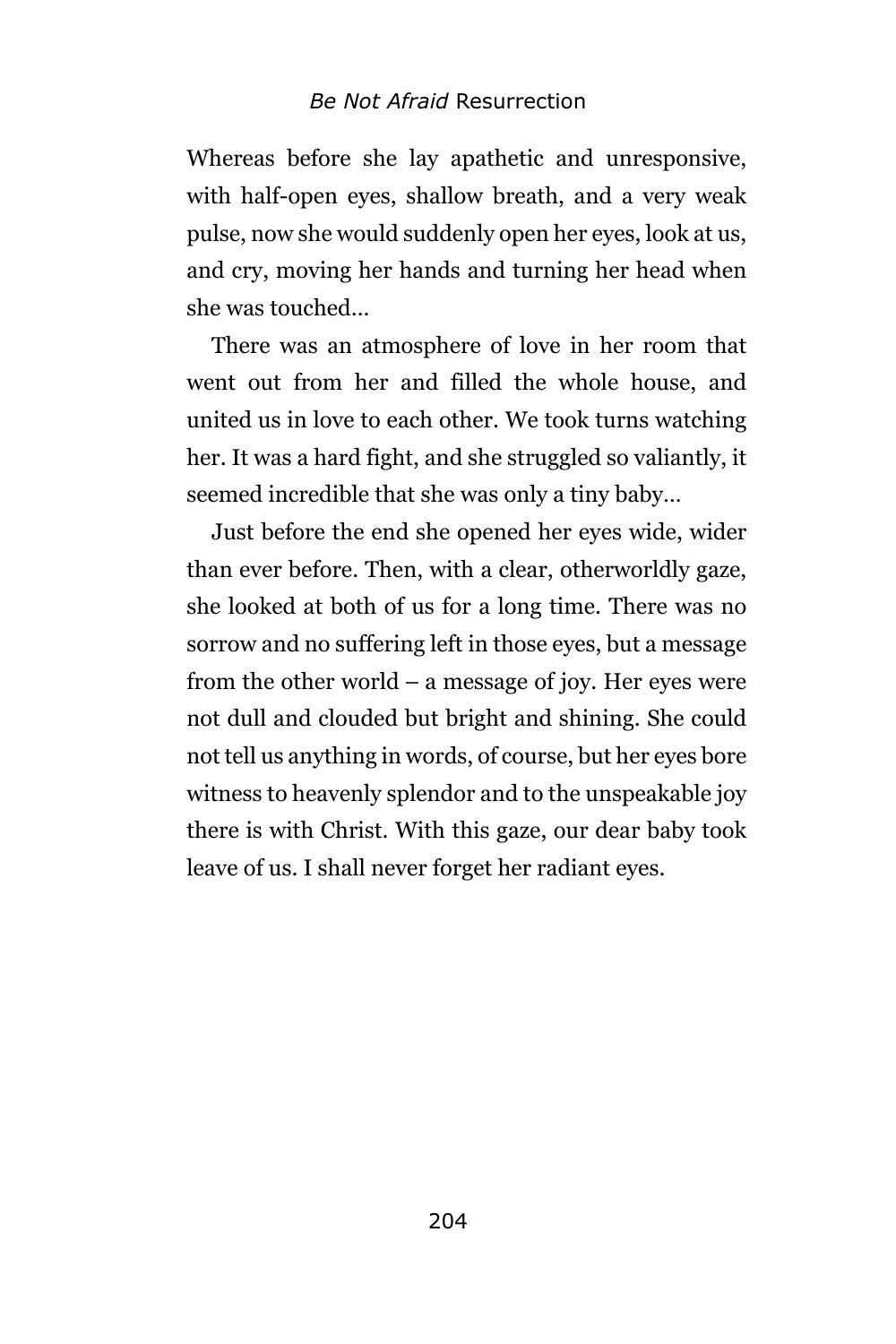Whereas before she lay apathetic and unresponsive, with half-open eyes, shallow breath, and a very weak pulse, now she would suddenly open her eyes, look at us, and cry, moving her hands and turning her head when she was touched…

There was an atmosphere of love in her room that went out from her and filled the whole house, and united us in love to each other. We took turns watching her. It was a hard fight, and she struggled so valiantly, it seemed incredible that she was only a tiny baby…

Just before the end she opened her eyes wide, wider than ever before. Then, with a clear, otherworldly gaze, she looked at both of us for a long time. There was no sorrow and no suffering left in those eyes, but a message from the other world – a message of joy. Her eyes were not dull and clouded but bright and shining. She could not tell us anything in words, of course, but her eyes bore witness to heavenly splendor and to the unspeakable joy there is with Christ. With this gaze, our dear baby took leave of us. I shall never forget her radiant eyes.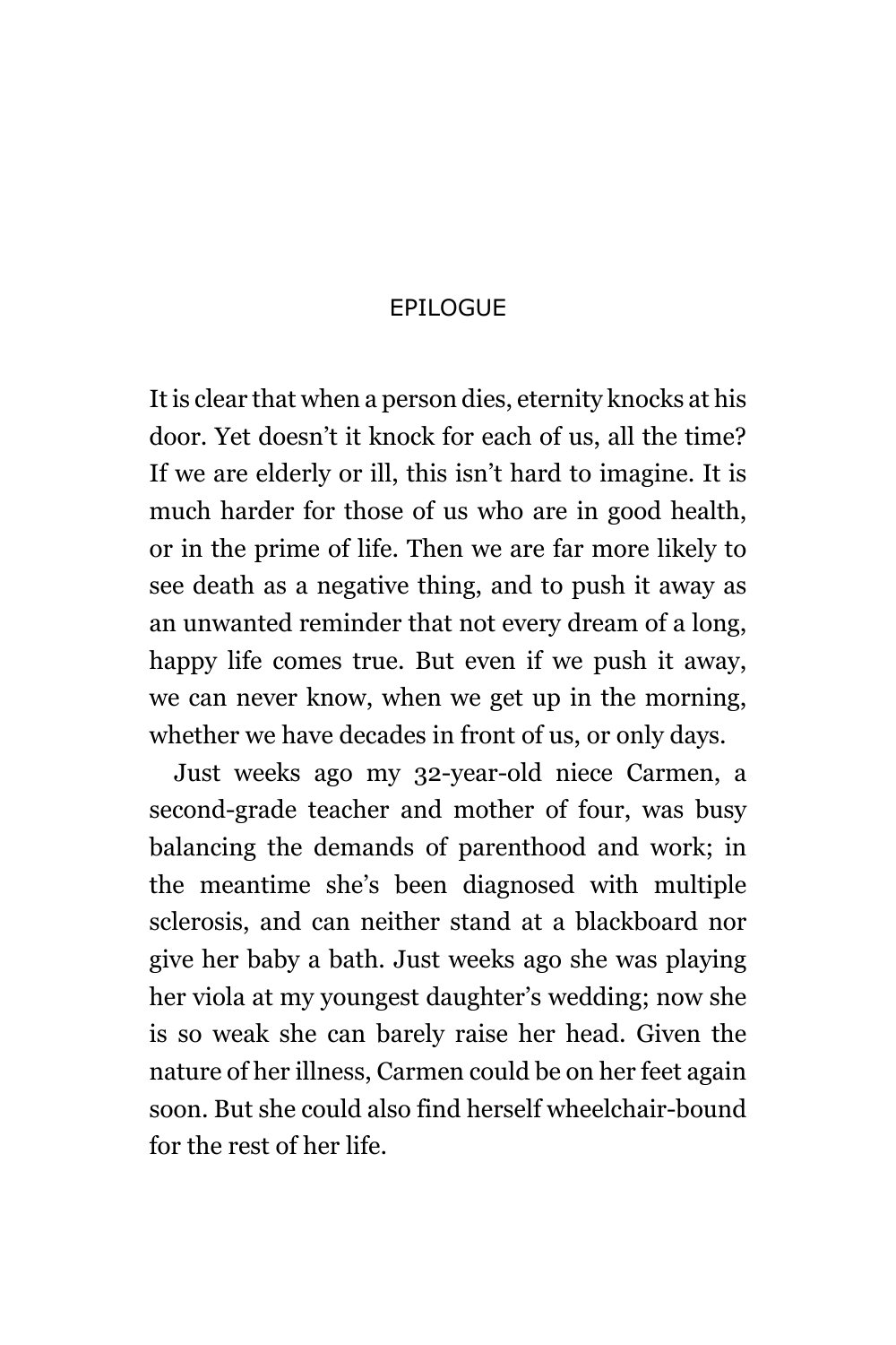# EPILOGUE

It is clear that when a person dies, eternity knocks at his door. Yet doesn't it knock for each of us, all the time? If we are elderly or ill, this isn't hard to imagine. It is much harder for those of us who are in good health, or in the prime of life. Then we are far more likely to see death as a negative thing, and to push it away as an unwanted reminder that not every dream of a long, happy life comes true. But even if we push it away, we can never know, when we get up in the morning, whether we have decades in front of us, or only days.

Just weeks ago my 32-year-old niece Carmen, a second-grade teacher and mother of four, was busy balancing the demands of parenthood and work; in the meantime she's been diagnosed with multiple sclerosis, and can neither stand at a blackboard nor give her baby a bath. Just weeks ago she was playing her viola at my youngest daughter's wedding; now she is so weak she can barely raise her head. Given the nature of her illness, Carmen could be on her feet again soon. But she could also find herself wheelchair-bound for the rest of her life.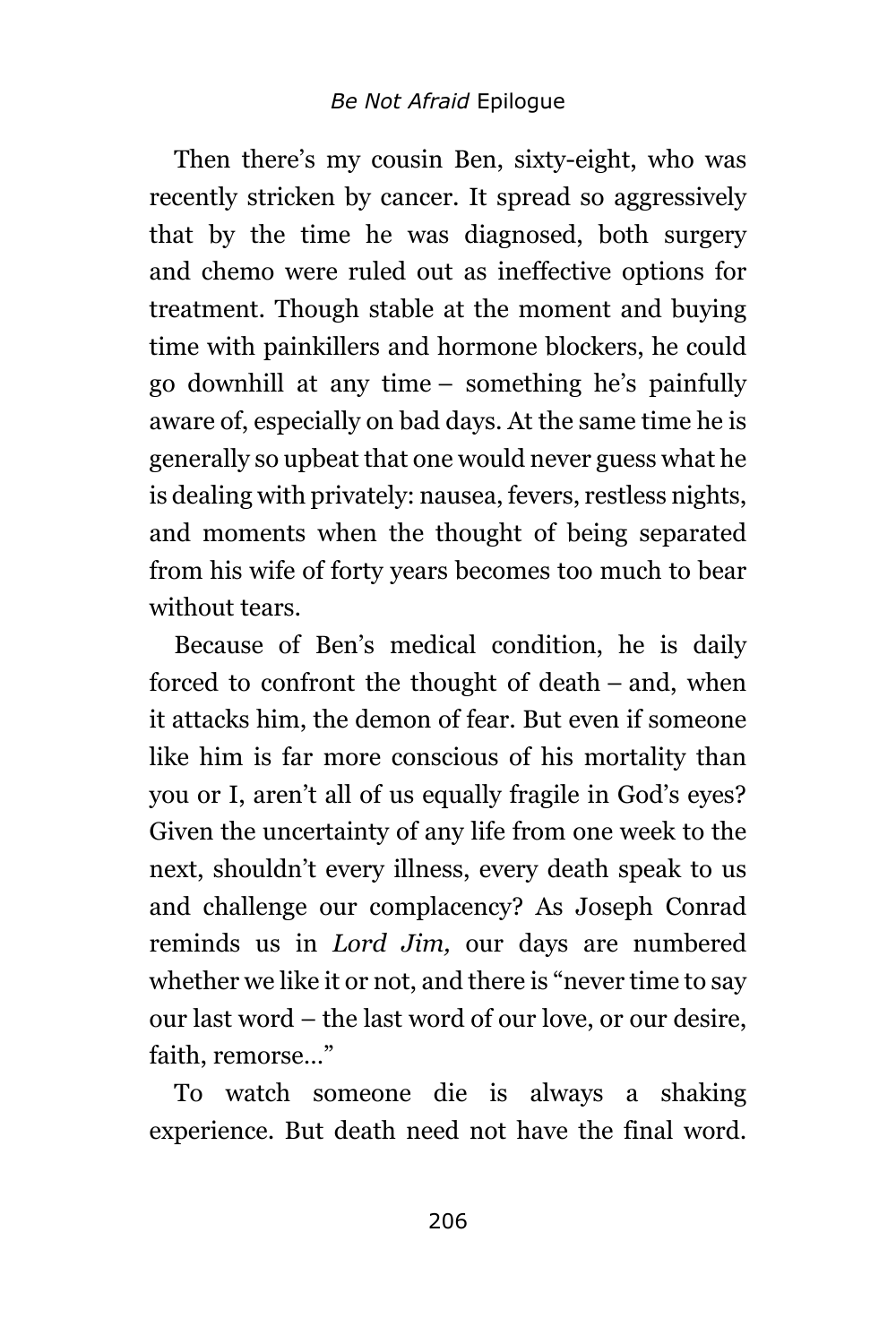Then there's my cousin Ben, sixty-eight, who was recently stricken by cancer. It spread so aggressively that by the time he was diagnosed, both surgery and chemo were ruled out as ineffective options for treatment. Though stable at the moment and buying time with painkillers and hormone blockers, he could go downhill at any time – something he's painfully aware of, especially on bad days. At the same time he is generally so upbeat that one would never guess what he is dealing with privately: nausea, fevers, restless nights, and moments when the thought of being separated from his wife of forty years becomes too much to bear without tears.

Because of Ben's medical condition, he is daily forced to confront the thought of death – and, when it attacks him, the demon of fear. But even if someone like him is far more conscious of his mortality than you or I, aren't all of us equally fragile in God's eyes? Given the uncertainty of any life from one week to the next, shouldn't every illness, every death speak to us and challenge our complacency? As Joseph Conrad reminds us in *Lord Jim,* our days are numbered whether we like it or not, and there is "never time to say our last word – the last word of our love, or our desire, faith, remorse…"

To watch someone die is always a shaking experience. But death need not have the final word.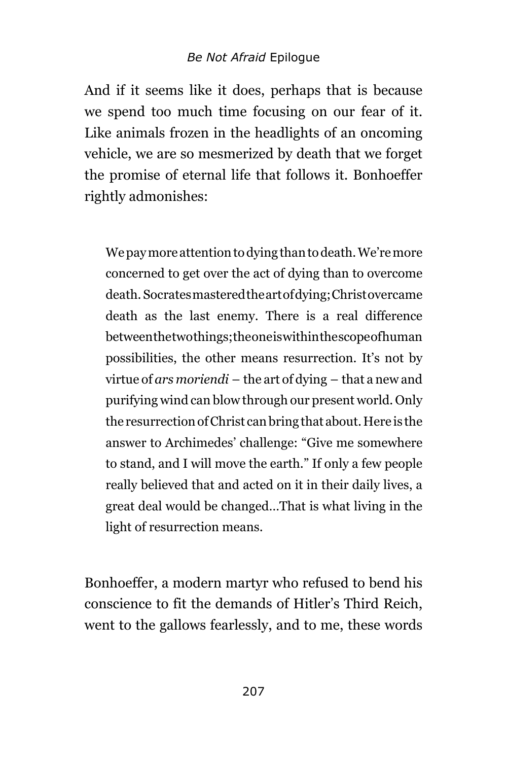And if it seems like it does, perhaps that is because we spend too much time focusing on our fear of it. Like animals frozen in the headlights of an oncoming vehicle, we are so mesmerized by death that we forget the promise of eternal life that follows it. Bonhoeffer rightly admonishes:

> We pay more attention to dying than to death. We're more concerned to get over the act of dying than to overcome death. Socrates mastered the art of dying; Christ overcame death as the last enemy. There is a real difference between the two things; the one is within the scope of human possibilities, the other means resurrection. It's not by virtue of *ars moriendi* – the art of dying – that a new and purifying wind can blow through our present world. Only the resurrection of Christ can bring that about. Here is the answer to Archimedes' challenge: "Give me somewhere to stand, and I will move the earth." If only a few people really believed that and acted on it in their daily lives, a great deal would be changed…That is what living in the light of resurrection means.

Bonhoeffer, a modern martyr who refused to bend his conscience to fit the demands of Hitler's Third Reich, went to the gallows fearlessly, and to me, these words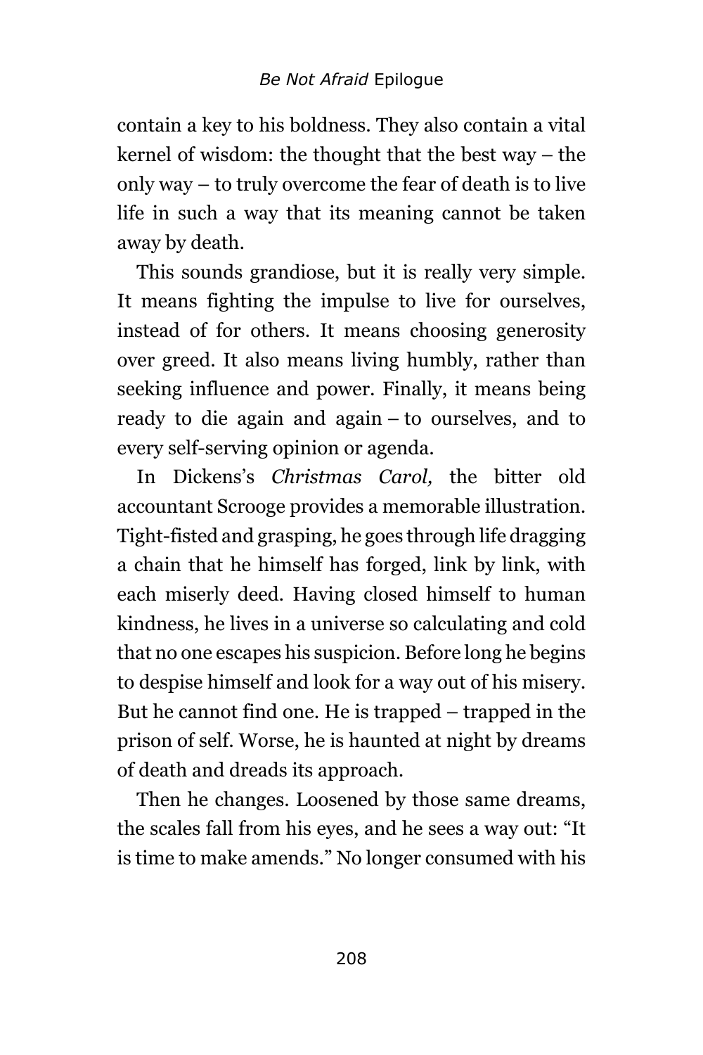contain a key to his boldness. They also contain a vital kernel of wisdom: the thought that the best way – the only way – to truly overcome the fear of death is to live life in such a way that its meaning cannot be taken away by death.

This sounds grandiose, but it is really very simple. It means fighting the impulse to live for ourselves, instead of for others. It means choosing generosity over greed. It also means living humbly, rather than seeking influence and power. Finally, it means being ready to die again and again – to ourselves, and to every self-serving opinion or agenda.

In Dickens's *Christmas Carol,* the bitter old accountant Scrooge provides a memorable illustration. Tight-fisted and grasping, he goes through life dragging a chain that he himself has forged, link by link, with each miserly deed. Having closed himself to human kindness, he lives in a universe so calculating and cold that no one escapes his suspicion. Before long he begins to despise himself and look for a way out of his misery. But he cannot find one. He is trapped – trapped in the prison of self. Worse, he is haunted at night by dreams of death and dreads its approach.

Then he changes. Loosened by those same dreams, the scales fall from his eyes, and he sees a way out: "It is time to make amends." No longer consumed with his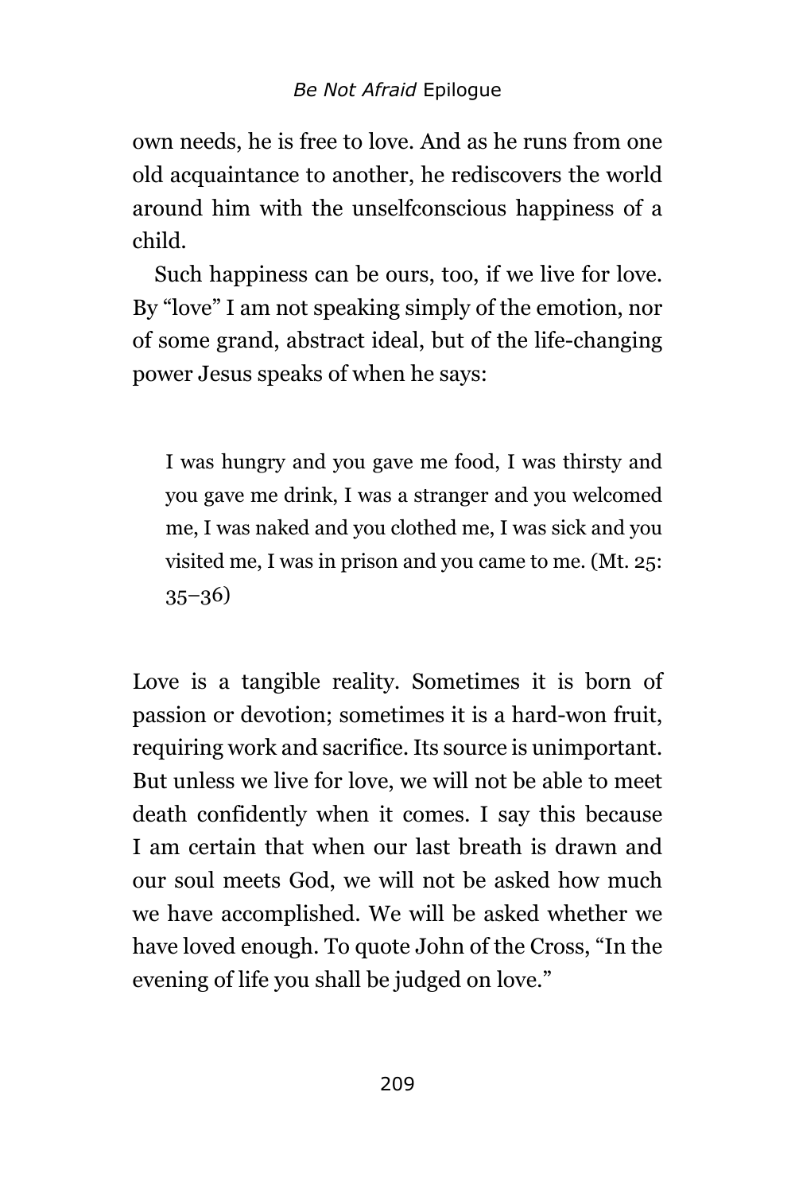own needs, he is free to love. And as he runs from one old acquaintance to another, he rediscovers the world around him with the unselfconscious happiness of a child.

Such happiness can be ours, too, if we live for love. By "love" I am not speaking simply of the emotion, nor of some grand, abstract ideal, but of the life-changing power Jesus speaks of when he says:

> I was hungry and you gave me food, I was thirsty and you gave me drink, I was a stranger and you welcomed me, I was naked and you clothed me, I was sick and you visited me, I was in prison and you came to me. (Mt. 25: 35–36)

Love is a tangible reality. Sometimes it is born of passion or devotion; sometimes it is a hard-won fruit, requiring work and sacrifice. Its source is unimportant. But unless we live for love, we will not be able to meet death confidently when it comes. I say this because I am certain that when our last breath is drawn and our soul meets God, we will not be asked how much we have accomplished. We will be asked whether we have loved enough. To quote John of the Cross, "In the evening of life you shall be judged on love."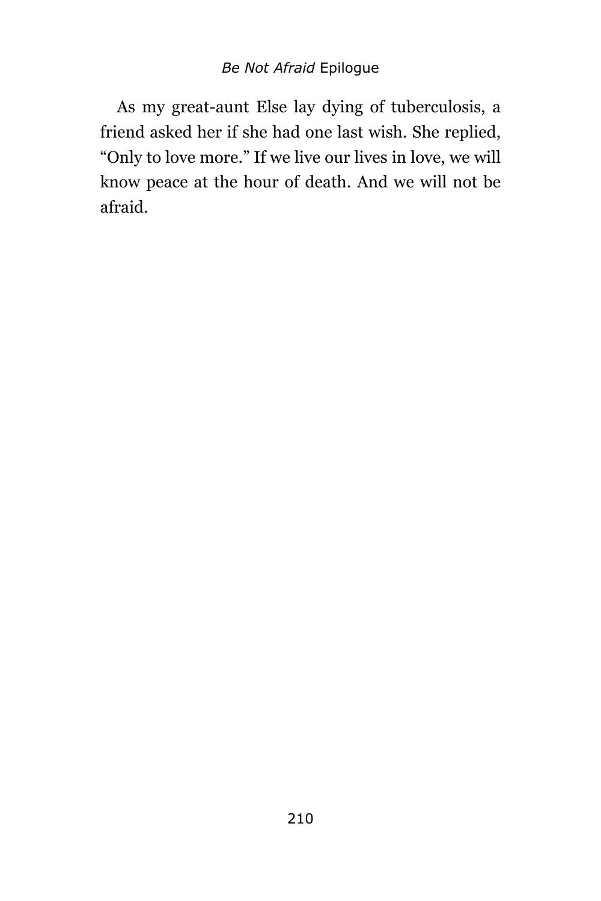As my great-aunt Else lay dying of tuberculosis, a friend asked her if she had one last wish. She replied, "Only to love more." If we live our lives in love, we will know peace at the hour of death. And we will not be afraid.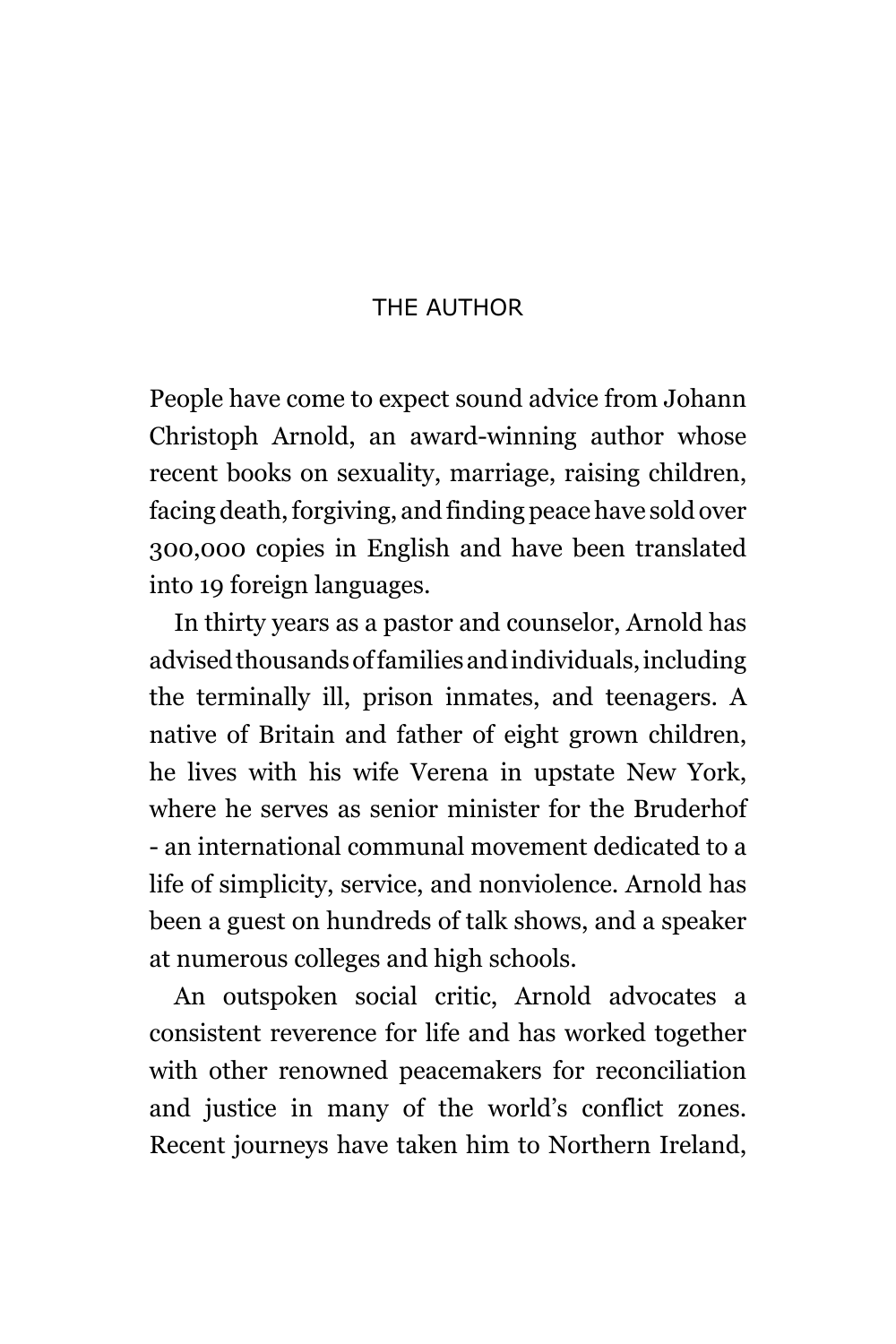# THE AUTHOR

People have come to expect sound advice from Johann Christoph Arnold, an award-winning author whose recent books on sexuality, marriage, raising children, facing death, forgiving, and finding peace have sold over 300,000 copies in English and have been translated into 19 foreign languages.

In thirty years as a pastor and counselor, Arnold has advised thousands of families and individuals, including the terminally ill, prison inmates, and teenagers. A native of Britain and father of eight grown children, he lives with his wife Verena in upstate New York, where he serves as senior minister for the Bruderhof - an international communal movement dedicated to a life of simplicity, service, and nonviolence. Arnold has been a guest on hundreds of talk shows, and a speaker at numerous colleges and high schools.

An outspoken social critic, Arnold advocates a consistent reverence for life and has worked together with other renowned peacemakers for reconciliation and justice in many of the world's conflict zones. Recent journeys have taken him to Northern Ireland,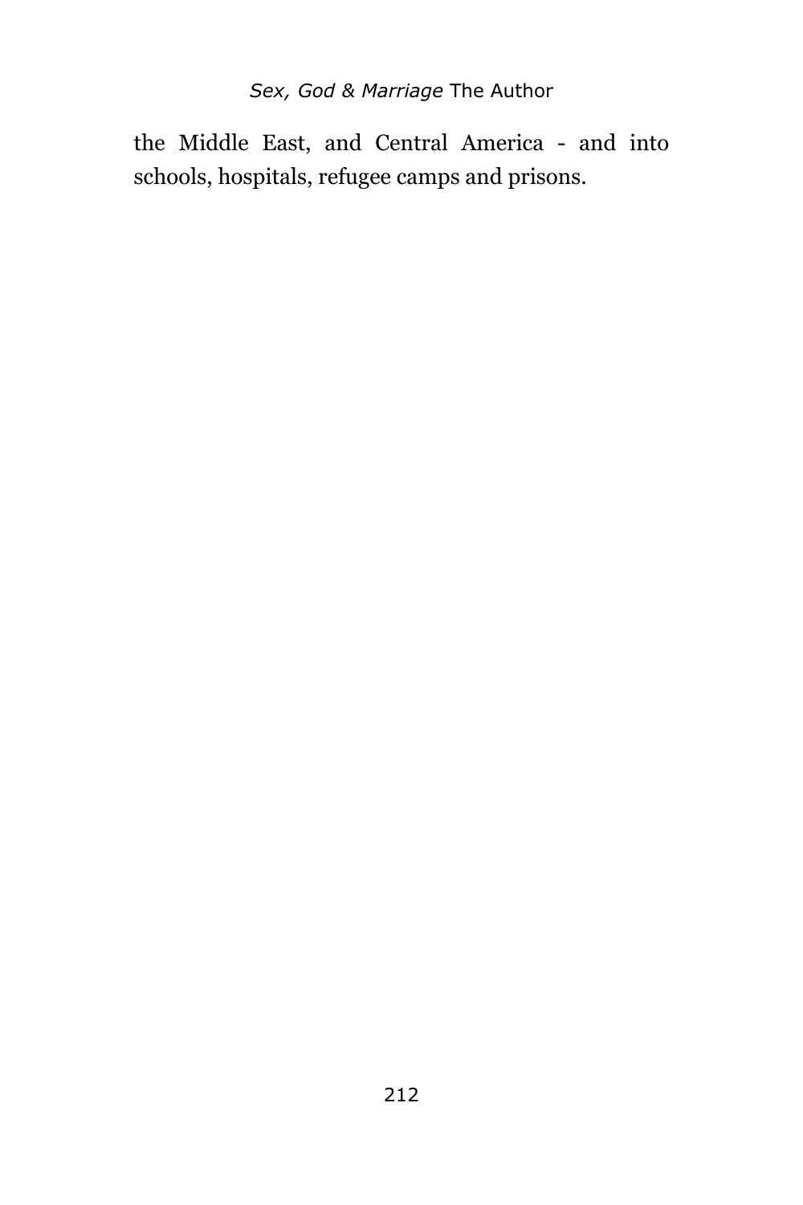the Middle East, and Central America - and into schools, hospitals, refugee camps and prisons.